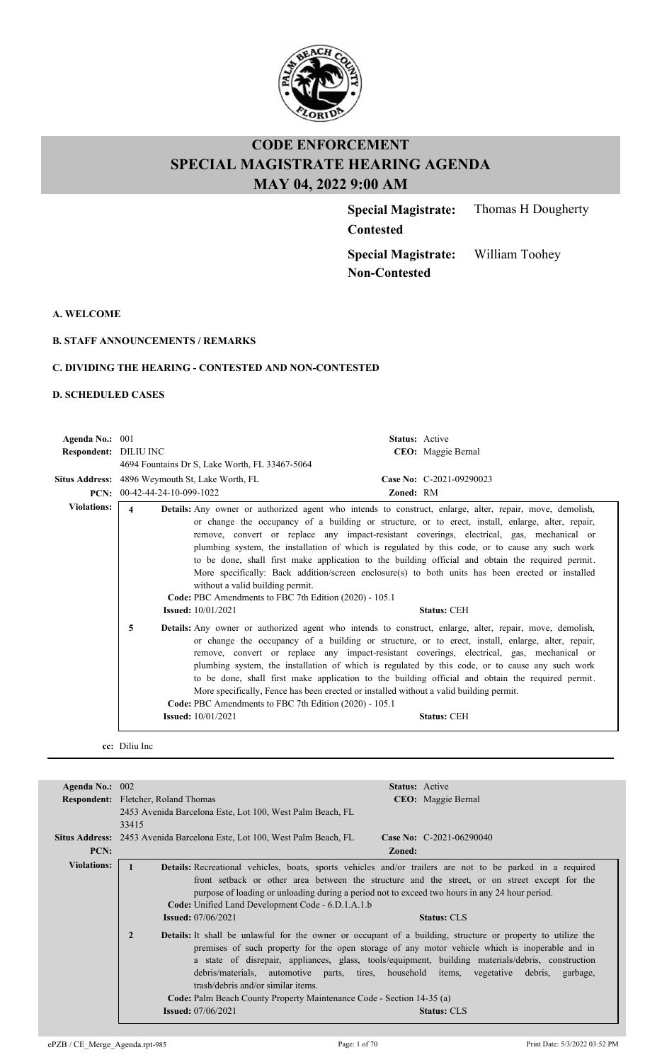# CODE ENFORCEMENT
# SPECIAL MAGISTRATE HEARING AGENDA
# MAY 04, 2022 9:00 AM

**Special Magistrate: Contested** Thomas H Dougherty

**Special Magistrate: Non-Contested** William Toohey

**A. WELCOME**

**B. STAFF ANNOUNCEMENTS / REMARKS**

**C. DIVIDING THE HEARING - CONTESTED AND NON-CONTESTED**

**D. SCHEDULED CASES**

---

**Agenda No.:** 001 **Status:** Active

**Respondent:** DILIU INC **CEO:** Maggie Bernal

4694 Fountains Dr S, Lake Worth, FL 33467-5064

**Situs Address:** 4896 Weymouth St, Lake Worth, FL **Case No:** C-2021-09290023

**PCN:** 00-42-44-24-10-099-1022 **Zoned:** RM

**Violations:**

**4** **Details:** Any owner or authorized agent who intends to construct, enlarge, alter, repair, move, demolish, or change the occupancy of a building or structure, or to erect, install, enlarge, alter, repair, remove, convert or replace any impact-resistant coverings, electrical, gas, mechanical or plumbing system, the installation of which is regulated by this code, or to cause any such work to be done, shall first make application to the building official and obtain the required permit. More specifically: Back addition/screen enclosure(s) to both units has been erected or installed without a valid building permit.

**Code:** PBC Amendments to FBC 7th Edition (2020) - 105.1

**Issued:** 10/01/2021 **Status:** CEH

**5** **Details:** Any owner or authorized agent who intends to construct, enlarge, alter, repair, move, demolish, or change the occupancy of a building or structure, or to erect, install, enlarge, alter, repair, remove, convert or replace any impact-resistant coverings, electrical, gas, mechanical or plumbing system, the installation of which is regulated by this code, or to cause any such work to be done, shall first make application to the building official and obtain the required permit. More specifically, Fence has been erected or installed without a valid building permit.

**Code:** PBC Amendments to FBC 7th Edition (2020) - 105.1

**Issued:** 10/01/2021 **Status:** CEH

**cc:** Diliu Inc

---

**Agenda No.:** 002 **Status:** Active

**Respondent:** Fletcher, Roland Thomas **CEO:** Maggie Bernal

2453 Avenida Barcelona Este, Lot 100, West Palm Beach, FL 33415

**Situs Address:** 2453 Avenida Barcelona Este, Lot 100, West Palm Beach, FL **Case No:** C-2021-06290040

**PCN:** **Zoned:**

**Violations:**

**1** **Details:** Recreational vehicles, boats, sports vehicles and/or trailers are not to be parked in a required front setback or other area between the structure and the street, or on street except for the purpose of loading or unloading during a period not to exceed two hours in any 24 hour period.

**Code:** Unified Land Development Code - 6.D.1.A.1.b

**Issued:** 07/06/2021 **Status:** CLS

**2** **Details:** It shall be unlawful for the owner or occupant of a building, structure or property to utilize the premises of such property for the open storage of any motor vehicle which is inoperable and in a state of disrepair, appliances, glass, tools/equipment, building materials/debris, construction debris/materials, automotive parts, tires, household items, vegetative debris, garbage, trash/debris and/or similar items.

**Code:** Palm Beach County Property Maintenance Code - Section 14-35 (a)

**Issued:** 07/06/2021 **Status:** CLS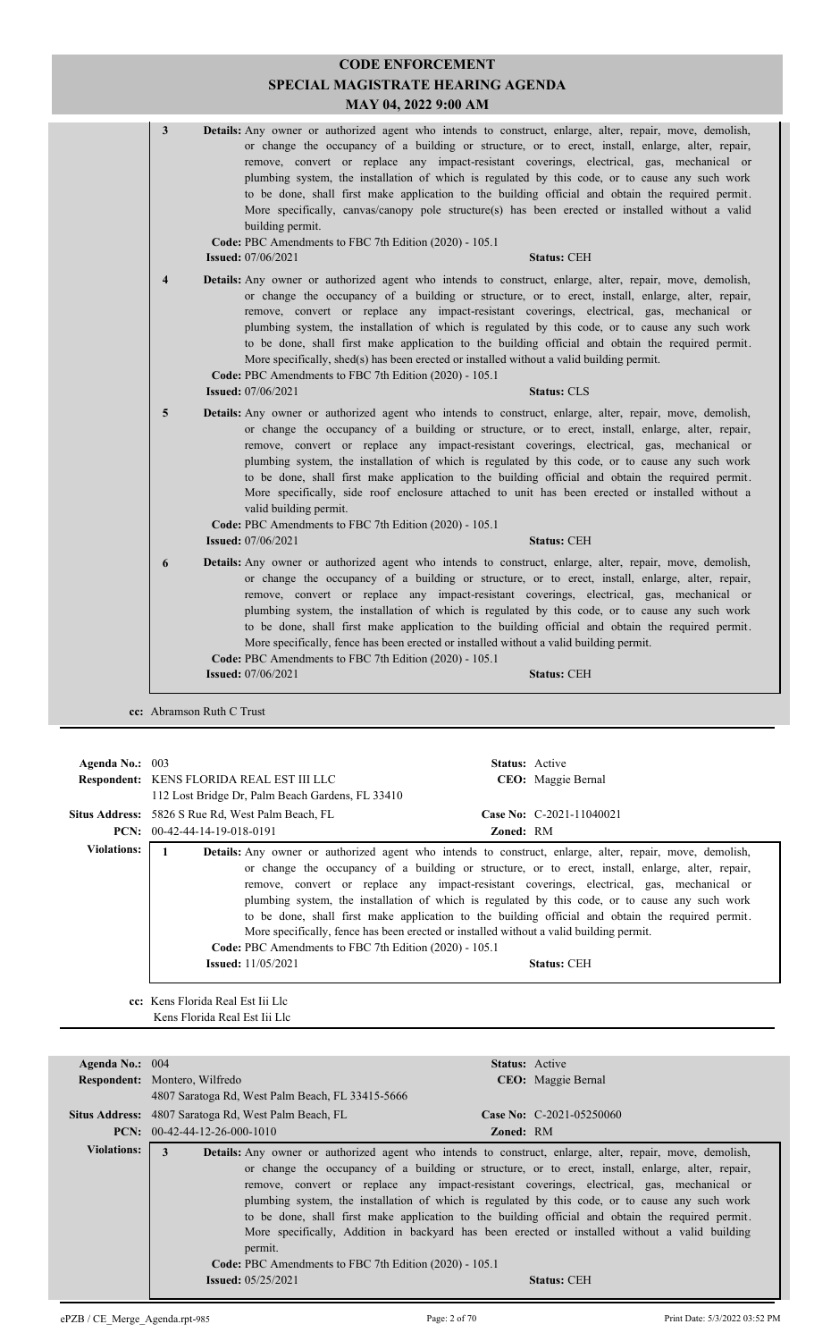# CODE ENFORCEMENT
## SPECIAL MAGISTRATE HEARING AGENDA
### MAY 04, 2022 9:00 AM

**3** **Details:** Any owner or authorized agent who intends to construct, enlarge, alter, repair, move, demolish, or change the occupancy of a building or structure, or to erect, install, enlarge, alter, repair, remove, convert or replace any impact-resistant coverings, electrical, gas, mechanical or plumbing system, the installation of which is regulated by this code, or to cause any such work to be done, shall first make application to the building official and obtain the required permit. More specifically, canvas/canopy pole structure(s) has been erected or installed without a valid building permit.
**Code:** PBC Amendments to FBC 7th Edition (2020) - 105.1
**Issued:** 07/06/2021 **Status:** CEH

**4** **Details:** Any owner or authorized agent who intends to construct, enlarge, alter, repair, move, demolish, or change the occupancy of a building or structure, or to erect, install, enlarge, alter, repair, remove, convert or replace any impact-resistant coverings, electrical, gas, mechanical or plumbing system, the installation of which is regulated by this code, or to cause any such work to be done, shall first make application to the building official and obtain the required permit. More specifically, shed(s) has been erected or installed without a valid building permit.
**Code:** PBC Amendments to FBC 7th Edition (2020) - 105.1
**Issued:** 07/06/2021 **Status:** CLS

**5** **Details:** Any owner or authorized agent who intends to construct, enlarge, alter, repair, move, demolish, or change the occupancy of a building or structure, or to erect, install, enlarge, alter, repair, remove, convert or replace any impact-resistant coverings, electrical, gas, mechanical or plumbing system, the installation of which is regulated by this code, or to cause any such work to be done, shall first make application to the building official and obtain the required permit. More specifically, side roof enclosure attached to unit has been erected or installed without a valid building permit.
**Code:** PBC Amendments to FBC 7th Edition (2020) - 105.1
**Issued:** 07/06/2021 **Status:** CEH

**6** **Details:** Any owner or authorized agent who intends to construct, enlarge, alter, repair, move, demolish, or change the occupancy of a building or structure, or to erect, install, enlarge, alter, repair, remove, convert or replace any impact-resistant coverings, electrical, gas, mechanical or plumbing system, the installation of which is regulated by this code, or to cause any such work to be done, shall first make application to the building official and obtain the required permit. More specifically, fence has been erected or installed without a valid building permit.
**Code:** PBC Amendments to FBC 7th Edition (2020) - 105.1
**Issued:** 07/06/2021 **Status:** CEH

**cc:** Abramson Ruth C Trust

---

**Agenda No.:** 003 **Status:** Active
**Respondent:** KENS FLORIDA REAL EST III LLC **CEO:** Maggie Bernal
112 Lost Bridge Dr, Palm Beach Gardens, FL 33410
**Situs Address:** 5826 S Rue Rd, West Palm Beach, FL **Case No:** C-2021-11040021
**PCN:** 00-42-44-14-19-018-0191 **Zoned:** RM

**Violations:**

**1** **Details:** Any owner or authorized agent who intends to construct, enlarge, alter, repair, move, demolish, or change the occupancy of a building or structure, or to erect, install, enlarge, alter, repair, remove, convert or replace any impact-resistant coverings, electrical, gas, mechanical or plumbing system, the installation of which is regulated by this code, or to cause any such work to be done, shall first make application to the building official and obtain the required permit. More specifically, fence has been erected or installed without a valid building permit.
**Code:** PBC Amendments to FBC 7th Edition (2020) - 105.1
**Issued:** 11/05/2021 **Status:** CEH

**cc:** Kens Florida Real Est Iii Llc
Kens Florida Real Est Iii Llc

---

**Agenda No.:** 004 **Status:** Active
**Respondent:** Montero, Wilfredo **CEO:** Maggie Bernal
4807 Saratoga Rd, West Palm Beach, FL 33415-5666
**Situs Address:** 4807 Saratoga Rd, West Palm Beach, FL **Case No:** C-2021-05250060
**PCN:** 00-42-44-12-26-000-1010 **Zoned:** RM

**Violations:**

**3** **Details:** Any owner or authorized agent who intends to construct, enlarge, alter, repair, move, demolish, or change the occupancy of a building or structure, or to erect, install, enlarge, alter, repair, remove, convert or replace any impact-resistant coverings, electrical, gas, mechanical or plumbing system, the installation of which is regulated by this code, or to cause any such work to be done, shall first make application to the building official and obtain the required permit. More specifically, Addition in backyard has been erected or installed without a valid building permit.
**Code:** PBC Amendments to FBC 7th Edition (2020) - 105.1
**Issued:** 05/25/2021 **Status:** CEH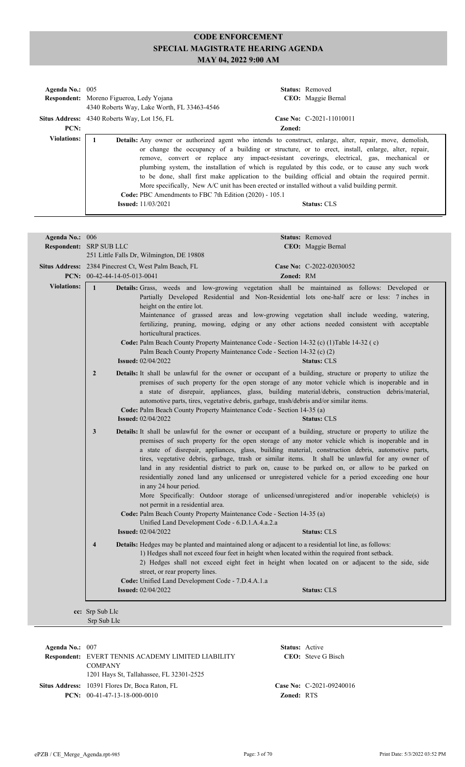# CODE ENFORCEMENT
## SPECIAL MAGISTRATE HEARING AGENDA
### MAY 04, 2022 9:00 AM

**Agenda No.:** 005
**Status:** Removed
**Respondent:** Moreno Figueroa, Ledy Yojana
4340 Roberts Way, Lake Worth, FL 33463-4546
**CEO:** Maggie Bernal
**Situs Address:** 4340 Roberts Way, Lot 156, FL
**Case No:** C-2021-11010011
**PCN:**
**Zoned:**

**Violations:**

1. **Details:** Any owner or authorized agent who intends to construct, enlarge, alter, repair, move, demolish, or change the occupancy of a building or structure, or to erect, install, enlarge, alter, repair, remove, convert or replace any impact-resistant coverings, electrical, gas, mechanical or plumbing system, the installation of which is regulated by this code, or to cause any such work to be done, shall first make application to the building official and obtain the required permit. More specifically, New A/C unit has been erected or installed without a valid building permit.
   **Code:** PBC Amendments to FBC 7th Edition (2020) - 105.1
   **Issued:** 11/03/2021
   **Status:** CLS

---

**Agenda No.:** 006
**Status:** Removed
**Respondent:** SRP SUB LLC
251 Little Falls Dr, Wilmington, DE 19808
**CEO:** Maggie Bernal
**Situs Address:** 2384 Pinecrest Ct, West Palm Beach, FL
**Case No:** C-2022-02030052
**PCN:** 00-42-44-14-05-013-0041
**Zoned:** RM

**Violations:**

1. **Details:** Grass, weeds and low-growing vegetation shall be maintained as follows: Developed or Partially Developed Residential and Non-Residential lots one-half acre or less: 7 inches in height on the entire lot.
   Maintenance of grassed areas and low-growing vegetation shall include weeding, watering, fertilizing, pruning, mowing, edging or any other actions needed consistent with acceptable horticultural practices.
   **Code:** Palm Beach County Property Maintenance Code - Section 14-32 (c) (1)Table 14-32 ( c)
   Palm Beach County Property Maintenance Code - Section 14-32 (c) (2)
   **Issued:** 02/04/2022
   **Status:** CLS

2. **Details:** It shall be unlawful for the owner or occupant of a building, structure or property to utilize the premises of such property for the open storage of any motor vehicle which is inoperable and in a state of disrepair, appliances, glass, building material/debris, construction debris/material, automotive parts, tires, vegetative debris, garbage, trash/debris and/or similar items.
   **Code:** Palm Beach County Property Maintenance Code - Section 14-35 (a)
   **Issued:** 02/04/2022
   **Status:** CLS

3. **Details:** It shall be unlawful for the owner or occupant of a building, structure or property to utilize the premises of such property for the open storage of any motor vehicle which is inoperable and in a state of disrepair, appliances, glass, building material, construction debris, automotive parts, tires, vegetative debris, garbage, trash or similar items. It shall be unlawful for any owner of land in any residential district to park on, cause to be parked on, or allow to be parked on residentially zoned land any unlicensed or unregistered vehicle for a period exceeding one hour in any 24 hour period.
   More Specifically: Outdoor storage of unlicensed/unregistered and/or inoperable vehicle(s) is not permit in a residential area.
   **Code:** Palm Beach County Property Maintenance Code - Section 14-35 (a)
   Unified Land Development Code - 6.D.1.A.4.a.2.a
   **Issued:** 02/04/2022
   **Status:** CLS

4. **Details:** Hedges may be planted and maintained along or adjacent to a residential lot line, as follows:
   1) Hedges shall not exceed four feet in height when located within the required front setback.
   2) Hedges shall not exceed eight feet in height when located on or adjacent to the side, side street, or rear property lines.
   **Code:** Unified Land Development Code - 7.D.4.A.1.a
   **Issued:** 02/04/2022
   **Status:** CLS

**cc:** Srp Sub Llc
Srp Sub Llc

---

**Agenda No.:** 007
**Status:** Active
**Respondent:** EVERT TENNIS ACADEMY LIMITED LIABILITY COMPANY
1201 Hays St, Tallahassee, FL 32301-2525
**CEO:** Steve G Bisch
**Situs Address:** 10391 Flores Dr, Boca Raton, FL
**Case No:** C-2021-09240016
**PCN:** 00-41-47-13-18-000-0010
**Zoned:** RTS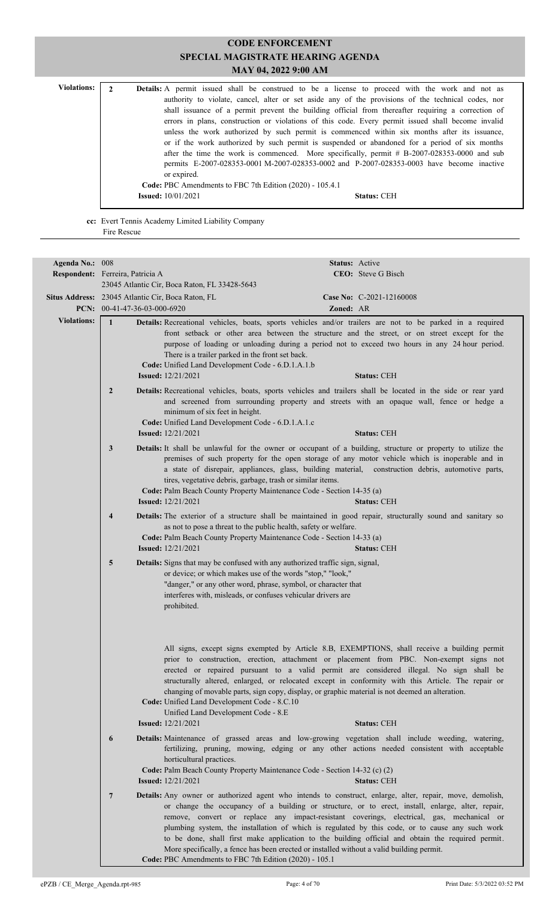# CODE ENFORCEMENT
## SPECIAL MAGISTRATE HEARING AGENDA
### MAY 04, 2022 9:00 AM

**Violations:**

**2** **Details:** A permit issued shall be construed to be a license to proceed with the work and not as authority to violate, cancel, alter or set aside any of the provisions of the technical codes, nor shall issuance of a permit prevent the building official from thereafter requiring a correction of errors in plans, construction or violations of this code. Every permit issued shall become invalid unless the work authorized by such permit is commenced within six months after its issuance, or if the work authorized by such permit is suspended or abandoned for a period of six months after the time the work is commenced. More specifically, permit # B-2007-028353-0000 and sub permits E-2007-028353-0001 M-2007-028353-0002 and P-2007-028353-0003 have become inactive or expired.
**Code:** PBC Amendments to FBC 7th Edition (2020) - 105.4.1
**Issued:** 10/01/2021 **Status:** CEH

**cc:** Evert Tennis Academy Limited Liability Company
Fire Rescue

---

**Agenda No.:** 008 **Status:** Active
**Respondent:** Ferreira, Patricia A **CEO:** Steve G Bisch
23045 Atlantic Cir, Boca Raton, FL 33428-5643
**Situs Address:** 23045 Atlantic Cir, Boca Raton, FL **Case No:** C-2021-12160008
**PCN:** 00-41-47-36-03-000-6920 **Zoned:** AR

**Violations:**

**1** **Details:** Recreational vehicles, boats, sports vehicles and/or trailers are not to be parked in a required front setback or other area between the structure and the street, or on street except for the purpose of loading or unloading during a period not to exceed two hours in any 24 hour period. There is a trailer parked in the front set back.
**Code:** Unified Land Development Code - 6.D.1.A.1.b
**Issued:** 12/21/2021 **Status:** CEH

**2** **Details:** Recreational vehicles, boats, sports vehicles and trailers shall be located in the side or rear yard and screened from surrounding property and streets with an opaque wall, fence or hedge a minimum of six feet in height.
**Code:** Unified Land Development Code - 6.D.1.A.1.c
**Issued:** 12/21/2021 **Status:** CEH

**3** **Details:** It shall be unlawful for the owner or occupant of a building, structure or property to utilize the premises of such property for the open storage of any motor vehicle which is inoperable and in a state of disrepair, appliances, glass, building material, construction debris, automotive parts, tires, vegetative debris, garbage, trash or similar items.
**Code:** Palm Beach County Property Maintenance Code - Section 14-35 (a)
**Issued:** 12/21/2021 **Status:** CEH

**4** **Details:** The exterior of a structure shall be maintained in good repair, structurally sound and sanitary so as not to pose a threat to the public health, safety or welfare.
**Code:** Palm Beach County Property Maintenance Code - Section 14-33 (a)
**Issued:** 12/21/2021 **Status:** CEH

**5** **Details:** Signs that may be confused with any authorized traffic sign, signal, or device; or which makes use of the words "stop," "look," "danger," or any other word, phrase, symbol, or character that interferes with, misleads, or confuses vehicular drivers are prohibited.

All signs, except signs exempted by Article 8.B, EXEMPTIONS, shall receive a building permit prior to construction, erection, attachment or placement from PBC. Non-exempt signs not erected or repaired pursuant to a valid permit are considered illegal. No sign shall be structurally altered, enlarged, or relocated except in conformity with this Article. The repair or changing of movable parts, sign copy, display, or graphic material is not deemed an alteration.
**Code:** Unified Land Development Code - 8.C.10
Unified Land Development Code - 8.E
**Issued:** 12/21/2021 **Status:** CEH

**6** **Details:** Maintenance of grassed areas and low-growing vegetation shall include weeding, watering, fertilizing, pruning, mowing, edging or any other actions needed consistent with acceptable horticultural practices.
**Code:** Palm Beach County Property Maintenance Code - Section 14-32 (c) (2)
**Issued:** 12/21/2021 **Status:** CEH

**7** **Details:** Any owner or authorized agent who intends to construct, enlarge, alter, repair, move, demolish, or change the occupancy of a building or structure, or to erect, install, enlarge, alter, repair, remove, convert or replace any impact-resistant coverings, electrical, gas, mechanical or plumbing system, the installation of which is regulated by this code, or to cause any such work to be done, shall first make application to the building official and obtain the required permit. More specifically, a fence has been erected or installed without a valid building permit.
**Code:** PBC Amendments to FBC 7th Edition (2020) - 105.1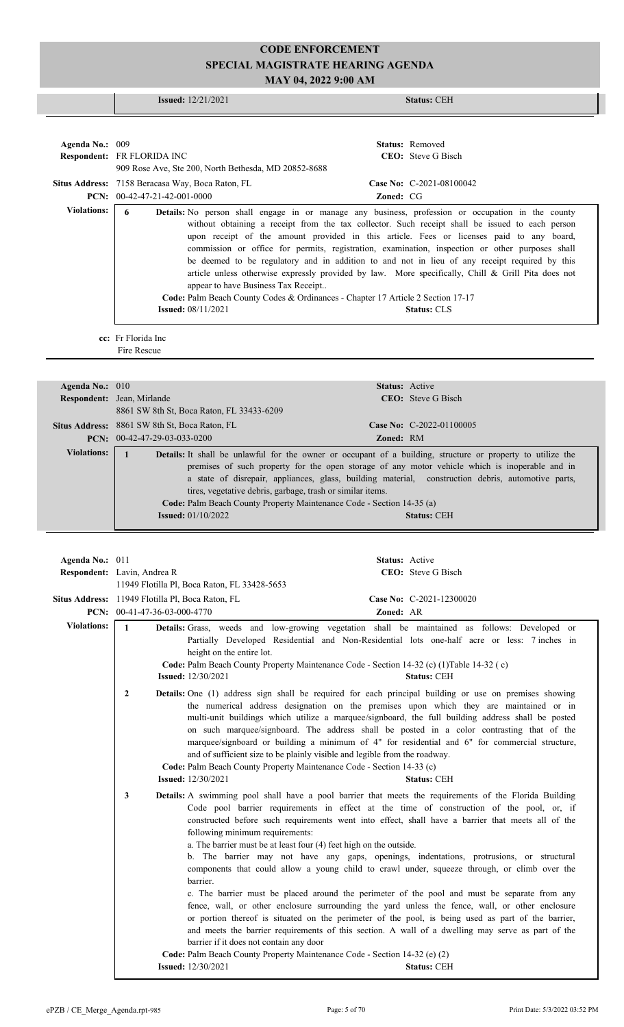**Issued:** 12/21/2021 **Status:** CEH

---

**Agenda No.:** 009 **Status:** Removed
**Respondent:** FR FLORIDA INC **CEO:** Steve G Bisch
909 Rose Ave, Ste 200, North Bethesda, MD 20852-8688
**Situs Address:** 7158 Beracasa Way, Boca Raton, FL **Case No:** C-2021-08100042
**PCN:** 00-42-47-21-42-001-0000 **Zoned:** CG

**Violations:**

6 **Details:** No person shall engage in or manage any business, profession or occupation in the county without obtaining a receipt from the tax collector. Such receipt shall be issued to each person upon receipt of the amount provided in this article. Fees or licenses paid to any board, commission or office for permits, registration, examination, inspection or other purposes shall be deemed to be regulatory and in addition to and not in lieu of any receipt required by this article unless otherwise expressly provided by law. More specifically, Chill & Grill Pita does not appear to have Business Tax Receipt..
**Code:** Palm Beach County Codes & Ordinances - Chapter 17 Article 2 Section 17-17
**Issued:** 08/11/2021 **Status:** CLS

**cc:** Fr Florida Inc
Fire Rescue

---

**Agenda No.:** 010 **Status:** Active
**Respondent:** Jean, Mirlande **CEO:** Steve G Bisch
8861 SW 8th St, Boca Raton, FL 33433-6209
**Situs Address:** 8861 SW 8th St, Boca Raton, FL **Case No:** C-2022-01100005
**PCN:** 00-42-47-29-03-033-0200 **Zoned:** RM

**Violations:**

1 **Details:** It shall be unlawful for the owner or occupant of a building, structure or property to utilize the premises of such property for the open storage of any motor vehicle which is inoperable and in a state of disrepair, appliances, glass, building material, construction debris, automotive parts, tires, vegetative debris, garbage, trash or similar items.
**Code:** Palm Beach County Property Maintenance Code - Section 14-35 (a)
**Issued:** 01/10/2022 **Status:** CEH

---

**Agenda No.:** 011 **Status:** Active
**Respondent:** Lavin, Andrea R **CEO:** Steve G Bisch
11949 Flotilla Pl, Boca Raton, FL 33428-5653
**Situs Address:** 11949 Flotilla Pl, Boca Raton, FL **Case No:** C-2021-12300020
**PCN:** 00-41-47-36-03-000-4770 **Zoned:** AR

**Violations:**

1 **Details:** Grass, weeds and low-growing vegetation shall be maintained as follows: Developed or Partially Developed Residential and Non-Residential lots one-half acre or less: 7 inches in height on the entire lot.
**Code:** Palm Beach County Property Maintenance Code - Section 14-32 (c) (1)Table 14-32 ( c)
**Issued:** 12/30/2021 **Status:** CEH

2 **Details:** One (1) address sign shall be required for each principal building or use on premises showing the numerical address designation on the premises upon which they are maintained or in multi-unit buildings which utilize a marquee/signboard, the full building address shall be posted on such marquee/signboard. The address shall be posted in a color contrasting that of the marquee/signboard or building a minimum of 4" for residential and 6" for commercial structure, and of sufficient size to be plainly visible and legible from the roadway.
**Code:** Palm Beach County Property Maintenance Code - Section 14-33 (c)
**Issued:** 12/30/2021 **Status:** CEH

3 **Details:** A swimming pool shall have a pool barrier that meets the requirements of the Florida Building Code pool barrier requirements in effect at the time of construction of the pool, or, if constructed before such requirements went into effect, shall have a barrier that meets all of the following minimum requirements:
a. The barrier must be at least four (4) feet high on the outside.
b. The barrier may not have any gaps, openings, indentations, protrusions, or structural components that could allow a young child to crawl under, squeeze through, or climb over the barrier.
c. The barrier must be placed around the perimeter of the pool and must be separate from any fence, wall, or other enclosure surrounding the yard unless the fence, wall, or other enclosure or portion thereof is situated on the perimeter of the pool, is being used as part of the barrier, and meets the barrier requirements of this section. A wall of a dwelling may serve as part of the barrier if it does not contain any door
**Code:** Palm Beach County Property Maintenance Code - Section 14-32 (e) (2)
**Issued:** 12/30/2021 **Status:** CEH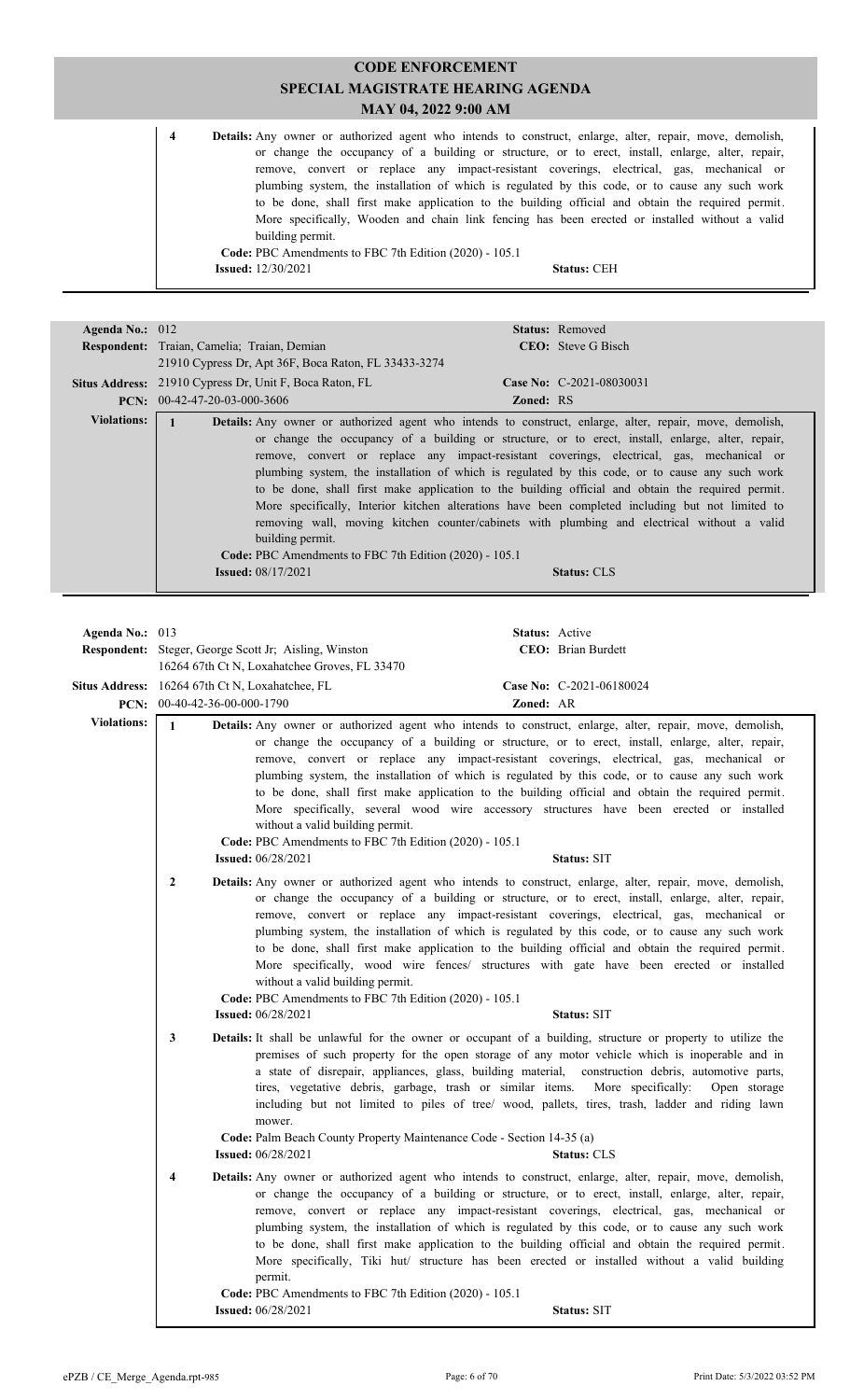**CODE ENFORCEMENT**
**SPECIAL MAGISTRATE HEARING AGENDA**
**MAY 04, 2022 9:00 AM**

**4** **Details:** Any owner or authorized agent who intends to construct, enlarge, alter, repair, move, demolish, or change the occupancy of a building or structure, or to erect, install, enlarge, alter, repair, remove, convert or replace any impact-resistant coverings, electrical, gas, mechanical or plumbing system, the installation of which is regulated by this code, or to cause any such work to be done, shall first make application to the building official and obtain the required permit. More specifically, Wooden and chain link fencing has been erected or installed without a valid building permit.
**Code:** PBC Amendments to FBC 7th Edition (2020) - 105.1
**Issued:** 12/30/2021 **Status:** CEH

---

**Agenda No.:** 012 **Status:** Removed
**Respondent:** Traian, Camelia; Traian, Demian **CEO:** Steve G Bisch
21910 Cypress Dr, Apt 36F, Boca Raton, FL 33433-3274
**Situs Address:** 21910 Cypress Dr, Unit F, Boca Raton, FL **Case No:** C-2021-08030031
**PCN:** 00-42-47-20-03-000-3606 **Zoned:** RS

**Violations:**

**1** **Details:** Any owner or authorized agent who intends to construct, enlarge, alter, repair, move, demolish, or change the occupancy of a building or structure, or to erect, install, enlarge, alter, repair, remove, convert or replace any impact-resistant coverings, electrical, gas, mechanical or plumbing system, the installation of which is regulated by this code, or to cause any such work to be done, shall first make application to the building official and obtain the required permit. More specifically, Interior kitchen alterations have been completed including but not limited to removing wall, moving kitchen counter/cabinets with plumbing and electrical without a valid building permit.
**Code:** PBC Amendments to FBC 7th Edition (2020) - 105.1
**Issued:** 08/17/2021 **Status:** CLS

---

**Agenda No.:** 013 **Status:** Active
**Respondent:** Steger, George Scott Jr; Aisling, Winston **CEO:** Brian Burdett
16264 67th Ct N, Loxahatchee Groves, FL 33470
**Situs Address:** 16264 67th Ct N, Loxahatchee, FL **Case No:** C-2021-06180024
**PCN:** 00-40-42-36-00-000-1790 **Zoned:** AR

**Violations:**

**1** **Details:** Any owner or authorized agent who intends to construct, enlarge, alter, repair, move, demolish, or change the occupancy of a building or structure, or to erect, install, enlarge, alter, repair, remove, convert or replace any impact-resistant coverings, electrical, gas, mechanical or plumbing system, the installation of which is regulated by this code, or to cause any such work to be done, shall first make application to the building official and obtain the required permit. More specifically, several wood wire accessory structures have been erected or installed without a valid building permit.
**Code:** PBC Amendments to FBC 7th Edition (2020) - 105.1
**Issued:** 06/28/2021 **Status:** SIT

**2** **Details:** Any owner or authorized agent who intends to construct, enlarge, alter, repair, move, demolish, or change the occupancy of a building or structure, or to erect, install, enlarge, alter, repair, remove, convert or replace any impact-resistant coverings, electrical, gas, mechanical or plumbing system, the installation of which is regulated by this code, or to cause any such work to be done, shall first make application to the building official and obtain the required permit. More specifically, wood wire fences/ structures with gate have been erected or installed without a valid building permit.
**Code:** PBC Amendments to FBC 7th Edition (2020) - 105.1
**Issued:** 06/28/2021 **Status:** SIT

**3** **Details:** It shall be unlawful for the owner or occupant of a building, structure or property to utilize the premises of such property for the open storage of any motor vehicle which is inoperable and in a state of disrepair, appliances, glass, building material, construction debris, automotive parts, tires, vegetative debris, garbage, trash or similar items. More specifically: Open storage including but not limited to piles of tree/ wood, pallets, tires, trash, ladder and riding lawn mower.
**Code:** Palm Beach County Property Maintenance Code - Section 14-35 (a)
**Issued:** 06/28/2021 **Status:** CLS

**4** **Details:** Any owner or authorized agent who intends to construct, enlarge, alter, repair, move, demolish, or change the occupancy of a building or structure, or to erect, install, enlarge, alter, repair, remove, convert or replace any impact-resistant coverings, electrical, gas, mechanical or plumbing system, the installation of which is regulated by this code, or to cause any such work to be done, shall first make application to the building official and obtain the required permit. More specifically, Tiki hut/ structure has been erected or installed without a valid building permit.
**Code:** PBC Amendments to FBC 7th Edition (2020) - 105.1
**Issued:** 06/28/2021 **Status:** SIT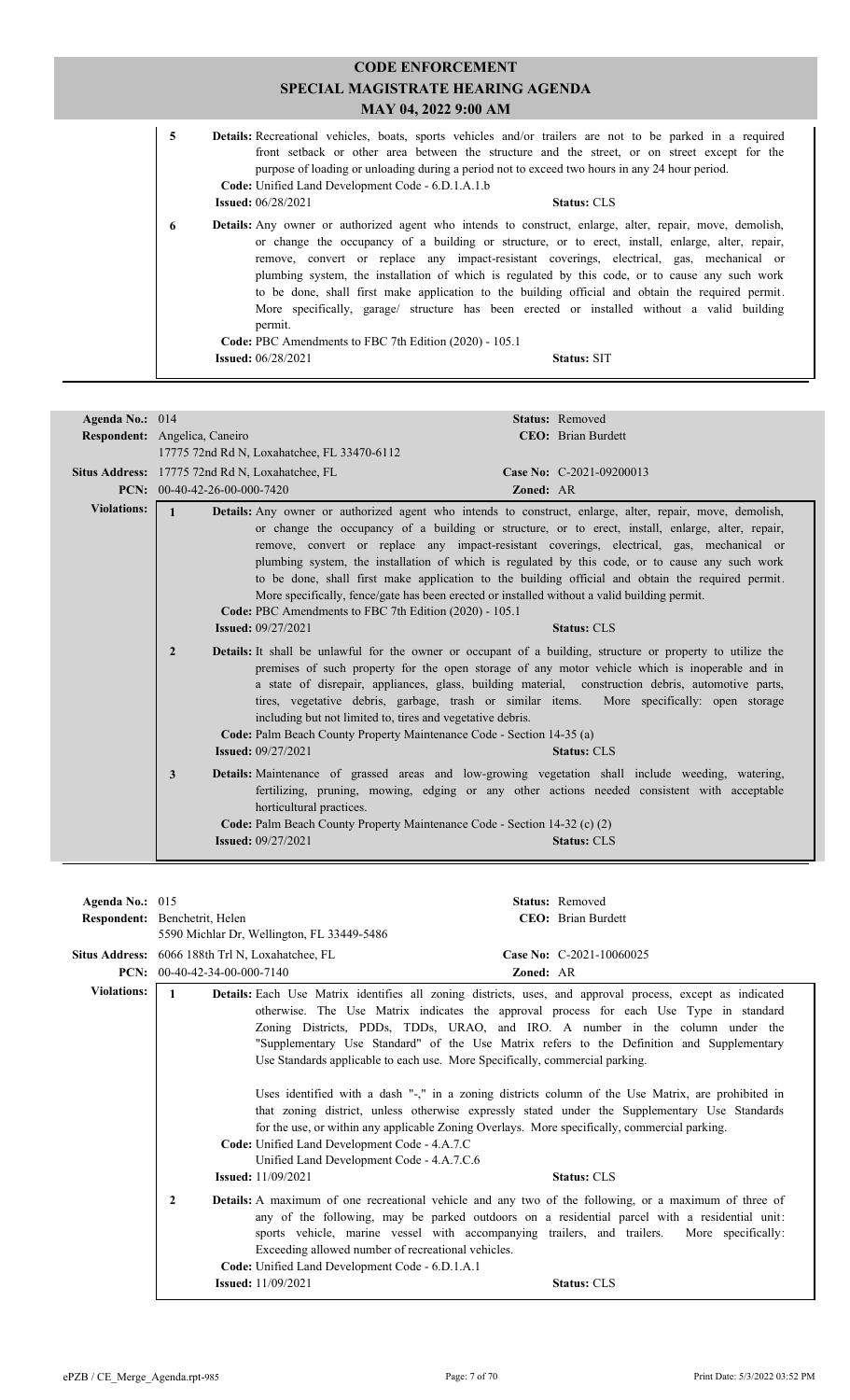# CODE ENFORCEMENT
## SPECIAL MAGISTRATE HEARING AGENDA
### MAY 04, 2022 9:00 AM

**5** **Details:** Recreational vehicles, boats, sports vehicles and/or trailers are not to be parked in a required front setback or other area between the structure and the street, or on street except for the purpose of loading or unloading during a period not to exceed two hours in any 24 hour period.
**Code:** Unified Land Development Code - 6.D.1.A.1.b
**Issued:** 06/28/2021 **Status:** CLS

**6** **Details:** Any owner or authorized agent who intends to construct, enlarge, alter, repair, move, demolish, or change the occupancy of a building or structure, or to erect, install, enlarge, alter, repair, remove, convert or replace any impact-resistant coverings, electrical, gas, mechanical or plumbing system, the installation of which is regulated by this code, or to cause any such work to be done, shall first make application to the building official and obtain the required permit. More specifically, garage/ structure has been erected or installed without a valid building permit.
**Code:** PBC Amendments to FBC 7th Edition (2020) - 105.1
**Issued:** 06/28/2021 **Status:** SIT

---

**Agenda No.:** 014 **Status:** Removed
**Respondent:** Angelica, Caneiro **CEO:** Brian Burdett
17775 72nd Rd N, Loxahatchee, FL 33470-6112
**Situs Address:** 17775 72nd Rd N, Loxahatchee, FL **Case No:** C-2021-09200013
**PCN:** 00-40-42-26-00-000-7420 **Zoned:** AR

**Violations:**

**1** **Details:** Any owner or authorized agent who intends to construct, enlarge, alter, repair, move, demolish, or change the occupancy of a building or structure, or to erect, install, enlarge, alter, repair, remove, convert or replace any impact-resistant coverings, electrical, gas, mechanical or plumbing system, the installation of which is regulated by this code, or to cause any such work to be done, shall first make application to the building official and obtain the required permit. More specifically, fence/gate has been erected or installed without a valid building permit.
**Code:** PBC Amendments to FBC 7th Edition (2020) - 105.1
**Issued:** 09/27/2021 **Status:** CLS

**2** **Details:** It shall be unlawful for the owner or occupant of a building, structure or property to utilize the premises of such property for the open storage of any motor vehicle which is inoperable and in a state of disrepair, appliances, glass, building material, construction debris, automotive parts, tires, vegetative debris, garbage, trash or similar items. More specifically: open storage including but not limited to, tires and vegetative debris.
**Code:** Palm Beach County Property Maintenance Code - Section 14-35 (a)
**Issued:** 09/27/2021 **Status:** CLS

**3** **Details:** Maintenance of grassed areas and low-growing vegetation shall include weeding, watering, fertilizing, pruning, mowing, edging or any other actions needed consistent with acceptable horticultural practices.
**Code:** Palm Beach County Property Maintenance Code - Section 14-32 (c) (2)
**Issued:** 09/27/2021 **Status:** CLS

---

**Agenda No.:** 015 **Status:** Removed
**Respondent:** Benchetrit, Helen **CEO:** Brian Burdett
5590 Michlar Dr, Wellington, FL 33449-5486
**Situs Address:** 6066 188th Trl N, Loxahatchee, FL **Case No:** C-2021-10060025
**PCN:** 00-40-42-34-00-000-7140 **Zoned:** AR

**Violations:**

**1** **Details:** Each Use Matrix identifies all zoning districts, uses, and approval process, except as indicated otherwise. The Use Matrix indicates the approval process for each Use Type in standard Zoning Districts, PDDs, TDDs, URAO, and IRO. A number in the column under the "Supplementary Use Standard" of the Use Matrix refers to the Definition and Supplementary Use Standards applicable to each use. More Specifically, commercial parking.

Uses identified with a dash "-," in a zoning districts column of the Use Matrix, are prohibited in that zoning district, unless otherwise expressly stated under the Supplementary Use Standards for the use, or within any applicable Zoning Overlays. More specifically, commercial parking.
**Code:** Unified Land Development Code - 4.A.7.C
Unified Land Development Code - 4.A.7.C.6
**Issued:** 11/09/2021 **Status:** CLS

**2** **Details:** A maximum of one recreational vehicle and any two of the following, or a maximum of three of any of the following, may be parked outdoors on a residential parcel with a residential unit: sports vehicle, marine vessel with accompanying trailers, and trailers. More specifically: Exceeding allowed number of recreational vehicles.
**Code:** Unified Land Development Code - 6.D.1.A.1
**Issued:** 11/09/2021 **Status:** CLS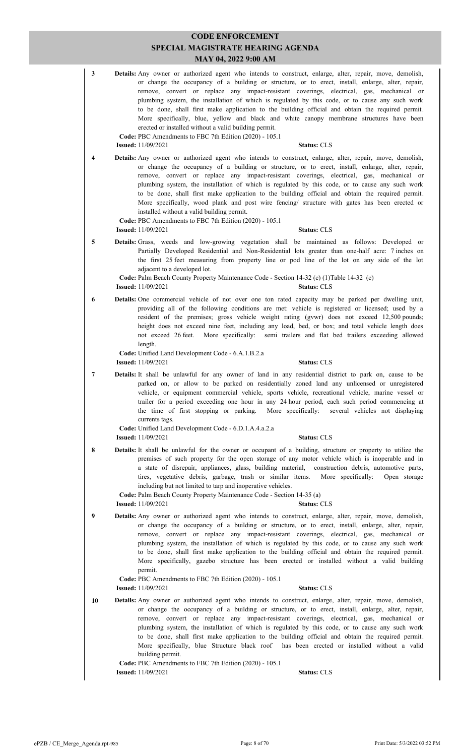**3** **Details:** Any owner or authorized agent who intends to construct, enlarge, alter, repair, move, demolish, or change the occupancy of a building or structure, or to erect, install, enlarge, alter, repair, remove, convert or replace any impact-resistant coverings, electrical, gas, mechanical or plumbing system, the installation of which is regulated by this code, or to cause any such work to be done, shall first make application to the building official and obtain the required permit. More specifically, blue, yellow and black and white canopy membrane structures have been erected or installed without a valid building permit.

**Code:** PBC Amendments to FBC 7th Edition (2020) - 105.1

**Issued:** 11/09/2021 **Status:** CLS

**4** **Details:** Any owner or authorized agent who intends to construct, enlarge, alter, repair, move, demolish, or change the occupancy of a building or structure, or to erect, install, enlarge, alter, repair, remove, convert or replace any impact-resistant coverings, electrical, gas, mechanical or plumbing system, the installation of which is regulated by this code, or to cause any such work to be done, shall first make application to the building official and obtain the required permit. More specifically, wood plank and post wire fencing/ structure with gates has been erected or installed without a valid building permit.

**Code:** PBC Amendments to FBC 7th Edition (2020) - 105.1

**Issued:** 11/09/2021 **Status:** CLS

**5** **Details:** Grass, weeds and low-growing vegetation shall be maintained as follows: Developed or Partially Developed Residential and Non-Residential lots greater than one-half acre: 7 inches on the first 25 feet measuring from property line or pod line of the lot on any side of the lot adjacent to a developed lot.

**Code:** Palm Beach County Property Maintenance Code - Section 14-32 (c) (1)Table 14-32 (c)

**Issued:** 11/09/2021 **Status:** CLS

**6** **Details:** One commercial vehicle of not over one ton rated capacity may be parked per dwelling unit, providing all of the following conditions are met: vehicle is registered or licensed; used by a resident of the premises; gross vehicle weight rating (gvwr) does not exceed 12,500 pounds; height does not exceed nine feet, including any load, bed, or box; and total vehicle length does not exceed 26 feet. More specifically: semi trailers and flat bed trailers exceeding allowed length.

**Code:** Unified Land Development Code - 6.A.1.B.2.a

**Issued:** 11/09/2021 **Status:** CLS

**7** **Details:** It shall be unlawful for any owner of land in any residential district to park on, cause to be parked on, or allow to be parked on residentially zoned land any unlicensed or unregistered vehicle, or equipment commercial vehicle, sports vehicle, recreational vehicle, marine vessel or trailer for a period exceeding one hour in any 24 hour period, each such period commencing at the time of first stopping or parking. More specifically: several vehicles not displaying currents tags.

**Code:** Unified Land Development Code - 6.D.1.A.4.a.2.a

**Issued:** 11/09/2021 **Status:** CLS

**8** **Details:** It shall be unlawful for the owner or occupant of a building, structure or property to utilize the premises of such property for the open storage of any motor vehicle which is inoperable and in a state of disrepair, appliances, glass, building material, construction debris, automotive parts, tires, vegetative debris, garbage, trash or similar items. More specifically: Open storage including but not limited to tarp and inoperative vehicles.

**Code:** Palm Beach County Property Maintenance Code - Section 14-35 (a)

**Issued:** 11/09/2021 **Status:** CLS

**9** **Details:** Any owner or authorized agent who intends to construct, enlarge, alter, repair, move, demolish, or change the occupancy of a building or structure, or to erect, install, enlarge, alter, repair, remove, convert or replace any impact-resistant coverings, electrical, gas, mechanical or plumbing system, the installation of which is regulated by this code, or to cause any such work to be done, shall first make application to the building official and obtain the required permit. More specifically, gazebo structure has been erected or installed without a valid building permit.

**Code:** PBC Amendments to FBC 7th Edition (2020) - 105.1

**Issued:** 11/09/2021 **Status:** CLS

**10** **Details:** Any owner or authorized agent who intends to construct, enlarge, alter, repair, move, demolish, or change the occupancy of a building or structure, or to erect, install, enlarge, alter, repair, remove, convert or replace any impact-resistant coverings, electrical, gas, mechanical or plumbing system, the installation of which is regulated by this code, or to cause any such work to be done, shall first make application to the building official and obtain the required permit. More specifically, blue Structure black roof has been erected or installed without a valid building permit.

**Code:** PBC Amendments to FBC 7th Edition (2020) - 105.1

**Issued:** 11/09/2021 **Status:** CLS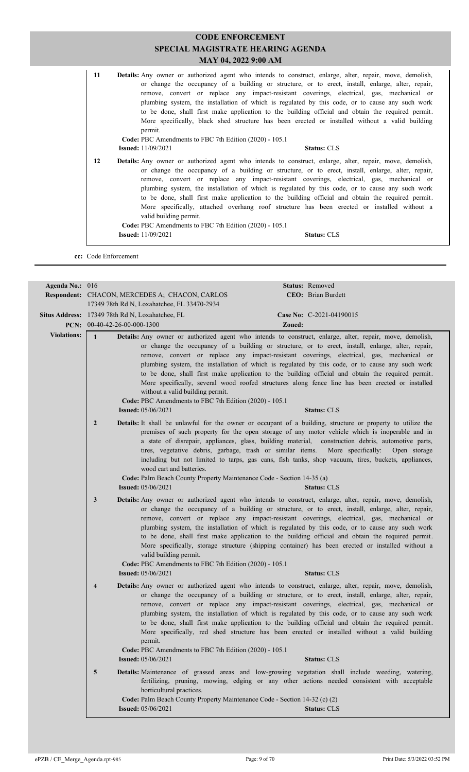# CODE ENFORCEMENT
## SPECIAL MAGISTRATE HEARING AGENDA
### MAY 04, 2022 9:00 AM

**11** **Details:** Any owner or authorized agent who intends to construct, enlarge, alter, repair, move, demolish, or change the occupancy of a building or structure, or to erect, install, enlarge, alter, repair, remove, convert or replace any impact-resistant coverings, electrical, gas, mechanical or plumbing system, the installation of which is regulated by this code, or to cause any such work to be done, shall first make application to the building official and obtain the required permit. More specifically, black shed structure has been erected or installed without a valid building permit.
**Code:** PBC Amendments to FBC 7th Edition (2020) - 105.1
**Issued:** 11/09/2021 **Status:** CLS

**12** **Details:** Any owner or authorized agent who intends to construct, enlarge, alter, repair, move, demolish, or change the occupancy of a building or structure, or to erect, install, enlarge, alter, repair, remove, convert or replace any impact-resistant coverings, electrical, gas, mechanical or plumbing system, the installation of which is regulated by this code, or to cause any such work to be done, shall first make application to the building official and obtain the required permit. More specifically, attached overhang roof structure has been erected or installed without a valid building permit.
**Code:** PBC Amendments to FBC 7th Edition (2020) - 105.1
**Issued:** 11/09/2021 **Status:** CLS

**cc:** Code Enforcement

---

**Agenda No.:** 016 **Status:** Removed
**Respondent:** CHACON, MERCEDES A; CHACON, CARLOS
17349 78th Rd N, Loxahatchee, FL 33470-2934 **CEO:** Brian Burdett
**Situs Address:** 17349 78th Rd N, Loxahatchee, FL **Case No:** C-2021-04190015
**PCN:** 00-40-42-26-00-000-1300 **Zoned:**

**Violations:**

**1** **Details:** Any owner or authorized agent who intends to construct, enlarge, alter, repair, move, demolish, or change the occupancy of a building or structure, or to erect, install, enlarge, alter, repair, remove, convert or replace any impact-resistant coverings, electrical, gas, mechanical or plumbing system, the installation of which is regulated by this code, or to cause any such work to be done, shall first make application to the building official and obtain the required permit. More specifically, several wood roofed structures along fence line has been erected or installed without a valid building permit.
**Code:** PBC Amendments to FBC 7th Edition (2020) - 105.1
**Issued:** 05/06/2021 **Status:** CLS

**2** **Details:** It shall be unlawful for the owner or occupant of a building, structure or property to utilize the premises of such property for the open storage of any motor vehicle which is inoperable and in a state of disrepair, appliances, glass, building material, construction debris, automotive parts, tires, vegetative debris, garbage, trash or similar items. More specifically: Open storage including but not limited to tarps, gas cans, fish tanks, shop vacuum, tires, buckets, appliances, wood cart and batteries.
**Code:** Palm Beach County Property Maintenance Code - Section 14-35 (a)
**Issued:** 05/06/2021 **Status:** CLS

**3** **Details:** Any owner or authorized agent who intends to construct, enlarge, alter, repair, move, demolish, or change the occupancy of a building or structure, or to erect, install, enlarge, alter, repair, remove, convert or replace any impact-resistant coverings, electrical, gas, mechanical or plumbing system, the installation of which is regulated by this code, or to cause any such work to be done, shall first make application to the building official and obtain the required permit. More specifically, storage structure (shipping container) has been erected or installed without a valid building permit.
**Code:** PBC Amendments to FBC 7th Edition (2020) - 105.1
**Issued:** 05/06/2021 **Status:** CLS

**4** **Details:** Any owner or authorized agent who intends to construct, enlarge, alter, repair, move, demolish, or change the occupancy of a building or structure, or to erect, install, enlarge, alter, repair, remove, convert or replace any impact-resistant coverings, electrical, gas, mechanical or plumbing system, the installation of which is regulated by this code, or to cause any such work to be done, shall first make application to the building official and obtain the required permit. More specifically, red shed structure has been erected or installed without a valid building permit.
**Code:** PBC Amendments to FBC 7th Edition (2020) - 105.1
**Issued:** 05/06/2021 **Status:** CLS

**5** **Details:** Maintenance of grassed areas and low-growing vegetation shall include weeding, watering, fertilizing, pruning, mowing, edging or any other actions needed consistent with acceptable horticultural practices.
**Code:** Palm Beach County Property Maintenance Code - Section 14-32 (c) (2)
**Issued:** 05/06/2021 **Status:** CLS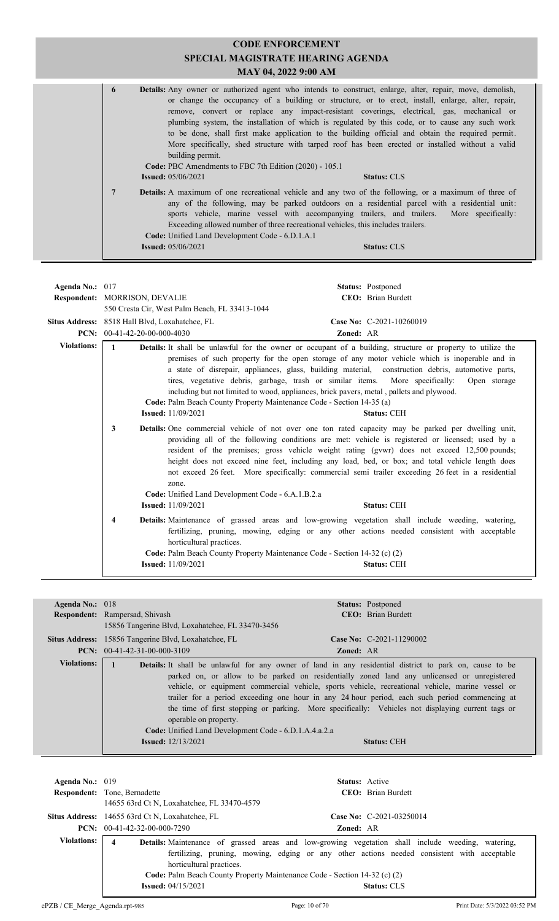# CODE ENFORCEMENT
## SPECIAL MAGISTRATE HEARING AGENDA
### MAY 04, 2022 9:00 AM

**6** **Details:** Any owner or authorized agent who intends to construct, enlarge, alter, repair, move, demolish, or change the occupancy of a building or structure, or to erect, install, enlarge, alter, repair, remove, convert or replace any impact-resistant coverings, electrical, gas, mechanical or plumbing system, the installation of which is regulated by this code, or to cause any such work to be done, shall first make application to the building official and obtain the required permit. More specifically, shed structure with tarped roof has been erected or installed without a valid building permit.
**Code:** PBC Amendments to FBC 7th Edition (2020) - 105.1
**Issued:** 05/06/2021 **Status:** CLS

**7** **Details:** A maximum of one recreational vehicle and any two of the following, or a maximum of three of any of the following, may be parked outdoors on a residential parcel with a residential unit: sports vehicle, marine vessel with accompanying trailers, and trailers. More specifically: Exceeding allowed number of three recreational vehicles, this includes trailers.
**Code:** Unified Land Development Code - 6.D.1.A.1
**Issued:** 05/06/2021 **Status:** CLS

---

**Agenda No.:** 017 **Status:** Postponed
**Respondent:** MORRISON, DEVALIE **CEO:** Brian Burdett
550 Cresta Cir, West Palm Beach, FL 33413-1044
**Situs Address:** 8518 Hall Blvd, Loxahatchee, FL **Case No:** C-2021-10260019
**PCN:** 00-41-42-20-00-000-4030 **Zoned:** AR

**Violations:**

**1** **Details:** It shall be unlawful for the owner or occupant of a building, structure or property to utilize the premises of such property for the open storage of any motor vehicle which is inoperable and in a state of disrepair, appliances, glass, building material, construction debris, automotive parts, tires, vegetative debris, garbage, trash or similar items. More specifically: Open storage including but not limited to wood, appliances, brick pavers, metal , pallets and plywood.
**Code:** Palm Beach County Property Maintenance Code - Section 14-35 (a)
**Issued:** 11/09/2021 **Status:** CEH

**3** **Details:** One commercial vehicle of not over one ton rated capacity may be parked per dwelling unit, providing all of the following conditions are met: vehicle is registered or licensed; used by a resident of the premises; gross vehicle weight rating (gvwr) does not exceed 12,500 pounds; height does not exceed nine feet, including any load, bed, or box; and total vehicle length does not exceed 26 feet. More specifically: commercial semi trailer exceeding 26 feet in a residential zone.
**Code:** Unified Land Development Code - 6.A.1.B.2.a
**Issued:** 11/09/2021 **Status:** CEH

**4** **Details:** Maintenance of grassed areas and low-growing vegetation shall include weeding, watering, fertilizing, pruning, mowing, edging or any other actions needed consistent with acceptable horticultural practices.
**Code:** Palm Beach County Property Maintenance Code - Section 14-32 (c) (2)
**Issued:** 11/09/2021 **Status:** CEH

---

**Agenda No.:** 018 **Status:** Postponed
**Respondent:** Rampersad, Shivash **CEO:** Brian Burdett
15856 Tangerine Blvd, Loxahatchee, FL 33470-3456
**Situs Address:** 15856 Tangerine Blvd, Loxahatchee, FL **Case No:** C-2021-11290002
**PCN:** 00-41-42-31-00-000-3109 **Zoned:** AR

**Violations:**

**1** **Details:** It shall be unlawful for any owner of land in any residential district to park on, cause to be parked on, or allow to be parked on residentially zoned land any unlicensed or unregistered vehicle, or equipment commercial vehicle, sports vehicle, recreational vehicle, marine vessel or trailer for a period exceeding one hour in any 24 hour period, each such period commencing at the time of first stopping or parking. More specifically: Vehicles not displaying current tags or operable on property.
**Code:** Unified Land Development Code - 6.D.1.A.4.a.2.a
**Issued:** 12/13/2021 **Status:** CEH

---

**Agenda No.:** 019 **Status:** Active
**Respondent:** Tone, Bernadette **CEO:** Brian Burdett
14655 63rd Ct N, Loxahatchee, FL 33470-4579
**Situs Address:** 14655 63rd Ct N, Loxahatchee, FL **Case No:** C-2021-03250014
**PCN:** 00-41-42-32-00-000-7290 **Zoned:** AR

**Violations:**

**4** **Details:** Maintenance of grassed areas and low-growing vegetation shall include weeding, watering, fertilizing, pruning, mowing, edging or any other actions needed consistent with acceptable horticultural practices.
**Code:** Palm Beach County Property Maintenance Code - Section 14-32 (c) (2)
**Issued:** 04/15/2021 **Status:** CLS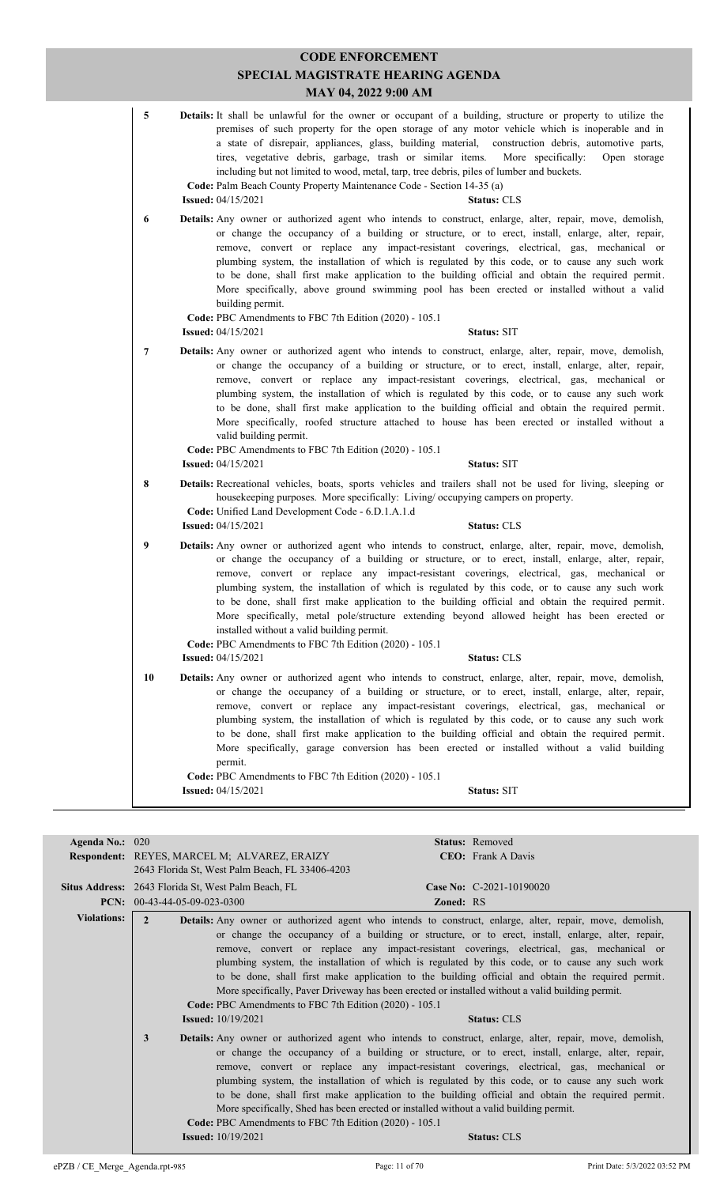# CODE ENFORCEMENT
## SPECIAL MAGISTRATE HEARING AGENDA
### MAY 04, 2022 9:00 AM

**5** **Details:** It shall be unlawful for the owner or occupant of a building, structure or property to utilize the premises of such property for the open storage of any motor vehicle which is inoperable and in a state of disrepair, appliances, glass, building material, construction debris, automotive parts, tires, vegetative debris, garbage, trash or similar items. More specifically: Open storage including but not limited to wood, metal, tarp, tree debris, piles of lumber and buckets.
**Code:** Palm Beach County Property Maintenance Code - Section 14-35 (a)
**Issued:** 04/15/2021 **Status:** CLS

**6** **Details:** Any owner or authorized agent who intends to construct, enlarge, alter, repair, move, demolish, or change the occupancy of a building or structure, or to erect, install, enlarge, alter, repair, remove, convert or replace any impact-resistant coverings, electrical, gas, mechanical or plumbing system, the installation of which is regulated by this code, or to cause any such work to be done, shall first make application to the building official and obtain the required permit. More specifically, above ground swimming pool has been erected or installed without a valid building permit.
**Code:** PBC Amendments to FBC 7th Edition (2020) - 105.1
**Issued:** 04/15/2021 **Status:** SIT

**7** **Details:** Any owner or authorized agent who intends to construct, enlarge, alter, repair, move, demolish, or change the occupancy of a building or structure, or to erect, install, enlarge, alter, repair, remove, convert or replace any impact-resistant coverings, electrical, gas, mechanical or plumbing system, the installation of which is regulated by this code, or to cause any such work to be done, shall first make application to the building official and obtain the required permit. More specifically, roofed structure attached to house has been erected or installed without a valid building permit.
**Code:** PBC Amendments to FBC 7th Edition (2020) - 105.1
**Issued:** 04/15/2021 **Status:** SIT

**8** **Details:** Recreational vehicles, boats, sports vehicles and trailers shall not be used for living, sleeping or housekeeping purposes. More specifically: Living/ occupying campers on property.
**Code:** Unified Land Development Code - 6.D.1.A.1.d
**Issued:** 04/15/2021 **Status:** CLS

**9** **Details:** Any owner or authorized agent who intends to construct, enlarge, alter, repair, move, demolish, or change the occupancy of a building or structure, or to erect, install, enlarge, alter, repair, remove, convert or replace any impact-resistant coverings, electrical, gas, mechanical or plumbing system, the installation of which is regulated by this code, or to cause any such work to be done, shall first make application to the building official and obtain the required permit. More specifically, metal pole/structure extending beyond allowed height has been erected or installed without a valid building permit.
**Code:** PBC Amendments to FBC 7th Edition (2020) - 105.1
**Issued:** 04/15/2021 **Status:** CLS

**10** **Details:** Any owner or authorized agent who intends to construct, enlarge, alter, repair, move, demolish, or change the occupancy of a building or structure, or to erect, install, enlarge, alter, repair, remove, convert or replace any impact-resistant coverings, electrical, gas, mechanical or plumbing system, the installation of which is regulated by this code, or to cause any such work to be done, shall first make application to the building official and obtain the required permit. More specifically, garage conversion has been erected or installed without a valid building permit.
**Code:** PBC Amendments to FBC 7th Edition (2020) - 105.1
**Issued:** 04/15/2021 **Status:** SIT

---

**Agenda No.:** 020 **Status:** Removed
**Respondent:** REYES, MARCEL M; ALVAREZ, ERAIZY **CEO:** Frank A Davis
2643 Florida St, West Palm Beach, FL 33406-4203
**Situs Address:** 2643 Florida St, West Palm Beach, FL **Case No:** C-2021-10190020
**PCN:** 00-43-44-05-09-023-0300 **Zoned:** RS

**Violations:**

**2** **Details:** Any owner or authorized agent who intends to construct, enlarge, alter, repair, move, demolish, or change the occupancy of a building or structure, or to erect, install, enlarge, alter, repair, remove, convert or replace any impact-resistant coverings, electrical, gas, mechanical or plumbing system, the installation of which is regulated by this code, or to cause any such work to be done, shall first make application to the building official and obtain the required permit. More specifically, Paver Driveway has been erected or installed without a valid building permit.
**Code:** PBC Amendments to FBC 7th Edition (2020) - 105.1
**Issued:** 10/19/2021 **Status:** CLS

**3** **Details:** Any owner or authorized agent who intends to construct, enlarge, alter, repair, move, demolish, or change the occupancy of a building or structure, or to erect, install, enlarge, alter, repair, remove, convert or replace any impact-resistant coverings, electrical, gas, mechanical or plumbing system, the installation of which is regulated by this code, or to cause any such work to be done, shall first make application to the building official and obtain the required permit. More specifically, Shed has been erected or installed without a valid building permit.
**Code:** PBC Amendments to FBC 7th Edition (2020) - 105.1
**Issued:** 10/19/2021 **Status:** CLS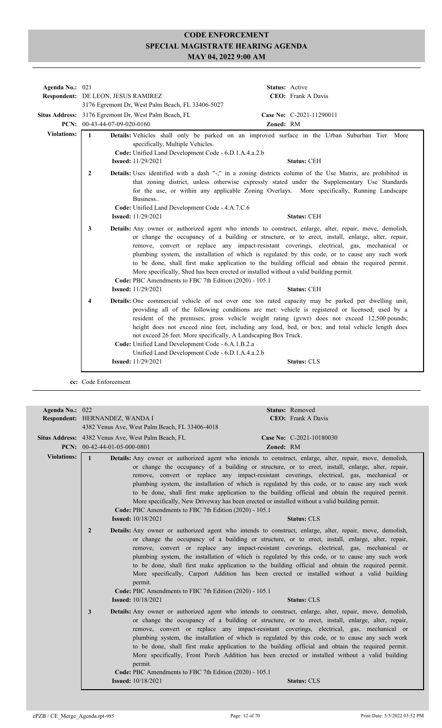# CODE ENFORCEMENT
## SPECIAL MAGISTRATE HEARING AGENDA
### MAY 04, 2022 9:00 AM

**Agenda No.:** 021 **Status:** Active
**Respondent:** DE LEON, JESUS RAMIREZ **CEO:** Frank A Davis
3176 Egremont Dr, West Palm Beach, FL 33406-5027
**Situs Address:** 3176 Egremont Dr, West Palm Beach, FL **Case No:** C-2021-11290011
**PCN:** 00-43-44-07-09-020-0160 **Zoned:** RM

**Violations:**

1. **Details:** Vehicles shall only be parked on an improved surface in the Urban Suburban Tier. More specifically, Multiple Vehicles.
   **Code:** Unified Land Development Code - 6.D.1.A.4.a.2.b
   **Issued:** 11/29/2021 **Status:** CEH

2. **Details:** Uses identified with a dash "-," in a zoning districts column of the Use Matrix, are prohibited in that zoning district, unless otherwise expressly stated under the Supplementary Use Standards for the use, or within any applicable Zoning Overlays. More specifically, Running Landscape Business..
   **Code:** Unified Land Development Code - 4.A.7.C.6
   **Issued:** 11/29/2021 **Status:** CEH

3. **Details:** Any owner or authorized agent who intends to construct, enlarge, alter, repair, move, demolish, or change the occupancy of a building or structure, or to erect, install, enlarge, alter, repair, remove, convert or replace any impact-resistant coverings, electrical, gas, mechanical or plumbing system, the installation of which is regulated by this code, or to cause any such work to be done, shall first make application to the building official and obtain the required permit. More specifically, Shed has been erected or installed without a valid building permit.
   **Code:** PBC Amendments to FBC 7th Edition (2020) - 105.1
   **Issued:** 11/29/2021 **Status:** CEH

4. **Details:** One commercial vehicle of not over one ton rated capacity may be parked per dwelling unit, providing all of the following conditions are met: vehicle is registered or licensed; used by a resident of the premises; gross vehicle weight rating (gvwr) does not exceed 12,500 pounds; height does not exceed nine feet, including any load, bed, or box; and total vehicle length does not exceed 26 feet. More specifically, A Landscaping Box Truck.
   **Code:** Unified Land Development Code - 6.A.1.B.2.a
   Unified Land Development Code - 6.D.1.A.4.a.2.b
   **Issued:** 11/29/2021 **Status:** CLS

**cc:** Code Enforcement

---

**Agenda No.:** 022 **Status:** Removed
**Respondent:** HERNANDEZ, WANDA I **CEO:** Frank A Davis
4382 Venus Ave, West Palm Beach, FL 33406-4018
**Situs Address:** 4382 Venus Ave, West Palm Beach, FL **Case No:** C-2021-10180030
**PCN:** 00-42-44-01-05-000-0801 **Zoned:** RM

**Violations:**

1. **Details:** Any owner or authorized agent who intends to construct, enlarge, alter, repair, move, demolish, or change the occupancy of a building or structure, or to erect, install, enlarge, alter, repair, remove, convert or replace any impact-resistant coverings, electrical, gas, mechanical or plumbing system, the installation of which is regulated by this code, or to cause any such work to be done, shall first make application to the building official and obtain the required permit. More specifically, New Driveway has been erected or installed without a valid building permit.
   **Code:** PBC Amendments to FBC 7th Edition (2020) - 105.1
   **Issued:** 10/18/2021 **Status:** CLS

2. **Details:** Any owner or authorized agent who intends to construct, enlarge, alter, repair, move, demolish, or change the occupancy of a building or structure, or to erect, install, enlarge, alter, repair, remove, convert or replace any impact-resistant coverings, electrical, gas, mechanical or plumbing system, the installation of which is regulated by this code, or to cause any such work to be done, shall first make application to the building official and obtain the required permit. More specifically, Carport Addition has been erected or installed without a valid building permit.
   **Code:** PBC Amendments to FBC 7th Edition (2020) - 105.1
   **Issued:** 10/18/2021 **Status:** CLS

3. **Details:** Any owner or authorized agent who intends to construct, enlarge, alter, repair, move, demolish, or change the occupancy of a building or structure, or to erect, install, enlarge, alter, repair, remove, convert or replace any impact-resistant coverings, electrical, gas, mechanical or plumbing system, the installation of which is regulated by this code, or to cause any such work to be done, shall first make application to the building official and obtain the required permit. More specifically, Front Porch Addition has been erected or installed without a valid building permit.
   **Code:** PBC Amendments to FBC 7th Edition (2020) - 105.1
   **Issued:** 10/18/2021 **Status:** CLS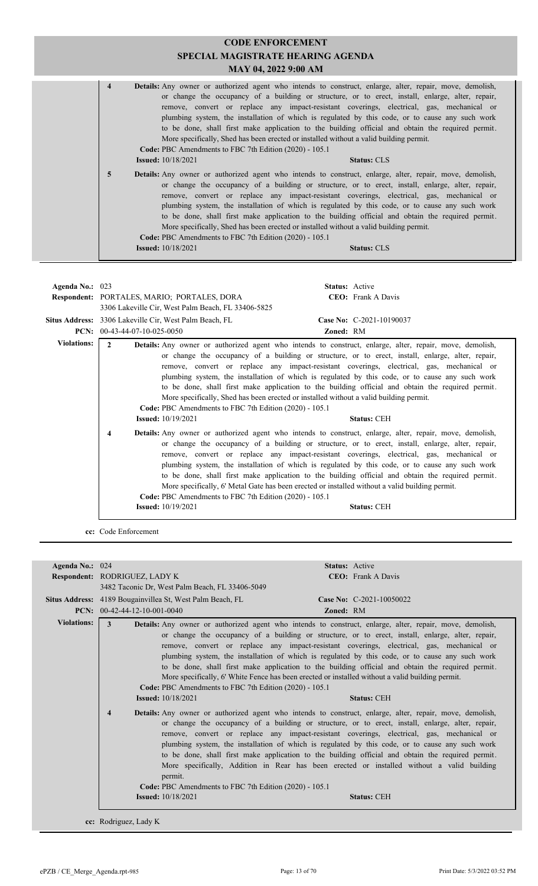# CODE ENFORCEMENT
## SPECIAL MAGISTRATE HEARING AGENDA
### MAY 04, 2022 9:00 AM

**4** **Details:** Any owner or authorized agent who intends to construct, enlarge, alter, repair, move, demolish, or change the occupancy of a building or structure, or to erect, install, enlarge, alter, repair, remove, convert or replace any impact-resistant coverings, electrical, gas, mechanical or plumbing system, the installation of which is regulated by this code, or to cause any such work to be done, shall first make application to the building official and obtain the required permit. More specifically, Shed has been erected or installed without a valid building permit.
**Code:** PBC Amendments to FBC 7th Edition (2020) - 105.1
**Issued:** 10/18/2021 **Status:** CLS

**5** **Details:** Any owner or authorized agent who intends to construct, enlarge, alter, repair, move, demolish, or change the occupancy of a building or structure, or to erect, install, enlarge, alter, repair, remove, convert or replace any impact-resistant coverings, electrical, gas, mechanical or plumbing system, the installation of which is regulated by this code, or to cause any such work to be done, shall first make application to the building official and obtain the required permit. More specifically, Shed has been erected or installed without a valid building permit.
**Code:** PBC Amendments to FBC 7th Edition (2020) - 105.1
**Issued:** 10/18/2021 **Status:** CLS

---

**Agenda No.:** 023 **Status:** Active
**Respondent:** PORTALES, MARIO; PORTALES, DORA **CEO:** Frank A Davis
3306 Lakeville Cir, West Palm Beach, FL 33406-5825
**Situs Address:** 3306 Lakeville Cir, West Palm Beach, FL **Case No:** C-2021-10190037
**PCN:** 00-43-44-07-10-025-0050 **Zoned:** RM

**Violations:**

**2** **Details:** Any owner or authorized agent who intends to construct, enlarge, alter, repair, move, demolish, or change the occupancy of a building or structure, or to erect, install, enlarge, alter, repair, remove, convert or replace any impact-resistant coverings, electrical, gas, mechanical or plumbing system, the installation of which is regulated by this code, or to cause any such work to be done, shall first make application to the building official and obtain the required permit. More specifically, Shed has been erected or installed without a valid building permit.
**Code:** PBC Amendments to FBC 7th Edition (2020) - 105.1
**Issued:** 10/19/2021 **Status:** CEH

**4** **Details:** Any owner or authorized agent who intends to construct, enlarge, alter, repair, move, demolish, or change the occupancy of a building or structure, or to erect, install, enlarge, alter, repair, remove, convert or replace any impact-resistant coverings, electrical, gas, mechanical or plumbing system, the installation of which is regulated by this code, or to cause any such work to be done, shall first make application to the building official and obtain the required permit. More specifically, 6' Metal Gate has been erected or installed without a valid building permit.
**Code:** PBC Amendments to FBC 7th Edition (2020) - 105.1
**Issued:** 10/19/2021 **Status:** CEH

**cc:** Code Enforcement

---

**Agenda No.:** 024 **Status:** Active
**Respondent:** RODRIGUEZ, LADY K **CEO:** Frank A Davis
3482 Taconic Dr, West Palm Beach, FL 33406-5049
**Situs Address:** 4189 Bougainvillea St, West Palm Beach, FL **Case No:** C-2021-10050022
**PCN:** 00-42-44-12-10-001-0040 **Zoned:** RM

**Violations:**

**3** **Details:** Any owner or authorized agent who intends to construct, enlarge, alter, repair, move, demolish, or change the occupancy of a building or structure, or to erect, install, enlarge, alter, repair, remove, convert or replace any impact-resistant coverings, electrical, gas, mechanical or plumbing system, the installation of which is regulated by this code, or to cause any such work to be done, shall first make application to the building official and obtain the required permit. More specifically, 6' White Fence has been erected or installed without a valid building permit.
**Code:** PBC Amendments to FBC 7th Edition (2020) - 105.1
**Issued:** 10/18/2021 **Status:** CEH

**4** **Details:** Any owner or authorized agent who intends to construct, enlarge, alter, repair, move, demolish, or change the occupancy of a building or structure, or to erect, install, enlarge, alter, repair, remove, convert or replace any impact-resistant coverings, electrical, gas, mechanical or plumbing system, the installation of which is regulated by this code, or to cause any such work to be done, shall first make application to the building official and obtain the required permit. More specifically, Addition in Rear has been erected or installed without a valid building permit.
**Code:** PBC Amendments to FBC 7th Edition (2020) - 105.1
**Issued:** 10/18/2021 **Status:** CEH

**cc:** Rodriguez, Lady K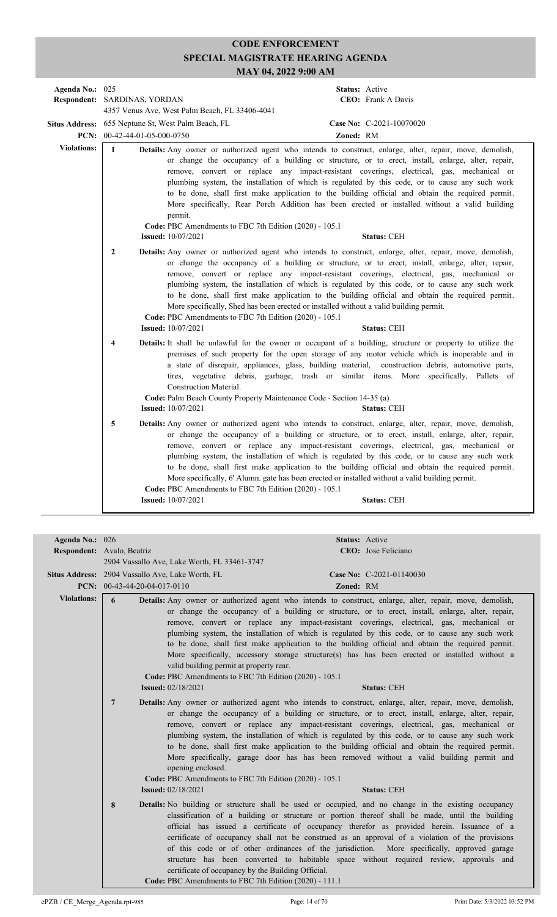# CODE ENFORCEMENT
## SPECIAL MAGISTRATE HEARING AGENDA
### MAY 04, 2022 9:00 AM

**Agenda No.:** 025 **Status:** Active
**Respondent:** SARDINAS, YORDAN **CEO:** Frank A Davis
4357 Venus Ave, West Palm Beach, FL 33406-4041
**Situs Address:** 655 Neptune St, West Palm Beach, FL **Case No:** C-2021-10070020
**PCN:** 00-42-44-01-05-000-0750 **Zoned:** RM

**Violations:**

**1** **Details:** Any owner or authorized agent who intends to construct, enlarge, alter, repair, move, demolish, or change the occupancy of a building or structure, or to erect, install, enlarge, alter, repair, remove, convert or replace any impact-resistant coverings, electrical, gas, mechanical or plumbing system, the installation of which is regulated by this code, or to cause any such work to be done, shall first make application to the building official and obtain the required permit. More specifically, Rear Porch Addition has been erected or installed without a valid building permit.
**Code:** PBC Amendments to FBC 7th Edition (2020) - 105.1
**Issued:** 10/07/2021 **Status:** CEH

**2** **Details:** Any owner or authorized agent who intends to construct, enlarge, alter, repair, move, demolish, or change the occupancy of a building or structure, or to erect, install, enlarge, alter, repair, remove, convert or replace any impact-resistant coverings, electrical, gas, mechanical or plumbing system, the installation of which is regulated by this code, or to cause any such work to be done, shall first make application to the building official and obtain the required permit. More specifically, Shed has been erected or installed without a valid building permit.
**Code:** PBC Amendments to FBC 7th Edition (2020) - 105.1
**Issued:** 10/07/2021 **Status:** CEH

**4** **Details:** It shall be unlawful for the owner or occupant of a building, structure or property to utilize the premises of such property for the open storage of any motor vehicle which is inoperable and in a state of disrepair, appliances, glass, building material, construction debris, automotive parts, tires, vegetative debris, garbage, trash or similar items. More specifically, Pallets of Construction Material.
**Code:** Palm Beach County Property Maintenance Code - Section 14-35 (a)
**Issued:** 10/07/2021 **Status:** CEH

**5** **Details:** Any owner or authorized agent who intends to construct, enlarge, alter, repair, move, demolish, or change the occupancy of a building or structure, or to erect, install, enlarge, alter, repair, remove, convert or replace any impact-resistant coverings, electrical, gas, mechanical or plumbing system, the installation of which is regulated by this code, or to cause any such work to be done, shall first make application to the building official and obtain the required permit. More specifically, 6' Alumn. gate has been erected or installed without a valid building permit.
**Code:** PBC Amendments to FBC 7th Edition (2020) - 105.1
**Issued:** 10/07/2021 **Status:** CEH

---

**Agenda No.:** 026 **Status:** Active
**Respondent:** Avalo, Beatriz **CEO:** Jose Feliciano
2904 Vassallo Ave, Lake Worth, FL 33461-3747
**Situs Address:** 2904 Vassallo Ave, Lake Worth, FL **Case No:** C-2021-01140030
**PCN:** 00-43-44-20-04-017-0110 **Zoned:** RM

**Violations:**

**6** **Details:** Any owner or authorized agent who intends to construct, enlarge, alter, repair, move, demolish, or change the occupancy of a building or structure, or to erect, install, enlarge, alter, repair, remove, convert or replace any impact-resistant coverings, electrical, gas, mechanical or plumbing system, the installation of which is regulated by this code, or to cause any such work to be done, shall first make application to the building official and obtain the required permit. More specifically, accessory storage structure(s) has has been erected or installed without a valid building permit at property rear.
**Code:** PBC Amendments to FBC 7th Edition (2020) - 105.1
**Issued:** 02/18/2021 **Status:** CEH

**7** **Details:** Any owner or authorized agent who intends to construct, enlarge, alter, repair, move, demolish, or change the occupancy of a building or structure, or to erect, install, enlarge, alter, repair, remove, convert or replace any impact-resistant coverings, electrical, gas, mechanical or plumbing system, the installation of which is regulated by this code, or to cause any such work to be done, shall first make application to the building official and obtain the required permit. More specifically, garage door has has been removed without a valid building permit and opening enclosed.
**Code:** PBC Amendments to FBC 7th Edition (2020) - 105.1
**Issued:** 02/18/2021 **Status:** CEH

**8** **Details:** No building or structure shall be used or occupied, and no change in the existing occupancy classification of a building or structure or portion thereof shall be made, until the building official has issued a certificate of occupancy therefor as provided herein. Issuance of a certificate of occupancy shall not be construed as an approval of a violation of the provisions of this code or of other ordinances of the jurisdiction. More specifically, approved garage structure has been converted to habitable space without required review, approvals and certificate of occupancy by the Building Official.
**Code:** PBC Amendments to FBC 7th Edition (2020) - 111.1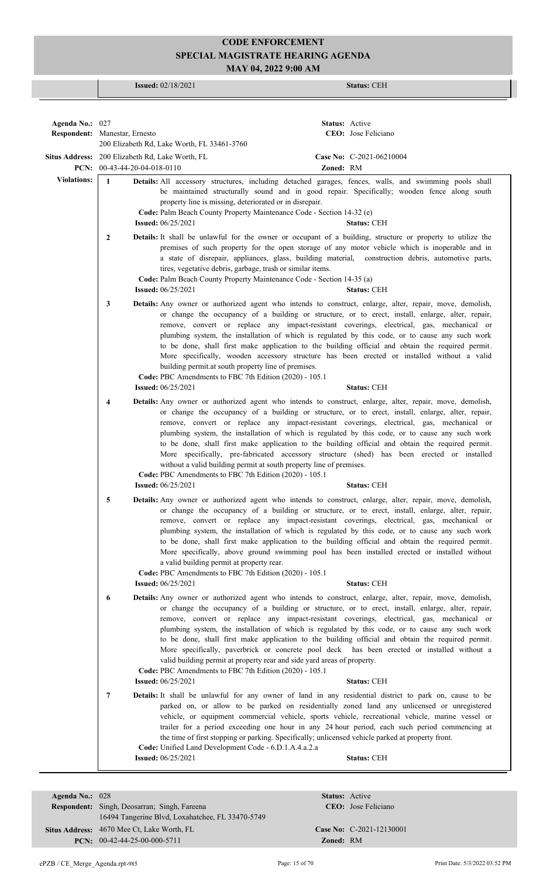# CODE ENFORCEMENT
## SPECIAL MAGISTRATE HEARING AGENDA
### MAY 04, 2022 9:00 AM

**Issued:** 02/18/2021 **Status:** CEH

---

**Agenda No.:** 027 **Status:** Active
**Respondent:** Manestar, Ernesto **CEO:** Jose Feliciano
200 Elizabeth Rd, Lake Worth, FL 33461-3760
**Situs Address:** 200 Elizabeth Rd, Lake Worth, FL **Case No:** C-2021-06210004
**PCN:** 00-43-44-20-04-018-0110 **Zoned:** RM

**Violations:**

**1** **Details:** All accessory structures, including detached garages, fences, walls, and swimming pools shall be maintained structurally sound and in good repair. Specifically; wooden fence along south property line is missing, deteriorated or in disrepair.
**Code:** Palm Beach County Property Maintenance Code - Section 14-32 (e)
**Issued:** 06/25/2021 **Status:** CEH

**2** **Details:** It shall be unlawful for the owner or occupant of a building, structure or property to utilize the premises of such property for the open storage of any motor vehicle which is inoperable and in a state of disrepair, appliances, glass, building material, construction debris, automotive parts, tires, vegetative debris, garbage, trash or similar items.
**Code:** Palm Beach County Property Maintenance Code - Section 14-35 (a)
**Issued:** 06/25/2021 **Status:** CEH

**3** **Details:** Any owner or authorized agent who intends to construct, enlarge, alter, repair, move, demolish, or change the occupancy of a building or structure, or to erect, install, enlarge, alter, repair, remove, convert or replace any impact-resistant coverings, electrical, gas, mechanical or plumbing system, the installation of which is regulated by this code, or to cause any such work to be done, shall first make application to the building official and obtain the required permit. More specifically, wooden accessory structure has been erected or installed without a valid building permit.at south property line of premises.
**Code:** PBC Amendments to FBC 7th Edition (2020) - 105.1
**Issued:** 06/25/2021 **Status:** CEH

**4** **Details:** Any owner or authorized agent who intends to construct, enlarge, alter, repair, move, demolish, or change the occupancy of a building or structure, or to erect, install, enlarge, alter, repair, remove, convert or replace any impact-resistant coverings, electrical, gas, mechanical or plumbing system, the installation of which is regulated by this code, or to cause any such work to be done, shall first make application to the building official and obtain the required permit. More specifically, pre-fabricated accessory structure (shed) has been erected or installed without a valid building permit at south property line of premises.
**Code:** PBC Amendments to FBC 7th Edition (2020) - 105.1
**Issued:** 06/25/2021 **Status:** CEH

**5** **Details:** Any owner or authorized agent who intends to construct, enlarge, alter, repair, move, demolish, or change the occupancy of a building or structure, or to erect, install, enlarge, alter, repair, remove, convert or replace any impact-resistant coverings, electrical, gas, mechanical or plumbing system, the installation of which is regulated by this code, or to cause any such work to be done, shall first make application to the building official and obtain the required permit. More specifically, above ground swimming pool has been installed erected or installed without a valid building permit at property rear.
**Code:** PBC Amendments to FBC 7th Edition (2020) - 105.1
**Issued:** 06/25/2021 **Status:** CEH

**6** **Details:** Any owner or authorized agent who intends to construct, enlarge, alter, repair, move, demolish, or change the occupancy of a building or structure, or to erect, install, enlarge, alter, repair, remove, convert or replace any impact-resistant coverings, electrical, gas, mechanical or plumbing system, the installation of which is regulated by this code, or to cause any such work to be done, shall first make application to the building official and obtain the required permit. More specifically, paverbrick or concrete pool deck has been erected or installed without a valid building permit at property rear and side yard areas of property.
**Code:** PBC Amendments to FBC 7th Edition (2020) - 105.1
**Issued:** 06/25/2021 **Status:** CEH

**7** **Details:** It shall be unlawful for any owner of land in any residential district to park on, cause to be parked on, or allow to be parked on residentially zoned land any unlicensed or unregistered vehicle, or equipment commercial vehicle, sports vehicle, recreational vehicle, marine vessel or trailer for a period exceeding one hour in any 24 hour period, each such period commencing at the time of first stopping or parking. Specifically; unlicensed vehicle parked at property front.
**Code:** Unified Land Development Code - 6.D.1.A.4.a.2.a
**Issued:** 06/25/2021 **Status:** CEH

---

**Agenda No.:** 028 **Status:** Active
**Respondent:** Singh, Deosarran; Singh, Fareena **CEO:** Jose Feliciano
16494 Tangerine Blvd, Loxahatchee, FL 33470-5749
**Situs Address:** 4670 Mee Ct, Lake Worth, FL **Case No:** C-2021-12130001
**PCN:** 00-42-44-25-00-000-5711 **Zoned:** RM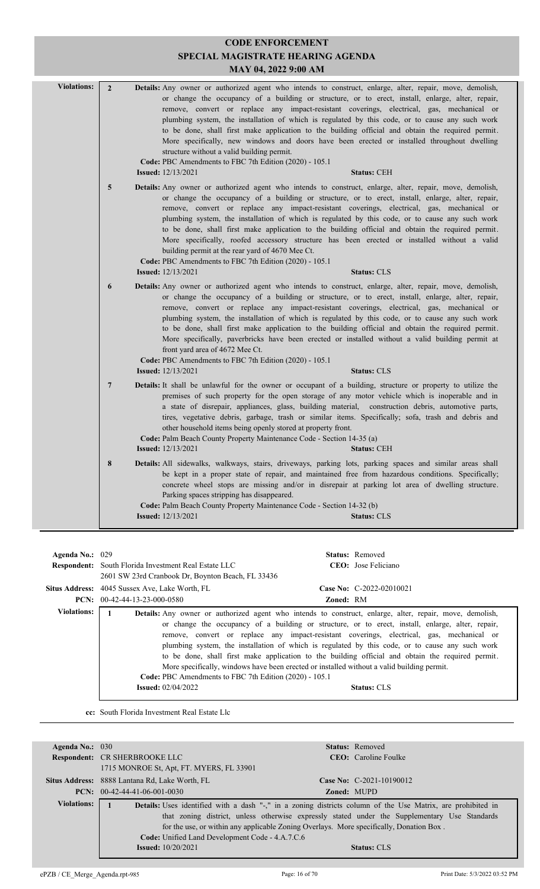# CODE ENFORCEMENT
## SPECIAL MAGISTRATE HEARING AGENDA
### MAY 04, 2022 9:00 AM

**Violations:**

**2** **Details:** Any owner or authorized agent who intends to construct, enlarge, alter, repair, move, demolish, or change the occupancy of a building or structure, or to erect, install, enlarge, alter, repair, remove, convert or replace any impact-resistant coverings, electrical, gas, mechanical or plumbing system, the installation of which is regulated by this code, or to cause any such work to be done, shall first make application to the building official and obtain the required permit. More specifically, new windows and doors have been erected or installed throughout dwelling structure without a valid building permit.
**Code:** PBC Amendments to FBC 7th Edition (2020) - 105.1
**Issued:** 12/13/2021 **Status:** CEH

**5** **Details:** Any owner or authorized agent who intends to construct, enlarge, alter, repair, move, demolish, or change the occupancy of a building or structure, or to erect, install, enlarge, alter, repair, remove, convert or replace any impact-resistant coverings, electrical, gas, mechanical or plumbing system, the installation of which is regulated by this code, or to cause any such work to be done, shall first make application to the building official and obtain the required permit. More specifically, roofed accessory structure has been erected or installed without a valid building permit at the rear yard of 4670 Mee Ct.
**Code:** PBC Amendments to FBC 7th Edition (2020) - 105.1
**Issued:** 12/13/2021 **Status:** CLS

**6** **Details:** Any owner or authorized agent who intends to construct, enlarge, alter, repair, move, demolish, or change the occupancy of a building or structure, or to erect, install, enlarge, alter, repair, remove, convert or replace any impact-resistant coverings, electrical, gas, mechanical or plumbing system, the installation of which is regulated by this code, or to cause any such work to be done, shall first make application to the building official and obtain the required permit. More specifically, paverbricks have been erected or installed without a valid building permit at front yard area of 4672 Mee Ct.
**Code:** PBC Amendments to FBC 7th Edition (2020) - 105.1
**Issued:** 12/13/2021 **Status:** CLS

**7** **Details:** It shall be unlawful for the owner or occupant of a building, structure or property to utilize the premises of such property for the open storage of any motor vehicle which is inoperable and in a state of disrepair, appliances, glass, building material, construction debris, automotive parts, tires, vegetative debris, garbage, trash or similar items. Specifically; sofa, trash and debris and other household items being openly stored at property front.
**Code:** Palm Beach County Property Maintenance Code - Section 14-35 (a)
**Issued:** 12/13/2021 **Status:** CEH

**8** **Details:** All sidewalks, walkways, stairs, driveways, parking lots, parking spaces and similar areas shall be kept in a proper state of repair, and maintained free from hazardous conditions. Specifically; concrete wheel stops are missing and/or in disrepair at parking lot area of dwelling structure. Parking spaces stripping has disappeared.
**Code:** Palm Beach County Property Maintenance Code - Section 14-32 (b)
**Issued:** 12/13/2021 **Status:** CLS

---

**Agenda No.:** 029 **Status:** Removed
**Respondent:** South Florida Investment Real Estate LLC
2601 SW 23rd Cranbook Dr, Boynton Beach, FL 33436 **CEO:** Jose Feliciano
**Situs Address:** 4045 Sussex Ave, Lake Worth, FL **Case No:** C-2022-02010021
**PCN:** 00-42-44-13-23-000-0580 **Zoned:** RM

**Violations:**

**1** **Details:** Any owner or authorized agent who intends to construct, enlarge, alter, repair, move, demolish, or change the occupancy of a building or structure, or to erect, install, enlarge, alter, repair, remove, convert or replace any impact-resistant coverings, electrical, gas, mechanical or plumbing system, the installation of which is regulated by this code, or to cause any such work to be done, shall first make application to the building official and obtain the required permit. More specifically, windows have been erected or installed without a valid building permit.
**Code:** PBC Amendments to FBC 7th Edition (2020) - 105.1
**Issued:** 02/04/2022 **Status:** CLS

**cc:** South Florida Investment Real Estate Llc

---

**Agenda No.:** 030 **Status:** Removed
**Respondent:** CR SHERBROOKE LLC
1715 MONROE St, Apt, FT. MYERS, FL 33901 **CEO:** Caroline Foulke
**Situs Address:** 8888 Lantana Rd, Lake Worth, FL **Case No:** C-2021-10190012
**PCN:** 00-42-44-41-06-001-0030 **Zoned:** MUPD

**Violations:**

**1** **Details:** Uses identified with a dash "-," in a zoning districts column of the Use Matrix, are prohibited in that zoning district, unless otherwise expressly stated under the Supplementary Use Standards for the use, or within any applicable Zoning Overlays. More specifically, Donation Box .
**Code:** Unified Land Development Code - 4.A.7.C.6
**Issued:** 10/20/2021 **Status:** CLS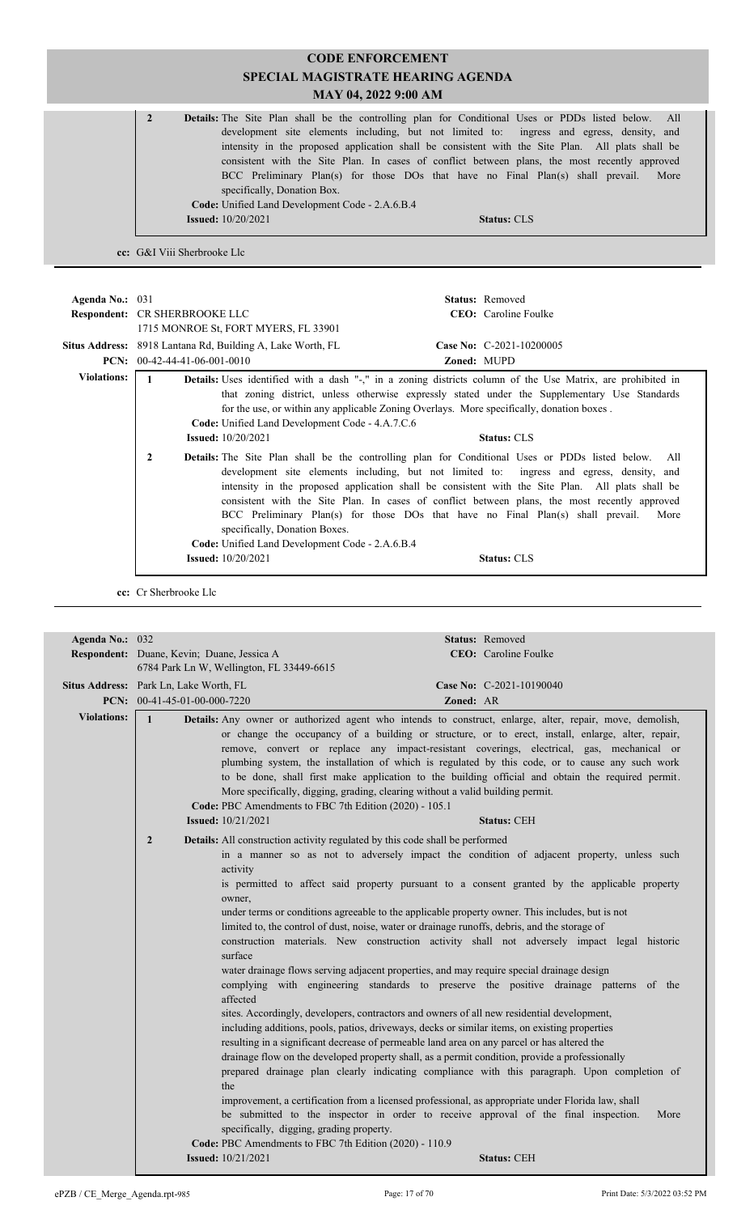**2** **Details:** The Site Plan shall be the controlling plan for Conditional Uses or PDDs listed below. All development site elements including, but not limited to: ingress and egress, density, and intensity in the proposed application shall be consistent with the Site Plan. All plats shall be consistent with the Site Plan. In cases of conflict between plans, the most recently approved BCC Preliminary Plan(s) for those DOs that have no Final Plan(s) shall prevail. More specifically, Donation Box.

**Code:** Unified Land Development Code - 2.A.6.B.4

**Issued:** 10/20/2021 **Status:** CLS

**cc:** G&I Viii Sherbrooke Llc

---

**Agenda No.:** 031 **Status:** Removed

**Respondent:** CR SHERBROOKE LLC **CEO:** Caroline Foulke
1715 MONROE St, FORT MYERS, FL 33901

**Situs Address:** 8918 Lantana Rd, Building A, Lake Worth, FL **Case No:** C-2021-10200005

**PCN:** 00-42-44-41-06-001-0010 **Zoned:** MUPD

**Violations:**

**1** **Details:** Uses identified with a dash "-," in a zoning districts column of the Use Matrix, are prohibited in that zoning district, unless otherwise expressly stated under the Supplementary Use Standards for the use, or within any applicable Zoning Overlays. More specifically, donation boxes .

**Code:** Unified Land Development Code - 4.A.7.C.6

**Issued:** 10/20/2021 **Status:** CLS

**2** **Details:** The Site Plan shall be the controlling plan for Conditional Uses or PDDs listed below. All development site elements including, but not limited to: ingress and egress, density, and intensity in the proposed application shall be consistent with the Site Plan. All plats shall be consistent with the Site Plan. In cases of conflict between plans, the most recently approved BCC Preliminary Plan(s) for those DOs that have no Final Plan(s) shall prevail. More specifically, Donation Boxes.

**Code:** Unified Land Development Code - 2.A.6.B.4

**Issued:** 10/20/2021 **Status:** CLS

**cc:** Cr Sherbrooke Llc

---

**Agenda No.:** 032 **Status:** Removed

**Respondent:** Duane, Kevin; Duane, Jessica A **CEO:** Caroline Foulke
6784 Park Ln W, Wellington, FL 33449-6615

**Situs Address:** Park Ln, Lake Worth, FL **Case No:** C-2021-10190040

**PCN:** 00-41-45-01-00-000-7220 **Zoned:** AR

**Violations:**

**1** **Details:** Any owner or authorized agent who intends to construct, enlarge, alter, repair, move, demolish, or change the occupancy of a building or structure, or to erect, install, enlarge, alter, repair, remove, convert or replace any impact-resistant coverings, electrical, gas, mechanical or plumbing system, the installation of which is regulated by this code, or to cause any such work to be done, shall first make application to the building official and obtain the required permit. More specifically, digging, grading, clearing without a valid building permit.

**Code:** PBC Amendments to FBC 7th Edition (2020) - 105.1

**Issued:** 10/21/2021 **Status:** CEH

**2** **Details:** All construction activity regulated by this code shall be performed in a manner so as not to adversely impact the condition of adjacent property, unless such activity is permitted to affect said property pursuant to a consent granted by the applicable property owner, under terms or conditions agreeable to the applicable property owner. This includes, but is not limited to, the control of dust, noise, water or drainage runoffs, debris, and the storage of construction materials. New construction activity shall not adversely impact legal historic surface water drainage flows serving adjacent properties, and may require special drainage design complying with engineering standards to preserve the positive drainage patterns of the affected sites. Accordingly, developers, contractors and owners of all new residential development, including additions, pools, patios, driveways, decks or similar items, on existing properties resulting in a significant decrease of permeable land area on any parcel or has altered the drainage flow on the developed property shall, as a permit condition, provide a professionally prepared drainage plan clearly indicating compliance with this paragraph. Upon completion of the improvement, a certification from a licensed professional, as appropriate under Florida law, shall be submitted to the inspector in order to receive approval of the final inspection. More specifically, digging, grading property.

**Code:** PBC Amendments to FBC 7th Edition (2020) - 110.9

**Issued:** 10/21/2021 **Status:** CEH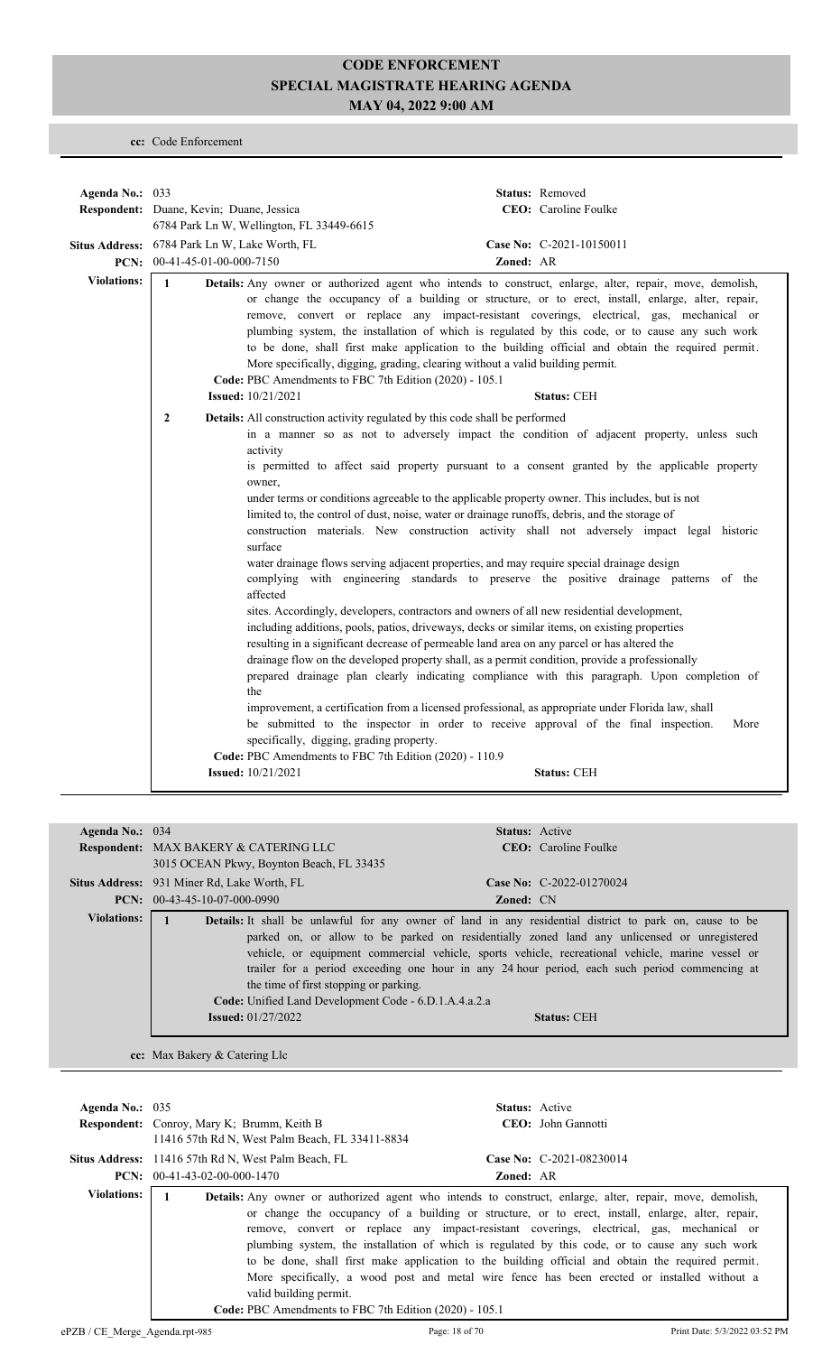# CODE ENFORCEMENT
# SPECIAL MAGISTRATE HEARING AGENDA
# MAY 04, 2022 9:00 AM

**cc:** Code Enforcement

---

**Agenda No.:** 033 **Status:** Removed
**Respondent:** Duane, Kevin; Duane, Jessica **CEO:** Caroline Foulke
6784 Park Ln W, Wellington, FL 33449-6615
**Situs Address:** 6784 Park Ln W, Lake Worth, FL **Case No:** C-2021-10150011
**PCN:** 00-41-45-01-00-000-7150 **Zoned:** AR

**Violations:**

**1** **Details:** Any owner or authorized agent who intends to construct, enlarge, alter, repair, move, demolish, or change the occupancy of a building or structure, or to erect, install, enlarge, alter, repair, remove, convert or replace any impact-resistant coverings, electrical, gas, mechanical or plumbing system, the installation of which is regulated by this code, or to cause any such work to be done, shall first make application to the building official and obtain the required permit. More specifically, digging, grading, clearing without a valid building permit.
**Code:** PBC Amendments to FBC 7th Edition (2020) - 105.1
**Issued:** 10/21/2021 **Status:** CEH

**2** **Details:** All construction activity regulated by this code shall be performed
in a manner so as not to adversely impact the condition of adjacent property, unless such activity
is permitted to affect said property pursuant to a consent granted by the applicable property owner,
under terms or conditions agreeable to the applicable property owner. This includes, but is not
limited to, the control of dust, noise, water or drainage runoffs, debris, and the storage of
construction materials. New construction activity shall not adversely impact legal historic surface
water drainage flows serving adjacent properties, and may require special drainage design
complying with engineering standards to preserve the positive drainage patterns of the affected
sites. Accordingly, developers, contractors and owners of all new residential development,
including additions, pools, patios, driveways, decks or similar items, on existing properties
resulting in a significant decrease of permeable land area on any parcel or has altered the
drainage flow on the developed property shall, as a permit condition, provide a professionally
prepared drainage plan clearly indicating compliance with this paragraph. Upon completion of the
improvement, a certification from a licensed professional, as appropriate under Florida law, shall
be submitted to the inspector in order to receive approval of the final inspection. More specifically, digging, grading property.
**Code:** PBC Amendments to FBC 7th Edition (2020) - 110.9
**Issued:** 10/21/2021 **Status:** CEH

---

**Agenda No.:** 034 **Status:** Active
**Respondent:** MAX BAKERY & CATERING LLC **CEO:** Caroline Foulke
3015 OCEAN Pkwy, Boynton Beach, FL 33435
**Situs Address:** 931 Miner Rd, Lake Worth, FL **Case No:** C-2022-01270024
**PCN:** 00-43-45-10-07-000-0990 **Zoned:** CN

**Violations:**

**1** **Details:** It shall be unlawful for any owner of land in any residential district to park on, cause to be parked on, or allow to be parked on residentially zoned land any unlicensed or unregistered vehicle, or equipment commercial vehicle, sports vehicle, recreational vehicle, marine vessel or trailer for a period exceeding one hour in any 24 hour period, each such period commencing at the time of first stopping or parking.
**Code:** Unified Land Development Code - 6.D.1.A.4.a.2.a
**Issued:** 01/27/2022 **Status:** CEH

**cc:** Max Bakery & Catering Llc

---

**Agenda No.:** 035 **Status:** Active
**Respondent:** Conroy, Mary K; Brumm, Keith B **CEO:** John Gannotti
11416 57th Rd N, West Palm Beach, FL 33411-8834
**Situs Address:** 11416 57th Rd N, West Palm Beach, FL **Case No:** C-2021-08230014
**PCN:** 00-41-43-02-00-000-1470 **Zoned:** AR

**Violations:**

**1** **Details:** Any owner or authorized agent who intends to construct, enlarge, alter, repair, move, demolish, or change the occupancy of a building or structure, or to erect, install, enlarge, alter, repair, remove, convert or replace any impact-resistant coverings, electrical, gas, mechanical or plumbing system, the installation of which is regulated by this code, or to cause any such work to be done, shall first make application to the building official and obtain the required permit. More specifically, a wood post and metal wire fence has been erected or installed without a valid building permit.
**Code:** PBC Amendments to FBC 7th Edition (2020) - 105.1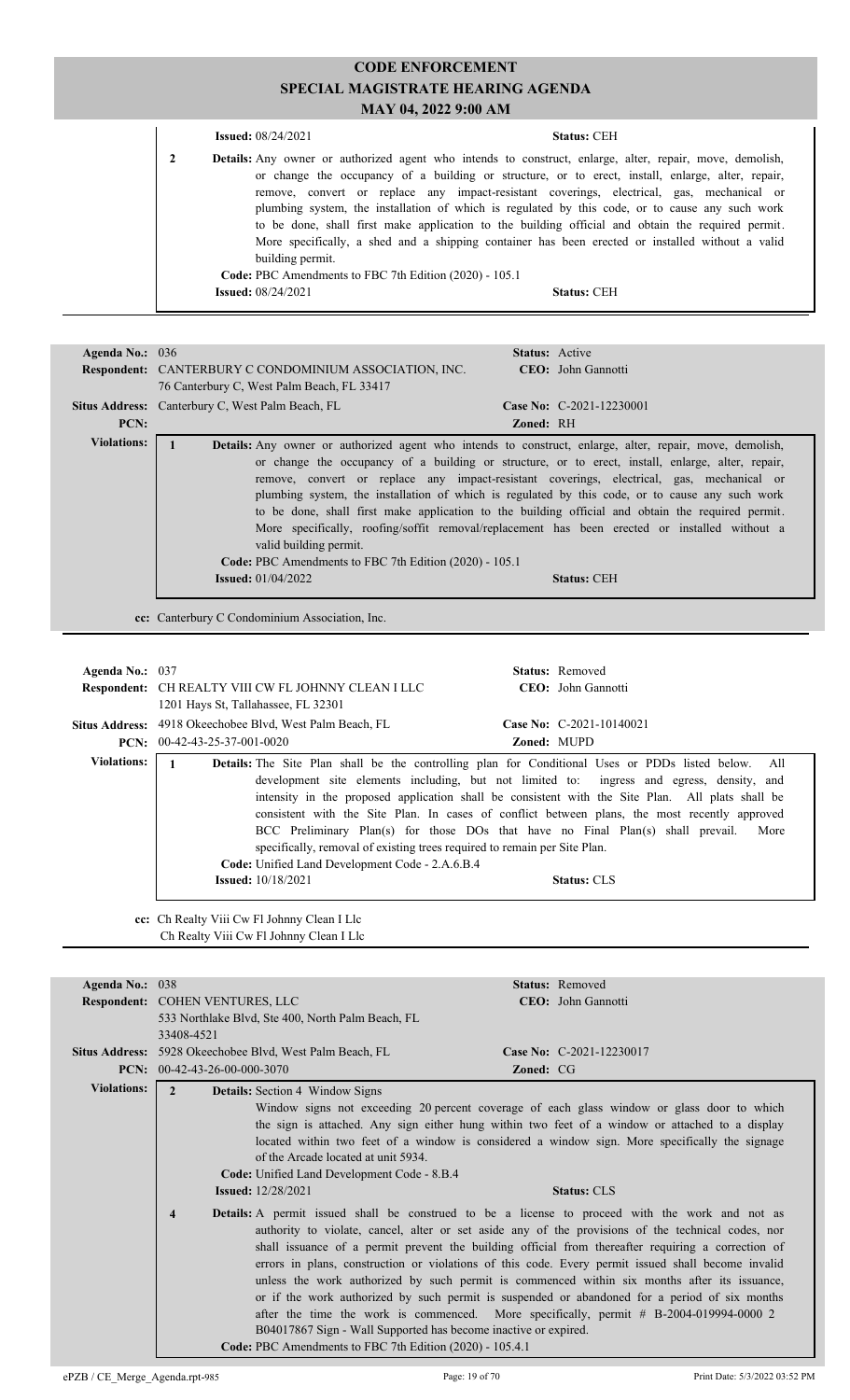# CODE ENFORCEMENT
# SPECIAL MAGISTRATE HEARING AGENDA
## MAY 04, 2022 9:00 AM

**Issued:** 08/24/2021 **Status:** CEH

**2** **Details:** Any owner or authorized agent who intends to construct, enlarge, alter, repair, move, demolish, or change the occupancy of a building or structure, or to erect, install, enlarge, alter, repair, remove, convert or replace any impact-resistant coverings, electrical, gas, mechanical or plumbing system, the installation of which is regulated by this code, or to cause any such work to be done, shall first make application to the building official and obtain the required permit. More specifically, a shed and a shipping container has been erected or installed without a valid building permit.

**Code:** PBC Amendments to FBC 7th Edition (2020) - 105.1

**Issued:** 08/24/2021 **Status:** CEH

---

**Agenda No.:** 036 **Status:** Active

**Respondent:** CANTERBURY C CONDOMINIUM ASSOCIATION, INC. **CEO:** John Gannotti

76 Canterbury C, West Palm Beach, FL 33417

**Situs Address:** Canterbury C, West Palm Beach, FL **Case No:** C-2021-12230001

**PCN:** **Zoned:** RH

**Violations:**

**1** **Details:** Any owner or authorized agent who intends to construct, enlarge, alter, repair, move, demolish, or change the occupancy of a building or structure, or to erect, install, enlarge, alter, repair, remove, convert or replace any impact-resistant coverings, electrical, gas, mechanical or plumbing system, the installation of which is regulated by this code, or to cause any such work to be done, shall first make application to the building official and obtain the required permit. More specifically, roofing/soffit removal/replacement has been erected or installed without a valid building permit.

**Code:** PBC Amendments to FBC 7th Edition (2020) - 105.1

**Issued:** 01/04/2022 **Status:** CEH

**cc:** Canterbury C Condominium Association, Inc.

---

**Agenda No.:** 037 **Status:** Removed

**Respondent:** CH REALTY VIII CW FL JOHNNY CLEAN I LLC **CEO:** John Gannotti

1201 Hays St, Tallahassee, FL 32301

**Situs Address:** 4918 Okeechobee Blvd, West Palm Beach, FL **Case No:** C-2021-10140021

**PCN:** 00-42-43-25-37-001-0020 **Zoned:** MUPD

**Violations:**

**1** **Details:** The Site Plan shall be the controlling plan for Conditional Uses or PDDs listed below. All development site elements including, but not limited to: ingress and egress, density, and intensity in the proposed application shall be consistent with the Site Plan. All plats shall be consistent with the Site Plan. In cases of conflict between plans, the most recently approved BCC Preliminary Plan(s) for those DOs that have no Final Plan(s) shall prevail. More specifically, removal of existing trees required to remain per Site Plan.

**Code:** Unified Land Development Code - 2.A.6.B.4

**Issued:** 10/18/2021 **Status:** CLS

**cc:** Ch Realty Viii Cw Fl Johnny Clean I Llc
Ch Realty Viii Cw Fl Johnny Clean I Llc

---

**Agenda No.:** 038 **Status:** Removed

**Respondent:** COHEN VENTURES, LLC **CEO:** John Gannotti

533 Northlake Blvd, Ste 400, North Palm Beach, FL 33408-4521

**Situs Address:** 5928 Okeechobee Blvd, West Palm Beach, FL **Case No:** C-2021-12230017

**PCN:** 00-42-43-26-00-000-3070 **Zoned:** CG

**Violations:**

**2** **Details:** Section 4 Window Signs

Window signs not exceeding 20 percent coverage of each glass window or glass door to which the sign is attached. Any sign either hung within two feet of a window or attached to a display located within two feet of a window is considered a window sign. More specifically the signage of the Arcade located at unit 5934.

**Code:** Unified Land Development Code - 8.B.4

**Issued:** 12/28/2021 **Status:** CLS

**4** **Details:** A permit issued shall be construed to be a license to proceed with the work and not as authority to violate, cancel, alter or set aside any of the provisions of the technical codes, nor shall issuance of a permit prevent the building official from thereafter requiring a correction of errors in plans, construction or violations of this code. Every permit issued shall become invalid unless the work authorized by such permit is commenced within six months after its issuance, or if the work authorized by such permit is suspended or abandoned for a period of six months after the time the work is commenced. More specifically, permit # B-2004-019994-0000 2 B04017867 Sign - Wall Supported has become inactive or expired.

**Code:** PBC Amendments to FBC 7th Edition (2020) - 105.4.1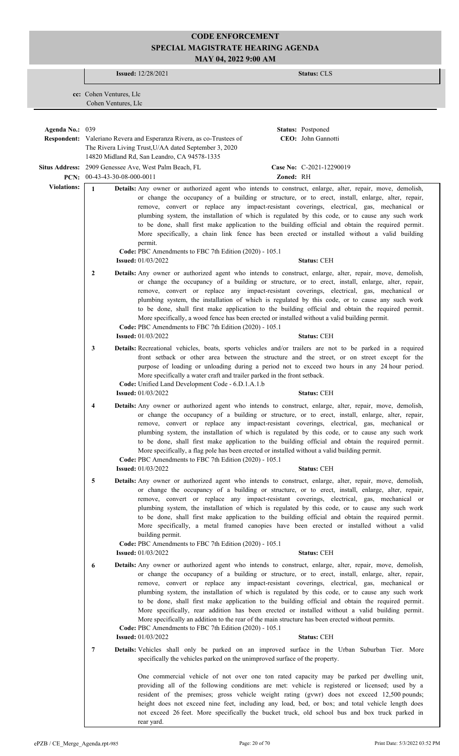# CODE ENFORCEMENT
## SPECIAL MAGISTRATE HEARING AGENDA
### MAY 04, 2022 9:00 AM

**Issued:** 12/28/2021 **Status:** CLS

**cc:** Cohen Ventures, Llc
Cohen Ventures, Llc

---

**Agenda No.:** 039 **Status:** Postponed

**Respondent:** Valeriano Revera and Esperanza Rivera, as co-Trustees of The Rivera Living Trust,U/AA dated September 3, 2020
14820 Midland Rd, San Leandro, CA 94578-1335 **CEO:** John Gannotti

**Situs Address:** 2909 Genessee Ave, West Palm Beach, FL **Case No:** C-2021-12290019

**PCN:** 00-43-43-30-08-000-0011 **Zoned:** RH

**Violations:**

**1** **Details:** Any owner or authorized agent who intends to construct, enlarge, alter, repair, move, demolish, or change the occupancy of a building or structure, or to erect, install, enlarge, alter, repair, remove, convert or replace any impact-resistant coverings, electrical, gas, mechanical or plumbing system, the installation of which is regulated by this code, or to cause any such work to be done, shall first make application to the building official and obtain the required permit. More specifically, a chain link fence has been erected or installed without a valid building permit.
**Code:** PBC Amendments to FBC 7th Edition (2020) - 105.1
**Issued:** 01/03/2022 **Status:** CEH

**2** **Details:** Any owner or authorized agent who intends to construct, enlarge, alter, repair, move, demolish, or change the occupancy of a building or structure, or to erect, install, enlarge, alter, repair, remove, convert or replace any impact-resistant coverings, electrical, gas, mechanical or plumbing system, the installation of which is regulated by this code, or to cause any such work to be done, shall first make application to the building official and obtain the required permit. More specifically, a wood fence has been erected or installed without a valid building permit.
**Code:** PBC Amendments to FBC 7th Edition (2020) - 105.1
**Issued:** 01/03/2022 **Status:** CEH

**3** **Details:** Recreational vehicles, boats, sports vehicles and/or trailers are not to be parked in a required front setback or other area between the structure and the street, or on street except for the purpose of loading or unloading during a period not to exceed two hours in any 24 hour period. More specifically a water craft and trailer parked in the front setback.
**Code:** Unified Land Development Code - 6.D.1.A.1.b
**Issued:** 01/03/2022 **Status:** CEH

**4** **Details:** Any owner or authorized agent who intends to construct, enlarge, alter, repair, move, demolish, or change the occupancy of a building or structure, or to erect, install, enlarge, alter, repair, remove, convert or replace any impact-resistant coverings, electrical, gas, mechanical or plumbing system, the installation of which is regulated by this code, or to cause any such work to be done, shall first make application to the building official and obtain the required permit. More specifically, a flag pole has been erected or installed without a valid building permit.
**Code:** PBC Amendments to FBC 7th Edition (2020) - 105.1
**Issued:** 01/03/2022 **Status:** CEH

**5** **Details:** Any owner or authorized agent who intends to construct, enlarge, alter, repair, move, demolish, or change the occupancy of a building or structure, or to erect, install, enlarge, alter, repair, remove, convert or replace any impact-resistant coverings, electrical, gas, mechanical or plumbing system, the installation of which is regulated by this code, or to cause any such work to be done, shall first make application to the building official and obtain the required permit. More specifically, a metal framed canopies have been erected or installed without a valid building permit.
**Code:** PBC Amendments to FBC 7th Edition (2020) - 105.1
**Issued:** 01/03/2022 **Status:** CEH

**6** **Details:** Any owner or authorized agent who intends to construct, enlarge, alter, repair, move, demolish, or change the occupancy of a building or structure, or to erect, install, enlarge, alter, repair, remove, convert or replace any impact-resistant coverings, electrical, gas, mechanical or plumbing system, the installation of which is regulated by this code, or to cause any such work to be done, shall first make application to the building official and obtain the required permit. More specifically, rear addition has been erected or installed without a valid building permit. More specifically an addition to the rear of the main structure has been erected without permits.
**Code:** PBC Amendments to FBC 7th Edition (2020) - 105.1
**Issued:** 01/03/2022 **Status:** CEH

**7** **Details:** Vehicles shall only be parked on an improved surface in the Urban Suburban Tier. More specifically the vehicles parked on the unimproved surface of the property.

One commercial vehicle of not over one ton rated capacity may be parked per dwelling unit, providing all of the following conditions are met: vehicle is registered or licensed; used by a resident of the premises; gross vehicle weight rating (gvwr) does not exceed 12,500 pounds; height does not exceed nine feet, including any load, bed, or box; and total vehicle length does not exceed 26 feet. More specifically the bucket truck, old school bus and box truck parked in rear yard.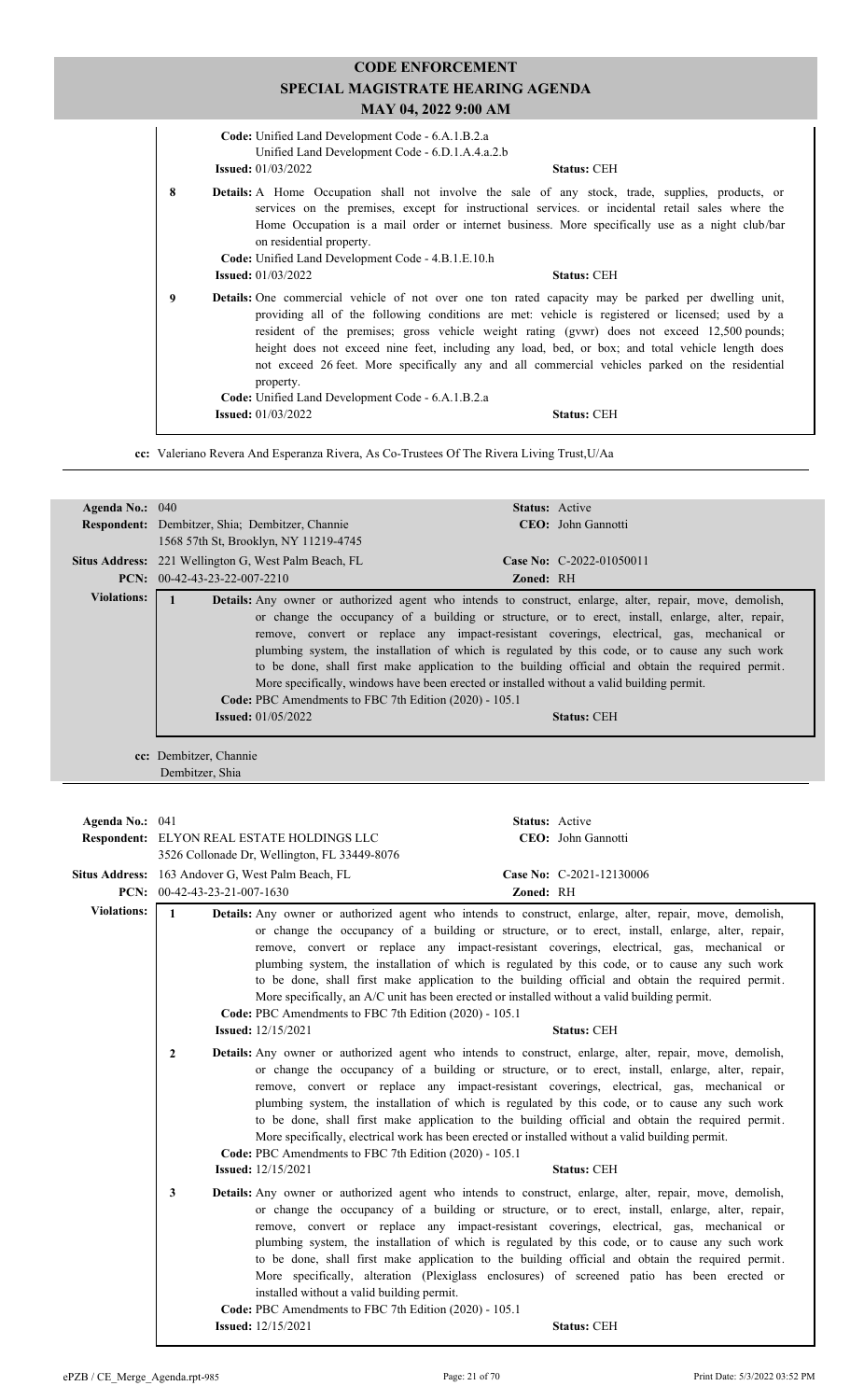# CODE ENFORCEMENT
## SPECIAL MAGISTRATE HEARING AGENDA
### MAY 04, 2022 9:00 AM

**Code:** Unified Land Development Code - 6.A.1.B.2.a
Unified Land Development Code - 6.D.1.A.4.a.2.b
**Issued:** 01/03/2022 **Status:** CEH

**8** **Details:** A Home Occupation shall not involve the sale of any stock, trade, supplies, products, or services on the premises, except for instructional services. or incidental retail sales where the Home Occupation is a mail order or internet business. More specifically use as a night club/bar on residential property.
**Code:** Unified Land Development Code - 4.B.1.E.10.h
**Issued:** 01/03/2022 **Status:** CEH

**9** **Details:** One commercial vehicle of not over one ton rated capacity may be parked per dwelling unit, providing all of the following conditions are met: vehicle is registered or licensed; used by a resident of the premises; gross vehicle weight rating (gvwr) does not exceed 12,500 pounds; height does not exceed nine feet, including any load, bed, or box; and total vehicle length does not exceed 26 feet. More specifically any and all commercial vehicles parked on the residential property.
**Code:** Unified Land Development Code - 6.A.1.B.2.a
**Issued:** 01/03/2022 **Status:** CEH

**cc:** Valeriano Revera And Esperanza Rivera, As Co-Trustees Of The Rivera Living Trust,U/Aa

---

**Agenda No.:** 040 **Status:** Active
**Respondent:** Dembitzer, Shia; Dembitzer, Channie **CEO:** John Gannotti
1568 57th St, Brooklyn, NY 11219-4745
**Situs Address:** 221 Wellington G, West Palm Beach, FL **Case No:** C-2022-01050011
**PCN:** 00-42-43-23-22-007-2210 **Zoned:** RH

**Violations:**

**1** **Details:** Any owner or authorized agent who intends to construct, enlarge, alter, repair, move, demolish, or change the occupancy of a building or structure, or to erect, install, enlarge, alter, repair, remove, convert or replace any impact-resistant coverings, electrical, gas, mechanical or plumbing system, the installation of which is regulated by this code, or to cause any such work to be done, shall first make application to the building official and obtain the required permit. More specifically, windows have been erected or installed without a valid building permit.
**Code:** PBC Amendments to FBC 7th Edition (2020) - 105.1
**Issued:** 01/05/2022 **Status:** CEH

**cc:** Dembitzer, Channie
Dembitzer, Shia

---

**Agenda No.:** 041 **Status:** Active
**Respondent:** ELYON REAL ESTATE HOLDINGS LLC **CEO:** John Gannotti
3526 Collonade Dr, Wellington, FL 33449-8076
**Situs Address:** 163 Andover G, West Palm Beach, FL **Case No:** C-2021-12130006
**PCN:** 00-42-43-23-21-007-1630 **Zoned:** RH

**Violations:**

**1** **Details:** Any owner or authorized agent who intends to construct, enlarge, alter, repair, move, demolish, or change the occupancy of a building or structure, or to erect, install, enlarge, alter, repair, remove, convert or replace any impact-resistant coverings, electrical, gas, mechanical or plumbing system, the installation of which is regulated by this code, or to cause any such work to be done, shall first make application to the building official and obtain the required permit. More specifically, an A/C unit has been erected or installed without a valid building permit.
**Code:** PBC Amendments to FBC 7th Edition (2020) - 105.1
**Issued:** 12/15/2021 **Status:** CEH

**2** **Details:** Any owner or authorized agent who intends to construct, enlarge, alter, repair, move, demolish, or change the occupancy of a building or structure, or to erect, install, enlarge, alter, repair, remove, convert or replace any impact-resistant coverings, electrical, gas, mechanical or plumbing system, the installation of which is regulated by this code, or to cause any such work to be done, shall first make application to the building official and obtain the required permit. More specifically, electrical work has been erected or installed without a valid building permit.
**Code:** PBC Amendments to FBC 7th Edition (2020) - 105.1
**Issued:** 12/15/2021 **Status:** CEH

**3** **Details:** Any owner or authorized agent who intends to construct, enlarge, alter, repair, move, demolish, or change the occupancy of a building or structure, or to erect, install, enlarge, alter, repair, remove, convert or replace any impact-resistant coverings, electrical, gas, mechanical or plumbing system, the installation of which is regulated by this code, or to cause any such work to be done, shall first make application to the building official and obtain the required permit. More specifically, alteration (Plexiglass enclosures) of screened patio has been erected or installed without a valid building permit.
**Code:** PBC Amendments to FBC 7th Edition (2020) - 105.1
**Issued:** 12/15/2021 **Status:** CEH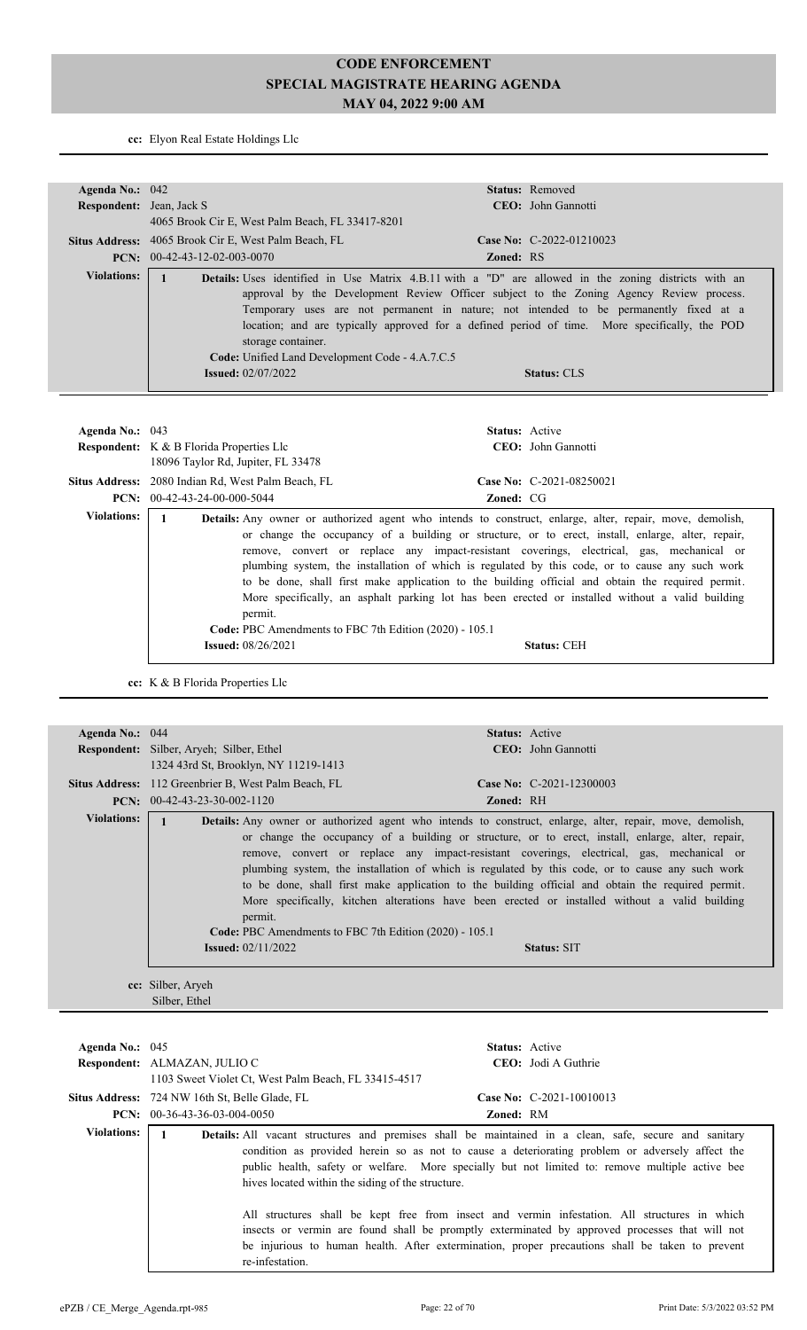# CODE ENFORCEMENT
# SPECIAL MAGISTRATE HEARING AGENDA
# MAY 04, 2022 9:00 AM

**cc:** Elyon Real Estate Holdings Llc

---

**Agenda No.:** 042 **Status:** Removed
**Respondent:** Jean, Jack S **CEO:** John Gannotti
4065 Brook Cir E, West Palm Beach, FL 33417-8201
**Situs Address:** 4065 Brook Cir E, West Palm Beach, FL **Case No:** C-2022-01210023
**PCN:** 00-42-43-12-02-003-0070 **Zoned:** RS

**Violations:**

1 **Details:** Uses identified in Use Matrix 4.B.11 with a "D" are allowed in the zoning districts with an approval by the Development Review Officer subject to the Zoning Agency Review process. Temporary uses are not permanent in nature; not intended to be permanently fixed at a location; and are typically approved for a defined period of time. More specifically, the POD storage container.
**Code:** Unified Land Development Code - 4.A.7.C.5
**Issued:** 02/07/2022 **Status:** CLS

---

**Agenda No.:** 043 **Status:** Active
**Respondent:** K & B Florida Properties Llc **CEO:** John Gannotti
18096 Taylor Rd, Jupiter, FL 33478
**Situs Address:** 2080 Indian Rd, West Palm Beach, FL **Case No:** C-2021-08250021
**PCN:** 00-42-43-24-00-000-5044 **Zoned:** CG

**Violations:**

1 **Details:** Any owner or authorized agent who intends to construct, enlarge, alter, repair, move, demolish, or change the occupancy of a building or structure, or to erect, install, enlarge, alter, repair, remove, convert or replace any impact-resistant coverings, electrical, gas, mechanical or plumbing system, the installation of which is regulated by this code, or to cause any such work to be done, shall first make application to the building official and obtain the required permit. More specifically, an asphalt parking lot has been erected or installed without a valid building permit.
**Code:** PBC Amendments to FBC 7th Edition (2020) - 105.1
**Issued:** 08/26/2021 **Status:** CEH

**cc:** K & B Florida Properties Llc

---

**Agenda No.:** 044 **Status:** Active
**Respondent:** Silber, Aryeh; Silber, Ethel **CEO:** John Gannotti
1324 43rd St, Brooklyn, NY 11219-1413
**Situs Address:** 112 Greenbrier B, West Palm Beach, FL **Case No:** C-2021-12300003
**PCN:** 00-42-43-23-30-002-1120 **Zoned:** RH

**Violations:**

1 **Details:** Any owner or authorized agent who intends to construct, enlarge, alter, repair, move, demolish, or change the occupancy of a building or structure, or to erect, install, enlarge, alter, repair, remove, convert or replace any impact-resistant coverings, electrical, gas, mechanical or plumbing system, the installation of which is regulated by this code, or to cause any such work to be done, shall first make application to the building official and obtain the required permit. More specifically, kitchen alterations have been erected or installed without a valid building permit.
**Code:** PBC Amendments to FBC 7th Edition (2020) - 105.1
**Issued:** 02/11/2022 **Status:** SIT

**cc:** Silber, Aryeh
Silber, Ethel

---

**Agenda No.:** 045 **Status:** Active
**Respondent:** ALMAZAN, JULIO C **CEO:** Jodi A Guthrie
1103 Sweet Violet Ct, West Palm Beach, FL 33415-4517
**Situs Address:** 724 NW 16th St, Belle Glade, FL **Case No:** C-2021-10010013
**PCN:** 00-36-43-36-03-004-0050 **Zoned:** RM

**Violations:**

1 **Details:** All vacant structures and premises shall be maintained in a clean, safe, secure and sanitary condition as provided herein so as not to cause a deteriorating problem or adversely affect the public health, safety or welfare. More specially but not limited to: remove multiple active bee hives located within the siding of the structure.

All structures shall be kept free from insect and vermin infestation. All structures in which insects or vermin are found shall be promptly exterminated by approved processes that will not be injurious to human health. After extermination, proper precautions shall be taken to prevent re-infestation.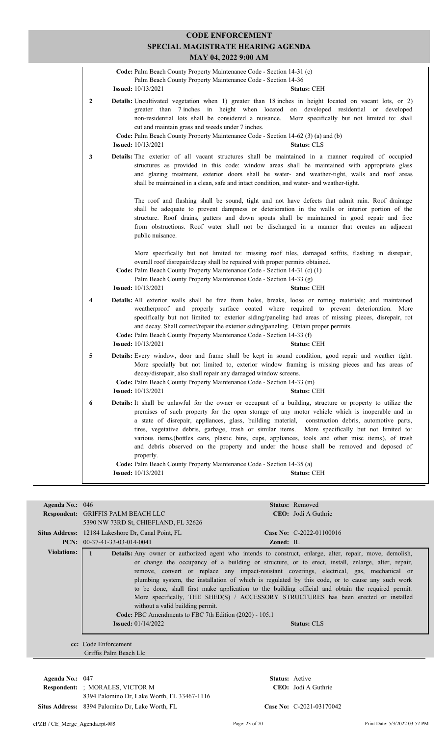# CODE ENFORCEMENT
## SPECIAL MAGISTRATE HEARING AGENDA
### MAY 04, 2022 9:00 AM

**Code:** Palm Beach County Property Maintenance Code - Section 14-31 (c)
Palm Beach County Property Maintenance Code - Section 14-36
**Issued:** 10/13/2021 **Status:** CEH

**2** **Details:** Uncultivated vegetation when 1) greater than 18 inches in height located on vacant lots, or 2) greater than 7 inches in height when located on developed residential or developed non-residential lots shall be considered a nuisance. More specifically but not limited to: shall cut and maintain grass and weeds under 7 inches.
**Code:** Palm Beach County Property Maintenance Code - Section 14-62 (3) (a) and (b)
**Issued:** 10/13/2021 **Status:** CLS

**3** **Details:** The exterior of all vacant structures shall be maintained in a manner required of occupied structures as provided in this code: window areas shall be maintained with appropriate glass and glazing treatment, exterior doors shall be water- and weather-tight, walls and roof areas shall be maintained in a clean, safe and intact condition, and water- and weather-tight.

The roof and flashing shall be sound, tight and not have defects that admit rain. Roof drainage shall be adequate to prevent dampness or deterioration in the walls or interior portion of the structure. Roof drains, gutters and down spouts shall be maintained in good repair and free from obstructions. Roof water shall not be discharged in a manner that creates an adjacent public nuisance.

More specifically but not limited to: missing roof tiles, damaged soffits, flashing in disrepair, overall roof disrepair/decay shall be repaired with proper permits obtained.
**Code:** Palm Beach County Property Maintenance Code - Section 14-31 (c) (1)
Palm Beach County Property Maintenance Code - Section 14-33 (g)
**Issued:** 10/13/2021 **Status:** CEH

**4** **Details:** All exterior walls shall be free from holes, breaks, loose or rotting materials; and maintained weatherproof and properly surface coated where required to prevent deterioration. More specifically but not limited to: exterior siding/paneling had areas of missing pieces, disrepair, rot and decay. Shall correct/repair the exterior siding/paneling. Obtain proper permits.
**Code:** Palm Beach County Property Maintenance Code - Section 14-33 (f)
**Issued:** 10/13/2021 **Status:** CEH

**5** **Details:** Every window, door and frame shall be kept in sound condition, good repair and weather tight. More specially but not limited to, exterior window framing is missing pieces and has areas of decay/disrepair, also shall repair any damaged window screens.
**Code:** Palm Beach County Property Maintenance Code - Section 14-33 (m)
**Issued:** 10/13/2021 **Status:** CEH

**6** **Details:** It shall be unlawful for the owner or occupant of a building, structure or property to utilize the premises of such property for the open storage of any motor vehicle which is inoperable and in a state of disrepair, appliances, glass, building material, construction debris, automotive parts, tires, vegetative debris, garbage, trash or similar items. More specifically but not limited to: various items,(bottles cans, plastic bins, cups, appliances, tools and other misc items), of trash and debris observed on the property and under the house shall be removed and deposed of properly.
**Code:** Palm Beach County Property Maintenance Code - Section 14-35 (a)
**Issued:** 10/13/2021 **Status:** CEH

---

**Agenda No.:** 046 **Status:** Removed
**Respondent:** GRIFFIS PALM BEACH LLC **CEO:** Jodi A Guthrie
5390 NW 73RD St, CHIEFLAND, FL 32626
**Situs Address:** 12184 Lakeshore Dr, Canal Point, FL **Case No:** C-2022-01100016
**PCN:** 00-37-41-33-03-014-0041 **Zoned:** IL

**Violations:**

**1** **Details:** Any owner or authorized agent who intends to construct, enlarge, alter, repair, move, demolish, or change the occupancy of a building or structure, or to erect, install, enlarge, alter, repair, remove, convert or replace any impact-resistant coverings, electrical, gas, mechanical or plumbing system, the installation of which is regulated by this code, or to cause any such work to be done, shall first make application to the building official and obtain the required permit. More specifically, THE SHED(S) / ACCESSORY STRUCTURES has been erected or installed without a valid building permit.
**Code:** PBC Amendments to FBC 7th Edition (2020) - 105.1
**Issued:** 01/14/2022 **Status:** CLS

**cc:** Code Enforcement
Griffis Palm Beach Llc

---

**Agenda No.:** 047 **Status:** Active
**Respondent:** ; MORALES, VICTOR M **CEO:** Jodi A Guthrie
8394 Palomino Dr, Lake Worth, FL 33467-1116
**Situs Address:** 8394 Palomino Dr, Lake Worth, FL **Case No:** C-2021-03170042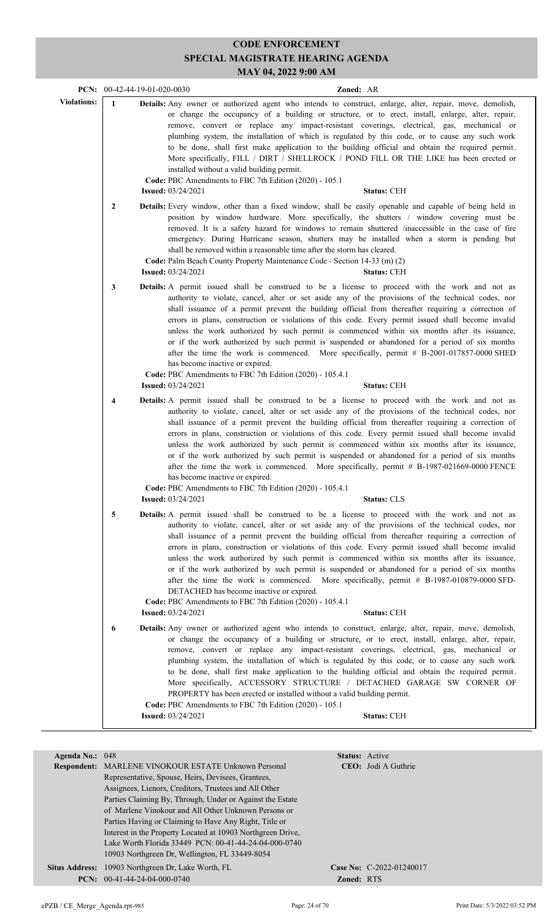# CODE ENFORCEMENT
## SPECIAL MAGISTRATE HEARING AGENDA
### MAY 04, 2022 9:00 AM

**PCN:** 00-42-44-19-01-020-0030 **Zoned:** AR

**Violations:**

**1** **Details:** Any owner or authorized agent who intends to construct, enlarge, alter, repair, move, demolish, or change the occupancy of a building or structure, or to erect, install, enlarge, alter, repair, remove, convert or replace any impact-resistant coverings, electrical, gas, mechanical or plumbing system, the installation of which is regulated by this code, or to cause any such work to be done, shall first make application to the building official and obtain the required permit. More specifically, FILL / DIRT / SHELLROCK / POND FILL OR THE LIKE has been erected or installed without a valid building permit.
**Code:** PBC Amendments to FBC 7th Edition (2020) - 105.1
**Issued:** 03/24/2021 **Status:** CEH

**2** **Details:** Every window, other than a fixed window, shall be easily openable and capable of being held in position by window hardware. More specifically, the shutters / window covering must be removed. It is a safety hazard for windows to remain shuttered /inaccessible in the case of fire emergency. During Hurricane season, shutters may be installed when a storm is pending but shall be removed within a reasonable time after the storm has cleared.
**Code:** Palm Beach County Property Maintenance Code - Section 14-33 (m) (2)
**Issued:** 03/24/2021 **Status:** CEH

**3** **Details:** A permit issued shall be construed to be a license to proceed with the work and not as authority to violate, cancel, alter or set aside any of the provisions of the technical codes, nor shall issuance of a permit prevent the building official from thereafter requiring a correction of errors in plans, construction or violations of this code. Every permit issued shall become invalid unless the work authorized by such permit is commenced within six months after its issuance, or if the work authorized by such permit is suspended or abandoned for a period of six months after the time the work is commenced. More specifically, permit # B-2001-017857-0000 SHED has become inactive or expired.
**Code:** PBC Amendments to FBC 7th Edition (2020) - 105.4.1
**Issued:** 03/24/2021 **Status:** CEH

**4** **Details:** A permit issued shall be construed to be a license to proceed with the work and not as authority to violate, cancel, alter or set aside any of the provisions of the technical codes, nor shall issuance of a permit prevent the building official from thereafter requiring a correction of errors in plans, construction or violations of this code. Every permit issued shall become invalid unless the work authorized by such permit is commenced within six months after its issuance, or if the work authorized by such permit is suspended or abandoned for a period of six months after the time the work is commenced. More specifically, permit # B-1987-021669-0000 FENCE has become inactive or expired.
**Code:** PBC Amendments to FBC 7th Edition (2020) - 105.4.1
**Issued:** 03/24/2021 **Status:** CLS

**5** **Details:** A permit issued shall be construed to be a license to proceed with the work and not as authority to violate, cancel, alter or set aside any of the provisions of the technical codes, nor shall issuance of a permit prevent the building official from thereafter requiring a correction of errors in plans, construction or violations of this code. Every permit issued shall become invalid unless the work authorized by such permit is commenced within six months after its issuance, or if the work authorized by such permit is suspended or abandoned for a period of six months after the time the work is commenced. More specifically, permit # B-1987-010879-0000 SFD-DETACHED has become inactive or expired.
**Code:** PBC Amendments to FBC 7th Edition (2020) - 105.4.1
**Issued:** 03/24/2021 **Status:** CEH

**6** **Details:** Any owner or authorized agent who intends to construct, enlarge, alter, repair, move, demolish, or change the occupancy of a building or structure, or to erect, install, enlarge, alter, repair, remove, convert or replace any impact-resistant coverings, electrical, gas, mechanical or plumbing system, the installation of which is regulated by this code, or to cause any such work to be done, shall first make application to the building official and obtain the required permit. More specifically, ACCESSORY STRUCTURE / DETACHED GARAGE SW CORNER OF PROPERTY has been erected or installed without a valid building permit.
**Code:** PBC Amendments to FBC 7th Edition (2020) - 105.1
**Issued:** 03/24/2021 **Status:** CEH

---

**Agenda No.:** 048 **Status:** Active

**Respondent:** MARLENE VINOKOUR ESTATE Unknown Personal Representative, Spouse, Heirs, Devisees, Grantees, Assignees, Lienors, Creditors, Trustees and All Other Parties Claiming By, Through, Under or Against the Estate of Marlene Vinokour and All Other Unknown Persons or Parties Having or Claiming to Have Any Right, Title or Interest in the Property Located at 10903 Northgreen Drive, Lake Worth Florida 33449 PCN: 00-41-44-24-04-000-0740 10903 Northgreen Dr, Wellington, FL 33449-8054 **CEO:** Jodi A Guthrie

**Situs Address:** 10903 Northgreen Dr, Lake Worth, FL **Case No:** C-2022-01240017

**PCN:** 00-41-44-24-04-000-0740 **Zoned:** RTS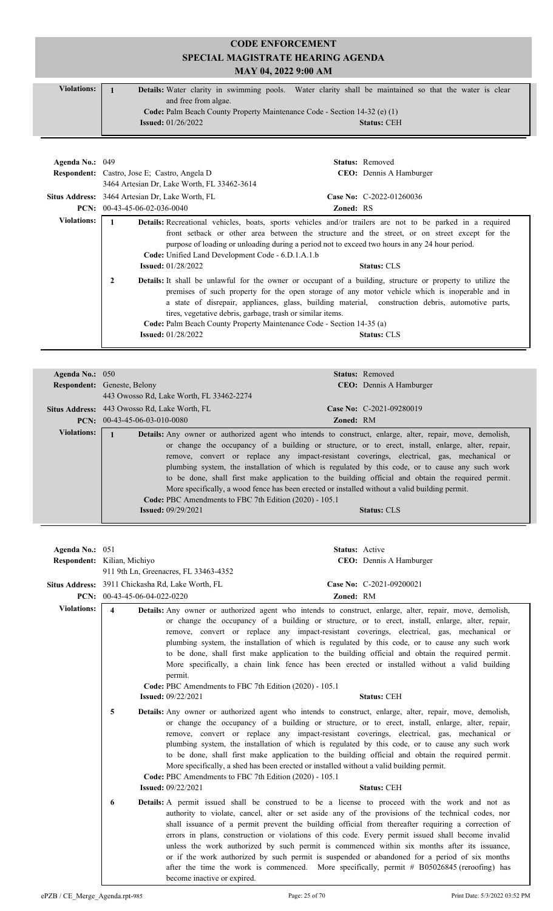# CODE ENFORCEMENT
## SPECIAL MAGISTRATE HEARING AGENDA
### MAY 04, 2022 9:00 AM

**Violations:**

1. **Details:** Water clarity in swimming pools. Water clarity shall be maintained so that the water is clear and free from algae.
   **Code:** Palm Beach County Property Maintenance Code - Section 14-32 (e) (1)
   **Issued:** 01/26/2022 **Status:** CEH

---

**Agenda No.:** 049 **Status:** Removed
**Respondent:** Castro, Jose E; Castro, Angela D **CEO:** Dennis A Hamburger
3464 Artesian Dr, Lake Worth, FL 33462-3614
**Situs Address:** 3464 Artesian Dr, Lake Worth, FL **Case No:** C-2022-01260036
**PCN:** 00-43-45-06-02-036-0040 **Zoned:** RS

**Violations:**

1. **Details:** Recreational vehicles, boats, sports vehicles and/or trailers are not to be parked in a required front setback or other area between the structure and the street, or on street except for the purpose of loading or unloading during a period not to exceed two hours in any 24 hour period.
   **Code:** Unified Land Development Code - 6.D.1.A.1.b
   **Issued:** 01/28/2022 **Status:** CLS

2. **Details:** It shall be unlawful for the owner or occupant of a building, structure or property to utilize the premises of such property for the open storage of any motor vehicle which is inoperable and in a state of disrepair, appliances, glass, building material, construction debris, automotive parts, tires, vegetative debris, garbage, trash or similar items.
   **Code:** Palm Beach County Property Maintenance Code - Section 14-35 (a)
   **Issued:** 01/28/2022 **Status:** CLS

---

**Agenda No.:** 050 **Status:** Removed
**Respondent:** Geneste, Belony **CEO:** Dennis A Hamburger
443 Owosso Rd, Lake Worth, FL 33462-2274
**Situs Address:** 443 Owosso Rd, Lake Worth, FL **Case No:** C-2021-09280019
**PCN:** 00-43-45-06-03-010-0080 **Zoned:** RM

**Violations:**

1. **Details:** Any owner or authorized agent who intends to construct, enlarge, alter, repair, move, demolish, or change the occupancy of a building or structure, or to erect, install, enlarge, alter, repair, remove, convert or replace any impact-resistant coverings, electrical, gas, mechanical or plumbing system, the installation of which is regulated by this code, or to cause any such work to be done, shall first make application to the building official and obtain the required permit. More specifically, a wood fence has been erected or installed without a valid building permit.
   **Code:** PBC Amendments to FBC 7th Edition (2020) - 105.1
   **Issued:** 09/29/2021 **Status:** CLS

---

**Agenda No.:** 051 **Status:** Active
**Respondent:** Kilian, Michiyo **CEO:** Dennis A Hamburger
911 9th Ln, Greenacres, FL 33463-4352
**Situs Address:** 3911 Chickasha Rd, Lake Worth, FL **Case No:** C-2021-09200021
**PCN:** 00-43-45-06-04-022-0220 **Zoned:** RM

**Violations:**

4. **Details:** Any owner or authorized agent who intends to construct, enlarge, alter, repair, move, demolish, or change the occupancy of a building or structure, or to erect, install, enlarge, alter, repair, remove, convert or replace any impact-resistant coverings, electrical, gas, mechanical or plumbing system, the installation of which is regulated by this code, or to cause any such work to be done, shall first make application to the building official and obtain the required permit. More specifically, a chain link fence has been erected or installed without a valid building permit.
   **Code:** PBC Amendments to FBC 7th Edition (2020) - 105.1
   **Issued:** 09/22/2021 **Status:** CEH

5. **Details:** Any owner or authorized agent who intends to construct, enlarge, alter, repair, move, demolish, or change the occupancy of a building or structure, or to erect, install, enlarge, alter, repair, remove, convert or replace any impact-resistant coverings, electrical, gas, mechanical or plumbing system, the installation of which is regulated by this code, or to cause any such work to be done, shall first make application to the building official and obtain the required permit. More specifically, a shed has been erected or installed without a valid building permit.
   **Code:** PBC Amendments to FBC 7th Edition (2020) - 105.1
   **Issued:** 09/22/2021 **Status:** CEH

6. **Details:** A permit issued shall be construed to be a license to proceed with the work and not as authority to violate, cancel, alter or set aside any of the provisions of the technical codes, nor shall issuance of a permit prevent the building official from thereafter requiring a correction of errors in plans, construction or violations of this code. Every permit issued shall become invalid unless the work authorized by such permit is commenced within six months after its issuance, or if the work authorized by such permit is suspended or abandoned for a period of six months after the time the work is commenced. More specifically, permit # B05026845 (reroofing) has become inactive or expired.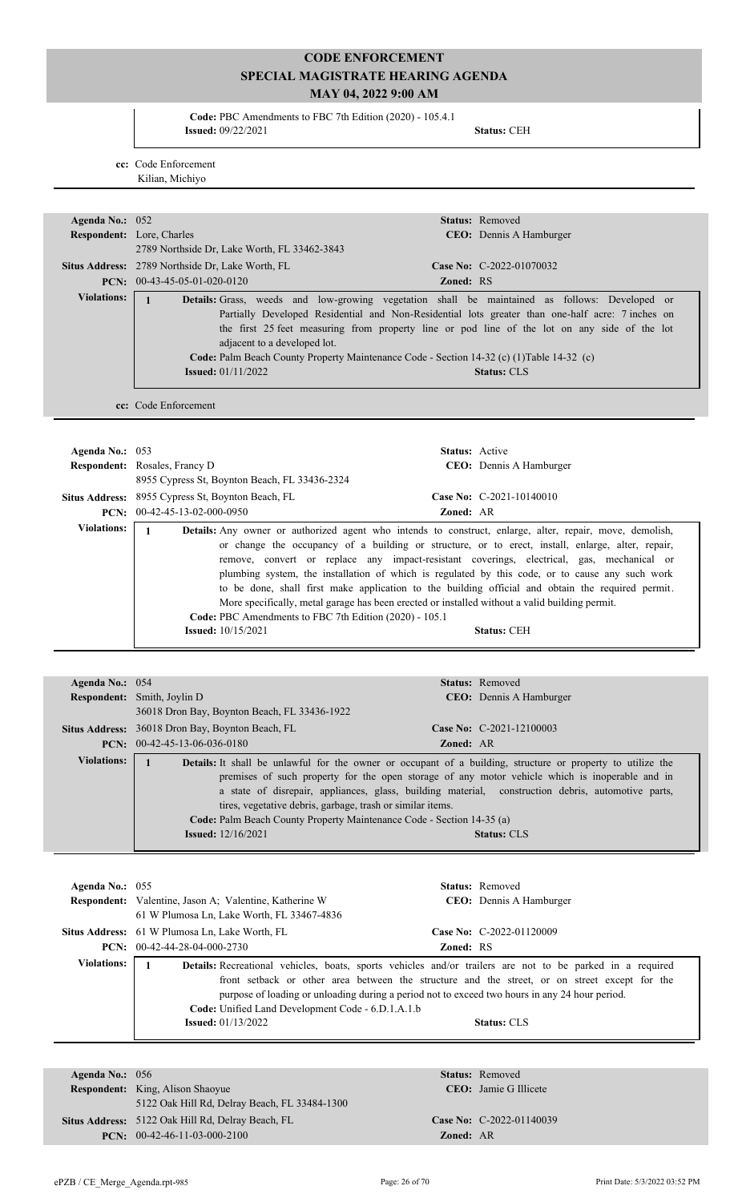# CODE ENFORCEMENT
## SPECIAL MAGISTRATE HEARING AGENDA
### MAY 04, 2022 9:00 AM

**Code:** PBC Amendments to FBC 7th Edition (2020) - 105.4.1
**Issued:** 09/22/2021 **Status:** CEH

**cc:** Code Enforcement
Kilian, Michiyo

---

**Agenda No.:** 052 **Status:** Removed
**Respondent:** Lore, Charles **CEO:** Dennis A Hamburger
2789 Northside Dr, Lake Worth, FL 33462-3843
**Situs Address:** 2789 Northside Dr, Lake Worth, FL **Case No:** C-2022-01070032
**PCN:** 00-43-45-05-01-020-0120 **Zoned:** RS

**Violations:**

1 **Details:** Grass, weeds and low-growing vegetation shall be maintained as follows: Developed or Partially Developed Residential and Non-Residential lots greater than one-half acre: 7 inches on the first 25 feet measuring from property line or pod line of the lot on any side of the lot adjacent to a developed lot.
**Code:** Palm Beach County Property Maintenance Code - Section 14-32 (c) (1)Table 14-32 (c)
**Issued:** 01/11/2022 **Status:** CLS

**cc:** Code Enforcement

---

**Agenda No.:** 053 **Status:** Active
**Respondent:** Rosales, Francy D **CEO:** Dennis A Hamburger
8955 Cypress St, Boynton Beach, FL 33436-2324
**Situs Address:** 8955 Cypress St, Boynton Beach, FL **Case No:** C-2021-10140010
**PCN:** 00-42-45-13-02-000-0950 **Zoned:** AR

**Violations:**

1 **Details:** Any owner or authorized agent who intends to construct, enlarge, alter, repair, move, demolish, or change the occupancy of a building or structure, or to erect, install, enlarge, alter, repair, remove, convert or replace any impact-resistant coverings, electrical, gas, mechanical or plumbing system, the installation of which is regulated by this code, or to cause any such work to be done, shall first make application to the building official and obtain the required permit.
More specifically, metal garage has been erected or installed without a valid building permit.
**Code:** PBC Amendments to FBC 7th Edition (2020) - 105.1
**Issued:** 10/15/2021 **Status:** CEH

---

**Agenda No.:** 054 **Status:** Removed
**Respondent:** Smith, Joylin D **CEO:** Dennis A Hamburger
36018 Dron Bay, Boynton Beach, FL 33436-1922
**Situs Address:** 36018 Dron Bay, Boynton Beach, FL **Case No:** C-2021-12100003
**PCN:** 00-42-45-13-06-036-0180 **Zoned:** AR

**Violations:**

1 **Details:** It shall be unlawful for the owner or occupant of a building, structure or property to utilize the premises of such property for the open storage of any motor vehicle which is inoperable and in a state of disrepair, appliances, glass, building material, construction debris, automotive parts, tires, vegetative debris, garbage, trash or similar items.
**Code:** Palm Beach County Property Maintenance Code - Section 14-35 (a)
**Issued:** 12/16/2021 **Status:** CLS

---

**Agenda No.:** 055 **Status:** Removed
**Respondent:** Valentine, Jason A; Valentine, Katherine W **CEO:** Dennis A Hamburger
61 W Plumosa Ln, Lake Worth, FL 33467-4836
**Situs Address:** 61 W Plumosa Ln, Lake Worth, FL **Case No:** C-2022-01120009
**PCN:** 00-42-44-28-04-000-2730 **Zoned:** RS

**Violations:**

1 **Details:** Recreational vehicles, boats, sports vehicles and/or trailers are not to be parked in a required front setback or other area between the structure and the street, or on street except for the purpose of loading or unloading during a period not to exceed two hours in any 24 hour period.
**Code:** Unified Land Development Code - 6.D.1.A.1.b
**Issued:** 01/13/2022 **Status:** CLS

---

**Agenda No.:** 056 **Status:** Removed
**Respondent:** King, Alison Shaoyue **CEO:** Jamie G Illicete
5122 Oak Hill Rd, Delray Beach, FL 33484-1300
**Situs Address:** 5122 Oak Hill Rd, Delray Beach, FL **Case No:** C-2022-01140039
**PCN:** 00-42-46-11-03-000-2100 **Zoned:** AR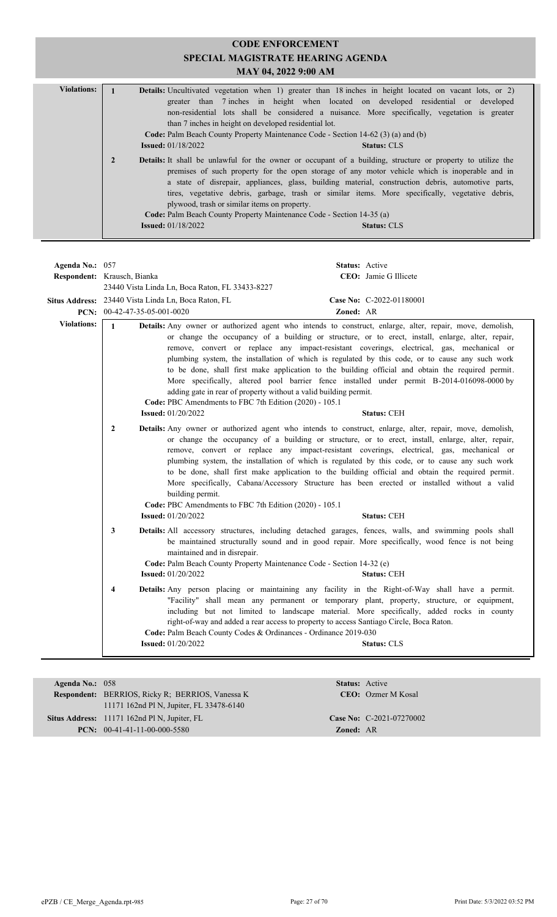# CODE ENFORCEMENT
## SPECIAL MAGISTRATE HEARING AGENDA
### MAY 04, 2022 9:00 AM

**Violations:**

1. **Details:** Uncultivated vegetation when 1) greater than 18 inches in height located on vacant lots, or 2) greater than 7 inches in height when located on developed residential or developed non-residential lots shall be considered a nuisance. More specifically, vegetation is greater than 7 inches in height on developed residential lot.
   **Code:** Palm Beach County Property Maintenance Code - Section 14-62 (3) (a) and (b)
   **Issued:** 01/18/2022 **Status:** CLS

2. **Details:** It shall be unlawful for the owner or occupant of a building, structure or property to utilize the premises of such property for the open storage of any motor vehicle which is inoperable and in a state of disrepair, appliances, glass, building material, construction debris, automotive parts, tires, vegetative debris, garbage, trash or similar items. More specifically, vegetative debris, plywood, trash or similar items on property.
   **Code:** Palm Beach County Property Maintenance Code - Section 14-35 (a)
   **Issued:** 01/18/2022 **Status:** CLS

---

**Agenda No.:** 057 **Status:** Active
**Respondent:** Krausch, Bianka **CEO:** Jamie G Illicete
23440 Vista Linda Ln, Boca Raton, FL 33433-8227
**Situs Address:** 23440 Vista Linda Ln, Boca Raton, FL **Case No:** C-2022-01180001
**PCN:** 00-42-47-35-05-001-0020 **Zoned:** AR

**Violations:**

1. **Details:** Any owner or authorized agent who intends to construct, enlarge, alter, repair, move, demolish, or change the occupancy of a building or structure, or to erect, install, enlarge, alter, repair, remove, convert or replace any impact-resistant coverings, electrical, gas, mechanical or plumbing system, the installation of which is regulated by this code, or to cause any such work to be done, shall first make application to the building official and obtain the required permit. More specifically, altered pool barrier fence installed under permit B-2014-016098-0000 by adding gate in rear of property without a valid building permit.
   **Code:** PBC Amendments to FBC 7th Edition (2020) - 105.1
   **Issued:** 01/20/2022 **Status:** CEH

2. **Details:** Any owner or authorized agent who intends to construct, enlarge, alter, repair, move, demolish, or change the occupancy of a building or structure, or to erect, install, enlarge, alter, repair, remove, convert or replace any impact-resistant coverings, electrical, gas, mechanical or plumbing system, the installation of which is regulated by this code, or to cause any such work to be done, shall first make application to the building official and obtain the required permit. More specifically, Cabana/Accessory Structure has been erected or installed without a valid building permit.
   **Code:** PBC Amendments to FBC 7th Edition (2020) - 105.1
   **Issued:** 01/20/2022 **Status:** CEH

3. **Details:** All accessory structures, including detached garages, fences, walls, and swimming pools shall be maintained structurally sound and in good repair. More specifically, wood fence is not being maintained and in disrepair.
   **Code:** Palm Beach County Property Maintenance Code - Section 14-32 (e)
   **Issued:** 01/20/2022 **Status:** CEH

4. **Details:** Any person placing or maintaining any facility in the Right-of-Way shall have a permit. "Facility" shall mean any permanent or temporary plant, property, structure, or equipment, including but not limited to landscape material. More specifically, added rocks in county right-of-way and added a rear access to property to access Santiago Circle, Boca Raton.
   **Code:** Palm Beach County Codes & Ordinances - Ordinance 2019-030
   **Issued:** 01/20/2022 **Status:** CLS

---

**Agenda No.:** 058 **Status:** Active
**Respondent:** BERRIOS, Ricky R; BERRIOS, Vanessa K **CEO:** Ozmer M Kosal
11171 162nd Pl N, Jupiter, FL 33478-6140
**Situs Address:** 11171 162nd Pl N, Jupiter, FL **Case No:** C-2021-07270002
**PCN:** 00-41-41-11-00-000-5580 **Zoned:** AR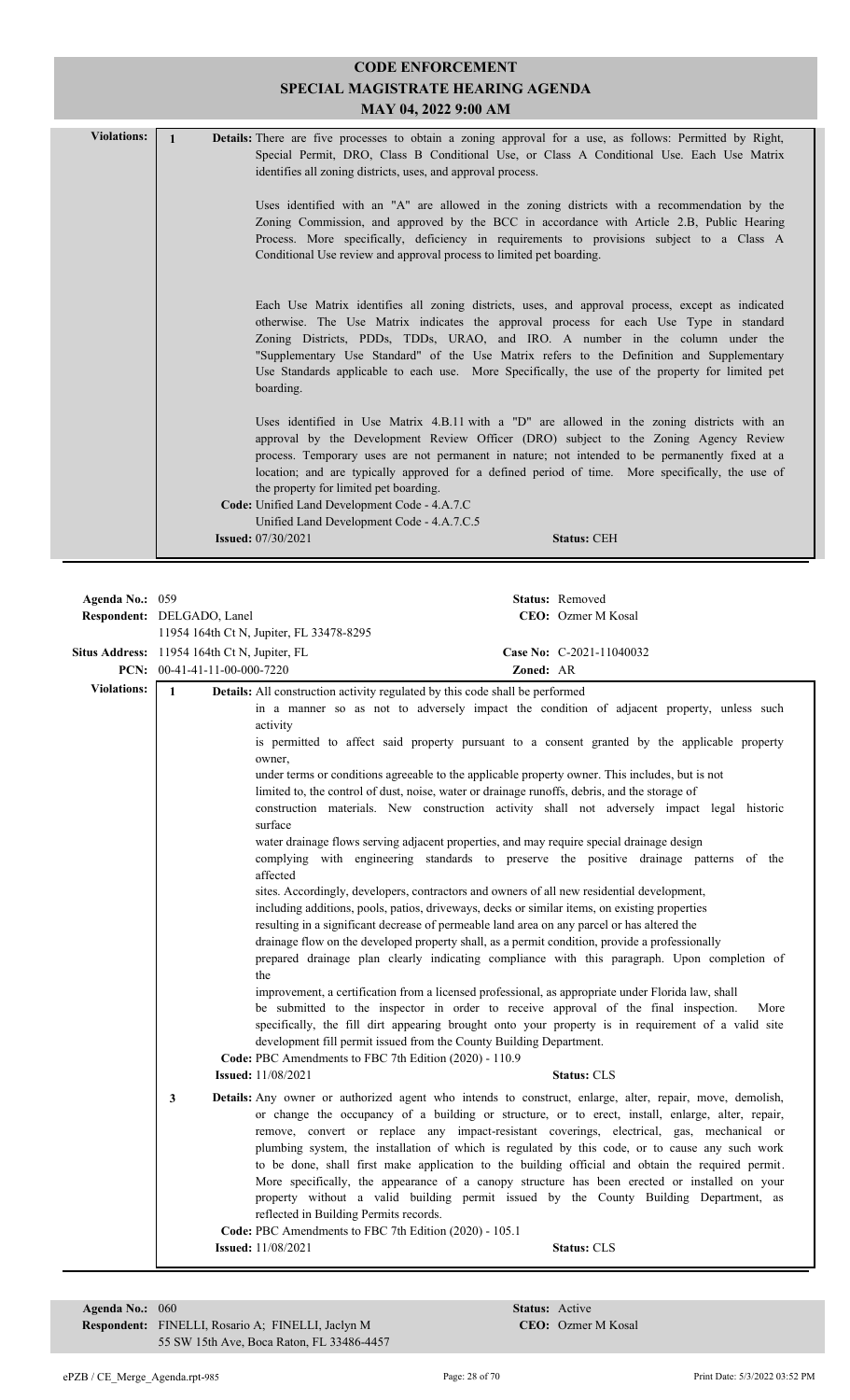# CODE ENFORCEMENT
## SPECIAL MAGISTRATE HEARING AGENDA
### MAY 04, 2022 9:00 AM

**Violations:**

**1** **Details:** There are five processes to obtain a zoning approval for a use, as follows: Permitted by Right, Special Permit, DRO, Class B Conditional Use, or Class A Conditional Use. Each Use Matrix identifies all zoning districts, uses, and approval process.

Uses identified with an "A" are allowed in the zoning districts with a recommendation by the Zoning Commission, and approved by the BCC in accordance with Article 2.B, Public Hearing Process. More specifically, deficiency in requirements to provisions subject to a Class A Conditional Use review and approval process to limited pet boarding.

Each Use Matrix identifies all zoning districts, uses, and approval process, except as indicated otherwise. The Use Matrix indicates the approval process for each Use Type in standard Zoning Districts, PDDs, TDDs, URAO, and IRO. A number in the column under the "Supplementary Use Standard" of the Use Matrix refers to the Definition and Supplementary Use Standards applicable to each use. More Specifically, the use of the property for limited pet boarding.

Uses identified in Use Matrix 4.B.11 with a "D" are allowed in the zoning districts with an approval by the Development Review Officer (DRO) subject to the Zoning Agency Review process. Temporary uses are not permanent in nature; not intended to be permanently fixed at a location; and are typically approved for a defined period of time. More specifically, the use of the property for limited pet boarding.

**Code:** Unified Land Development Code - 4.A.7.C
Unified Land Development Code - 4.A.7.C.5

**Issued:** 07/30/2021 **Status:** CEH

---

**Agenda No.:** 059 **Status:** Removed
**Respondent:** DELGADO, Lanel **CEO:** Ozmer M Kosal
11954 164th Ct N, Jupiter, FL 33478-8295
**Situs Address:** 11954 164th Ct N, Jupiter, FL **Case No:** C-2021-11040032
**PCN:** 00-41-41-11-00-000-7220 **Zoned:** AR

**Violations:**

**1** **Details:** All construction activity regulated by this code shall be performed in a manner so as not to adversely impact the condition of adjacent property, unless such activity is permitted to affect said property pursuant to a consent granted by the applicable property owner, under terms or conditions agreeable to the applicable property owner. This includes, but is not limited to, the control of dust, noise, water or drainage runoffs, debris, and the storage of construction materials. New construction activity shall not adversely impact legal historic surface water drainage flows serving adjacent properties, and may require special drainage design complying with engineering standards to preserve the positive drainage patterns of the affected sites. Accordingly, developers, contractors and owners of all new residential development, including additions, pools, patios, driveways, decks or similar items, on existing properties resulting in a significant decrease of permeable land area on any parcel or has altered the drainage flow on the developed property shall, as a permit condition, provide a professionally prepared drainage plan clearly indicating compliance with this paragraph. Upon completion of the improvement, a certification from a licensed professional, as appropriate under Florida law, shall be submitted to the inspector in order to receive approval of the final inspection. More specifically, the fill dirt appearing brought onto your property is in requirement of a valid site development fill permit issued from the County Building Department.

**Code:** PBC Amendments to FBC 7th Edition (2020) - 110.9

**Issued:** 11/08/2021 **Status:** CLS

**3** **Details:** Any owner or authorized agent who intends to construct, enlarge, alter, repair, move, demolish, or change the occupancy of a building or structure, or to erect, install, enlarge, alter, repair, remove, convert or replace any impact-resistant coverings, electrical, gas, mechanical or plumbing system, the installation of which is regulated by this code, or to cause any such work to be done, shall first make application to the building official and obtain the required permit. More specifically, the appearance of a canopy structure has been erected or installed on your property without a valid building permit issued by the County Building Department, as reflected in Building Permits records.

**Code:** PBC Amendments to FBC 7th Edition (2020) - 105.1

**Issued:** 11/08/2021 **Status:** CLS

---

**Agenda No.:** 060 **Status:** Active
**Respondent:** FINELLI, Rosario A; FINELLI, Jaclyn M **CEO:** Ozmer M Kosal
55 SW 15th Ave, Boca Raton, FL 33486-4457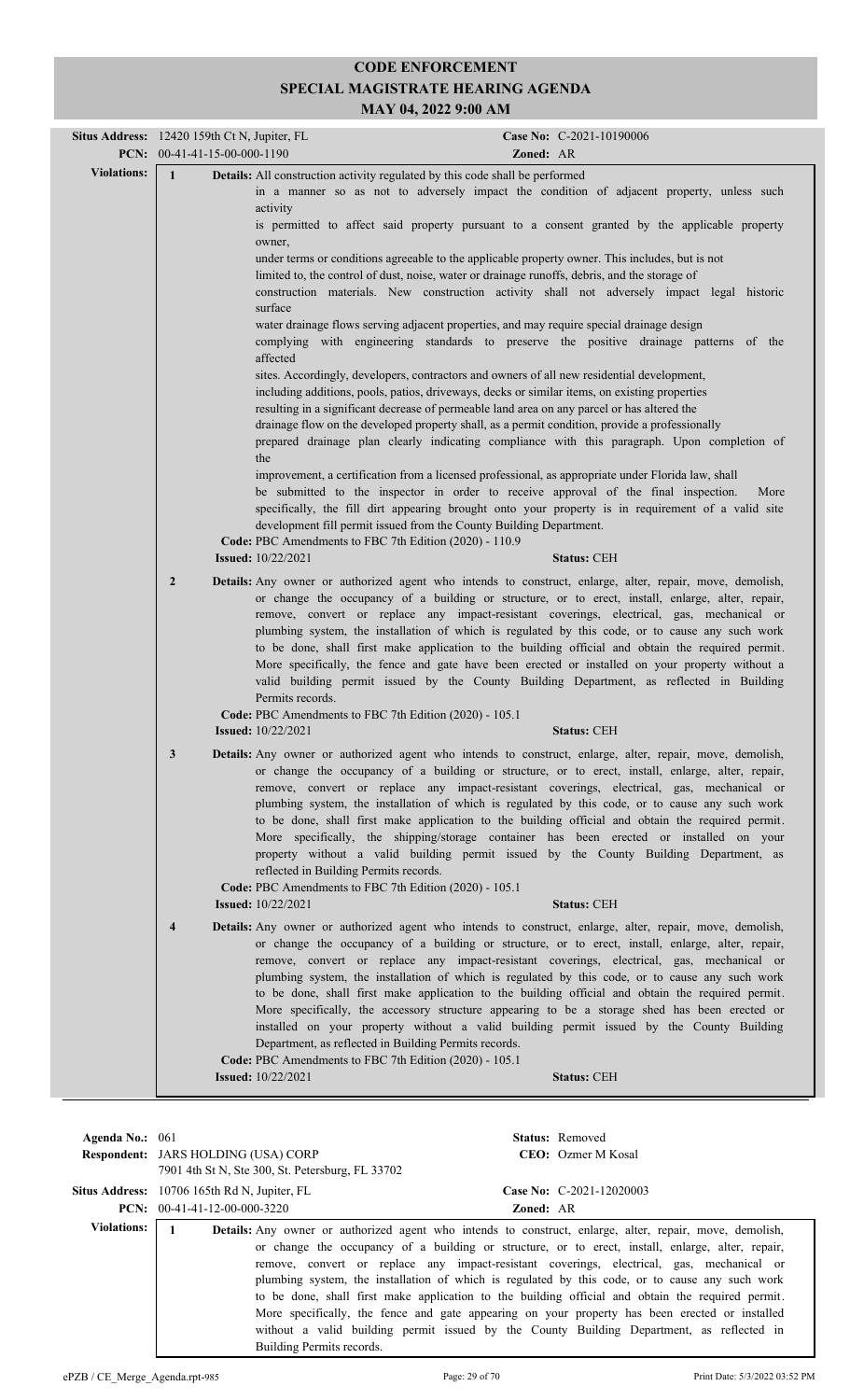# CODE ENFORCEMENT
## SPECIAL MAGISTRATE HEARING AGENDA
### MAY 04, 2022 9:00 AM

**Situs Address:** 12420 159th Ct N, Jupiter, FL | **Case No:** C-2021-10190006
**PCN:** 00-41-41-15-00-000-1190 | **Zoned:** AR

**Violations:**

**1** **Details:** All construction activity regulated by this code shall be performed
in a manner so as not to adversely impact the condition of adjacent property, unless such activity
is permitted to affect said property pursuant to a consent granted by the applicable property owner,
under terms or conditions agreeable to the applicable property owner. This includes, but is not
limited to, the control of dust, noise, water or drainage runoffs, debris, and the storage of
construction materials. New construction activity shall not adversely impact legal historic surface
water drainage flows serving adjacent properties, and may require special drainage design
complying with engineering standards to preserve the positive drainage patterns of the affected
sites. Accordingly, developers, contractors and owners of all new residential development,
including additions, pools, patios, driveways, decks or similar items, on existing properties
resulting in a significant decrease of permeable land area on any parcel or has altered the
drainage flow on the developed property shall, as a permit condition, provide a professionally
prepared drainage plan clearly indicating compliance with this paragraph. Upon completion of the
improvement, a certification from a licensed professional, as appropriate under Florida law, shall
be submitted to the inspector in order to receive approval of the final inspection. More
specifically, the fill dirt appearing brought onto your property is in requirement of a valid site
development fill permit issued from the County Building Department.
**Code:** PBC Amendments to FBC 7th Edition (2020) - 110.9
**Issued:** 10/22/2021 **Status:** CEH

**2** **Details:** Any owner or authorized agent who intends to construct, enlarge, alter, repair, move, demolish, or change the occupancy of a building or structure, or to erect, install, enlarge, alter, repair, remove, convert or replace any impact-resistant coverings, electrical, gas, mechanical or plumbing system, the installation of which is regulated by this code, or to cause any such work to be done, shall first make application to the building official and obtain the required permit. More specifically, the fence and gate have been erected or installed on your property without a valid building permit issued by the County Building Department, as reflected in Building Permits records.
**Code:** PBC Amendments to FBC 7th Edition (2020) - 105.1
**Issued:** 10/22/2021 **Status:** CEH

**3** **Details:** Any owner or authorized agent who intends to construct, enlarge, alter, repair, move, demolish, or change the occupancy of a building or structure, or to erect, install, enlarge, alter, repair, remove, convert or replace any impact-resistant coverings, electrical, gas, mechanical or plumbing system, the installation of which is regulated by this code, or to cause any such work to be done, shall first make application to the building official and obtain the required permit. More specifically, the shipping/storage container has been erected or installed on your property without a valid building permit issued by the County Building Department, as reflected in Building Permits records.
**Code:** PBC Amendments to FBC 7th Edition (2020) - 105.1
**Issued:** 10/22/2021 **Status:** CEH

**4** **Details:** Any owner or authorized agent who intends to construct, enlarge, alter, repair, move, demolish, or change the occupancy of a building or structure, or to erect, install, enlarge, alter, repair, remove, convert or replace any impact-resistant coverings, electrical, gas, mechanical or plumbing system, the installation of which is regulated by this code, or to cause any such work to be done, shall first make application to the building official and obtain the required permit. More specifically, the accessory structure appearing to be a storage shed has been erected or installed on your property without a valid building permit issued by the County Building Department, as reflected in Building Permits records.
**Code:** PBC Amendments to FBC 7th Edition (2020) - 105.1
**Issued:** 10/22/2021 **Status:** CEH

---

**Agenda No.:** 061 **Status:** Removed
**Respondent:** JARS HOLDING (USA) CORP **CEO:** Ozmer M Kosal
7901 4th St N, Ste 300, St. Petersburg, FL 33702
**Situs Address:** 10706 165th Rd N, Jupiter, FL **Case No:** C-2021-12020003
**PCN:** 00-41-41-12-00-000-3220 **Zoned:** AR

**Violations:**

**1** **Details:** Any owner or authorized agent who intends to construct, enlarge, alter, repair, move, demolish, or change the occupancy of a building or structure, or to erect, install, enlarge, alter, repair, remove, convert or replace any impact-resistant coverings, electrical, gas, mechanical or plumbing system, the installation of which is regulated by this code, or to cause any such work to be done, shall first make application to the building official and obtain the required permit. More specifically, the fence and gate appearing on your property has been erected or installed without a valid building permit issued by the County Building Department, as reflected in Building Permits records.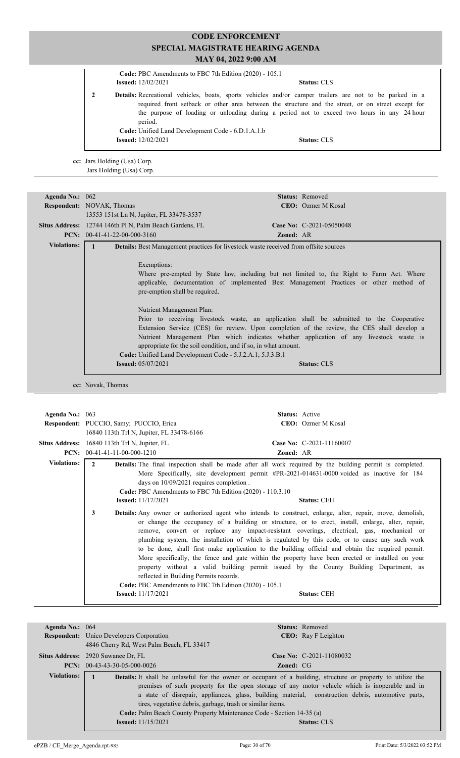**Code:** PBC Amendments to FBC 7th Edition (2020) - 105.1
**Issued:** 12/02/2021 **Status:** CLS

**2** **Details:** Recreational vehicles, boats, sports vehicles and/or camper trailers are not to be parked in a required front setback or other area between the structure and the street, or on street except for the purpose of loading or unloading during a period not to exceed two hours in any 24 hour period.
**Code:** Unified Land Development Code - 6.D.1.A.1.b
**Issued:** 12/02/2021 **Status:** CLS

**cc:** Jars Holding (Usa) Corp.
Jars Holding (Usa) Corp.

---

| | | | |
|---|---|---|---|
| **Agenda No.:** | 062 | **Status:** | Removed |
| **Respondent:** | NOVAK, Thomas<br>13553 151st Ln N, Jupiter, FL 33478-3537 | **CEO:** | Ozmer M Kosal |
| **Situs Address:** | 12744 146th Pl N, Palm Beach Gardens, FL | **Case No:** | C-2021-05050048 |
| **PCN:** | 00-41-41-22-00-000-3160 | **Zoned:** | AR |

**Violations:**

**1** **Details:** Best Management practices for livestock waste received from offsite sources

Exemptions:
Where pre-empted by State law, including but not limited to, the Right to Farm Act. Where applicable, documentation of implemented Best Management Practices or other method of pre-emption shall be required.

Nutrient Management Plan:
Prior to receiving livestock waste, an application shall be submitted to the Cooperative Extension Service (CES) for review. Upon completion of the review, the CES shall develop a Nutrient Management Plan which indicates whether application of any livestock waste is appropriate for the soil condition, and if so, in what amount.
**Code:** Unified Land Development Code - 5.J.2.A.1; 5.J.3.B.1
**Issued:** 05/07/2021 **Status:** CLS

**cc:** Novak, Thomas

---

| | | | |
|---|---|---|---|
| **Agenda No.:** | 063 | **Status:** | Active |
| **Respondent:** | PUCCIO, Samy; PUCCIO, Erica<br>16840 113th Trl N, Jupiter, FL 33478-6166 | **CEO:** | Ozmer M Kosal |
| **Situs Address:** | 16840 113th Trl N, Jupiter, FL | **Case No:** | C-2021-11160007 |
| **PCN:** | 00-41-41-11-00-000-1210 | **Zoned:** | AR |

**Violations:**

**2** **Details:** The final inspection shall be made after all work required by the building permit is completed. More Specifically, site development permit #PR-2021-014631-0000 voided as inactive for 184 days on 10/09/2021 requires completion .
**Code:** PBC Amendments to FBC 7th Edition (2020) - 110.3.10
**Issued:** 11/17/2021 **Status:** CEH

**3** **Details:** Any owner or authorized agent who intends to construct, enlarge, alter, repair, move, demolish, or change the occupancy of a building or structure, or to erect, install, enlarge, alter, repair, remove, convert or replace any impact-resistant coverings, electrical, gas, mechanical or plumbing system, the installation of which is regulated by this code, or to cause any such work to be done, shall first make application to the building official and obtain the required permit. More specifically, the fence and gate within the property have been erected or installed on your property without a valid building permit issued by the County Building Department, as reflected in Building Permits records.
**Code:** PBC Amendments to FBC 7th Edition (2020) - 105.1
**Issued:** 11/17/2021 **Status:** CEH

---

| | | | |
|---|---|---|---|
| **Agenda No.:** | 064 | **Status:** | Removed |
| **Respondent:** | Unico Developers Corporation<br>4846 Cherry Rd, West Palm Beach, FL 33417 | **CEO:** | Ray F Leighton |
| **Situs Address:** | 2920 Suwanee Dr, FL | **Case No:** | C-2021-11080032 |
| **PCN:** | 00-43-43-30-05-000-0026 | **Zoned:** | CG |

**Violations:**

**1** **Details:** It shall be unlawful for the owner or occupant of a building, structure or property to utilize the premises of such property for the open storage of any motor vehicle which is inoperable and in a state of disrepair, appliances, glass, building material, construction debris, automotive parts, tires, vegetative debris, garbage, trash or similar items.
**Code:** Palm Beach County Property Maintenance Code - Section 14-35 (a)
**Issued:** 11/15/2021 **Status:** CLS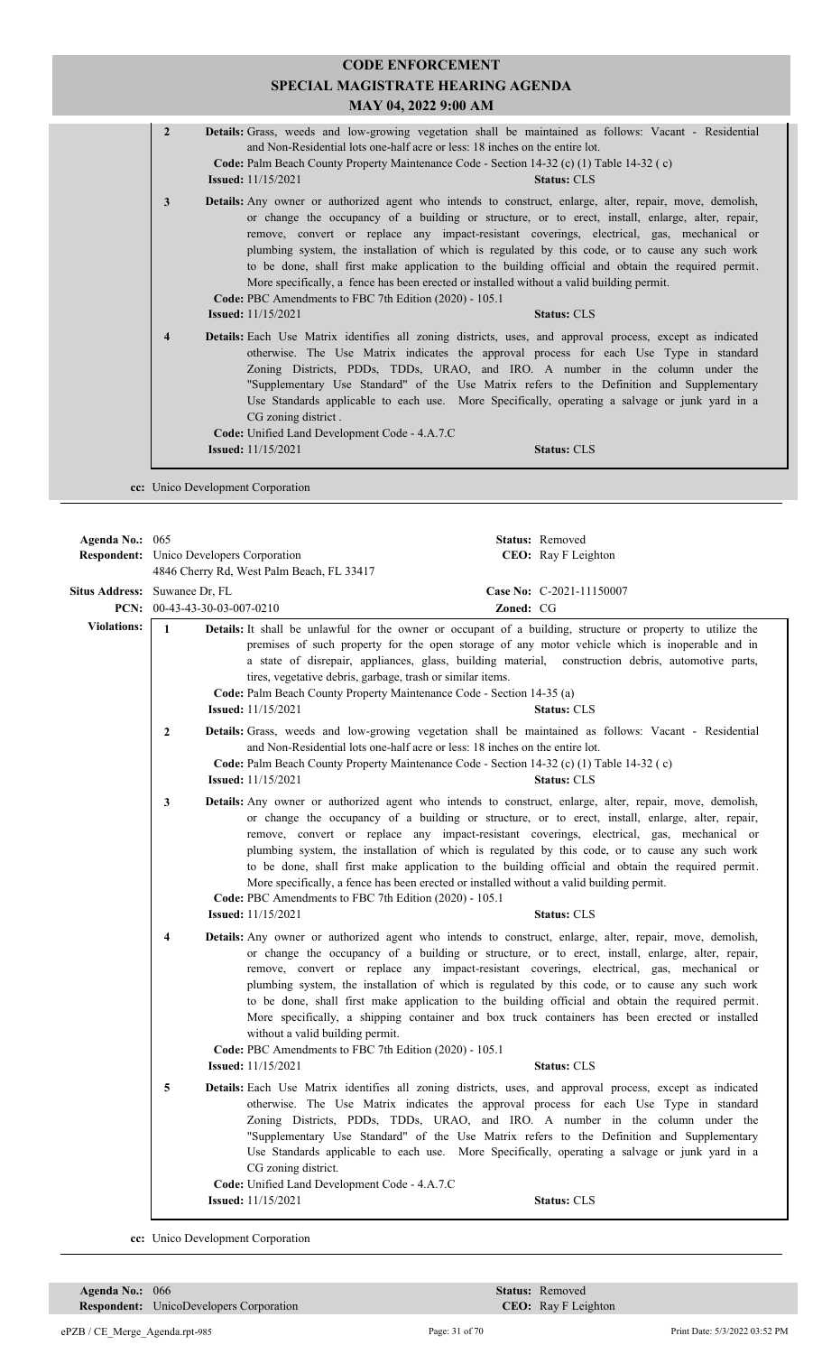| | **Details:** Grass, weeds and low-growing vegetation shall be maintained as follows: Vacant - Residential and Non-Residential lots one-half acre or less: 18 inches on the entire lot. |
|---|---|
| **2** | **Code:** Palm Beach County Property Maintenance Code - Section 14-32 (c) (1) Table 14-32 ( c) |
| | **Issued:** 11/15/2021 **Status:** CLS |
| **3** | **Details:** Any owner or authorized agent who intends to construct, enlarge, alter, repair, move, demolish, or change the occupancy of a building or structure, or to erect, install, enlarge, alter, repair, remove, convert or replace any impact-resistant coverings, electrical, gas, mechanical or plumbing system, the installation of which is regulated by this code, or to cause any such work to be done, shall first make application to the building official and obtain the required permit. More specifically, a fence has been erected or installed without a valid building permit. |
| | **Code:** PBC Amendments to FBC 7th Edition (2020) - 105.1 |
| | **Issued:** 11/15/2021 **Status:** CLS |
| **4** | **Details:** Each Use Matrix identifies all zoning districts, uses, and approval process, except as indicated otherwise. The Use Matrix indicates the approval process for each Use Type in standard Zoning Districts, PDDs, TDDs, URAO, and IRO. A number in the column under the "Supplementary Use Standard" of the Use Matrix refers to the Definition and Supplementary Use Standards applicable to each use. More Specifically, operating a salvage or junk yard in a CG zoning district . |
| | **Code:** Unified Land Development Code - 4.A.7.C |
| | **Issued:** 11/15/2021 **Status:** CLS |

**cc:** Unico Development Corporation

---

**Agenda No.:** 065 **Status:** Removed
**Respondent:** Unico Developers Corporation **CEO:** Ray F Leighton
4846 Cherry Rd, West Palm Beach, FL 33417
**Situs Address:** Suwanee Dr, FL **Case No:** C-2021-11150007
**PCN:** 00-43-43-30-03-007-0210 **Zoned:** CG

**Violations:**

| | |
|---|---|
| **1** | **Details:** It shall be unlawful for the owner or occupant of a building, structure or property to utilize the premises of such property for the open storage of any motor vehicle which is inoperable and in a state of disrepair, appliances, glass, building material, construction debris, automotive parts, tires, vegetative debris, garbage, trash or similar items. |
| | **Code:** Palm Beach County Property Maintenance Code - Section 14-35 (a) |
| | **Issued:** 11/15/2021 **Status:** CLS |
| **2** | **Details:** Grass, weeds and low-growing vegetation shall be maintained as follows: Vacant - Residential and Non-Residential lots one-half acre or less: 18 inches on the entire lot. |
| | **Code:** Palm Beach County Property Maintenance Code - Section 14-32 (c) (1) Table 14-32 ( c) |
| | **Issued:** 11/15/2021 **Status:** CLS |
| **3** | **Details:** Any owner or authorized agent who intends to construct, enlarge, alter, repair, move, demolish, or change the occupancy of a building or structure, or to erect, install, enlarge, alter, repair, remove, convert or replace any impact-resistant coverings, electrical, gas, mechanical or plumbing system, the installation of which is regulated by this code, or to cause any such work to be done, shall first make application to the building official and obtain the required permit. More specifically, a fence has been erected or installed without a valid building permit. |
| | **Code:** PBC Amendments to FBC 7th Edition (2020) - 105.1 |
| | **Issued:** 11/15/2021 **Status:** CLS |
| **4** | **Details:** Any owner or authorized agent who intends to construct, enlarge, alter, repair, move, demolish, or change the occupancy of a building or structure, or to erect, install, enlarge, alter, repair, remove, convert or replace any impact-resistant coverings, electrical, gas, mechanical or plumbing system, the installation of which is regulated by this code, or to cause any such work to be done, shall first make application to the building official and obtain the required permit. More specifically, a shipping container and box truck containers has been erected or installed without a valid building permit. |
| | **Code:** PBC Amendments to FBC 7th Edition (2020) - 105.1 |
| | **Issued:** 11/15/2021 **Status:** CLS |
| **5** | **Details:** Each Use Matrix identifies all zoning districts, uses, and approval process, except as indicated otherwise. The Use Matrix indicates the approval process for each Use Type in standard Zoning Districts, PDDs, TDDs, URAO, and IRO. A number in the column under the "Supplementary Use Standard" of the Use Matrix refers to the Definition and Supplementary Use Standards applicable to each use. More Specifically, operating a salvage or junk yard in a CG zoning district. |
| | **Code:** Unified Land Development Code - 4.A.7.C |
| | **Issued:** 11/15/2021 **Status:** CLS |

**cc:** Unico Development Corporation

---

**Agenda No.:** 066 **Status:** Removed
**Respondent:** UnicoDevelopers Corporation **CEO:** Ray F Leighton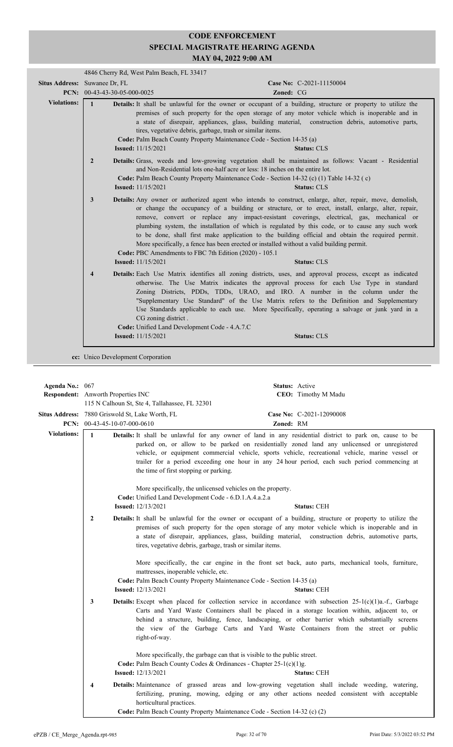# CODE ENFORCEMENT
## SPECIAL MAGISTRATE HEARING AGENDA
### MAY 04, 2022 9:00 AM

4846 Cherry Rd, West Palm Beach, FL 33417

**Situs Address:** Suwanee Dr, FL  **Case No:** C-2021-11150004
**PCN:** 00-43-43-30-05-000-0025  **Zoned:** CG

**Violations:**

**1** **Details:** It shall be unlawful for the owner or occupant of a building, structure or property to utilize the premises of such property for the open storage of any motor vehicle which is inoperable and in a state of disrepair, appliances, glass, building material, construction debris, automotive parts, tires, vegetative debris, garbage, trash or similar items.
**Code:** Palm Beach County Property Maintenance Code - Section 14-35 (a)
**Issued:** 11/15/2021  **Status:** CLS

**2** **Details:** Grass, weeds and low-growing vegetation shall be maintained as follows: Vacant - Residential and Non-Residential lots one-half acre or less: 18 inches on the entire lot.
**Code:** Palm Beach County Property Maintenance Code - Section 14-32 (c) (1) Table 14-32 ( c)
**Issued:** 11/15/2021  **Status:** CLS

**3** **Details:** Any owner or authorized agent who intends to construct, enlarge, alter, repair, move, demolish, or change the occupancy of a building or structure, or to erect, install, enlarge, alter, repair, remove, convert or replace any impact-resistant coverings, electrical, gas, mechanical or plumbing system, the installation of which is regulated by this code, or to cause any such work to be done, shall first make application to the building official and obtain the required permit. More specifically, a fence has been erected or installed without a valid building permit.
**Code:** PBC Amendments to FBC 7th Edition (2020) - 105.1
**Issued:** 11/15/2021  **Status:** CLS

**4** **Details:** Each Use Matrix identifies all zoning districts, uses, and approval process, except as indicated otherwise. The Use Matrix indicates the approval process for each Use Type in standard Zoning Districts, PDDs, TDDs, URAO, and IRO. A number in the column under the "Supplementary Use Standard" of the Use Matrix refers to the Definition and Supplementary Use Standards applicable to each use. More Specifically, operating a salvage or junk yard in a CG zoning district .
**Code:** Unified Land Development Code - 4.A.7.C
**Issued:** 11/15/2021  **Status:** CLS

**cc:** Unico Development Corporation

---

**Agenda No.:** 067  **Status:** Active
**Respondent:** Anworth Properties INC  **CEO:** Timothy M Madu
115 N Calhoun St, Ste 4, Tallahassee, FL 32301

**Situs Address:** 7880 Griswold St, Lake Worth, FL  **Case No:** C-2021-12090008
**PCN:** 00-43-45-10-07-000-0610  **Zoned:** RM

**Violations:**

**1** **Details:** It shall be unlawful for any owner of land in any residential district to park on, cause to be parked on, or allow to be parked on residentially zoned land any unlicensed or unregistered vehicle, or equipment commercial vehicle, sports vehicle, recreational vehicle, marine vessel or trailer for a period exceeding one hour in any 24 hour period, each such period commencing at the time of first stopping or parking.

More specifically, the unlicensed vehicles on the property.
**Code:** Unified Land Development Code - 6.D.1.A.4.a.2.a
**Issued:** 12/13/2021  **Status:** CEH

**2** **Details:** It shall be unlawful for the owner or occupant of a building, structure or property to utilize the premises of such property for the open storage of any motor vehicle which is inoperable and in a state of disrepair, appliances, glass, building material, construction debris, automotive parts, tires, vegetative debris, garbage, trash or similar items.

More specifically, the car engine in the front set back, auto parts, mechanical tools, furniture, mattresses, inoperable vehicle, etc.
**Code:** Palm Beach County Property Maintenance Code - Section 14-35 (a)
**Issued:** 12/13/2021  **Status:** CEH

**3** **Details:** Except when placed for collection service in accordance with subsection 25-1(c)(1)a.-f., Garbage Carts and Yard Waste Containers shall be placed in a storage location within, adjacent to, or behind a structure, building, fence, landscaping, or other barrier which substantially screens the view of the Garbage Carts and Yard Waste Containers from the street or public right-of-way.

More specifically, the garbage can that is visible to the public street.
**Code:** Palm Beach County Codes & Ordinances - Chapter 25-1(c)(1)g.
**Issued:** 12/13/2021  **Status:** CEH

**4** **Details:** Maintenance of grassed areas and low-growing vegetation shall include weeding, watering, fertilizing, pruning, mowing, edging or any other actions needed consistent with acceptable horticultural practices.
**Code:** Palm Beach County Property Maintenance Code - Section 14-32 (c) (2)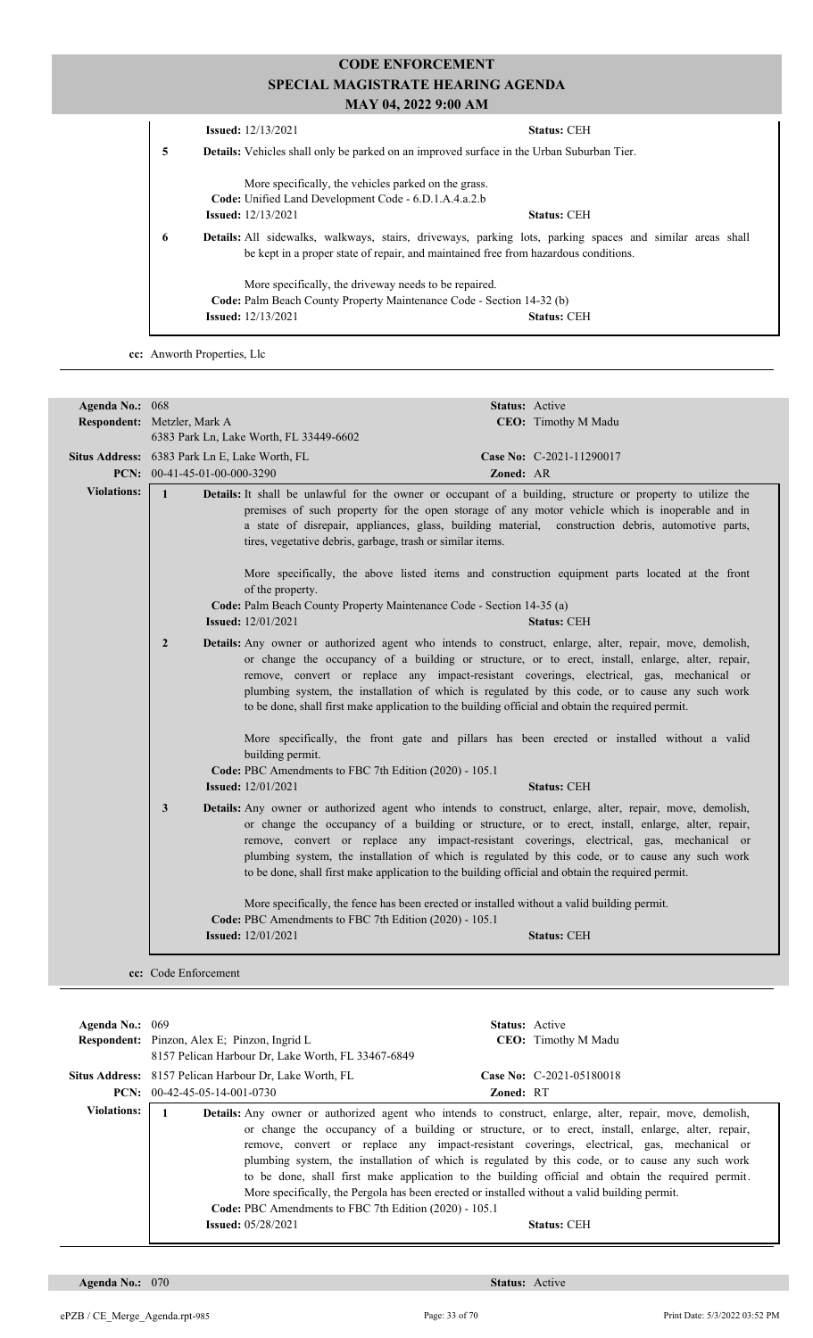**Issued:** 12/13/2021 **Status:** CEH

**5** **Details:** Vehicles shall only be parked on an improved surface in the Urban Suburban Tier.

More specifically, the vehicles parked on the grass.

**Code:** Unified Land Development Code - 6.D.1.A.4.a.2.b

**Issued:** 12/13/2021 **Status:** CEH

**6** **Details:** All sidewalks, walkways, stairs, driveways, parking lots, parking spaces and similar areas shall be kept in a proper state of repair, and maintained free from hazardous conditions.

More specifically, the driveway needs to be repaired.

**Code:** Palm Beach County Property Maintenance Code - Section 14-32 (b)

**Issued:** 12/13/2021 **Status:** CEH

**cc:** Anworth Properties, Llc

---

**Agenda No.:** 068 **Status:** Active

**Respondent:** Metzler, Mark A
6383 Park Ln, Lake Worth, FL 33449-6602 **CEO:** Timothy M Madu

**Situs Address:** 6383 Park Ln E, Lake Worth, FL **Case No:** C-2021-11290017

**PCN:** 00-41-45-01-00-000-3290 **Zoned:** AR

**Violations:**

**1** **Details:** It shall be unlawful for the owner or occupant of a building, structure or property to utilize the premises of such property for the open storage of any motor vehicle which is inoperable and in a state of disrepair, appliances, glass, building material, construction debris, automotive parts, tires, vegetative debris, garbage, trash or similar items.

More specifically, the above listed items and construction equipment parts located at the front of the property.

**Code:** Palm Beach County Property Maintenance Code - Section 14-35 (a)

**Issued:** 12/01/2021 **Status:** CEH

**2** **Details:** Any owner or authorized agent who intends to construct, enlarge, alter, repair, move, demolish, or change the occupancy of a building or structure, or to erect, install, enlarge, alter, repair, remove, convert or replace any impact-resistant coverings, electrical, gas, mechanical or plumbing system, the installation of which is regulated by this code, or to cause any such work to be done, shall first make application to the building official and obtain the required permit.

More specifically, the front gate and pillars has been erected or installed without a valid building permit.

**Code:** PBC Amendments to FBC 7th Edition (2020) - 105.1

**Issued:** 12/01/2021 **Status:** CEH

**3** **Details:** Any owner or authorized agent who intends to construct, enlarge, alter, repair, move, demolish, or change the occupancy of a building or structure, or to erect, install, enlarge, alter, repair, remove, convert or replace any impact-resistant coverings, electrical, gas, mechanical or plumbing system, the installation of which is regulated by this code, or to cause any such work to be done, shall first make application to the building official and obtain the required permit.

More specifically, the fence has been erected or installed without a valid building permit.

**Code:** PBC Amendments to FBC 7th Edition (2020) - 105.1

**Issued:** 12/01/2021 **Status:** CEH

**cc:** Code Enforcement

---

**Agenda No.:** 069 **Status:** Active

**Respondent:** Pinzon, Alex E; Pinzon, Ingrid L
8157 Pelican Harbour Dr, Lake Worth, FL 33467-6849 **CEO:** Timothy M Madu

**Situs Address:** 8157 Pelican Harbour Dr, Lake Worth, FL **Case No:** C-2021-05180018

**PCN:** 00-42-45-05-14-001-0730 **Zoned:** RT

**Violations:**

**1** **Details:** Any owner or authorized agent who intends to construct, enlarge, alter, repair, move, demolish, or change the occupancy of a building or structure, or to erect, install, enlarge, alter, repair, remove, convert or replace any impact-resistant coverings, electrical, gas, mechanical or plumbing system, the installation of which is regulated by this code, or to cause any such work to be done, shall first make application to the building official and obtain the required permit. More specifically, the Pergola has been erected or installed without a valid building permit.

**Code:** PBC Amendments to FBC 7th Edition (2020) - 105.1

**Issued:** 05/28/2021 **Status:** CEH

---

**Agenda No.:** 070 **Status:** Active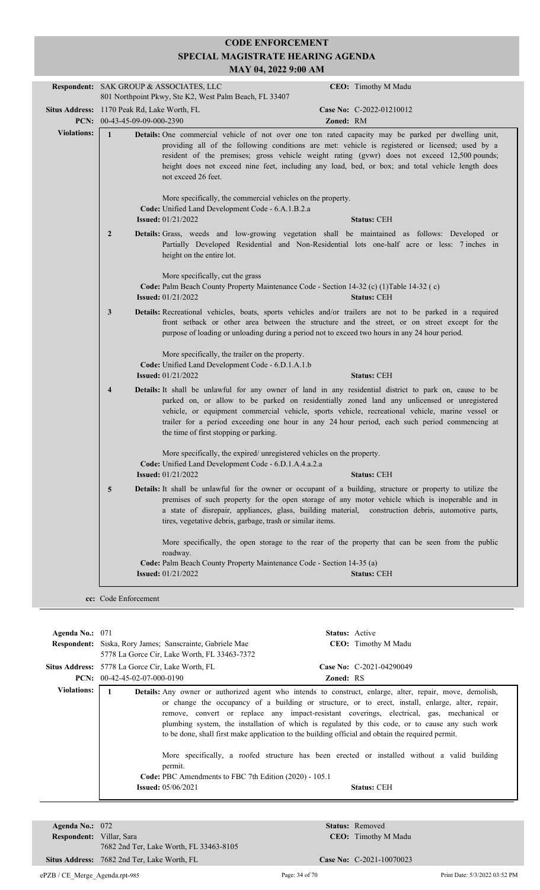# CODE ENFORCEMENT
## SPECIAL MAGISTRATE HEARING AGENDA
### MAY 04, 2022 9:00 AM

**Respondent:** SAK GROUP & ASSOCIATES, LLC
801 Northpoint Pkwy, Ste K2, West Palm Beach, FL 33407

**CEO:** Timothy M Madu

**Situs Address:** 1170 Peak Rd, Lake Worth, FL

**Case No:** C-2022-01210012

**PCN:** 00-43-45-09-09-000-2390

**Zoned:** RM

**Violations:**

**1** **Details:** One commercial vehicle of not over one ton rated capacity may be parked per dwelling unit, providing all of the following conditions are met: vehicle is registered or licensed; used by a resident of the premises; gross vehicle weight rating (gvwr) does not exceed 12,500 pounds; height does not exceed nine feet, including any load, bed, or box; and total vehicle length does not exceed 26 feet.

More specifically, the commercial vehicles on the property.

**Code:** Unified Land Development Code - 6.A.1.B.2.a

**Issued:** 01/21/2022 **Status:** CEH

**2** **Details:** Grass, weeds and low-growing vegetation shall be maintained as follows: Developed or Partially Developed Residential and Non-Residential lots one-half acre or less: 7 inches in height on the entire lot.

More specifically, cut the grass

**Code:** Palm Beach County Property Maintenance Code - Section 14-32 (c) (1)Table 14-32 ( c)

**Issued:** 01/21/2022 **Status:** CEH

**3** **Details:** Recreational vehicles, boats, sports vehicles and/or trailers are not to be parked in a required front setback or other area between the structure and the street, or on street except for the purpose of loading or unloading during a period not to exceed two hours in any 24 hour period.

More specifically, the trailer on the property.

**Code:** Unified Land Development Code - 6.D.1.A.1.b

**Issued:** 01/21/2022 **Status:** CEH

**4** **Details:** It shall be unlawful for any owner of land in any residential district to park on, cause to be parked on, or allow to be parked on residentially zoned land any unlicensed or unregistered vehicle, or equipment commercial vehicle, sports vehicle, recreational vehicle, marine vessel or trailer for a period exceeding one hour in any 24 hour period, each such period commencing at the time of first stopping or parking.

More specifically, the expired/ unregistered vehicles on the property.

**Code:** Unified Land Development Code - 6.D.1.A.4.a.2.a

**Issued:** 01/21/2022 **Status:** CEH

**5** **Details:** It shall be unlawful for the owner or occupant of a building, structure or property to utilize the premises of such property for the open storage of any motor vehicle which is inoperable and in a state of disrepair, appliances, glass, building material, construction debris, automotive parts, tires, vegetative debris, garbage, trash or similar items.

More specifically, the open storage to the rear of the property that can be seen from the public roadway.

**Code:** Palm Beach County Property Maintenance Code - Section 14-35 (a)

**Issued:** 01/21/2022 **Status:** CEH

**cc:** Code Enforcement

---

**Agenda No.:** 071 **Status:** Active

**Respondent:** Siska, Rory James; Sanscrainte, Gabriele Mae
5778 La Gorce Cir, Lake Worth, FL 33463-7372

**CEO:** Timothy M Madu

**Situs Address:** 5778 La Gorce Cir, Lake Worth, FL

**Case No:** C-2021-04290049

**PCN:** 00-42-45-02-07-000-0190

**Zoned:** RS

**Violations:**

**1** **Details:** Any owner or authorized agent who intends to construct, enlarge, alter, repair, move, demolish, or change the occupancy of a building or structure, or to erect, install, enlarge, alter, repair, remove, convert or replace any impact-resistant coverings, electrical, gas, mechanical or plumbing system, the installation of which is regulated by this code, or to cause any such work to be done, shall first make application to the building official and obtain the required permit.

More specifically, a roofed structure has been erected or installed without a valid building permit.

**Code:** PBC Amendments to FBC 7th Edition (2020) - 105.1

**Issued:** 05/06/2021 **Status:** CEH

---

**Agenda No.:** 072 **Status:** Removed

**Respondent:** Villar, Sara
7682 2nd Ter, Lake Worth, FL 33463-8105

**CEO:** Timothy M Madu

**Situs Address:** 7682 2nd Ter, Lake Worth, FL

**Case No:** C-2021-10070023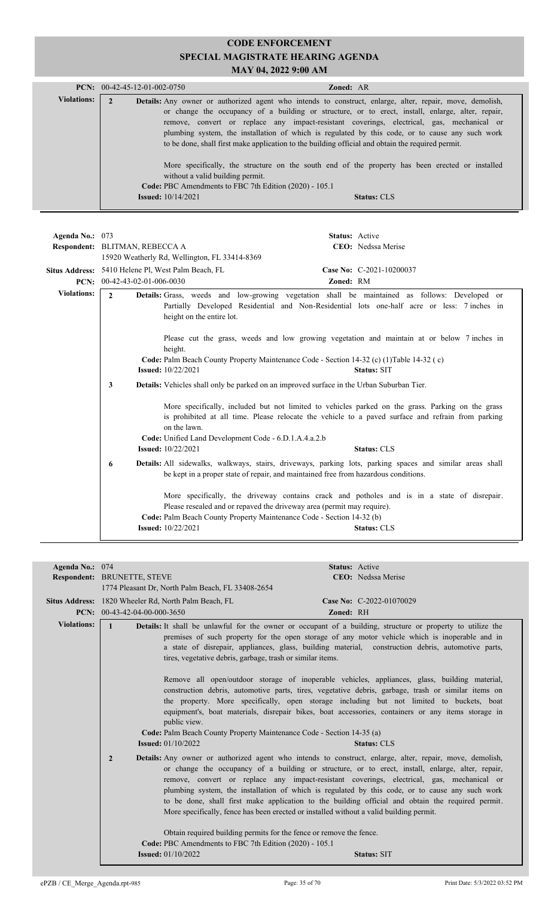# CODE ENFORCEMENT
## SPECIAL MAGISTRATE HEARING AGENDA
### MAY 04, 2022 9:00 AM

**PCN:** 00-42-45-12-01-002-0750 **Zoned:** AR

**Violations:**

**2** **Details:** Any owner or authorized agent who intends to construct, enlarge, alter, repair, move, demolish, or change the occupancy of a building or structure, or to erect, install, enlarge, alter, repair, remove, convert or replace any impact-resistant coverings, electrical, gas, mechanical or plumbing system, the installation of which is regulated by this code, or to cause any such work to be done, shall first make application to the building official and obtain the required permit.

More specifically, the structure on the south end of the property has been erected or installed without a valid building permit.

**Code:** PBC Amendments to FBC 7th Edition (2020) - 105.1
**Issued:** 10/14/2021 **Status:** CLS

---

**Agenda No.:** 073 **Status:** Active
**Respondent:** BLITMAN, REBECCA A **CEO:** Nedssa Merise
15920 Weatherly Rd, Wellington, FL 33414-8369
**Situs Address:** 5410 Helene Pl, West Palm Beach, FL **Case No:** C-2021-10200037
**PCN:** 00-42-43-02-01-006-0030 **Zoned:** RM

**Violations:**

**2** **Details:** Grass, weeds and low-growing vegetation shall be maintained as follows: Developed or Partially Developed Residential and Non-Residential lots one-half acre or less: 7 inches in height on the entire lot.

Please cut the grass, weeds and low growing vegetation and maintain at or below 7 inches in height.

**Code:** Palm Beach County Property Maintenance Code - Section 14-32 (c) (1)Table 14-32 ( c)
**Issued:** 10/22/2021 **Status:** SIT

**3** **Details:** Vehicles shall only be parked on an improved surface in the Urban Suburban Tier.

More specifically, included but not limited to vehicles parked on the grass. Parking on the grass is prohibited at all time. Please relocate the vehicle to a paved surface and refrain from parking on the lawn.

**Code:** Unified Land Development Code - 6.D.1.A.4.a.2.b
**Issued:** 10/22/2021 **Status:** CLS

**6** **Details:** All sidewalks, walkways, stairs, driveways, parking lots, parking spaces and similar areas shall be kept in a proper state of repair, and maintained free from hazardous conditions.

More specifically, the driveway contains crack and potholes and is in a state of disrepair. Please resealed and or repaved the driveway area (permit may require).

**Code:** Palm Beach County Property Maintenance Code - Section 14-32 (b)
**Issued:** 10/22/2021 **Status:** CLS

---

**Agenda No.:** 074 **Status:** Active
**Respondent:** BRUNETTE, STEVE **CEO:** Nedssa Merise
1774 Pleasant Dr, North Palm Beach, FL 33408-2654
**Situs Address:** 1820 Wheeler Rd, North Palm Beach, FL **Case No:** C-2022-01070029
**PCN:** 00-43-42-04-00-000-3650 **Zoned:** RH

**Violations:**

**1** **Details:** It shall be unlawful for the owner or occupant of a building, structure or property to utilize the premises of such property for the open storage of any motor vehicle which is inoperable and in a state of disrepair, appliances, glass, building material, construction debris, automotive parts, tires, vegetative debris, garbage, trash or similar items.

Remove all open/outdoor storage of inoperable vehicles, appliances, glass, building material, construction debris, automotive parts, tires, vegetative debris, garbage, trash or similar items on the property. More specifically, open storage including but not limited to buckets, boat equipment's, boat materials, disrepair bikes, boat accessories, containers or any items storage in public view.

**Code:** Palm Beach County Property Maintenance Code - Section 14-35 (a)
**Issued:** 01/10/2022 **Status:** CLS

**2** **Details:** Any owner or authorized agent who intends to construct, enlarge, alter, repair, move, demolish, or change the occupancy of a building or structure, or to erect, install, enlarge, alter, repair, remove, convert or replace any impact-resistant coverings, electrical, gas, mechanical or plumbing system, the installation of which is regulated by this code, or to cause any such work to be done, shall first make application to the building official and obtain the required permit. More specifically, fence has been erected or installed without a valid building permit.

Obtain required building permits for the fence or remove the fence.

**Code:** PBC Amendments to FBC 7th Edition (2020) - 105.1
**Issued:** 01/10/2022 **Status:** SIT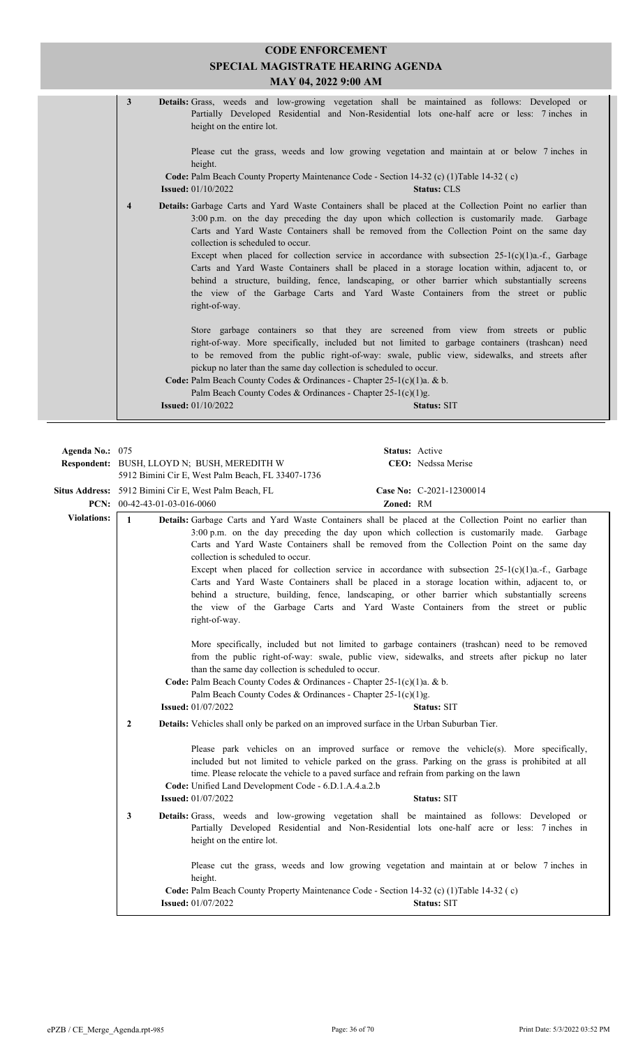# CODE ENFORCEMENT
## SPECIAL MAGISTRATE HEARING AGENDA
### MAY 04, 2022 9:00 AM

**3** **Details:** Grass, weeds and low-growing vegetation shall be maintained as follows: Developed or Partially Developed Residential and Non-Residential lots one-half acre or less: 7 inches in height on the entire lot.

Please cut the grass, weeds and low growing vegetation and maintain at or below 7 inches in height.

**Code:** Palm Beach County Property Maintenance Code - Section 14-32 (c) (1)Table 14-32 ( c)

**Issued:** 01/10/2022 **Status:** CLS

**4** **Details:** Garbage Carts and Yard Waste Containers shall be placed at the Collection Point no earlier than 3:00 p.m. on the day preceding the day upon which collection is customarily made. Garbage Carts and Yard Waste Containers shall be removed from the Collection Point on the same day collection is scheduled to occur.

Except when placed for collection service in accordance with subsection 25-1(c)(1)a.-f., Garbage Carts and Yard Waste Containers shall be placed in a storage location within, adjacent to, or behind a structure, building, fence, landscaping, or other barrier which substantially screens the view of the Garbage Carts and Yard Waste Containers from the street or public right-of-way.

Store garbage containers so that they are screened from view from streets or public right-of-way. More specifically, included but not limited to garbage containers (trashcan) need to be removed from the public right-of-way: swale, public view, sidewalks, and streets after pickup no later than the same day collection is scheduled to occur.

**Code:** Palm Beach County Codes & Ordinances - Chapter 25-1(c)(1)a. & b.
Palm Beach County Codes & Ordinances - Chapter 25-1(c)(1)g.

**Issued:** 01/10/2022 **Status:** SIT

---

**Agenda No.:** 075 **Status:** Active

**Respondent:** BUSH, LLOYD N; BUSH, MEREDITH W
5912 Bimini Cir E, West Palm Beach, FL 33407-1736 **CEO:** Nedssa Merise

**Situs Address:** 5912 Bimini Cir E, West Palm Beach, FL **Case No:** C-2021-12300014

**PCN:** 00-42-43-01-03-016-0060 **Zoned:** RM

**Violations:**

**1** **Details:** Garbage Carts and Yard Waste Containers shall be placed at the Collection Point no earlier than 3:00 p.m. on the day preceding the day upon which collection is customarily made. Garbage Carts and Yard Waste Containers shall be removed from the Collection Point on the same day collection is scheduled to occur.

Except when placed for collection service in accordance with subsection 25-1(c)(1)a.-f., Garbage Carts and Yard Waste Containers shall be placed in a storage location within, adjacent to, or behind a structure, building, fence, landscaping, or other barrier which substantially screens the view of the Garbage Carts and Yard Waste Containers from the street or public right-of-way.

More specifically, included but not limited to garbage containers (trashcan) need to be removed from the public right-of-way: swale, public view, sidewalks, and streets after pickup no later than the same day collection is scheduled to occur.

**Code:** Palm Beach County Codes & Ordinances - Chapter 25-1(c)(1)a. & b.
Palm Beach County Codes & Ordinances - Chapter 25-1(c)(1)g.

**Issued:** 01/07/2022 **Status:** SIT

**2** **Details:** Vehicles shall only be parked on an improved surface in the Urban Suburban Tier.

Please park vehicles on an improved surface or remove the vehicle(s). More specifically, included but not limited to vehicle parked on the grass. Parking on the grass is prohibited at all time. Please relocate the vehicle to a paved surface and refrain from parking on the lawn

**Code:** Unified Land Development Code - 6.D.1.A.4.a.2.b

**Issued:** 01/07/2022 **Status:** SIT

**3** **Details:** Grass, weeds and low-growing vegetation shall be maintained as follows: Developed or Partially Developed Residential and Non-Residential lots one-half acre or less: 7 inches in height on the entire lot.

Please cut the grass, weeds and low growing vegetation and maintain at or below 7 inches in height.

**Code:** Palm Beach County Property Maintenance Code - Section 14-32 (c) (1)Table 14-32 ( c)

**Issued:** 01/07/2022 **Status:** SIT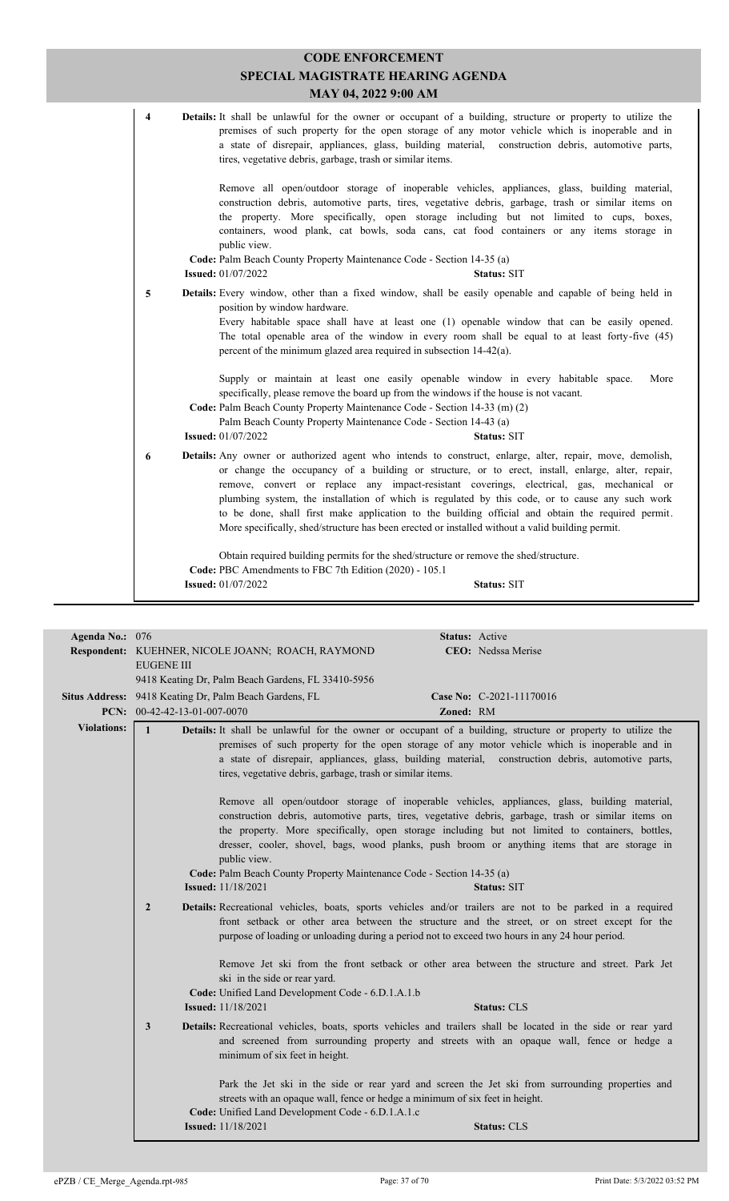**4** **Details:** It shall be unlawful for the owner or occupant of a building, structure or property to utilize the premises of such property for the open storage of any motor vehicle which is inoperable and in a state of disrepair, appliances, glass, building material, construction debris, automotive parts, tires, vegetative debris, garbage, trash or similar items.

Remove all open/outdoor storage of inoperable vehicles, appliances, glass, building material, construction debris, automotive parts, tires, vegetative debris, garbage, trash or similar items on the property. More specifically, open storage including but not limited to cups, boxes, containers, wood plank, cat bowls, soda cans, cat food containers or any items storage in public view.

**Code:** Palm Beach County Property Maintenance Code - Section 14-35 (a)
**Issued:** 01/07/2022 **Status:** SIT

**5** **Details:** Every window, other than a fixed window, shall be easily openable and capable of being held in position by window hardware.
Every habitable space shall have at least one (1) openable window that can be easily opened. The total openable area of the window in every room shall be equal to at least forty-five (45) percent of the minimum glazed area required in subsection 14-42(a).

Supply or maintain at least one easily openable window in every habitable space. More specifically, please remove the board up from the windows if the house is not vacant.

**Code:** Palm Beach County Property Maintenance Code - Section 14-33 (m) (2)
Palm Beach County Property Maintenance Code - Section 14-43 (a)
**Issued:** 01/07/2022 **Status:** SIT

**6** **Details:** Any owner or authorized agent who intends to construct, enlarge, alter, repair, move, demolish, or change the occupancy of a building or structure, or to erect, install, enlarge, alter, repair, remove, convert or replace any impact-resistant coverings, electrical, gas, mechanical or plumbing system, the installation of which is regulated by this code, or to cause any such work to be done, shall first make application to the building official and obtain the required permit. More specifically, shed/structure has been erected or installed without a valid building permit.

Obtain required building permits for the shed/structure or remove the shed/structure.

**Code:** PBC Amendments to FBC 7th Edition (2020) - 105.1
**Issued:** 01/07/2022 **Status:** SIT

---

**Agenda No.:** 076 **Status:** Active
**Respondent:** KUEHNER, NICOLE JOANN; ROACH, RAYMOND EUGENE III
9418 Keating Dr, Palm Beach Gardens, FL 33410-5956
**CEO:** Nedssa Merise
**Situs Address:** 9418 Keating Dr, Palm Beach Gardens, FL **Case No:** C-2021-11170016
**PCN:** 00-42-42-13-01-007-0070 **Zoned:** RM

**Violations:**

**1** **Details:** It shall be unlawful for the owner or occupant of a building, structure or property to utilize the premises of such property for the open storage of any motor vehicle which is inoperable and in a state of disrepair, appliances, glass, building material, construction debris, automotive parts, tires, vegetative debris, garbage, trash or similar items.

Remove all open/outdoor storage of inoperable vehicles, appliances, glass, building material, construction debris, automotive parts, tires, vegetative debris, garbage, trash or similar items on the property. More specifically, open storage including but not limited to containers, bottles, dresser, cooler, shovel, bags, wood planks, push broom or anything items that are storage in public view.

**Code:** Palm Beach County Property Maintenance Code - Section 14-35 (a)
**Issued:** 11/18/2021 **Status:** SIT

**2** **Details:** Recreational vehicles, boats, sports vehicles and/or trailers are not to be parked in a required front setback or other area between the structure and the street, or on street except for the purpose of loading or unloading during a period not to exceed two hours in any 24 hour period.

Remove Jet ski from the front setback or other area between the structure and street. Park Jet ski in the side or rear yard.

**Code:** Unified Land Development Code - 6.D.1.A.1.b
**Issued:** 11/18/2021 **Status:** CLS

**3** **Details:** Recreational vehicles, boats, sports vehicles and trailers shall be located in the side or rear yard and screened from surrounding property and streets with an opaque wall, fence or hedge a minimum of six feet in height.

Park the Jet ski in the side or rear yard and screen the Jet ski from surrounding properties and streets with an opaque wall, fence or hedge a minimum of six feet in height.

**Code:** Unified Land Development Code - 6.D.1.A.1.c
**Issued:** 11/18/2021 **Status:** CLS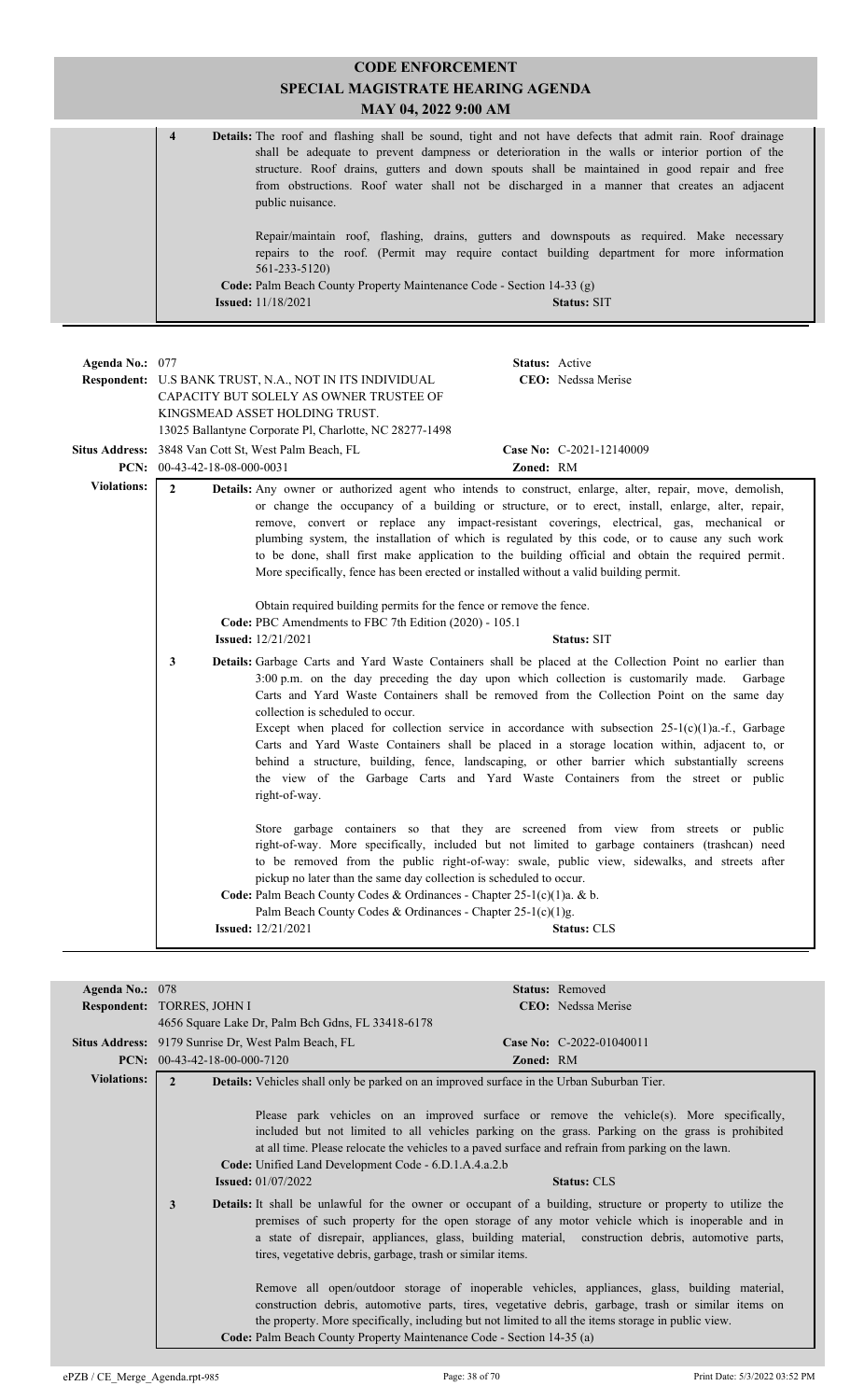# CODE ENFORCEMENT
## SPECIAL MAGISTRATE HEARING AGENDA
### MAY 04, 2022 9:00 AM

**4** **Details:** The roof and flashing shall be sound, tight and not have defects that admit rain. Roof drainage shall be adequate to prevent dampness or deterioration in the walls or interior portion of the structure. Roof drains, gutters and down spouts shall be maintained in good repair and free from obstructions. Roof water shall not be discharged in a manner that creates an adjacent public nuisance.

Repair/maintain roof, flashing, drains, gutters and downspouts as required. Make necessary repairs to the roof. (Permit may require contact building department for more information 561-233-5120)

**Code:** Palm Beach County Property Maintenance Code - Section 14-33 (g)

**Issued:** 11/18/2021 **Status:** SIT

---

**Agenda No.:** 077 **Status:** Active

**Respondent:** U.S BANK TRUST, N.A., NOT IN ITS INDIVIDUAL CAPACITY BUT SOLELY AS OWNER TRUSTEE OF KINGSMEAD ASSET HOLDING TRUST.
13025 Ballantyne Corporate Pl, Charlotte, NC 28277-1498 **CEO:** Nedssa Merise

**Situs Address:** 3848 Van Cott St, West Palm Beach, FL **Case No:** C-2021-12140009

**PCN:** 00-43-42-18-08-000-0031 **Zoned:** RM

**Violations:**

**2** **Details:** Any owner or authorized agent who intends to construct, enlarge, alter, repair, move, demolish, or change the occupancy of a building or structure, or to erect, install, enlarge, alter, repair, remove, convert or replace any impact-resistant coverings, electrical, gas, mechanical or plumbing system, the installation of which is regulated by this code, or to cause any such work to be done, shall first make application to the building official and obtain the required permit. More specifically, fence has been erected or installed without a valid building permit.

Obtain required building permits for the fence or remove the fence.

**Code:** PBC Amendments to FBC 7th Edition (2020) - 105.1

**Issued:** 12/21/2021 **Status:** SIT

**3** **Details:** Garbage Carts and Yard Waste Containers shall be placed at the Collection Point no earlier than 3:00 p.m. on the day preceding the day upon which collection is customarily made. Garbage Carts and Yard Waste Containers shall be removed from the Collection Point on the same day collection is scheduled to occur.
Except when placed for collection service in accordance with subsection 25-1(c)(1)a.-f., Garbage Carts and Yard Waste Containers shall be placed in a storage location within, adjacent to, or behind a structure, building, fence, landscaping, or other barrier which substantially screens the view of the Garbage Carts and Yard Waste Containers from the street or public right-of-way.

Store garbage containers so that they are screened from view from streets or public right-of-way. More specifically, included but not limited to garbage containers (trashcan) need to be removed from the public right-of-way: swale, public view, sidewalks, and streets after pickup no later than the same day collection is scheduled to occur.

**Code:** Palm Beach County Codes & Ordinances - Chapter 25-1(c)(1)a. & b.
Palm Beach County Codes & Ordinances - Chapter 25-1(c)(1)g.

**Issued:** 12/21/2021 **Status:** CLS

---

**Agenda No.:** 078 **Status:** Removed

**Respondent:** TORRES, JOHN I
4656 Square Lake Dr, Palm Bch Gdns, FL 33418-6178 **CEO:** Nedssa Merise

**Situs Address:** 9179 Sunrise Dr, West Palm Beach, FL **Case No:** C-2022-01040011

**PCN:** 00-43-42-18-00-000-7120 **Zoned:** RM

**Violations:**

**2** **Details:** Vehicles shall only be parked on an improved surface in the Urban Suburban Tier.

Please park vehicles on an improved surface or remove the vehicle(s). More specifically, included but not limited to all vehicles parking on the grass. Parking on the grass is prohibited at all time. Please relocate the vehicles to a paved surface and refrain from parking on the lawn.

**Code:** Unified Land Development Code - 6.D.1.A.4.a.2.b

**Issued:** 01/07/2022 **Status:** CLS

**3** **Details:** It shall be unlawful for the owner or occupant of a building, structure or property to utilize the premises of such property for the open storage of any motor vehicle which is inoperable and in a state of disrepair, appliances, glass, building material, construction debris, automotive parts, tires, vegetative debris, garbage, trash or similar items.

Remove all open/outdoor storage of inoperable vehicles, appliances, glass, building material, construction debris, automotive parts, tires, vegetative debris, garbage, trash or similar items on the property. More specifically, including but not limited to all the items storage in public view.

**Code:** Palm Beach County Property Maintenance Code - Section 14-35 (a)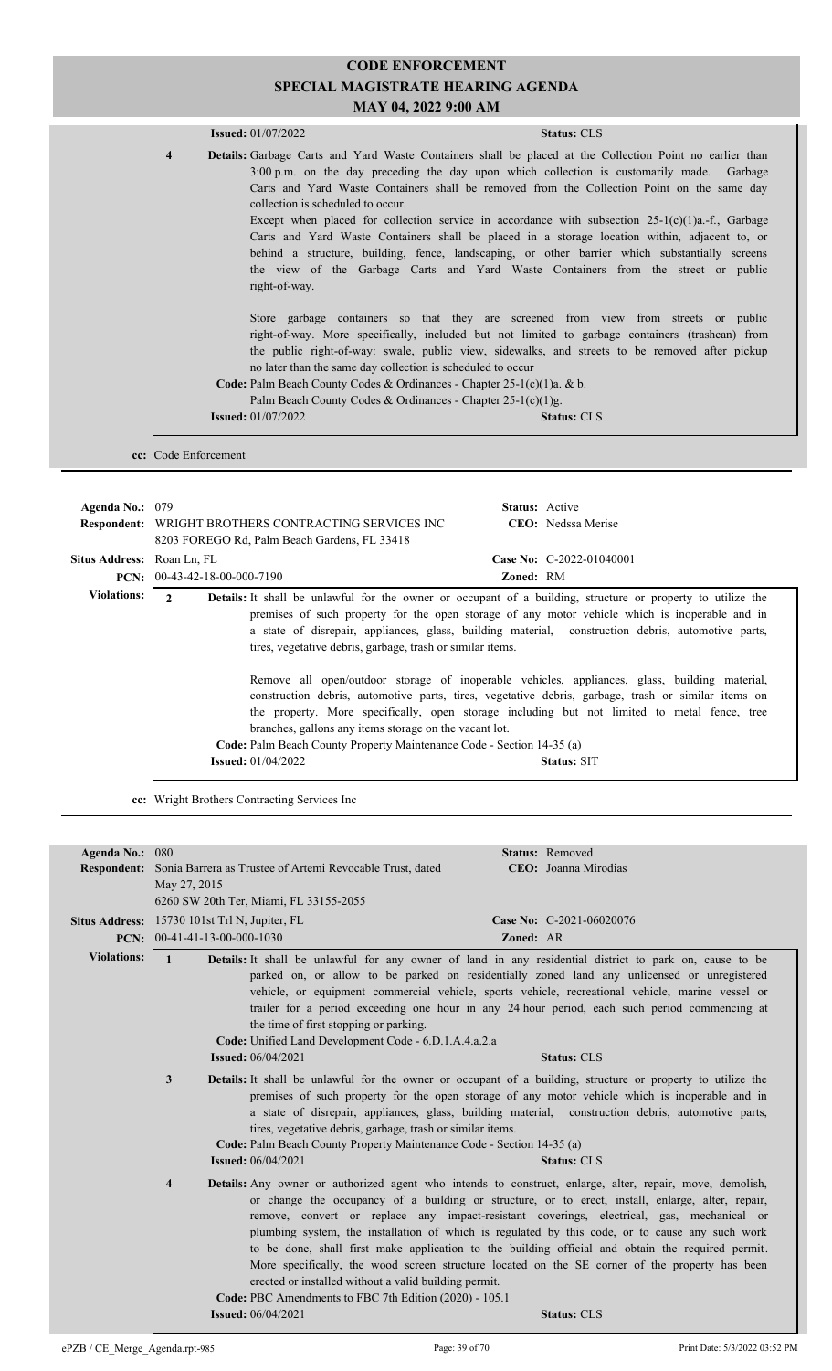# CODE ENFORCEMENT
## SPECIAL MAGISTRATE HEARING AGENDA
### MAY 04, 2022 9:00 AM

**Issued:** 01/07/2022 **Status:** CLS

**4** **Details:** Garbage Carts and Yard Waste Containers shall be placed at the Collection Point no earlier than 3:00 p.m. on the day preceding the day upon which collection is customarily made. Garbage Carts and Yard Waste Containers shall be removed from the Collection Point on the same day collection is scheduled to occur.

Except when placed for collection service in accordance with subsection 25-1(c)(1)a.-f., Garbage Carts and Yard Waste Containers shall be placed in a storage location within, adjacent to, or behind a structure, building, fence, landscaping, or other barrier which substantially screens the view of the Garbage Carts and Yard Waste Containers from the street or public right-of-way.

Store garbage containers so that they are screened from view from streets or public right-of-way. More specifically, included but not limited to garbage containers (trashcan) from the public right-of-way: swale, public view, sidewalks, and streets to be removed after pickup no later than the same day collection is scheduled to occur

**Code:** Palm Beach County Codes & Ordinances - Chapter 25-1(c)(1)a. & b.
Palm Beach County Codes & Ordinances - Chapter 25-1(c)(1)g.

**Issued:** 01/07/2022 **Status:** CLS

**cc:** Code Enforcement

---

**Agenda No.:** 079 **Status:** Active
**Respondent:** WRIGHT BROTHERS CONTRACTING SERVICES INC **CEO:** Nedssa Merise
8203 FOREGO Rd, Palm Beach Gardens, FL 33418
**Situs Address:** Roan Ln, FL **Case No:** C-2022-01040001
**PCN:** 00-43-42-18-00-000-7190 **Zoned:** RM

**Violations:**

**2** **Details:** It shall be unlawful for the owner or occupant of a building, structure or property to utilize the premises of such property for the open storage of any motor vehicle which is inoperable and in a state of disrepair, appliances, glass, building material, construction debris, automotive parts, tires, vegetative debris, garbage, trash or similar items.

Remove all open/outdoor storage of inoperable vehicles, appliances, glass, building material, construction debris, automotive parts, tires, vegetative debris, garbage, trash or similar items on the property. More specifically, open storage including but not limited to metal fence, tree branches, gallons any items storage on the vacant lot.

**Code:** Palm Beach County Property Maintenance Code - Section 14-35 (a)

**Issued:** 01/04/2022 **Status:** SIT

**cc:** Wright Brothers Contracting Services Inc

---

**Agenda No.:** 080 **Status:** Removed
**Respondent:** Sonia Barrera as Trustee of Artemi Revocable Trust, dated May 27, 2015 **CEO:** Joanna Mirodias
6260 SW 20th Ter, Miami, FL 33155-2055
**Situs Address:** 15730 101st Trl N, Jupiter, FL **Case No:** C-2021-06020076
**PCN:** 00-41-41-13-00-000-1030 **Zoned:** AR

**Violations:**

**1** **Details:** It shall be unlawful for any owner of land in any residential district to park on, cause to be parked on, or allow to be parked on residentially zoned land any unlicensed or unregistered vehicle, or equipment commercial vehicle, sports vehicle, recreational vehicle, marine vessel or trailer for a period exceeding one hour in any 24 hour period, each such period commencing at the time of first stopping or parking.

**Code:** Unified Land Development Code - 6.D.1.A.4.a.2.a

**Issued:** 06/04/2021 **Status:** CLS

**3** **Details:** It shall be unlawful for the owner or occupant of a building, structure or property to utilize the premises of such property for the open storage of any motor vehicle which is inoperable and in a state of disrepair, appliances, glass, building material, construction debris, automotive parts, tires, vegetative debris, garbage, trash or similar items.

**Code:** Palm Beach County Property Maintenance Code - Section 14-35 (a)

**Issued:** 06/04/2021 **Status:** CLS

**4** **Details:** Any owner or authorized agent who intends to construct, enlarge, alter, repair, move, demolish, or change the occupancy of a building or structure, or to erect, install, enlarge, alter, repair, remove, convert or replace any impact-resistant coverings, electrical, gas, mechanical or plumbing system, the installation of which is regulated by this code, or to cause any such work to be done, shall first make application to the building official and obtain the required permit. More specifically, the wood screen structure located on the SE corner of the property has been erected or installed without a valid building permit.

**Code:** PBC Amendments to FBC 7th Edition (2020) - 105.1

**Issued:** 06/04/2021 **Status:** CLS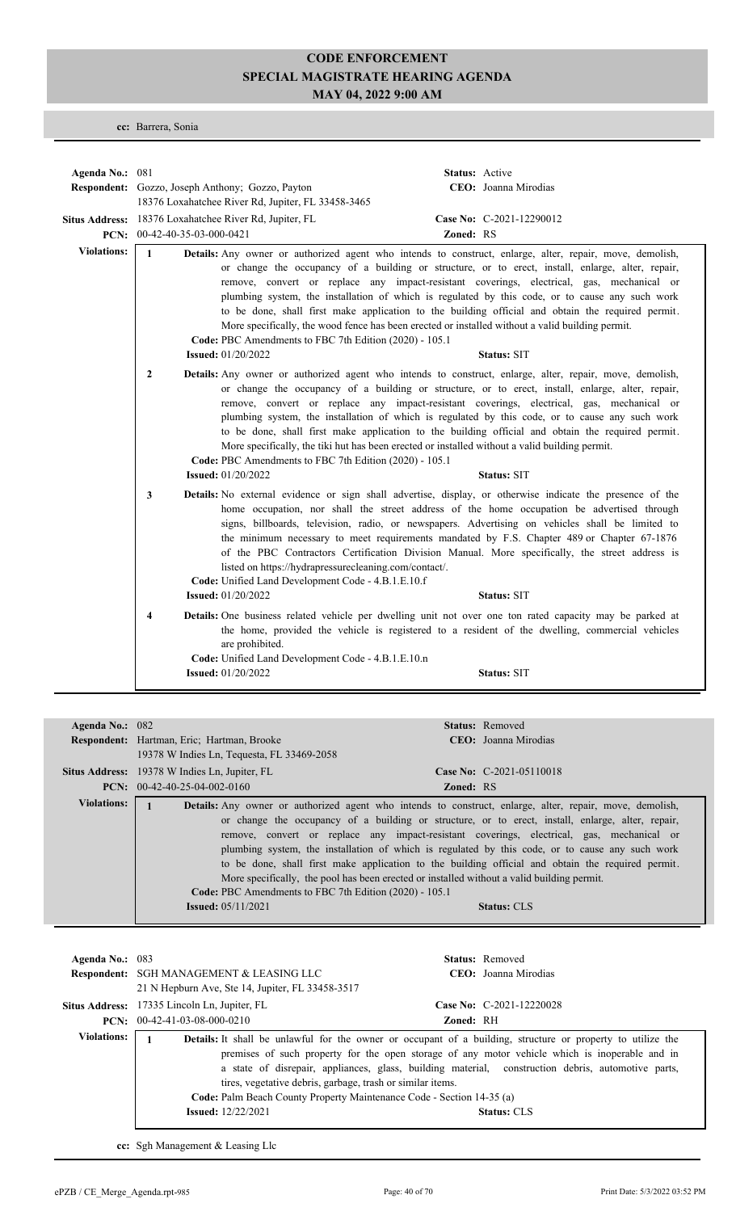# CODE ENFORCEMENT
## SPECIAL MAGISTRATE HEARING AGENDA
### MAY 04, 2022 9:00 AM

**cc:** Barrera, Sonia

---

**Agenda No.:** 081 **Status:** Active
**Respondent:** Gozzo, Joseph Anthony; Gozzo, Payton **CEO:** Joanna Mirodias
18376 Loxahatchee River Rd, Jupiter, FL 33458-3465
**Situs Address:** 18376 Loxahatchee River Rd, Jupiter, FL **Case No:** C-2021-12290012
**PCN:** 00-42-40-35-03-000-0421 **Zoned:** RS

**Violations:**

1. **Details:** Any owner or authorized agent who intends to construct, enlarge, alter, repair, move, demolish, or change the occupancy of a building or structure, or to erect, install, enlarge, alter, repair, remove, convert or replace any impact-resistant coverings, electrical, gas, mechanical or plumbing system, the installation of which is regulated by this code, or to cause any such work to be done, shall first make application to the building official and obtain the required permit. More specifically, the wood fence has been erected or installed without a valid building permit.
   **Code:** PBC Amendments to FBC 7th Edition (2020) - 105.1
   **Issued:** 01/20/2022 **Status:** SIT

2. **Details:** Any owner or authorized agent who intends to construct, enlarge, alter, repair, move, demolish, or change the occupancy of a building or structure, or to erect, install, enlarge, alter, repair, remove, convert or replace any impact-resistant coverings, electrical, gas, mechanical or plumbing system, the installation of which is regulated by this code, or to cause any such work to be done, shall first make application to the building official and obtain the required permit. More specifically, the tiki hut has been erected or installed without a valid building permit.
   **Code:** PBC Amendments to FBC 7th Edition (2020) - 105.1
   **Issued:** 01/20/2022 **Status:** SIT

3. **Details:** No external evidence or sign shall advertise, display, or otherwise indicate the presence of the home occupation, nor shall the street address of the home occupation be advertised through signs, billboards, television, radio, or newspapers. Advertising on vehicles shall be limited to the minimum necessary to meet requirements mandated by F.S. Chapter 489 or Chapter 67-1876 of the PBC Contractors Certification Division Manual. More specifically, the street address is listed on https://hydrapressurecleaning.com/contact/.
   **Code:** Unified Land Development Code - 4.B.1.E.10.f
   **Issued:** 01/20/2022 **Status:** SIT

4. **Details:** One business related vehicle per dwelling unit not over one ton rated capacity may be parked at the home, provided the vehicle is registered to a resident of the dwelling, commercial vehicles are prohibited.
   **Code:** Unified Land Development Code - 4.B.1.E.10.n
   **Issued:** 01/20/2022 **Status:** SIT

---

**Agenda No.:** 082 **Status:** Removed
**Respondent:** Hartman, Eric; Hartman, Brooke **CEO:** Joanna Mirodias
19378 W Indies Ln, Tequesta, FL 33469-2058
**Situs Address:** 19378 W Indies Ln, Jupiter, FL **Case No:** C-2021-05110018
**PCN:** 00-42-40-25-04-002-0160 **Zoned:** RS

**Violations:**

1. **Details:** Any owner or authorized agent who intends to construct, enlarge, alter, repair, move, demolish, or change the occupancy of a building or structure, or to erect, install, enlarge, alter, repair, remove, convert or replace any impact-resistant coverings, electrical, gas, mechanical or plumbing system, the installation of which is regulated by this code, or to cause any such work to be done, shall first make application to the building official and obtain the required permit. More specifically, the pool has been erected or installed without a valid building permit.
   **Code:** PBC Amendments to FBC 7th Edition (2020) - 105.1
   **Issued:** 05/11/2021 **Status:** CLS

---

**Agenda No.:** 083 **Status:** Removed
**Respondent:** SGH MANAGEMENT & LEASING LLC **CEO:** Joanna Mirodias
21 N Hepburn Ave, Ste 14, Jupiter, FL 33458-3517
**Situs Address:** 17335 Lincoln Ln, Jupiter, FL **Case No:** C-2021-12220028
**PCN:** 00-42-41-03-08-000-0210 **Zoned:** RH

**Violations:**

1. **Details:** It shall be unlawful for the owner or occupant of a building, structure or property to utilize the premises of such property for the open storage of any motor vehicle which is inoperable and in a state of disrepair, appliances, glass, building material, construction debris, automotive parts, tires, vegetative debris, garbage, trash or similar items.
   **Code:** Palm Beach County Property Maintenance Code - Section 14-35 (a)
   **Issued:** 12/22/2021 **Status:** CLS

**cc:** Sgh Management & Leasing Llc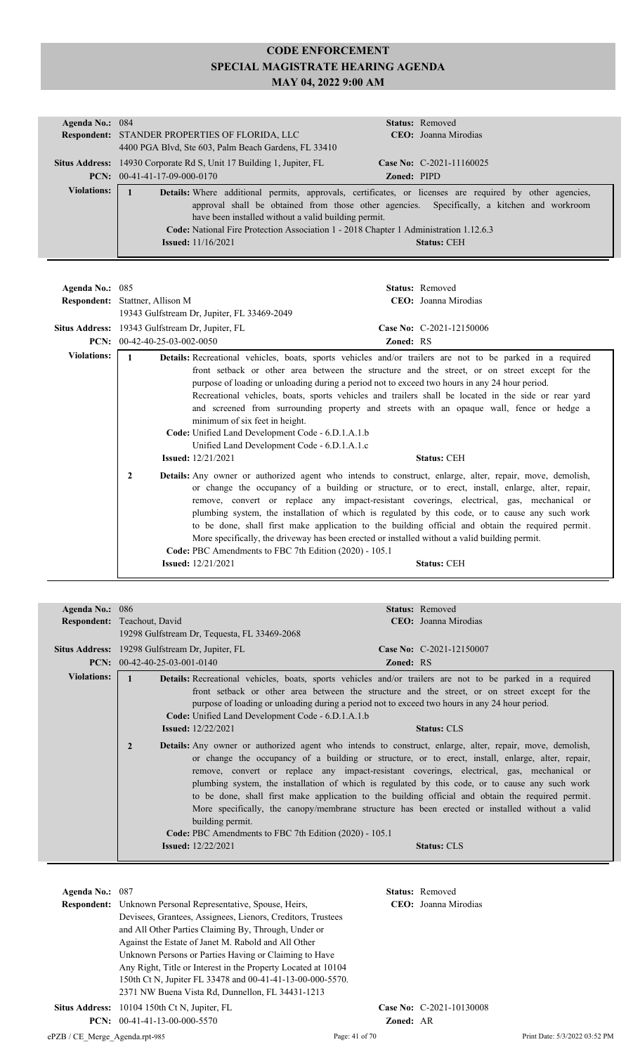# CODE ENFORCEMENT
## SPECIAL MAGISTRATE HEARING AGENDA
### MAY 04, 2022 9:00 AM

**Agenda No.:** 084 | **Status:** Removed
**Respondent:** STANDER PROPERTIES OF FLORIDA, LLC | **CEO:** Joanna Mirodias
4400 PGA Blvd, Ste 603, Palm Beach Gardens, FL 33410
**Situs Address:** 14930 Corporate Rd S, Unit 17 Building 1, Jupiter, FL | **Case No:** C-2021-11160025
**PCN:** 00-41-41-17-09-000-0170 | **Zoned:** PIPD

**Violations:**

1. **Details:** Where additional permits, approvals, certificates, or licenses are required by other agencies, approval shall be obtained from those other agencies. Specifically, a kitchen and workroom have been installed without a valid building permit.
   **Code:** National Fire Protection Association 1 - 2018 Chapter 1 Administration 1.12.6.3
   **Issued:** 11/16/2021 | **Status:** CEH

---

**Agenda No.:** 085 | **Status:** Removed
**Respondent:** Stattner, Allison M | **CEO:** Joanna Mirodias
19343 Gulfstream Dr, Jupiter, FL 33469-2049
**Situs Address:** 19343 Gulfstream Dr, Jupiter, FL | **Case No:** C-2021-12150006
**PCN:** 00-42-40-25-03-002-0050 | **Zoned:** RS

**Violations:**

1. **Details:** Recreational vehicles, boats, sports vehicles and/or trailers are not to be parked in a required front setback or other area between the structure and the street, or on street except for the purpose of loading or unloading during a period not to exceed two hours in any 24 hour period.
   Recreational vehicles, boats, sports vehicles and trailers shall be located in the side or rear yard and screened from surrounding property and streets with an opaque wall, fence or hedge a minimum of six feet in height.
   **Code:** Unified Land Development Code - 6.D.1.A.1.b
   Unified Land Development Code - 6.D.1.A.1.c
   **Issued:** 12/21/2021 | **Status:** CEH

2. **Details:** Any owner or authorized agent who intends to construct, enlarge, alter, repair, move, demolish, or change the occupancy of a building or structure, or to erect, install, enlarge, alter, repair, remove, convert or replace any impact-resistant coverings, electrical, gas, mechanical or plumbing system, the installation of which is regulated by this code, or to cause any such work to be done, shall first make application to the building official and obtain the required permit. More specifically, the driveway has been erected or installed without a valid building permit.
   **Code:** PBC Amendments to FBC 7th Edition (2020) - 105.1
   **Issued:** 12/21/2021 | **Status:** CEH

---

**Agenda No.:** 086 | **Status:** Removed
**Respondent:** Teachout, David | **CEO:** Joanna Mirodias
19298 Gulfstream Dr, Tequesta, FL 33469-2068
**Situs Address:** 19298 Gulfstream Dr, Jupiter, FL | **Case No:** C-2021-12150007
**PCN:** 00-42-40-25-03-001-0140 | **Zoned:** RS

**Violations:**

1. **Details:** Recreational vehicles, boats, sports vehicles and/or trailers are not to be parked in a required front setback or other area between the structure and the street, or on street except for the purpose of loading or unloading during a period not to exceed two hours in any 24 hour period.
   **Code:** Unified Land Development Code - 6.D.1.A.1.b
   **Issued:** 12/22/2021 | **Status:** CLS

2. **Details:** Any owner or authorized agent who intends to construct, enlarge, alter, repair, move, demolish, or change the occupancy of a building or structure, or to erect, install, enlarge, alter, repair, remove, convert or replace any impact-resistant coverings, electrical, gas, mechanical or plumbing system, the installation of which is regulated by this code, or to cause any such work to be done, shall first make application to the building official and obtain the required permit. More specifically, the canopy/membrane structure has been erected or installed without a valid building permit.
   **Code:** PBC Amendments to FBC 7th Edition (2020) - 105.1
   **Issued:** 12/22/2021 | **Status:** CLS

---

**Agenda No.:** 087 | **Status:** Removed
**Respondent:** Unknown Personal Representative, Spouse, Heirs, Devisees, Grantees, Assignees, Lienors, Creditors, Trustees and All Other Parties Claiming By, Through, Under or Against the Estate of Janet M. Rabold and All Other Unknown Persons or Parties Having or Claiming to Have Any Right, Title or Interest in the Property Located at 10104 150th Ct N, Jupiter FL 33478 and 00-41-41-13-00-000-5570. | **CEO:** Joanna Mirodias
2371 NW Buena Vista Rd, Dunnellon, FL 34431-1213
**Situs Address:** 10104 150th Ct N, Jupiter, FL | **Case No:** C-2021-10130008
**PCN:** 00-41-41-13-00-000-5570 | **Zoned:** AR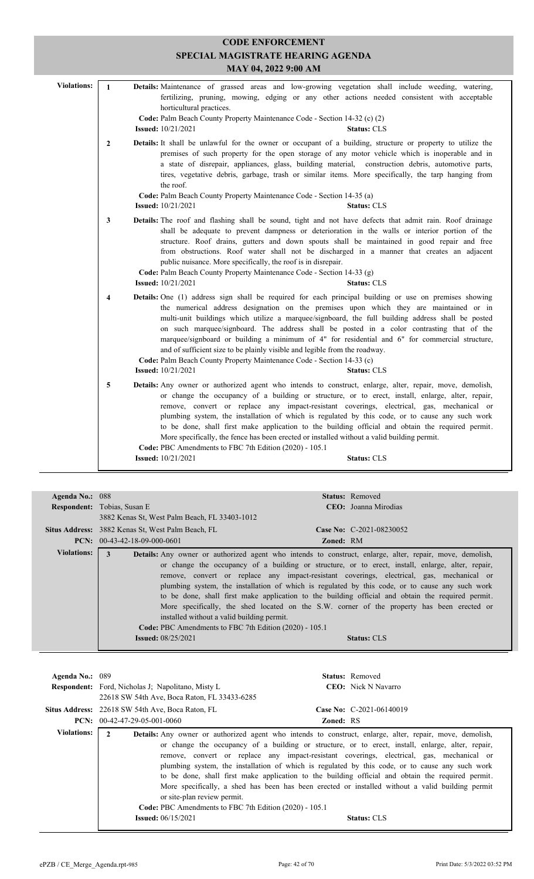# CODE ENFORCEMENT
## SPECIAL MAGISTRATE HEARING AGENDA
### MAY 04, 2022 9:00 AM

**Violations:**

**1** **Details:** Maintenance of grassed areas and low-growing vegetation shall include weeding, watering, fertilizing, pruning, mowing, edging or any other actions needed consistent with acceptable horticultural practices.
**Code:** Palm Beach County Property Maintenance Code - Section 14-32 (c) (2)
**Issued:** 10/21/2021 **Status:** CLS

**2** **Details:** It shall be unlawful for the owner or occupant of a building, structure or property to utilize the premises of such property for the open storage of any motor vehicle which is inoperable and in a state of disrepair, appliances, glass, building material, construction debris, automotive parts, tires, vegetative debris, garbage, trash or similar items. More specifically, the tarp hanging from the roof.
**Code:** Palm Beach County Property Maintenance Code - Section 14-35 (a)
**Issued:** 10/21/2021 **Status:** CLS

**3** **Details:** The roof and flashing shall be sound, tight and not have defects that admit rain. Roof drainage shall be adequate to prevent dampness or deterioration in the walls or interior portion of the structure. Roof drains, gutters and down spouts shall be maintained in good repair and free from obstructions. Roof water shall not be discharged in a manner that creates an adjacent public nuisance. More specifically, the roof is in disrepair.
**Code:** Palm Beach County Property Maintenance Code - Section 14-33 (g)
**Issued:** 10/21/2021 **Status:** CLS

**4** **Details:** One (1) address sign shall be required for each principal building or use on premises showing the numerical address designation on the premises upon which they are maintained or in multi-unit buildings which utilize a marquee/signboard, the full building address shall be posted on such marquee/signboard. The address shall be posted in a color contrasting that of the marquee/signboard or building a minimum of 4" for residential and 6" for commercial structure, and of sufficient size to be plainly visible and legible from the roadway.
**Code:** Palm Beach County Property Maintenance Code - Section 14-33 (c)
**Issued:** 10/21/2021 **Status:** CLS

**5** **Details:** Any owner or authorized agent who intends to construct, enlarge, alter, repair, move, demolish, or change the occupancy of a building or structure, or to erect, install, enlarge, alter, repair, remove, convert or replace any impact-resistant coverings, electrical, gas, mechanical or plumbing system, the installation of which is regulated by this code, or to cause any such work to be done, shall first make application to the building official and obtain the required permit. More specifically, the fence has been erected or installed without a valid building permit.
**Code:** PBC Amendments to FBC 7th Edition (2020) - 105.1
**Issued:** 10/21/2021 **Status:** CLS

---

**Agenda No.:** 088 **Status:** Removed
**Respondent:** Tobias, Susan E **CEO:** Joanna Mirodias
3882 Kenas St, West Palm Beach, FL 33403-1012
**Situs Address:** 3882 Kenas St, West Palm Beach, FL **Case No:** C-2021-08230052
**PCN:** 00-43-42-18-09-000-0601 **Zoned:** RM

**Violations:**

**3** **Details:** Any owner or authorized agent who intends to construct, enlarge, alter, repair, move, demolish, or change the occupancy of a building or structure, or to erect, install, enlarge, alter, repair, remove, convert or replace any impact-resistant coverings, electrical, gas, mechanical or plumbing system, the installation of which is regulated by this code, or to cause any such work to be done, shall first make application to the building official and obtain the required permit. More specifically, the shed located on the S.W. corner of the property has been erected or installed without a valid building permit.
**Code:** PBC Amendments to FBC 7th Edition (2020) - 105.1
**Issued:** 08/25/2021 **Status:** CLS

---

**Agenda No.:** 089 **Status:** Removed
**Respondent:** Ford, Nicholas J; Napolitano, Misty L **CEO:** Nick N Navarro
22618 SW 54th Ave, Boca Raton, FL 33433-6285
**Situs Address:** 22618 SW 54th Ave, Boca Raton, FL **Case No:** C-2021-06140019
**PCN:** 00-42-47-29-05-001-0060 **Zoned:** RS

**Violations:**

**2** **Details:** Any owner or authorized agent who intends to construct, enlarge, alter, repair, move, demolish, or change the occupancy of a building or structure, or to erect, install, enlarge, alter, repair, remove, convert or replace any impact-resistant coverings, electrical, gas, mechanical or plumbing system, the installation of which is regulated by this code, or to cause any such work to be done, shall first make application to the building official and obtain the required permit. More specifically, a shed has been has been erected or installed without a valid building permit or site-plan review permit.
**Code:** PBC Amendments to FBC 7th Edition (2020) - 105.1
**Issued:** 06/15/2021 **Status:** CLS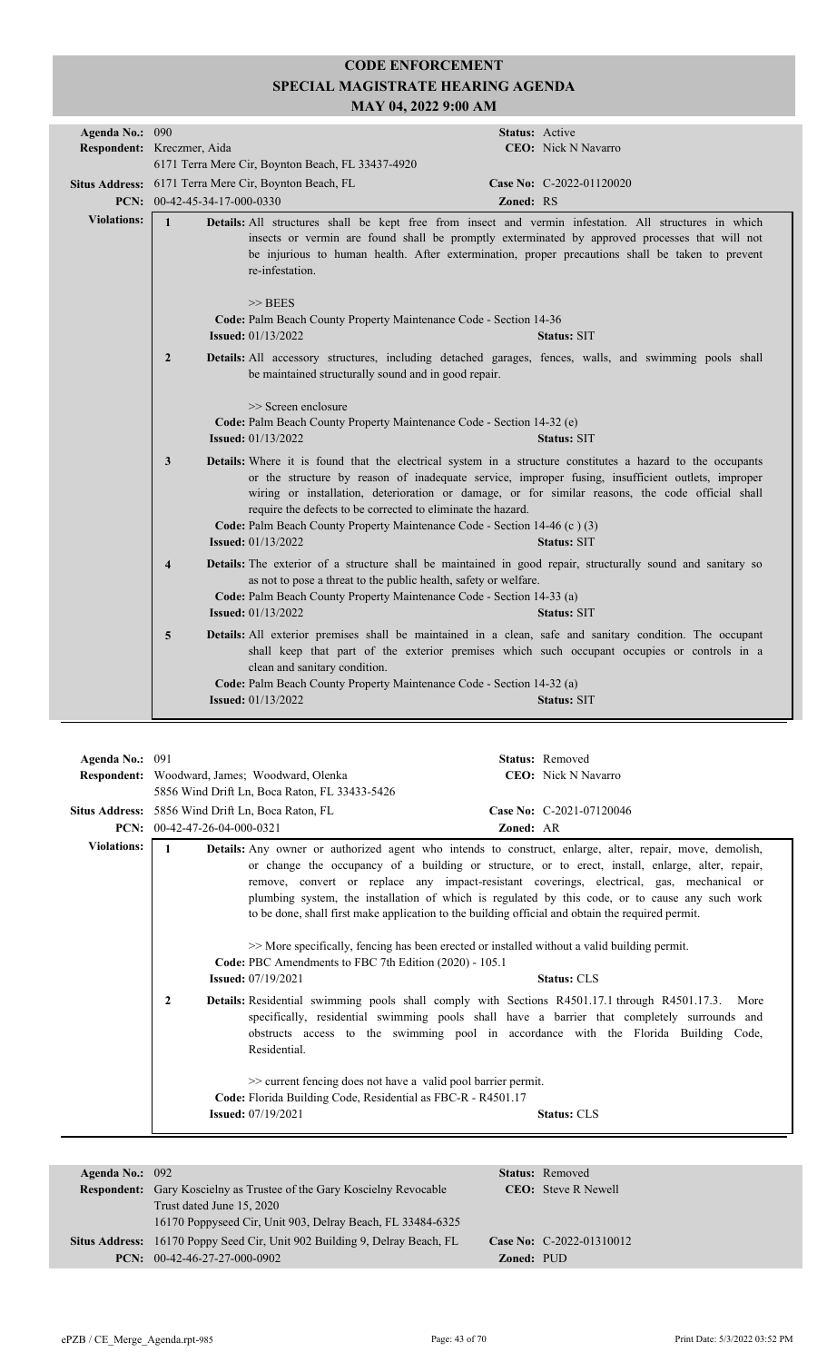# CODE ENFORCEMENT
## SPECIAL MAGISTRATE HEARING AGENDA
### MAY 04, 2022 9:00 AM

**Agenda No.:** 090
**Status:** Active
**Respondent:** Kreczmer, Aida
6171 Terra Mere Cir, Boynton Beach, FL 33437-4920
**CEO:** Nick N Navarro
**Situs Address:** 6171 Terra Mere Cir, Boynton Beach, FL
**Case No:** C-2022-01120020
**PCN:** 00-42-45-34-17-000-0330
**Zoned:** RS

**Violations:**

**1** **Details:** All structures shall be kept free from insect and vermin infestation. All structures in which insects or vermin are found shall be promptly exterminated by approved processes that will not be injurious to human health. After extermination, proper precautions shall be taken to prevent re-infestation.

>> BEES

**Code:** Palm Beach County Property Maintenance Code - Section 14-36
**Issued:** 01/13/2022
**Status:** SIT

**2** **Details:** All accessory structures, including detached garages, fences, walls, and swimming pools shall be maintained structurally sound and in good repair.

>> Screen enclosure

**Code:** Palm Beach County Property Maintenance Code - Section 14-32 (e)
**Issued:** 01/13/2022
**Status:** SIT

**3** **Details:** Where it is found that the electrical system in a structure constitutes a hazard to the occupants or the structure by reason of inadequate service, improper fusing, insufficient outlets, improper wiring or installation, deterioration or damage, or for similar reasons, the code official shall require the defects to be corrected to eliminate the hazard.

**Code:** Palm Beach County Property Maintenance Code - Section 14-46 (c ) (3)
**Issued:** 01/13/2022
**Status:** SIT

**4** **Details:** The exterior of a structure shall be maintained in good repair, structurally sound and sanitary so as not to pose a threat to the public health, safety or welfare.

**Code:** Palm Beach County Property Maintenance Code - Section 14-33 (a)
**Issued:** 01/13/2022
**Status:** SIT

**5** **Details:** All exterior premises shall be maintained in a clean, safe and sanitary condition. The occupant shall keep that part of the exterior premises which such occupant occupies or controls in a clean and sanitary condition.

**Code:** Palm Beach County Property Maintenance Code - Section 14-32 (a)
**Issued:** 01/13/2022
**Status:** SIT

---

**Agenda No.:** 091
**Status:** Removed
**Respondent:** Woodward, James; Woodward, Olenka
5856 Wind Drift Ln, Boca Raton, FL 33433-5426
**CEO:** Nick N Navarro
**Situs Address:** 5856 Wind Drift Ln, Boca Raton, FL
**Case No:** C-2021-07120046
**PCN:** 00-42-47-26-04-000-0321
**Zoned:** AR

**Violations:**

**1** **Details:** Any owner or authorized agent who intends to construct, enlarge, alter, repair, move, demolish, or change the occupancy of a building or structure, or to erect, install, enlarge, alter, repair, remove, convert or replace any impact-resistant coverings, electrical, gas, mechanical or plumbing system, the installation of which is regulated by this code, or to cause any such work to be done, shall first make application to the building official and obtain the required permit.

>> More specifically, fencing has been erected or installed without a valid building permit.

**Code:** PBC Amendments to FBC 7th Edition (2020) - 105.1
**Issued:** 07/19/2021
**Status:** CLS

**2** **Details:** Residential swimming pools shall comply with Sections R4501.17.1 through R4501.17.3. More specifically, residential swimming pools shall have a barrier that completely surrounds and obstructs access to the swimming pool in accordance with the Florida Building Code, Residential.

>> current fencing does not have a valid pool barrier permit.

**Code:** Florida Building Code, Residential as FBC-R - R4501.17
**Issued:** 07/19/2021
**Status:** CLS

---

**Agenda No.:** 092
**Status:** Removed
**Respondent:** Gary Koscielny as Trustee of the Gary Koscielny Revocable Trust dated June 15, 2020
16170 Poppyseed Cir, Unit 903, Delray Beach, FL 33484-6325
**CEO:** Steve R Newell
**Situs Address:** 16170 Poppy Seed Cir, Unit 902 Building 9, Delray Beach, FL
**Case No:** C-2022-01310012
**PCN:** 00-42-46-27-27-000-0902
**Zoned:** PUD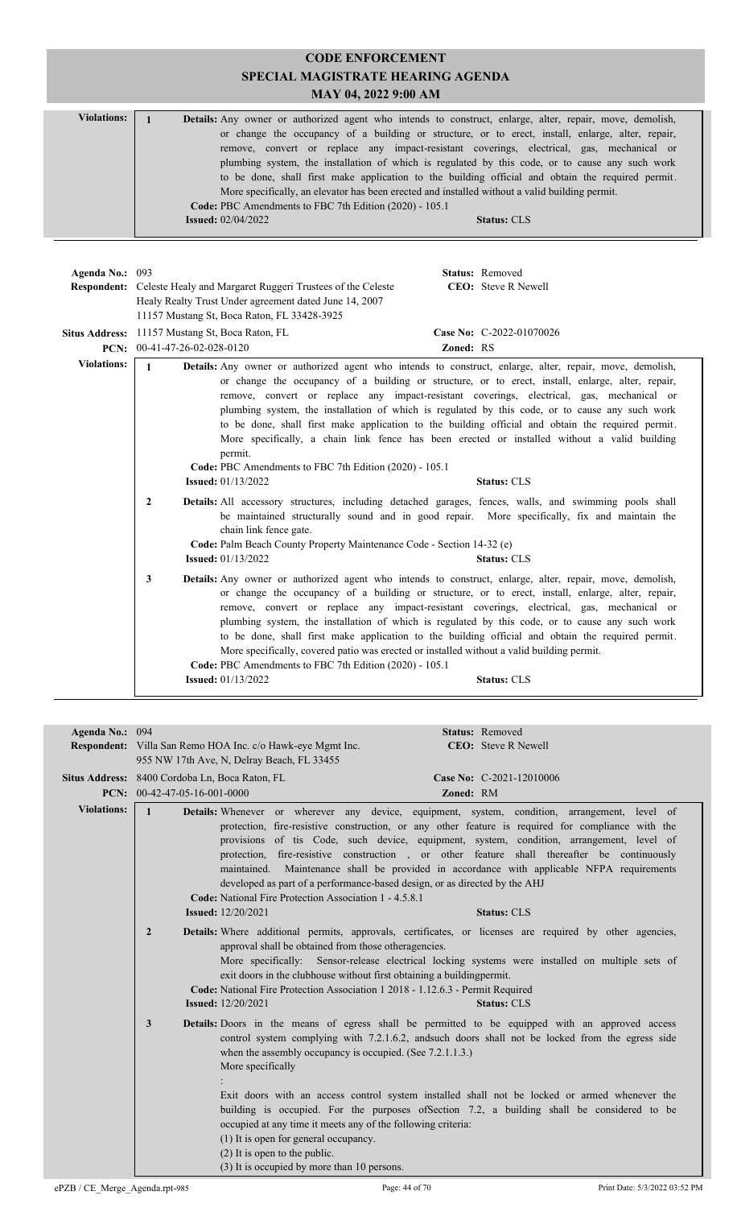# CODE ENFORCEMENT
## SPECIAL MAGISTRATE HEARING AGENDA
### MAY 04, 2022 9:00 AM

**Violations:**

**1** **Details:** Any owner or authorized agent who intends to construct, enlarge, alter, repair, move, demolish, or change the occupancy of a building or structure, or to erect, install, enlarge, alter, repair, remove, convert or replace any impact-resistant coverings, electrical, gas, mechanical or plumbing system, the installation of which is regulated by this code, or to cause any such work to be done, shall first make application to the building official and obtain the required permit. More specifically, an elevator has been erected and installed without a valid building permit.
**Code:** PBC Amendments to FBC 7th Edition (2020) - 105.1
**Issued:** 02/04/2022 **Status:** CLS

---

**Agenda No.:** 093 **Status:** Removed
**Respondent:** Celeste Healy and Margaret Ruggeri Trustees of the Celeste Healy Realty Trust Under agreement dated June 14, 2007
11157 Mustang St, Boca Raton, FL 33428-3925 **CEO:** Steve R Newell
**Situs Address:** 11157 Mustang St, Boca Raton, FL **Case No:** C-2022-01070026
**PCN:** 00-41-47-26-02-028-0120 **Zoned:** RS

**Violations:**

**1** **Details:** Any owner or authorized agent who intends to construct, enlarge, alter, repair, move, demolish, or change the occupancy of a building or structure, or to erect, install, enlarge, alter, repair, remove, convert or replace any impact-resistant coverings, electrical, gas, mechanical or plumbing system, the installation of which is regulated by this code, or to cause any such work to be done, shall first make application to the building official and obtain the required permit. More specifically, a chain link fence has been erected or installed without a valid building permit.
**Code:** PBC Amendments to FBC 7th Edition (2020) - 105.1
**Issued:** 01/13/2022 **Status:** CLS

**2** **Details:** All accessory structures, including detached garages, fences, walls, and swimming pools shall be maintained structurally sound and in good repair. More specifically, fix and maintain the chain link fence gate.
**Code:** Palm Beach County Property Maintenance Code - Section 14-32 (e)
**Issued:** 01/13/2022 **Status:** CLS

**3** **Details:** Any owner or authorized agent who intends to construct, enlarge, alter, repair, move, demolish, or change the occupancy of a building or structure, or to erect, install, enlarge, alter, repair, remove, convert or replace any impact-resistant coverings, electrical, gas, mechanical or plumbing system, the installation of which is regulated by this code, or to cause any such work to be done, shall first make application to the building official and obtain the required permit. More specifically, covered patio was erected or installed without a valid building permit.
**Code:** PBC Amendments to FBC 7th Edition (2020) - 105.1
**Issued:** 01/13/2022 **Status:** CLS

---

**Agenda No.:** 094 **Status:** Removed
**Respondent:** Villa San Remo HOA Inc. c/o Hawk-eye Mgmt Inc.
955 NW 17th Ave, N, Delray Beach, FL 33455 **CEO:** Steve R Newell
**Situs Address:** 8400 Cordoba Ln, Boca Raton, FL **Case No:** C-2021-12010006
**PCN:** 00-42-47-05-16-001-0000 **Zoned:** RM

**Violations:**

**1** **Details:** Whenever or wherever any device, equipment, system, condition, arrangement, level of protection, fire-resistive construction, or any other feature is required for compliance with the provisions of tis Code, such device, equipment, system, condition, arrangement, level of protection, fire-resistive construction , or other feature shall thereafter be continuously maintained. Maintenance shall be provided in accordance with applicable NFPA requirements developed as part of a performance-based design, or as directed by the AHJ
**Code:** National Fire Protection Association 1 - 4.5.8.1
**Issued:** 12/20/2021 **Status:** CLS

**2** **Details:** Where additional permits, approvals, certificates, or licenses are required by other agencies, approval shall be obtained from those otheragencies.
More specifically: Sensor-release electrical locking systems were installed on multiple sets of exit doors in the clubhouse without first obtaining a buildingpermit.
**Code:** National Fire Protection Association 1 2018 - 1.12.6.3 - Permit Required
**Issued:** 12/20/2021 **Status:** CLS

**3** **Details:** Doors in the means of egress shall be permitted to be equipped with an approved access control system complying with 7.2.1.6.2, andsuch doors shall not be locked from the egress side when the assembly occupancy is occupied. (See 7.2.1.1.3.)
More specifically
:
Exit doors with an access control system installed shall not be locked or armed whenever the building is occupied. For the purposes ofSection 7.2, a building shall be considered to be occupied at any time it meets any of the following criteria:
(1) It is open for general occupancy.
(2) It is open to the public.
(3) It is occupied by more than 10 persons.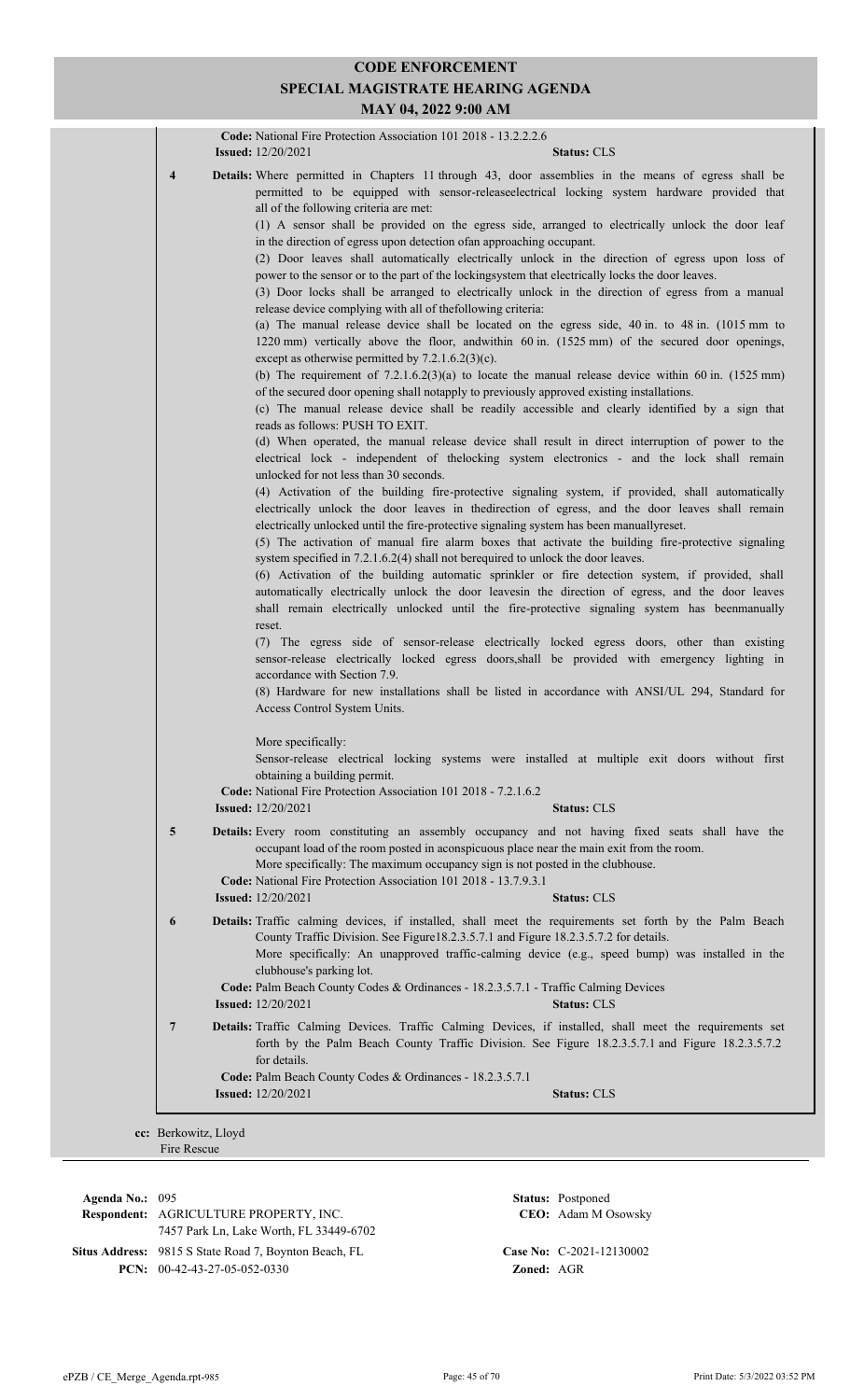# CODE ENFORCEMENT
## SPECIAL MAGISTRATE HEARING AGENDA
### MAY 04, 2022 9:00 AM

**Code:** National Fire Protection Association 101 2018 - 13.2.2.2.6
**Issued:** 12/20/2021 **Status:** CLS

**4** **Details:** Where permitted in Chapters 11 through 43, door assemblies in the means of egress shall be permitted to be equipped with sensor-releaseelectrical locking system hardware provided that all of the following criteria are met:

(1) A sensor shall be provided on the egress side, arranged to electrically unlock the door leaf in the direction of egress upon detection ofan approaching occupant.

(2) Door leaves shall automatically electrically unlock in the direction of egress upon loss of power to the sensor or to the part of the lockingsystem that electrically locks the door leaves.

(3) Door locks shall be arranged to electrically unlock in the direction of egress from a manual release device complying with all of thefollowing criteria:

(a) The manual release device shall be located on the egress side, 40 in. to 48 in. (1015 mm to 1220 mm) vertically above the floor, andwithin 60 in. (1525 mm) of the secured door openings, except as otherwise permitted by 7.2.1.6.2(3)(c).

(b) The requirement of 7.2.1.6.2(3)(a) to locate the manual release device within 60 in. (1525 mm) of the secured door opening shall notapply to previously approved existing installations.

(c) The manual release device shall be readily accessible and clearly identified by a sign that reads as follows: PUSH TO EXIT.

(d) When operated, the manual release device shall result in direct interruption of power to the electrical lock - independent of thelocking system electronics - and the lock shall remain unlocked for not less than 30 seconds.

(4) Activation of the building fire-protective signaling system, if provided, shall automatically electrically unlock the door leaves in thedirection of egress, and the door leaves shall remain electrically unlocked until the fire-protective signaling system has been manuallyreset.

(5) The activation of manual fire alarm boxes that activate the building fire-protective signaling system specified in 7.2.1.6.2(4) shall not berequired to unlock the door leaves.

(6) Activation of the building automatic sprinkler or fire detection system, if provided, shall automatically electrically unlock the door leavesin the direction of egress, and the door leaves shall remain electrically unlocked until the fire-protective signaling system has beenmanually reset.

(7) The egress side of sensor-release electrically locked egress doors, other than existing sensor-release electrically locked egress doors,shall be provided with emergency lighting in accordance with Section 7.9.

(8) Hardware for new installations shall be listed in accordance with ANSI/UL 294, Standard for Access Control System Units.

More specifically:
Sensor-release electrical locking systems were installed at multiple exit doors without first obtaining a building permit.

**Code:** National Fire Protection Association 101 2018 - 7.2.1.6.2
**Issued:** 12/20/2021 **Status:** CLS

**5** **Details:** Every room constituting an assembly occupancy and not having fixed seats shall have the occupant load of the room posted in aconspicuous place near the main exit from the room.
More specifically: The maximum occupancy sign is not posted in the clubhouse.

**Code:** National Fire Protection Association 101 2018 - 13.7.9.3.1
**Issued:** 12/20/2021 **Status:** CLS

**6** **Details:** Traffic calming devices, if installed, shall meet the requirements set forth by the Palm Beach County Traffic Division. See Figure18.2.3.5.7.1 and Figure 18.2.3.5.7.2 for details.
More specifically: An unapproved traffic-calming device (e.g., speed bump) was installed in the clubhouse's parking lot.

**Code:** Palm Beach County Codes & Ordinances - 18.2.3.5.7.1 - Traffic Calming Devices
**Issued:** 12/20/2021 **Status:** CLS

**7** **Details:** Traffic Calming Devices. Traffic Calming Devices, if installed, shall meet the requirements set forth by the Palm Beach County Traffic Division. See Figure 18.2.3.5.7.1 and Figure 18.2.3.5.7.2 for details.

**Code:** Palm Beach County Codes & Ordinances - 18.2.3.5.7.1
**Issued:** 12/20/2021 **Status:** CLS

**cc:** Berkowitz, Lloyd
Fire Rescue

---

**Agenda No.:** 095 **Status:** Postponed
**Respondent:** AGRICULTURE PROPERTY, INC. **CEO:** Adam M Osowsky
7457 Park Ln, Lake Worth, FL 33449-6702
**Situs Address:** 9815 S State Road 7, Boynton Beach, FL **Case No:** C-2021-12130002
**PCN:** 00-42-43-27-05-052-0330 **Zoned:** AGR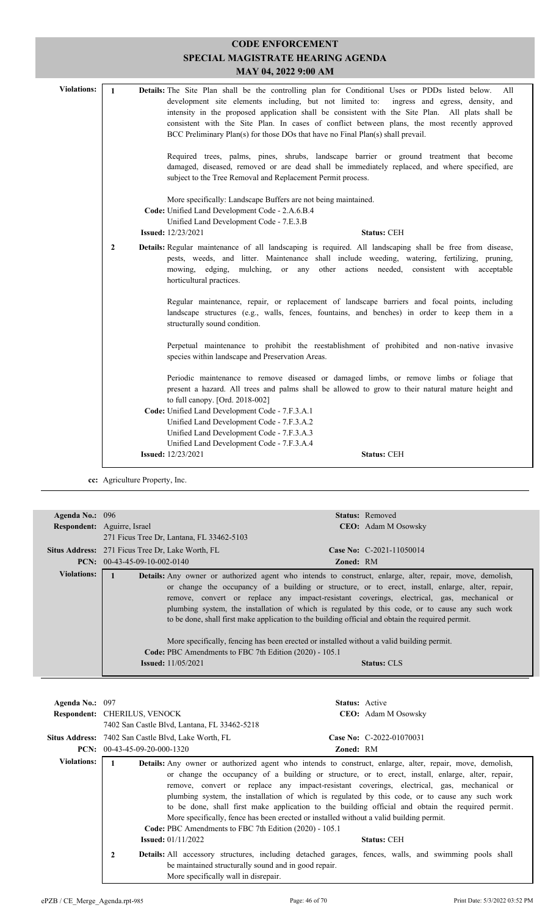# CODE ENFORCEMENT
## SPECIAL MAGISTRATE HEARING AGENDA
### MAY 04, 2022 9:00 AM

**Violations:**

**1** **Details:** The Site Plan shall be the controlling plan for Conditional Uses or PDDs listed below. All development site elements including, but not limited to: ingress and egress, density, and intensity in the proposed application shall be consistent with the Site Plan. All plats shall be consistent with the Site Plan. In cases of conflict between plans, the most recently approved BCC Preliminary Plan(s) for those DOs that have no Final Plan(s) shall prevail.

Required trees, palms, pines, shrubs, landscape barrier or ground treatment that become damaged, diseased, removed or are dead shall be immediately replaced, and where specified, are subject to the Tree Removal and Replacement Permit process.

More specifically: Landscape Buffers are not being maintained.

**Code:** Unified Land Development Code - 2.A.6.B.4
Unified Land Development Code - 7.E.3.B

**Issued:** 12/23/2021 **Status:** CEH

**2** **Details:** Regular maintenance of all landscaping is required. All landscaping shall be free from disease, pests, weeds, and litter. Maintenance shall include weeding, watering, fertilizing, pruning, mowing, edging, mulching, or any other actions needed, consistent with acceptable horticultural practices.

Regular maintenance, repair, or replacement of landscape barriers and focal points, including landscape structures (e.g., walls, fences, fountains, and benches) in order to keep them in a structurally sound condition.

Perpetual maintenance to prohibit the reestablishment of prohibited and non-native invasive species within landscape and Preservation Areas.

Periodic maintenance to remove diseased or damaged limbs, or remove limbs or foliage that present a hazard. All trees and palms shall be allowed to grow to their natural mature height and to full canopy. [Ord. 2018-002]

**Code:** Unified Land Development Code - 7.F.3.A.1
Unified Land Development Code - 7.F.3.A.2
Unified Land Development Code - 7.F.3.A.3
Unified Land Development Code - 7.F.3.A.4

**Issued:** 12/23/2021 **Status:** CEH

**cc:** Agriculture Property, Inc.

---

**Agenda No.:** 096 **Status:** Removed
**Respondent:** Aguirre, Israel **CEO:** Adam M Osowsky
271 Ficus Tree Dr, Lantana, FL 33462-5103
**Situs Address:** 271 Ficus Tree Dr, Lake Worth, FL **Case No:** C-2021-11050014
**PCN:** 00-43-45-09-10-002-0140 **Zoned:** RM

**Violations:**

**1** **Details:** Any owner or authorized agent who intends to construct, enlarge, alter, repair, move, demolish, or change the occupancy of a building or structure, or to erect, install, enlarge, alter, repair, remove, convert or replace any impact-resistant coverings, electrical, gas, mechanical or plumbing system, the installation of which is regulated by this code, or to cause any such work to be done, shall first make application to the building official and obtain the required permit.

More specifically, fencing has been erected or installed without a valid building permit.

**Code:** PBC Amendments to FBC 7th Edition (2020) - 105.1

**Issued:** 11/05/2021 **Status:** CLS

---

**Agenda No.:** 097 **Status:** Active
**Respondent:** CHERILUS, VENOCK **CEO:** Adam M Osowsky
7402 San Castle Blvd, Lantana, FL 33462-5218
**Situs Address:** 7402 San Castle Blvd, Lake Worth, FL **Case No:** C-2022-01070031
**PCN:** 00-43-45-09-20-000-1320 **Zoned:** RM

**Violations:**

**1** **Details:** Any owner or authorized agent who intends to construct, enlarge, alter, repair, move, demolish, or change the occupancy of a building or structure, or to erect, install, enlarge, alter, repair, remove, convert or replace any impact-resistant coverings, electrical, gas, mechanical or plumbing system, the installation of which is regulated by this code, or to cause any such work to be done, shall first make application to the building official and obtain the required permit.
More specifically, fence has been erected or installed without a valid building permit.

**Code:** PBC Amendments to FBC 7th Edition (2020) - 105.1

**Issued:** 01/11/2022 **Status:** CEH

**2** **Details:** All accessory structures, including detached garages, fences, walls, and swimming pools shall be maintained structurally sound and in good repair.
More specifically wall in disrepair.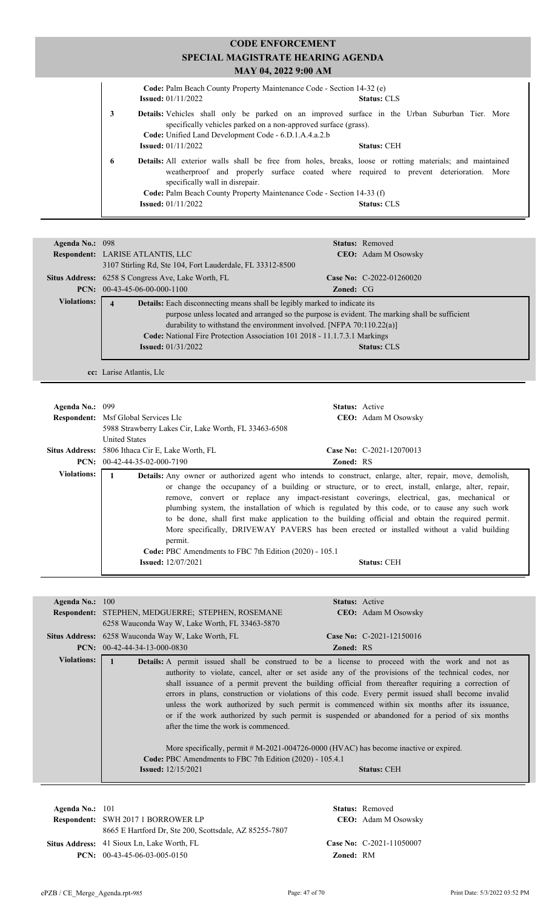# CODE ENFORCEMENT
## SPECIAL MAGISTRATE HEARING AGENDA
### MAY 04, 2022 9:00 AM

**Code:** Palm Beach County Property Maintenance Code - Section 14-32 (e)
**Issued:** 01/11/2022 **Status:** CLS

3 **Details:** Vehicles shall only be parked on an improved surface in the Urban Suburban Tier. More specifically vehicles parked on a non-approved surface (grass).
**Code:** Unified Land Development Code - 6.D.1.A.4.a.2.b
**Issued:** 01/11/2022 **Status:** CEH

6 **Details:** All exterior walls shall be free from holes, breaks, loose or rotting materials; and maintained weatherproof and properly surface coated where required to prevent deterioration. More specifically wall in disrepair.
**Code:** Palm Beach County Property Maintenance Code - Section 14-33 (f)
**Issued:** 01/11/2022 **Status:** CLS

---

**Agenda No.:** 098 **Status:** Removed
**Respondent:** LARISE ATLANTIS, LLC **CEO:** Adam M Osowsky
3107 Stirling Rd, Ste 104, Fort Lauderdale, FL 33312-8500
**Situs Address:** 6258 S Congress Ave, Lake Worth, FL **Case No:** C-2022-01260020
**PCN:** 00-43-45-06-00-000-1100 **Zoned:** CG

**Violations:**

4 **Details:** Each disconnecting means shall be legibly marked to indicate its purpose unless located and arranged so the purpose is evident. The marking shall be sufficient durability to withstand the environment involved. [NFPA 70:110.22(a)]
**Code:** National Fire Protection Association 101 2018 - 11.1.7.3.1 Markings
**Issued:** 01/31/2022 **Status:** CLS

**cc:** Larise Atlantis, Llc

---

**Agenda No.:** 099 **Status:** Active
**Respondent:** Msf Global Services Llc **CEO:** Adam M Osowsky
5988 Strawberry Lakes Cir, Lake Worth, FL 33463-6508
United States
**Situs Address:** 5806 Ithaca Cir E, Lake Worth, FL **Case No:** C-2021-12070013
**PCN:** 00-42-44-35-02-000-7190 **Zoned:** RS

**Violations:**

1 **Details:** Any owner or authorized agent who intends to construct, enlarge, alter, repair, move, demolish, or change the occupancy of a building or structure, or to erect, install, enlarge, alter, repair, remove, convert or replace any impact-resistant coverings, electrical, gas, mechanical or plumbing system, the installation of which is regulated by this code, or to cause any such work to be done, shall first make application to the building official and obtain the required permit. More specifically, DRIVEWAY PAVERS has been erected or installed without a valid building permit.
**Code:** PBC Amendments to FBC 7th Edition (2020) - 105.1
**Issued:** 12/07/2021 **Status:** CEH

---

**Agenda No.:** 100 **Status:** Active
**Respondent:** STEPHEN, MEDGUERRE; STEPHEN, ROSEMANE **CEO:** Adam M Osowsky
6258 Wauconda Way W, Lake Worth, FL 33463-5870
**Situs Address:** 6258 Wauconda Way W, Lake Worth, FL **Case No:** C-2021-12150016
**PCN:** 00-42-44-34-13-000-0830 **Zoned:** RS

**Violations:**

1 **Details:** A permit issued shall be construed to be a license to proceed with the work and not as authority to violate, cancel, alter or set aside any of the provisions of the technical codes, nor shall issuance of a permit prevent the building official from thereafter requiring a correction of errors in plans, construction or violations of this code. Every permit issued shall become invalid unless the work authorized by such permit is commenced within six months after its issuance, or if the work authorized by such permit is suspended or abandoned for a period of six months after the time the work is commenced.

More specifically, permit # M-2021-004726-0000 (HVAC) has become inactive or expired.
**Code:** PBC Amendments to FBC 7th Edition (2020) - 105.4.1
**Issued:** 12/15/2021 **Status:** CEH

---

**Agenda No.:** 101 **Status:** Removed
**Respondent:** SWH 2017 1 BORROWER LP **CEO:** Adam M Osowsky
8665 E Hartford Dr, Ste 200, Scottsdale, AZ 85255-7807
**Situs Address:** 41 Sioux Ln, Lake Worth, FL **Case No:** C-2021-11050007
**PCN:** 00-43-45-06-03-005-0150 **Zoned:** RM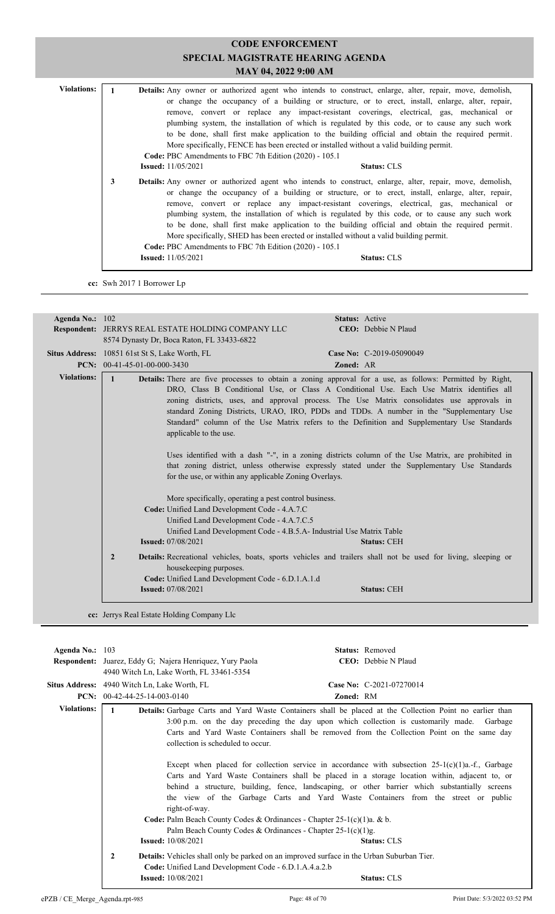# CODE ENFORCEMENT
## SPECIAL MAGISTRATE HEARING AGENDA
### MAY 04, 2022 9:00 AM

**Violations:**

**1** **Details:** Any owner or authorized agent who intends to construct, enlarge, alter, repair, move, demolish, or change the occupancy of a building or structure, or to erect, install, enlarge, alter, repair, remove, convert or replace any impact-resistant coverings, electrical, gas, mechanical or plumbing system, the installation of which is regulated by this code, or to cause any such work to be done, shall first make application to the building official and obtain the required permit. More specifically, FENCE has been erected or installed without a valid building permit.
**Code:** PBC Amendments to FBC 7th Edition (2020) - 105.1
**Issued:** 11/05/2021 **Status:** CLS

**3** **Details:** Any owner or authorized agent who intends to construct, enlarge, alter, repair, move, demolish, or change the occupancy of a building or structure, or to erect, install, enlarge, alter, repair, remove, convert or replace any impact-resistant coverings, electrical, gas, mechanical or plumbing system, the installation of which is regulated by this code, or to cause any such work to be done, shall first make application to the building official and obtain the required permit. More specifically, SHED has been erected or installed without a valid building permit.
**Code:** PBC Amendments to FBC 7th Edition (2020) - 105.1
**Issued:** 11/05/2021 **Status:** CLS

**cc:** Swh 2017 1 Borrower Lp

---

**Agenda No.:** 102 **Status:** Active
**Respondent:** JERRYS REAL ESTATE HOLDING COMPANY LLC **CEO:** Debbie N Plaud
8574 Dynasty Dr, Boca Raton, FL 33433-6822
**Situs Address:** 10851 61st St S, Lake Worth, FL **Case No:** C-2019-05090049
**PCN:** 00-41-45-01-00-000-3430 **Zoned:** AR

**Violations:**

**1** **Details:** There are five processes to obtain a zoning approval for a use, as follows: Permitted by Right, DRO, Class B Conditional Use, or Class A Conditional Use. Each Use Matrix identifies all zoning districts, uses, and approval process. The Use Matrix consolidates use approvals in standard Zoning Districts, URAO, IRO, PDDs and TDDs. A number in the "Supplementary Use Standard" column of the Use Matrix refers to the Definition and Supplementary Use Standards applicable to the use.

Uses identified with a dash "-", in a zoning districts column of the Use Matrix, are prohibited in that zoning district, unless otherwise expressly stated under the Supplementary Use Standards for the use, or within any applicable Zoning Overlays.

More specifically, operating a pest control business.
**Code:** Unified Land Development Code - 4.A.7.C
Unified Land Development Code - 4.A.7.C.5
Unified Land Development Code - 4.B.5.A- Industrial Use Matrix Table
**Issued:** 07/08/2021 **Status:** CEH

**2** **Details:** Recreational vehicles, boats, sports vehicles and trailers shall not be used for living, sleeping or housekeeping purposes.
**Code:** Unified Land Development Code - 6.D.1.A.1.d
**Issued:** 07/08/2021 **Status:** CEH

**cc:** Jerrys Real Estate Holding Company Llc

---

**Agenda No.:** 103 **Status:** Removed
**Respondent:** Juarez, Eddy G; Najera Henriquez, Yury Paola **CEO:** Debbie N Plaud
4940 Witch Ln, Lake Worth, FL 33461-5354
**Situs Address:** 4940 Witch Ln, Lake Worth, FL **Case No:** C-2021-07270014
**PCN:** 00-42-44-25-14-003-0140 **Zoned:** RM

**Violations:**

**1** **Details:** Garbage Carts and Yard Waste Containers shall be placed at the Collection Point no earlier than 3:00 p.m. on the day preceding the day upon which collection is customarily made. Garbage Carts and Yard Waste Containers shall be removed from the Collection Point on the same day collection is scheduled to occur.

Except when placed for collection service in accordance with subsection 25-1(c)(1)a.-f., Garbage Carts and Yard Waste Containers shall be placed in a storage location within, adjacent to, or behind a structure, building, fence, landscaping, or other barrier which substantially screens the view of the Garbage Carts and Yard Waste Containers from the street or public right-of-way.
**Code:** Palm Beach County Codes & Ordinances - Chapter 25-1(c)(1)a. & b.
Palm Beach County Codes & Ordinances - Chapter 25-1(c)(1)g.
**Issued:** 10/08/2021 **Status:** CLS

**2** **Details:** Vehicles shall only be parked on an improved surface in the Urban Suburban Tier.
**Code:** Unified Land Development Code - 6.D.1.A.4.a.2.b
**Issued:** 10/08/2021 **Status:** CLS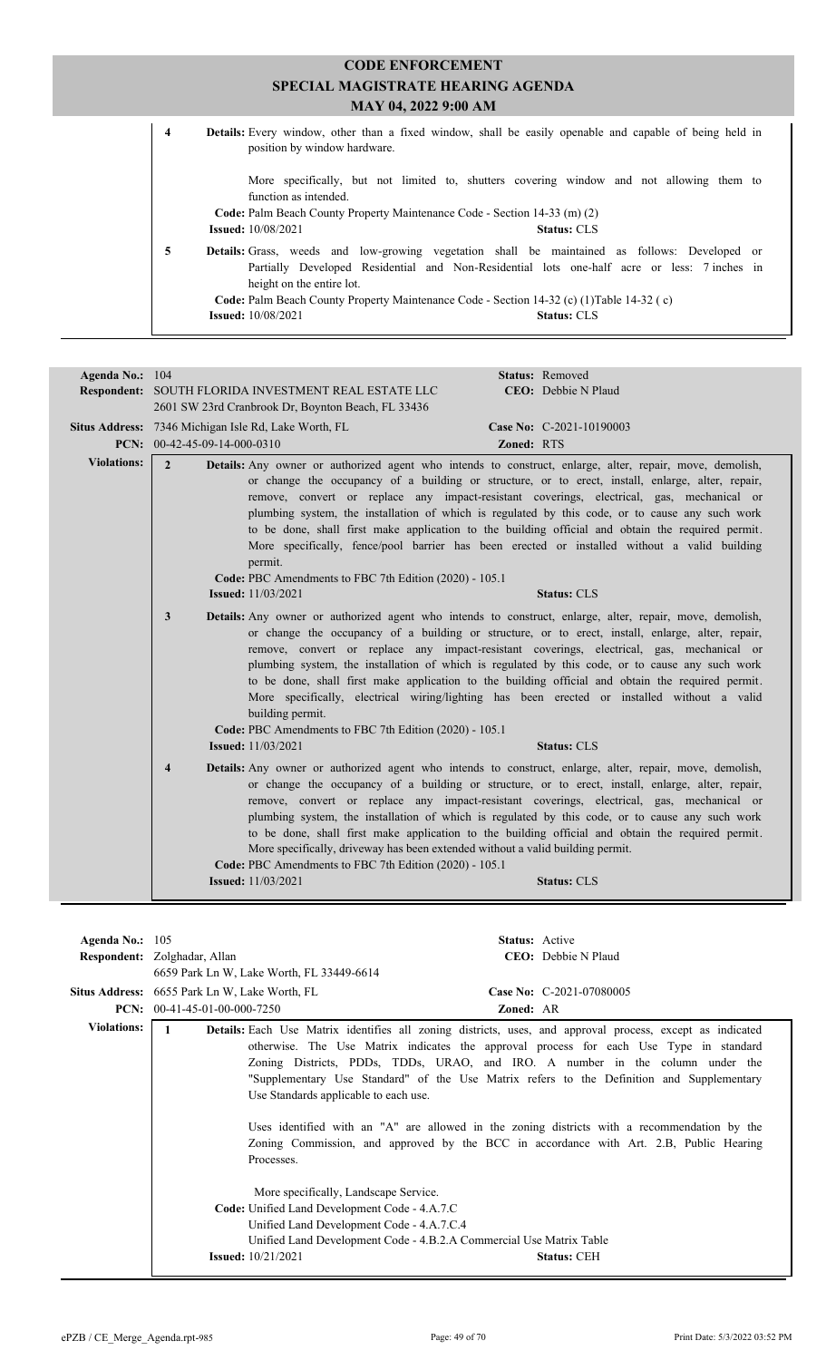# CODE ENFORCEMENT
## SPECIAL MAGISTRATE HEARING AGENDA
### MAY 04, 2022 9:00 AM

**4** **Details:** Every window, other than a fixed window, shall be easily openable and capable of being held in position by window hardware.

More specifically, but not limited to, shutters covering window and not allowing them to function as intended.

**Code:** Palm Beach County Property Maintenance Code - Section 14-33 (m) (2)
**Issued:** 10/08/2021 **Status:** CLS

**5** **Details:** Grass, weeds and low-growing vegetation shall be maintained as follows: Developed or Partially Developed Residential and Non-Residential lots one-half acre or less: 7 inches in height on the entire lot.

**Code:** Palm Beach County Property Maintenance Code - Section 14-32 (c) (1)Table 14-32 ( c)
**Issued:** 10/08/2021 **Status:** CLS

---

**Agenda No.:** 104 **Status:** Removed
**Respondent:** SOUTH FLORIDA INVESTMENT REAL ESTATE LLC **CEO:** Debbie N Plaud
2601 SW 23rd Cranbrook Dr, Boynton Beach, FL 33436
**Situs Address:** 7346 Michigan Isle Rd, Lake Worth, FL **Case No:** C-2021-10190003
**PCN:** 00-42-45-09-14-000-0310 **Zoned:** RTS

**Violations:**

**2** **Details:** Any owner or authorized agent who intends to construct, enlarge, alter, repair, move, demolish, or change the occupancy of a building or structure, or to erect, install, enlarge, alter, repair, remove, convert or replace any impact-resistant coverings, electrical, gas, mechanical or plumbing system, the installation of which is regulated by this code, or to cause any such work to be done, shall first make application to the building official and obtain the required permit. More specifically, fence/pool barrier has been erected or installed without a valid building permit.

**Code:** PBC Amendments to FBC 7th Edition (2020) - 105.1
**Issued:** 11/03/2021 **Status:** CLS

**3** **Details:** Any owner or authorized agent who intends to construct, enlarge, alter, repair, move, demolish, or change the occupancy of a building or structure, or to erect, install, enlarge, alter, repair, remove, convert or replace any impact-resistant coverings, electrical, gas, mechanical or plumbing system, the installation of which is regulated by this code, or to cause any such work to be done, shall first make application to the building official and obtain the required permit. More specifically, electrical wiring/lighting has been erected or installed without a valid building permit.

**Code:** PBC Amendments to FBC 7th Edition (2020) - 105.1
**Issued:** 11/03/2021 **Status:** CLS

**4** **Details:** Any owner or authorized agent who intends to construct, enlarge, alter, repair, move, demolish, or change the occupancy of a building or structure, or to erect, install, enlarge, alter, repair, remove, convert or replace any impact-resistant coverings, electrical, gas, mechanical or plumbing system, the installation of which is regulated by this code, or to cause any such work to be done, shall first make application to the building official and obtain the required permit. More specifically, driveway has been extended without a valid building permit.

**Code:** PBC Amendments to FBC 7th Edition (2020) - 105.1
**Issued:** 11/03/2021 **Status:** CLS

---

**Agenda No.:** 105 **Status:** Active
**Respondent:** Zolghadar, Allan **CEO:** Debbie N Plaud
6659 Park Ln W, Lake Worth, FL 33449-6614
**Situs Address:** 6655 Park Ln W, Lake Worth, FL **Case No:** C-2021-07080005
**PCN:** 00-41-45-01-00-000-7250 **Zoned:** AR

**Violations:**

**1** **Details:** Each Use Matrix identifies all zoning districts, uses, and approval process, except as indicated otherwise. The Use Matrix indicates the approval process for each Use Type in standard Zoning Districts, PDDs, TDDs, URAO, and IRO. A number in the column under the "Supplementary Use Standard" of the Use Matrix refers to the Definition and Supplementary Use Standards applicable to each use.

Uses identified with an "A" are allowed in the zoning districts with a recommendation by the Zoning Commission, and approved by the BCC in accordance with Art. 2.B, Public Hearing Processes.

More specifically, Landscape Service.

**Code:** Unified Land Development Code - 4.A.7.C
Unified Land Development Code - 4.A.7.C.4
Unified Land Development Code - 4.B.2.A Commercial Use Matrix Table
**Issued:** 10/21/2021 **Status:** CEH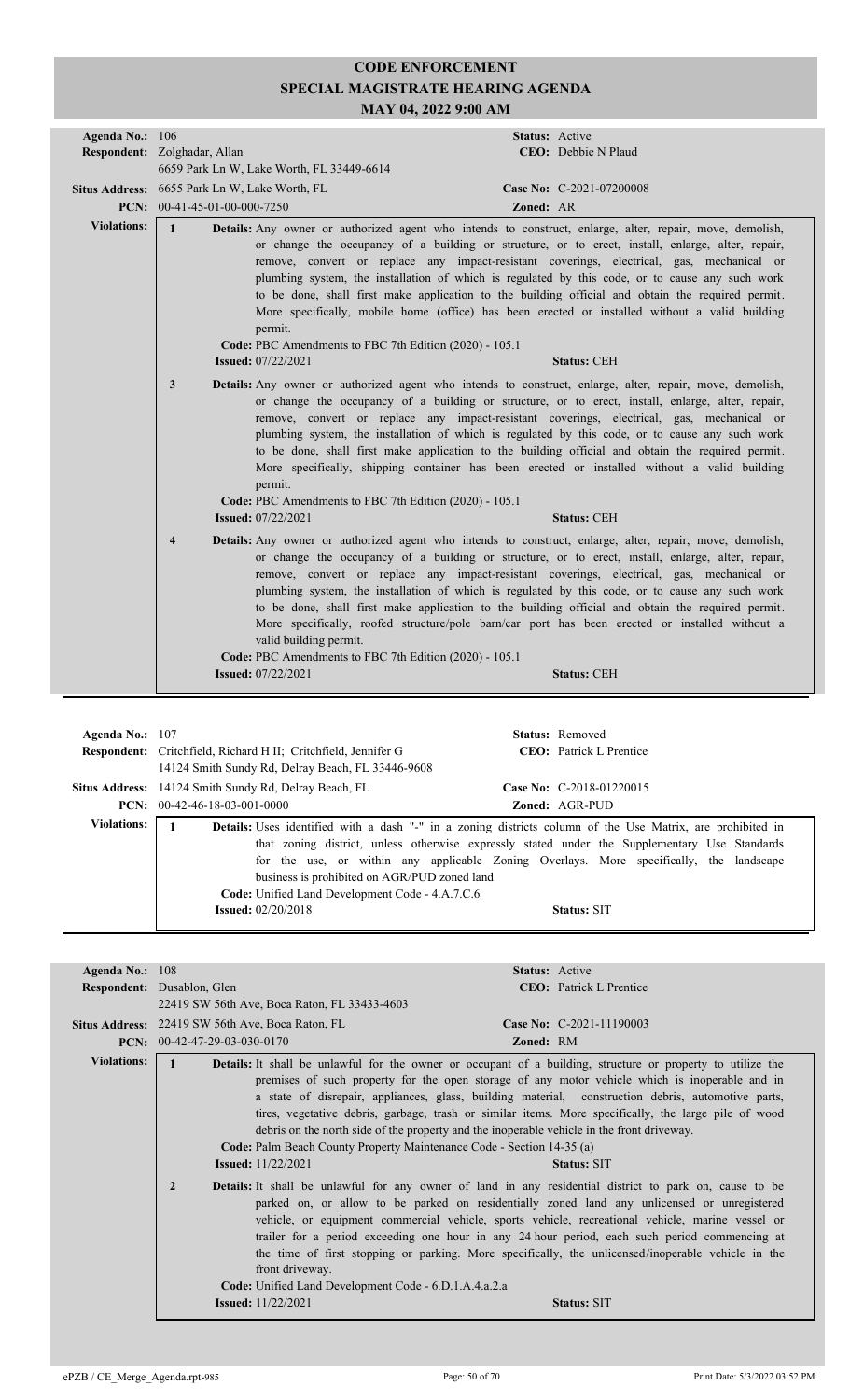# CODE ENFORCEMENT
## SPECIAL MAGISTRATE HEARING AGENDA
### MAY 04, 2022 9:00 AM

**Agenda No.:** 106 **Status:** Active
**Respondent:** Zolghadar, Allan **CEO:** Debbie N Plaud
6659 Park Ln W, Lake Worth, FL 33449-6614
**Situs Address:** 6655 Park Ln W, Lake Worth, FL **Case No:** C-2021-07200008
**PCN:** 00-41-45-01-00-000-7250 **Zoned:** AR

**Violations:**

**1** **Details:** Any owner or authorized agent who intends to construct, enlarge, alter, repair, move, demolish, or change the occupancy of a building or structure, or to erect, install, enlarge, alter, repair, remove, convert or replace any impact-resistant coverings, electrical, gas, mechanical or plumbing system, the installation of which is regulated by this code, or to cause any such work to be done, shall first make application to the building official and obtain the required permit. More specifically, mobile home (office) has been erected or installed without a valid building permit.
**Code:** PBC Amendments to FBC 7th Edition (2020) - 105.1
**Issued:** 07/22/2021 **Status:** CEH

**3** **Details:** Any owner or authorized agent who intends to construct, enlarge, alter, repair, move, demolish, or change the occupancy of a building or structure, or to erect, install, enlarge, alter, repair, remove, convert or replace any impact-resistant coverings, electrical, gas, mechanical or plumbing system, the installation of which is regulated by this code, or to cause any such work to be done, shall first make application to the building official and obtain the required permit. More specifically, shipping container has been erected or installed without a valid building permit.
**Code:** PBC Amendments to FBC 7th Edition (2020) - 105.1
**Issued:** 07/22/2021 **Status:** CEH

**4** **Details:** Any owner or authorized agent who intends to construct, enlarge, alter, repair, move, demolish, or change the occupancy of a building or structure, or to erect, install, enlarge, alter, repair, remove, convert or replace any impact-resistant coverings, electrical, gas, mechanical or plumbing system, the installation of which is regulated by this code, or to cause any such work to be done, shall first make application to the building official and obtain the required permit. More specifically, roofed structure/pole barn/car port has been erected or installed without a valid building permit.
**Code:** PBC Amendments to FBC 7th Edition (2020) - 105.1
**Issued:** 07/22/2021 **Status:** CEH

---

**Agenda No.:** 107 **Status:** Removed
**Respondent:** Critchfield, Richard H II; Critchfield, Jennifer G **CEO:** Patrick L Prentice
14124 Smith Sundy Rd, Delray Beach, FL 33446-9608
**Situs Address:** 14124 Smith Sundy Rd, Delray Beach, FL **Case No:** C-2018-01220015
**PCN:** 00-42-46-18-03-001-0000 **Zoned:** AGR-PUD

**Violations:**

**1** **Details:** Uses identified with a dash "-" in a zoning districts column of the Use Matrix, are prohibited in that zoning district, unless otherwise expressly stated under the Supplementary Use Standards for the use, or within any applicable Zoning Overlays. More specifically, the landscape business is prohibited on AGR/PUD zoned land
**Code:** Unified Land Development Code - 4.A.7.C.6
**Issued:** 02/20/2018 **Status:** SIT

---

**Agenda No.:** 108 **Status:** Active
**Respondent:** Dusablon, Glen **CEO:** Patrick L Prentice
22419 SW 56th Ave, Boca Raton, FL 33433-4603
**Situs Address:** 22419 SW 56th Ave, Boca Raton, FL **Case No:** C-2021-11190003
**PCN:** 00-42-47-29-03-030-0170 **Zoned:** RM

**Violations:**

**1** **Details:** It shall be unlawful for the owner or occupant of a building, structure or property to utilize the premises of such property for the open storage of any motor vehicle which is inoperable and in a state of disrepair, appliances, glass, building material, construction debris, automotive parts, tires, vegetative debris, garbage, trash or similar items. More specifically, the large pile of wood debris on the north side of the property and the inoperable vehicle in the front driveway.
**Code:** Palm Beach County Property Maintenance Code - Section 14-35 (a)
**Issued:** 11/22/2021 **Status:** SIT

**2** **Details:** It shall be unlawful for any owner of land in any residential district to park on, cause to be parked on, or allow to be parked on residentially zoned land any unlicensed or unregistered vehicle, or equipment commercial vehicle, sports vehicle, recreational vehicle, marine vessel or trailer for a period exceeding one hour in any 24 hour period, each such period commencing at the time of first stopping or parking. More specifically, the unlicensed/inoperable vehicle in the front driveway.
**Code:** Unified Land Development Code - 6.D.1.A.4.a.2.a
**Issued:** 11/22/2021 **Status:** SIT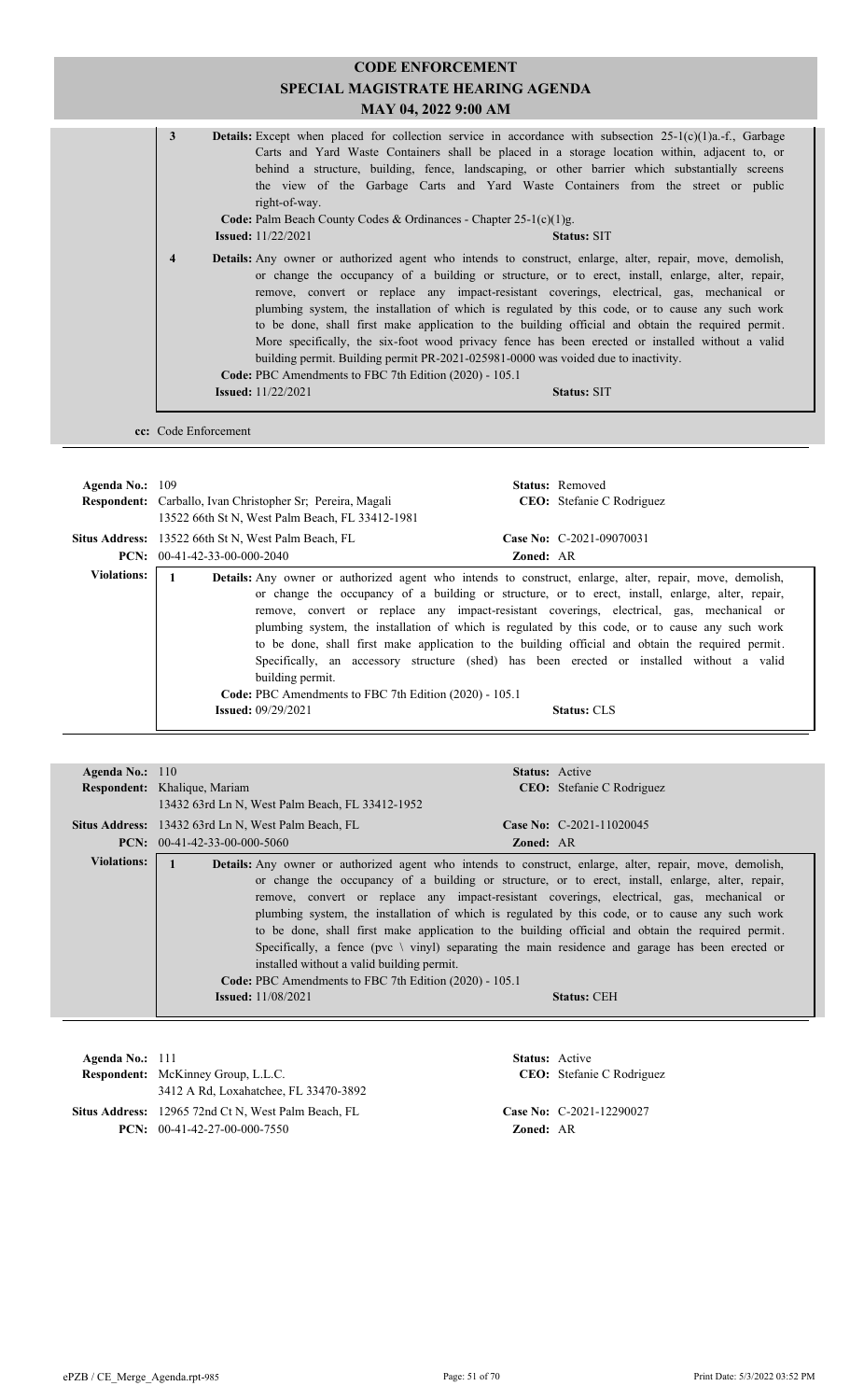**3** **Details:** Except when placed for collection service in accordance with subsection 25-1(c)(1)a.-f., Garbage Carts and Yard Waste Containers shall be placed in a storage location within, adjacent to, or behind a structure, building, fence, landscaping, or other barrier which substantially screens the view of the Garbage Carts and Yard Waste Containers from the street or public right-of-way.

**Code:** Palm Beach County Codes & Ordinances - Chapter 25-1(c)(1)g.

**Issued:** 11/22/2021 **Status:** SIT

**4** **Details:** Any owner or authorized agent who intends to construct, enlarge, alter, repair, move, demolish, or change the occupancy of a building or structure, or to erect, install, enlarge, alter, repair, remove, convert or replace any impact-resistant coverings, electrical, gas, mechanical or plumbing system, the installation of which is regulated by this code, or to cause any such work to be done, shall first make application to the building official and obtain the required permit. More specifically, the six-foot wood privacy fence has been erected or installed without a valid building permit. Building permit PR-2021-025981-0000 was voided due to inactivity.

**Code:** PBC Amendments to FBC 7th Edition (2020) - 105.1

**Issued:** 11/22/2021 **Status:** SIT

**cc:** Code Enforcement

---

**Agenda No.:** 109 **Status:** Removed

**Respondent:** Carballo, Ivan Christopher Sr; Pereira, Magali
13522 66th St N, West Palm Beach, FL 33412-1981 **CEO:** Stefanie C Rodriguez

**Situs Address:** 13522 66th St N, West Palm Beach, FL **Case No:** C-2021-09070031

**PCN:** 00-41-42-33-00-000-2040 **Zoned:** AR

**Violations:**

**1** **Details:** Any owner or authorized agent who intends to construct, enlarge, alter, repair, move, demolish, or change the occupancy of a building or structure, or to erect, install, enlarge, alter, repair, remove, convert or replace any impact-resistant coverings, electrical, gas, mechanical or plumbing system, the installation of which is regulated by this code, or to cause any such work to be done, shall first make application to the building official and obtain the required permit. Specifically, an accessory structure (shed) has been erected or installed without a valid building permit.

**Code:** PBC Amendments to FBC 7th Edition (2020) - 105.1

**Issued:** 09/29/2021 **Status:** CLS

---

**Agenda No.:** 110 **Status:** Active

**Respondent:** Khalique, Mariam
13432 63rd Ln N, West Palm Beach, FL 33412-1952 **CEO:** Stefanie C Rodriguez

**Situs Address:** 13432 63rd Ln N, West Palm Beach, FL **Case No:** C-2021-11020045

**PCN:** 00-41-42-33-00-000-5060 **Zoned:** AR

**Violations:**

**1** **Details:** Any owner or authorized agent who intends to construct, enlarge, alter, repair, move, demolish, or change the occupancy of a building or structure, or to erect, install, enlarge, alter, repair, remove, convert or replace any impact-resistant coverings, electrical, gas, mechanical or plumbing system, the installation of which is regulated by this code, or to cause any such work to be done, shall first make application to the building official and obtain the required permit. Specifically, a fence (pvc \ vinyl) separating the main residence and garage has been erected or installed without a valid building permit.

**Code:** PBC Amendments to FBC 7th Edition (2020) - 105.1

**Issued:** 11/08/2021 **Status:** CEH

---

**Agenda No.:** 111 **Status:** Active

**Respondent:** McKinney Group, L.L.C.
3412 A Rd, Loxahatchee, FL 33470-3892 **CEO:** Stefanie C Rodriguez

**Situs Address:** 12965 72nd Ct N, West Palm Beach, FL **Case No:** C-2021-12290027

**PCN:** 00-41-42-27-00-000-7550 **Zoned:** AR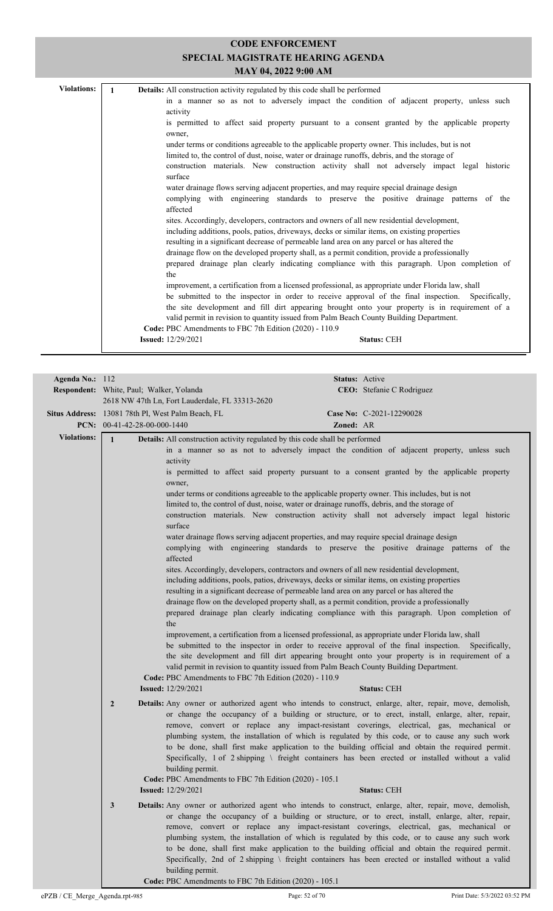# CODE ENFORCEMENT
## SPECIAL MAGISTRATE HEARING AGENDA
### MAY 04, 2022 9:00 AM

**Violations:**

**1** **Details:** All construction activity regulated by this code shall be performed in a manner so as not to adversely impact the condition of adjacent property, unless such activity is permitted to affect said property pursuant to a consent granted by the applicable property owner, under terms or conditions agreeable to the applicable property owner. This includes, but is not limited to, the control of dust, noise, water or drainage runoffs, debris, and the storage of construction materials. New construction activity shall not adversely impact legal historic surface water drainage flows serving adjacent properties, and may require special drainage design complying with engineering standards to preserve the positive drainage patterns of the affected sites. Accordingly, developers, contractors and owners of all new residential development, including additions, pools, patios, driveways, decks or similar items, on existing properties resulting in a significant decrease of permeable land area on any parcel or has altered the drainage flow on the developed property shall, as a permit condition, provide a professionally prepared drainage plan clearly indicating compliance with this paragraph. Upon completion of the improvement, a certification from a licensed professional, as appropriate under Florida law, shall be submitted to the inspector in order to receive approval of the final inspection. Specifically, the site development and fill dirt appearing brought onto your property is in requirement of a valid permit in revision to quantity issued from Palm Beach County Building Department.

**Code:** PBC Amendments to FBC 7th Edition (2020) - 110.9

**Issued:** 12/29/2021 **Status:** CEH

---

**Agenda No.:** 112 **Status:** Active

**Respondent:** White, Paul; Walker, Yolanda
2618 NW 47th Ln, Fort Lauderdale, FL 33313-2620 **CEO:** Stefanie C Rodriguez

**Situs Address:** 13081 78th Pl, West Palm Beach, FL **Case No:** C-2021-12290028

**PCN:** 00-41-42-28-00-000-1440 **Zoned:** AR

**Violations:**

**1** **Details:** All construction activity regulated by this code shall be performed in a manner so as not to adversely impact the condition of adjacent property, unless such activity is permitted to affect said property pursuant to a consent granted by the applicable property owner, under terms or conditions agreeable to the applicable property owner. This includes, but is not limited to, the control of dust, noise, water or drainage runoffs, debris, and the storage of construction materials. New construction activity shall not adversely impact legal historic surface water drainage flows serving adjacent properties, and may require special drainage design complying with engineering standards to preserve the positive drainage patterns of the affected sites. Accordingly, developers, contractors and owners of all new residential development, including additions, pools, patios, driveways, decks or similar items, on existing properties resulting in a significant decrease of permeable land area on any parcel or has altered the drainage flow on the developed property shall, as a permit condition, provide a professionally prepared drainage plan clearly indicating compliance with this paragraph. Upon completion of the improvement, a certification from a licensed professional, as appropriate under Florida law, shall be submitted to the inspector in order to receive approval of the final inspection. Specifically, the site development and fill dirt appearing brought onto your property is in requirement of a valid permit in revision to quantity issued from Palm Beach County Building Department.

**Code:** PBC Amendments to FBC 7th Edition (2020) - 110.9

**Issued:** 12/29/2021 **Status:** CEH

**2** **Details:** Any owner or authorized agent who intends to construct, enlarge, alter, repair, move, demolish, or change the occupancy of a building or structure, or to erect, install, enlarge, alter, repair, remove, convert or replace any impact-resistant coverings, electrical, gas, mechanical or plumbing system, the installation of which is regulated by this code, or to cause any such work to be done, shall first make application to the building official and obtain the required permit. Specifically, 1 of 2 shipping \ freight containers has been erected or installed without a valid building permit.

**Code:** PBC Amendments to FBC 7th Edition (2020) - 105.1

**Issued:** 12/29/2021 **Status:** CEH

**3** **Details:** Any owner or authorized agent who intends to construct, enlarge, alter, repair, move, demolish, or change the occupancy of a building or structure, or to erect, install, enlarge, alter, repair, remove, convert or replace any impact-resistant coverings, electrical, gas, mechanical or plumbing system, the installation of which is regulated by this code, or to cause any such work to be done, shall first make application to the building official and obtain the required permit. Specifically, 2nd of 2 shipping \ freight containers has been erected or installed without a valid building permit.

**Code:** PBC Amendments to FBC 7th Edition (2020) - 105.1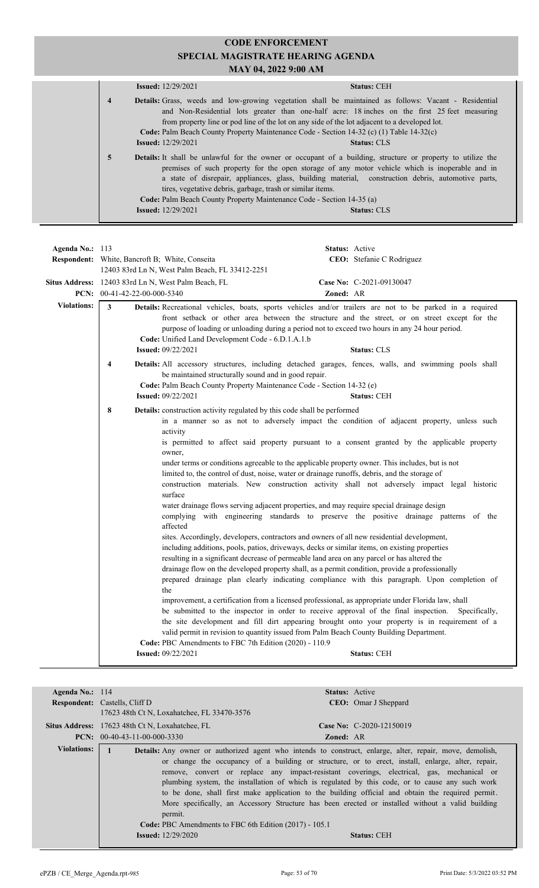**Issued:** 12/29/2021 **Status:** CEH

**4** **Details:** Grass, weeds and low-growing vegetation shall be maintained as follows: Vacant - Residential and Non-Residential lots greater than one-half acre: 18 inches on the first 25 feet measuring from property line or pod line of the lot on any side of the lot adjacent to a developed lot.
**Code:** Palm Beach County Property Maintenance Code - Section 14-32 (c) (1) Table 14-32(c)
**Issued:** 12/29/2021 **Status:** CLS

**5** **Details:** It shall be unlawful for the owner or occupant of a building, structure or property to utilize the premises of such property for the open storage of any motor vehicle which is inoperable and in a state of disrepair, appliances, glass, building material, construction debris, automotive parts, tires, vegetative debris, garbage, trash or similar items.
**Code:** Palm Beach County Property Maintenance Code - Section 14-35 (a)
**Issued:** 12/29/2021 **Status:** CLS

---

**Agenda No.:** 113 **Status:** Active
**Respondent:** White, Bancroft B; White, Conseita **CEO:** Stefanie C Rodriguez
12403 83rd Ln N, West Palm Beach, FL 33412-2251
**Situs Address:** 12403 83rd Ln N, West Palm Beach, FL **Case No:** C-2021-09130047
**PCN:** 00-41-42-22-00-000-5340 **Zoned:** AR

**Violations:**

**3** **Details:** Recreational vehicles, boats, sports vehicles and/or trailers are not to be parked in a required front setback or other area between the structure and the street, or on street except for the purpose of loading or unloading during a period not to exceed two hours in any 24 hour period.
**Code:** Unified Land Development Code - 6.D.1.A.1.b
**Issued:** 09/22/2021 **Status:** CLS

**4** **Details:** All accessory structures, including detached garages, fences, walls, and swimming pools shall be maintained structurally sound and in good repair.
**Code:** Palm Beach County Property Maintenance Code - Section 14-32 (e)
**Issued:** 09/22/2021 **Status:** CEH

**8** **Details:** construction activity regulated by this code shall be performed
in a manner so as not to adversely impact the condition of adjacent property, unless such activity
is permitted to affect said property pursuant to a consent granted by the applicable property owner,
under terms or conditions agreeable to the applicable property owner. This includes, but is not
limited to, the control of dust, noise, water or drainage runoffs, debris, and the storage of
construction materials. New construction activity shall not adversely impact legal historic surface
water drainage flows serving adjacent properties, and may require special drainage design
complying with engineering standards to preserve the positive drainage patterns of the affected
sites. Accordingly, developers, contractors and owners of all new residential development,
including additions, pools, patios, driveways, decks or similar items, on existing properties
resulting in a significant decrease of permeable land area on any parcel or has altered the
drainage flow on the developed property shall, as a permit condition, provide a professionally
prepared drainage plan clearly indicating compliance with this paragraph. Upon completion of the
improvement, a certification from a licensed professional, as appropriate under Florida law, shall
be submitted to the inspector in order to receive approval of the final inspection. Specifically, the site development and fill dirt appearing brought onto your property is in requirement of a valid permit in revision to quantity issued from Palm Beach County Building Department.
**Code:** PBC Amendments to FBC 7th Edition (2020) - 110.9
**Issued:** 09/22/2021 **Status:** CEH

---

**Agenda No.:** 114 **Status:** Active
**Respondent:** Castells, Cliff D **CEO:** Omar J Sheppard
17623 48th Ct N, Loxahatchee, FL 33470-3576
**Situs Address:** 17623 48th Ct N, Loxahatchee, FL **Case No:** C-2020-12150019
**PCN:** 00-40-43-11-00-000-3330 **Zoned:** AR

**Violations:**

**1** **Details:** Any owner or authorized agent who intends to construct, enlarge, alter, repair, move, demolish, or change the occupancy of a building or structure, or to erect, install, enlarge, alter, repair, remove, convert or replace any impact-resistant coverings, electrical, gas, mechanical or plumbing system, the installation of which is regulated by this code, or to cause any such work to be done, shall first make application to the building official and obtain the required permit. More specifically, an Accessory Structure has been erected or installed without a valid building permit.
**Code:** PBC Amendments to FBC 6th Edition (2017) - 105.1
**Issued:** 12/29/2020 **Status:** CEH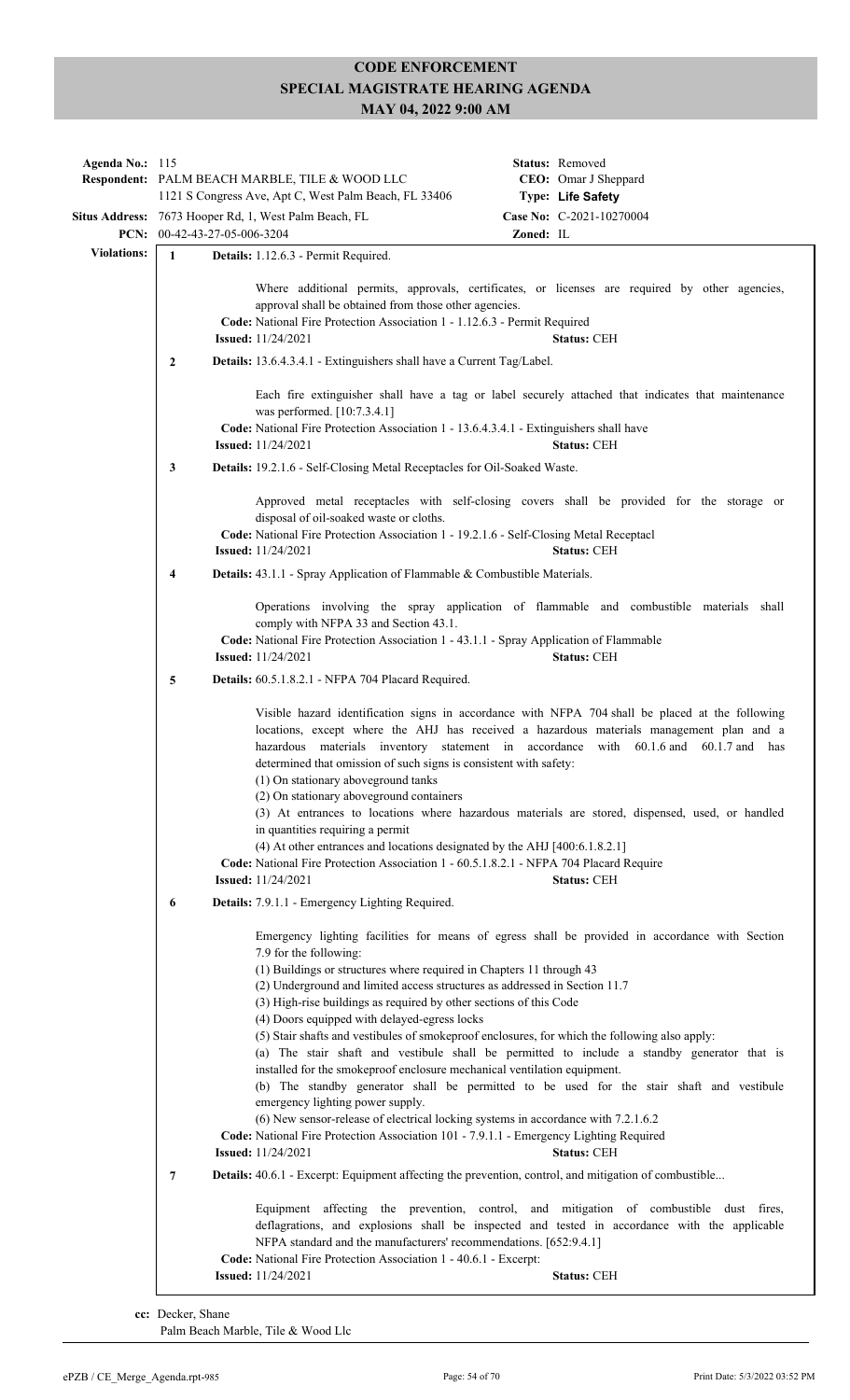# CODE ENFORCEMENT
# SPECIAL MAGISTRATE HEARING AGENDA
# MAY 04, 2022 9:00 AM

**Agenda No.:** 115 **Status:** Removed
**Respondent:** PALM BEACH MARBLE, TILE & WOOD LLC **CEO:** Omar J Sheppard
1121 S Congress Ave, Apt C, West Palm Beach, FL 33406 **Type:** Life Safety
**Situs Address:** 7673 Hooper Rd, 1, West Palm Beach, FL **Case No:** C-2021-10270004
**PCN:** 00-42-43-27-05-006-3204 **Zoned:** IL

**Violations:**

**1** **Details:** 1.12.6.3 - Permit Required.

Where additional permits, approvals, certificates, or licenses are required by other agencies, approval shall be obtained from those other agencies.
**Code:** National Fire Protection Association 1 - 1.12.6.3 - Permit Required
**Issued:** 11/24/2021 **Status:** CEH

**2** **Details:** 13.6.4.3.4.1 - Extinguishers shall have a Current Tag/Label.

Each fire extinguisher shall have a tag or label securely attached that indicates that maintenance was performed. [10:7.3.4.1]
**Code:** National Fire Protection Association 1 - 13.6.4.3.4.1 - Extinguishers shall have
**Issued:** 11/24/2021 **Status:** CEH

**3** **Details:** 19.2.1.6 - Self-Closing Metal Receptacles for Oil-Soaked Waste.

Approved metal receptacles with self-closing covers shall be provided for the storage or disposal of oil-soaked waste or cloths.
**Code:** National Fire Protection Association 1 - 19.2.1.6 - Self-Closing Metal Receptacl
**Issued:** 11/24/2021 **Status:** CEH

**4** **Details:** 43.1.1 - Spray Application of Flammable & Combustible Materials.

Operations involving the spray application of flammable and combustible materials shall comply with NFPA 33 and Section 43.1.
**Code:** National Fire Protection Association 1 - 43.1.1 - Spray Application of Flammable
**Issued:** 11/24/2021 **Status:** CEH

**5** **Details:** 60.5.1.8.2.1 - NFPA 704 Placard Required.

Visible hazard identification signs in accordance with NFPA 704 shall be placed at the following locations, except where the AHJ has received a hazardous materials management plan and a hazardous materials inventory statement in accordance with 60.1.6 and 60.1.7 and has determined that omission of such signs is consistent with safety:
(1) On stationary aboveground tanks
(2) On stationary aboveground containers
(3) At entrances to locations where hazardous materials are stored, dispensed, used, or handled in quantities requiring a permit
(4) At other entrances and locations designated by the AHJ [400:6.1.8.2.1]
**Code:** National Fire Protection Association 1 - 60.5.1.8.2.1 - NFPA 704 Placard Require
**Issued:** 11/24/2021 **Status:** CEH

**6** **Details:** 7.9.1.1 - Emergency Lighting Required.

Emergency lighting facilities for means of egress shall be provided in accordance with Section 7.9 for the following:
(1) Buildings or structures where required in Chapters 11 through 43
(2) Underground and limited access structures as addressed in Section 11.7
(3) High-rise buildings as required by other sections of this Code
(4) Doors equipped with delayed-egress locks
(5) Stair shafts and vestibules of smokeproof enclosures, for which the following also apply:
(a) The stair shaft and vestibule shall be permitted to include a standby generator that is installed for the smokeproof enclosure mechanical ventilation equipment.
(b) The standby generator shall be permitted to be used for the stair shaft and vestibule emergency lighting power supply.
(6) New sensor-release of electrical locking systems in accordance with 7.2.1.6.2
**Code:** National Fire Protection Association 101 - 7.9.1.1 - Emergency Lighting Required
**Issued:** 11/24/2021 **Status:** CEH

**7** **Details:** 40.6.1 - Excerpt: Equipment affecting the prevention, control, and mitigation of combustible...

Equipment affecting the prevention, control, and mitigation of combustible dust fires, deflagrations, and explosions shall be inspected and tested in accordance with the applicable NFPA standard and the manufacturers' recommendations. [652:9.4.1]
**Code:** National Fire Protection Association 1 - 40.6.1 - Excerpt:
**Issued:** 11/24/2021 **Status:** CEH

**cc:** Decker, Shane
Palm Beach Marble, Tile & Wood Llc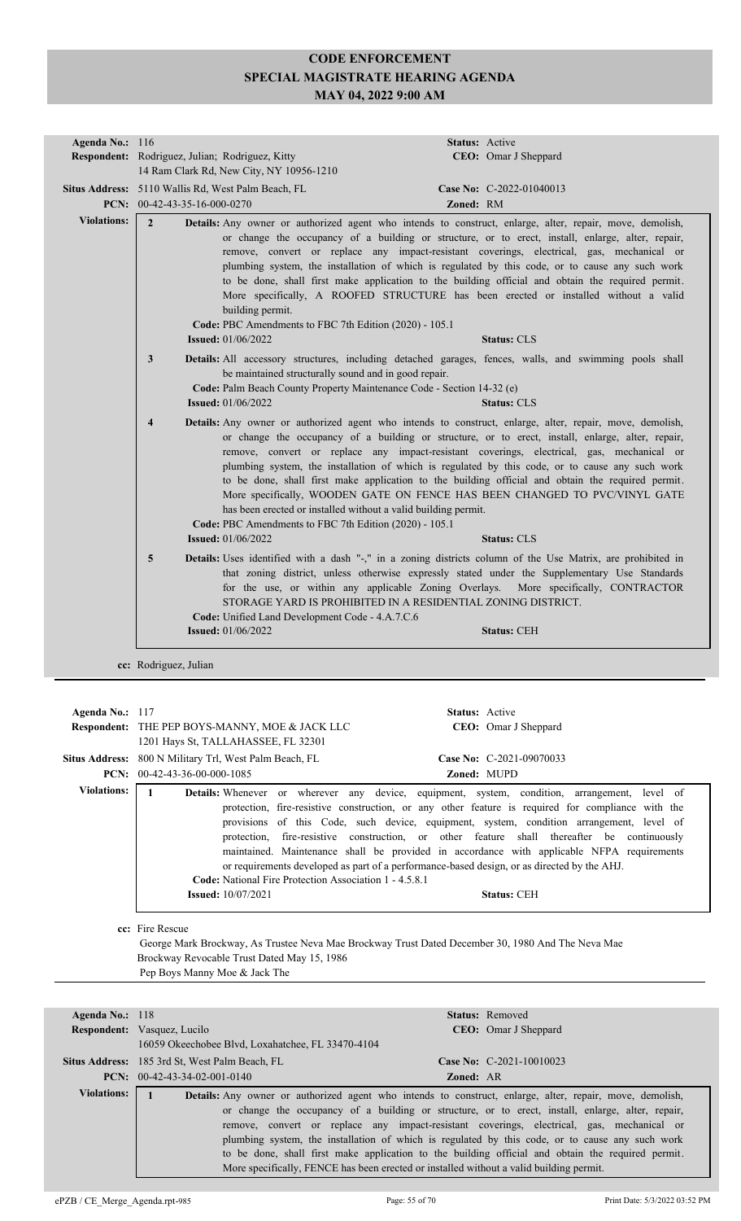# CODE ENFORCEMENT
# SPECIAL MAGISTRATE HEARING AGENDA
# MAY 04, 2022 9:00 AM

**Agenda No.:** 116
**Status:** Active
**Respondent:** Rodriguez, Julian; Rodriguez, Kitty
14 Ram Clark Rd, New City, NY 10956-1210
**CEO:** Omar J Sheppard
**Situs Address:** 5110 Wallis Rd, West Palm Beach, FL
**Case No:** C-2022-01040013
**PCN:** 00-42-43-35-16-000-0270
**Zoned:** RM

**Violations:**

**2** **Details:** Any owner or authorized agent who intends to construct, enlarge, alter, repair, move, demolish, or change the occupancy of a building or structure, or to erect, install, enlarge, alter, repair, remove, convert or replace any impact-resistant coverings, electrical, gas, mechanical or plumbing system, the installation of which is regulated by this code, or to cause any such work to be done, shall first make application to the building official and obtain the required permit. More specifically, A ROOFED STRUCTURE has been erected or installed without a valid building permit.
**Code:** PBC Amendments to FBC 7th Edition (2020) - 105.1
**Issued:** 01/06/2022
**Status:** CLS

**3** **Details:** All accessory structures, including detached garages, fences, walls, and swimming pools shall be maintained structurally sound and in good repair.
**Code:** Palm Beach County Property Maintenance Code - Section 14-32 (e)
**Issued:** 01/06/2022
**Status:** CLS

**4** **Details:** Any owner or authorized agent who intends to construct, enlarge, alter, repair, move, demolish, or change the occupancy of a building or structure, or to erect, install, enlarge, alter, repair, remove, convert or replace any impact-resistant coverings, electrical, gas, mechanical or plumbing system, the installation of which is regulated by this code, or to cause any such work to be done, shall first make application to the building official and obtain the required permit. More specifically, WOODEN GATE ON FENCE HAS BEEN CHANGED TO PVC/VINYL GATE has been erected or installed without a valid building permit.
**Code:** PBC Amendments to FBC 7th Edition (2020) - 105.1
**Issued:** 01/06/2022
**Status:** CLS

**5** **Details:** Uses identified with a dash "-," in a zoning districts column of the Use Matrix, are prohibited in that zoning district, unless otherwise expressly stated under the Supplementary Use Standards for the use, or within any applicable Zoning Overlays. More specifically, CONTRACTOR STORAGE YARD IS PROHIBITED IN A RESIDENTIAL ZONING DISTRICT.
**Code:** Unified Land Development Code - 4.A.7.C.6
**Issued:** 01/06/2022
**Status:** CEH

**cc:** Rodriguez, Julian

---

**Agenda No.:** 117
**Status:** Active
**Respondent:** THE PEP BOYS-MANNY, MOE & JACK LLC
1201 Hays St, TALLAHASSEE, FL 32301
**CEO:** Omar J Sheppard
**Situs Address:** 800 N Military Trl, West Palm Beach, FL
**Case No:** C-2021-09070033
**PCN:** 00-42-43-36-00-000-1085
**Zoned:** MUPD

**Violations:**

**1** **Details:** Whenever or wherever any device, equipment, system, condition, arrangement, level of protection, fire-resistive construction, or any other feature is required for compliance with the provisions of this Code, such device, equipment, system, condition arrangement, level of protection, fire-resistive construction, or other feature shall thereafter be continuously maintained. Maintenance shall be provided in accordance with applicable NFPA requirements or requirements developed as part of a performance-based design, or as directed by the AHJ.
**Code:** National Fire Protection Association 1 - 4.5.8.1
**Issued:** 10/07/2021
**Status:** CEH

**cc:** Fire Rescue
George Mark Brockway, As Trustee Neva Mae Brockway Trust Dated December 30, 1980 And The Neva Mae Brockway Revocable Trust Dated May 15, 1986
Pep Boys Manny Moe & Jack The

---

**Agenda No.:** 118
**Status:** Removed
**Respondent:** Vasquez, Lucilo
16059 Okeechobee Blvd, Loxahatchee, FL 33470-4104
**CEO:** Omar J Sheppard
**Situs Address:** 185 3rd St, West Palm Beach, FL
**Case No:** C-2021-10010023
**PCN:** 00-42-43-34-02-001-0140
**Zoned:** AR

**Violations:**

**1** **Details:** Any owner or authorized agent who intends to construct, enlarge, alter, repair, move, demolish, or change the occupancy of a building or structure, or to erect, install, enlarge, alter, repair, remove, convert or replace any impact-resistant coverings, electrical, gas, mechanical or plumbing system, the installation of which is regulated by this code, or to cause any such work to be done, shall first make application to the building official and obtain the required permit. More specifically, FENCE has been erected or installed without a valid building permit.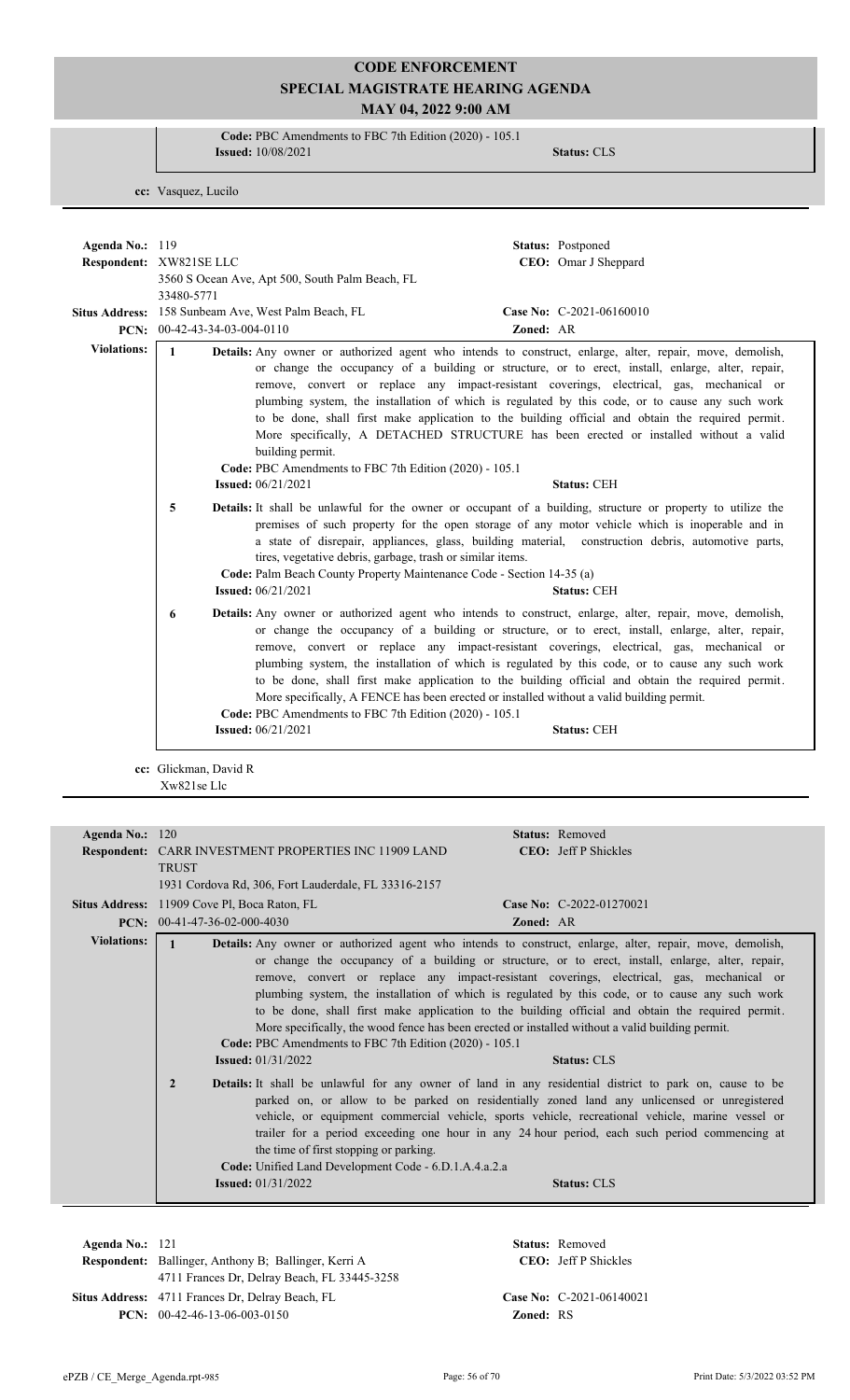# CODE ENFORCEMENT
## SPECIAL MAGISTRATE HEARING AGENDA
### MAY 04, 2022 9:00 AM

**Code:** PBC Amendments to FBC 7th Edition (2020) - 105.1
**Issued:** 10/08/2021 **Status:** CLS

**cc:** Vasquez, Lucilo

---

**Agenda No.:** 119 **Status:** Postponed
**Respondent:** XW821SE LLC **CEO:** Omar J Sheppard
3560 S Ocean Ave, Apt 500, South Palm Beach, FL 33480-5771
**Situs Address:** 158 Sunbeam Ave, West Palm Beach, FL **Case No:** C-2021-06160010
**PCN:** 00-42-43-34-03-004-0110 **Zoned:** AR

**Violations:**

**1** **Details:** Any owner or authorized agent who intends to construct, enlarge, alter, repair, move, demolish, or change the occupancy of a building or structure, or to erect, install, enlarge, alter, repair, remove, convert or replace any impact-resistant coverings, electrical, gas, mechanical or plumbing system, the installation of which is regulated by this code, or to cause any such work to be done, shall first make application to the building official and obtain the required permit. More specifically, A DETACHED STRUCTURE has been erected or installed without a valid building permit.
**Code:** PBC Amendments to FBC 7th Edition (2020) - 105.1
**Issued:** 06/21/2021 **Status:** CEH

**5** **Details:** It shall be unlawful for the owner or occupant of a building, structure or property to utilize the premises of such property for the open storage of any motor vehicle which is inoperable and in a state of disrepair, appliances, glass, building material, construction debris, automotive parts, tires, vegetative debris, garbage, trash or similar items.
**Code:** Palm Beach County Property Maintenance Code - Section 14-35 (a)
**Issued:** 06/21/2021 **Status:** CEH

**6** **Details:** Any owner or authorized agent who intends to construct, enlarge, alter, repair, move, demolish, or change the occupancy of a building or structure, or to erect, install, enlarge, alter, repair, remove, convert or replace any impact-resistant coverings, electrical, gas, mechanical or plumbing system, the installation of which is regulated by this code, or to cause any such work to be done, shall first make application to the building official and obtain the required permit. More specifically, A FENCE has been erected or installed without a valid building permit.
**Code:** PBC Amendments to FBC 7th Edition (2020) - 105.1
**Issued:** 06/21/2021 **Status:** CEH

**cc:** Glickman, David R
Xw821se Llc

---

**Agenda No.:** 120 **Status:** Removed
**Respondent:** CARR INVESTMENT PROPERTIES INC 11909 LAND TRUST **CEO:** Jeff P Shickles
1931 Cordova Rd, 306, Fort Lauderdale, FL 33316-2157
**Situs Address:** 11909 Cove Pl, Boca Raton, FL **Case No:** C-2022-01270021
**PCN:** 00-41-47-36-02-000-4030 **Zoned:** AR

**Violations:**

**1** **Details:** Any owner or authorized agent who intends to construct, enlarge, alter, repair, move, demolish, or change the occupancy of a building or structure, or to erect, install, enlarge, alter, repair, remove, convert or replace any impact-resistant coverings, electrical, gas, mechanical or plumbing system, the installation of which is regulated by this code, or to cause any such work to be done, shall first make application to the building official and obtain the required permit. More specifically, the wood fence has been erected or installed without a valid building permit.
**Code:** PBC Amendments to FBC 7th Edition (2020) - 105.1
**Issued:** 01/31/2022 **Status:** CLS

**2** **Details:** It shall be unlawful for any owner of land in any residential district to park on, cause to be parked on, or allow to be parked on residentially zoned land any unlicensed or unregistered vehicle, or equipment commercial vehicle, sports vehicle, recreational vehicle, marine vessel or trailer for a period exceeding one hour in any 24 hour period, each such period commencing at the time of first stopping or parking.
**Code:** Unified Land Development Code - 6.D.1.A.4.a.2.a
**Issued:** 01/31/2022 **Status:** CLS

---

**Agenda No.:** 121 **Status:** Removed
**Respondent:** Ballinger, Anthony B; Ballinger, Kerri A **CEO:** Jeff P Shickles
4711 Frances Dr, Delray Beach, FL 33445-3258
**Situs Address:** 4711 Frances Dr, Delray Beach, FL **Case No:** C-2021-06140021
**PCN:** 00-42-46-13-06-003-0150 **Zoned:** RS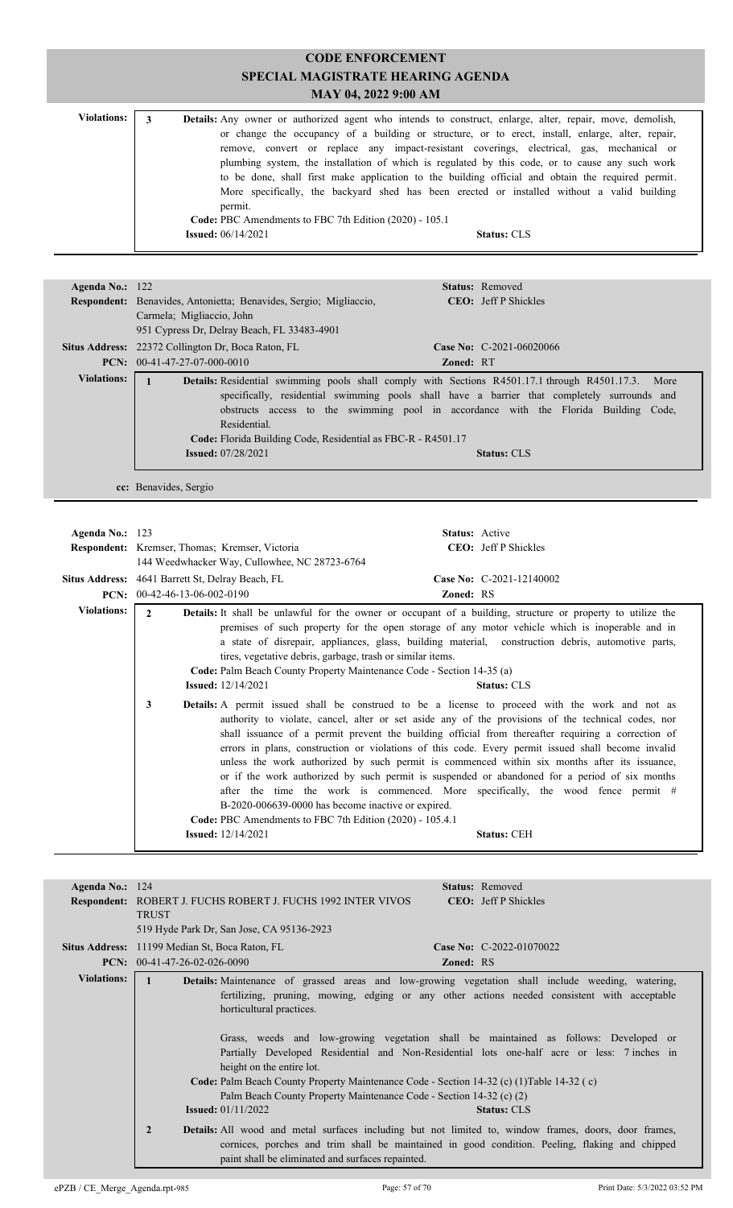# CODE ENFORCEMENT
## SPECIAL MAGISTRATE HEARING AGENDA
### MAY 04, 2022 9:00 AM

**Violations:**

**3** **Details:** Any owner or authorized agent who intends to construct, enlarge, alter, repair, move, demolish, or change the occupancy of a building or structure, or to erect, install, enlarge, alter, repair, remove, convert or replace any impact-resistant coverings, electrical, gas, mechanical or plumbing system, the installation of which is regulated by this code, or to cause any such work to be done, shall first make application to the building official and obtain the required permit. More specifically, the backyard shed has been erected or installed without a valid building permit.
**Code:** PBC Amendments to FBC 7th Edition (2020) - 105.1
**Issued:** 06/14/2021 **Status:** CLS

---

**Agenda No.:** 122 **Status:** Removed
**Respondent:** Benavides, Antonietta; Benavides, Sergio; Migliaccio, Carmela; Migliaccio, John
951 Cypress Dr, Delray Beach, FL 33483-4901
**CEO:** Jeff P Shickles
**Situs Address:** 22372 Collington Dr, Boca Raton, FL **Case No:** C-2021-06020066
**PCN:** 00-41-47-27-07-000-0010 **Zoned:** RT

**Violations:**

**1** **Details:** Residential swimming pools shall comply with Sections R4501.17.1 through R4501.17.3. More specifically, residential swimming pools shall have a barrier that completely surrounds and obstructs access to the swimming pool in accordance with the Florida Building Code, Residential.
**Code:** Florida Building Code, Residential as FBC-R - R4501.17
**Issued:** 07/28/2021 **Status:** CLS

**cc:** Benavides, Sergio

---

**Agenda No.:** 123 **Status:** Active
**Respondent:** Kremser, Thomas; Kremser, Victoria
144 Weedwhacker Way, Cullowhee, NC 28723-6764
**CEO:** Jeff P Shickles
**Situs Address:** 4641 Barrett St, Delray Beach, FL **Case No:** C-2021-12140002
**PCN:** 00-42-46-13-06-002-0190 **Zoned:** RS

**Violations:**

**2** **Details:** It shall be unlawful for the owner or occupant of a building, structure or property to utilize the premises of such property for the open storage of any motor vehicle which is inoperable and in a state of disrepair, appliances, glass, building material, construction debris, automotive parts, tires, vegetative debris, garbage, trash or similar items.
**Code:** Palm Beach County Property Maintenance Code - Section 14-35 (a)
**Issued:** 12/14/2021 **Status:** CLS

**3** **Details:** A permit issued shall be construed to be a license to proceed with the work and not as authority to violate, cancel, alter or set aside any of the provisions of the technical codes, nor shall issuance of a permit prevent the building official from thereafter requiring a correction of errors in plans, construction or violations of this code. Every permit issued shall become invalid unless the work authorized by such permit is commenced within six months after its issuance, or if the work authorized by such permit is suspended or abandoned for a period of six months after the time the work is commenced. More specifically, the wood fence permit # B-2020-006639-0000 has become inactive or expired.
**Code:** PBC Amendments to FBC 7th Edition (2020) - 105.4.1
**Issued:** 12/14/2021 **Status:** CEH

---

**Agenda No.:** 124 **Status:** Removed
**Respondent:** ROBERT J. FUCHS ROBERT J. FUCHS 1992 INTER VIVOS TRUST
519 Hyde Park Dr, San Jose, CA 95136-2923
**CEO:** Jeff P Shickles
**Situs Address:** 11199 Median St, Boca Raton, FL **Case No:** C-2022-01070022
**PCN:** 00-41-47-26-02-026-0090 **Zoned:** RS

**Violations:**

**1** **Details:** Maintenance of grassed areas and low-growing vegetation shall include weeding, watering, fertilizing, pruning, mowing, edging or any other actions needed consistent with acceptable horticultural practices.

Grass, weeds and low-growing vegetation shall be maintained as follows: Developed or Partially Developed Residential and Non-Residential lots one-half acre or less: 7 inches in height on the entire lot.
**Code:** Palm Beach County Property Maintenance Code - Section 14-32 (c) (1)Table 14-32 ( c)
Palm Beach County Property Maintenance Code - Section 14-32 (c) (2)
**Issued:** 01/11/2022 **Status:** CLS

**2** **Details:** All wood and metal surfaces including but not limited to, window frames, doors, door frames, cornices, porches and trim shall be maintained in good condition. Peeling, flaking and chipped paint shall be eliminated and surfaces repainted.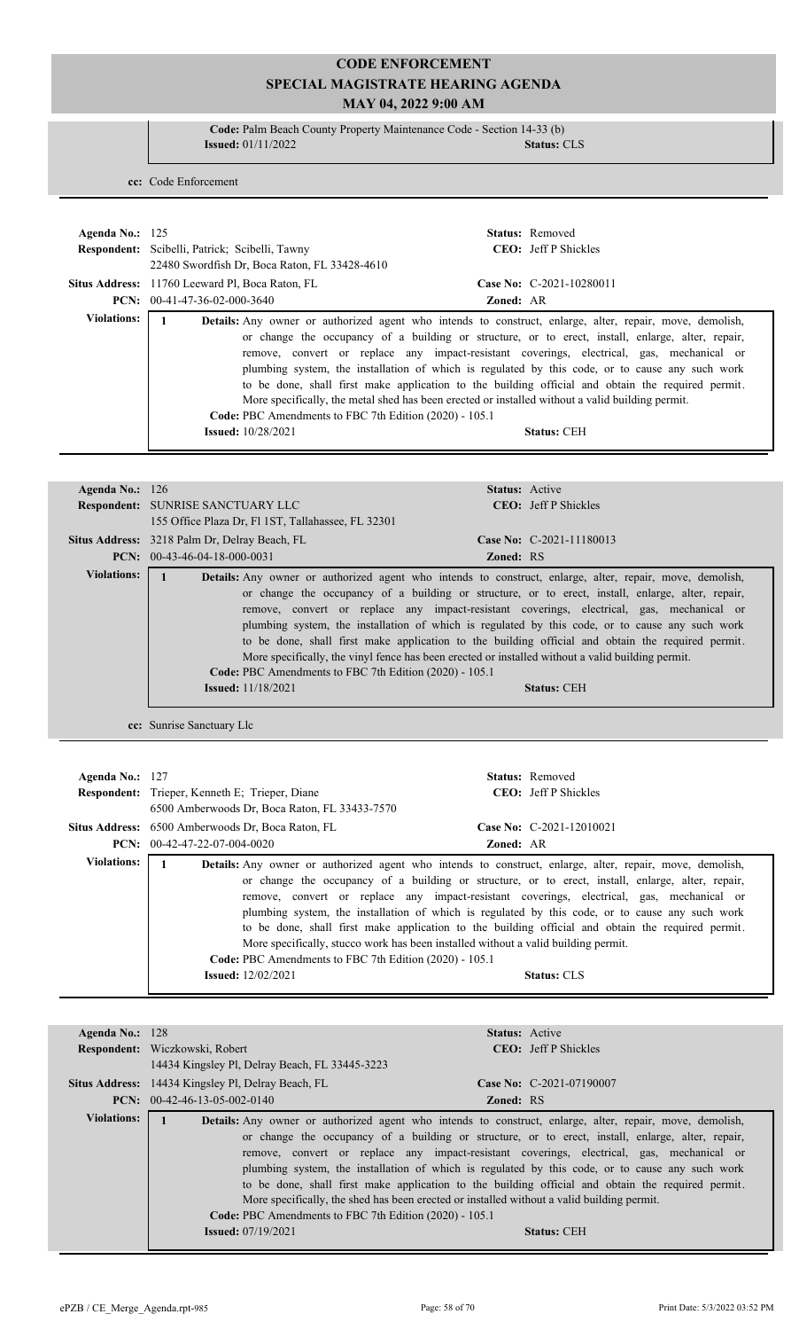# CODE ENFORCEMENT
## SPECIAL MAGISTRATE HEARING AGENDA
### MAY 04, 2022 9:00 AM

**Code:** Palm Beach County Property Maintenance Code - Section 14-33 (b)
**Issued:** 01/11/2022 **Status:** CLS

**cc:** Code Enforcement

---

**Agenda No.:** 125 **Status:** Removed
**Respondent:** Scibelli, Patrick; Scibelli, Tawny **CEO:** Jeff P Shickles
22480 Swordfish Dr, Boca Raton, FL 33428-4610
**Situs Address:** 11760 Leeward Pl, Boca Raton, FL **Case No:** C-2021-10280011
**PCN:** 00-41-47-36-02-000-3640 **Zoned:** AR

**Violations:**

1 **Details:** Any owner or authorized agent who intends to construct, enlarge, alter, repair, move, demolish, or change the occupancy of a building or structure, or to erect, install, enlarge, alter, repair, remove, convert or replace any impact-resistant coverings, electrical, gas, mechanical or plumbing system, the installation of which is regulated by this code, or to cause any such work to be done, shall first make application to the building official and obtain the required permit. More specifically, the metal shed has been erected or installed without a valid building permit.
**Code:** PBC Amendments to FBC 7th Edition (2020) - 105.1
**Issued:** 10/28/2021 **Status:** CEH

---

**Agenda No.:** 126 **Status:** Active
**Respondent:** SUNRISE SANCTUARY LLC **CEO:** Jeff P Shickles
155 Office Plaza Dr, Fl 1ST, Tallahassee, FL 32301
**Situs Address:** 3218 Palm Dr, Delray Beach, FL **Case No:** C-2021-11180013
**PCN:** 00-43-46-04-18-000-0031 **Zoned:** RS

**Violations:**

1 **Details:** Any owner or authorized agent who intends to construct, enlarge, alter, repair, move, demolish, or change the occupancy of a building or structure, or to erect, install, enlarge, alter, repair, remove, convert or replace any impact-resistant coverings, electrical, gas, mechanical or plumbing system, the installation of which is regulated by this code, or to cause any such work to be done, shall first make application to the building official and obtain the required permit. More specifically, the vinyl fence has been erected or installed without a valid building permit.
**Code:** PBC Amendments to FBC 7th Edition (2020) - 105.1
**Issued:** 11/18/2021 **Status:** CEH

**cc:** Sunrise Sanctuary Llc

---

**Agenda No.:** 127 **Status:** Removed
**Respondent:** Trieper, Kenneth E; Trieper, Diane **CEO:** Jeff P Shickles
6500 Amberwoods Dr, Boca Raton, FL 33433-7570
**Situs Address:** 6500 Amberwoods Dr, Boca Raton, FL **Case No:** C-2021-12010021
**PCN:** 00-42-47-22-07-004-0020 **Zoned:** AR

**Violations:**

1 **Details:** Any owner or authorized agent who intends to construct, enlarge, alter, repair, move, demolish, or change the occupancy of a building or structure, or to erect, install, enlarge, alter, repair, remove, convert or replace any impact-resistant coverings, electrical, gas, mechanical or plumbing system, the installation of which is regulated by this code, or to cause any such work to be done, shall first make application to the building official and obtain the required permit. More specifically, stucco work has been installed without a valid building permit.
**Code:** PBC Amendments to FBC 7th Edition (2020) - 105.1
**Issued:** 12/02/2021 **Status:** CLS

---

**Agenda No.:** 128 **Status:** Active
**Respondent:** Wiczkowski, Robert **CEO:** Jeff P Shickles
14434 Kingsley Pl, Delray Beach, FL 33445-3223
**Situs Address:** 14434 Kingsley Pl, Delray Beach, FL **Case No:** C-2021-07190007
**PCN:** 00-42-46-13-05-002-0140 **Zoned:** RS

**Violations:**

1 **Details:** Any owner or authorized agent who intends to construct, enlarge, alter, repair, move, demolish, or change the occupancy of a building or structure, or to erect, install, enlarge, alter, repair, remove, convert or replace any impact-resistant coverings, electrical, gas, mechanical or plumbing system, the installation of which is regulated by this code, or to cause any such work to be done, shall first make application to the building official and obtain the required permit. More specifically, the shed has been erected or installed without a valid building permit.
**Code:** PBC Amendments to FBC 7th Edition (2020) - 105.1
**Issued:** 07/19/2021 **Status:** CEH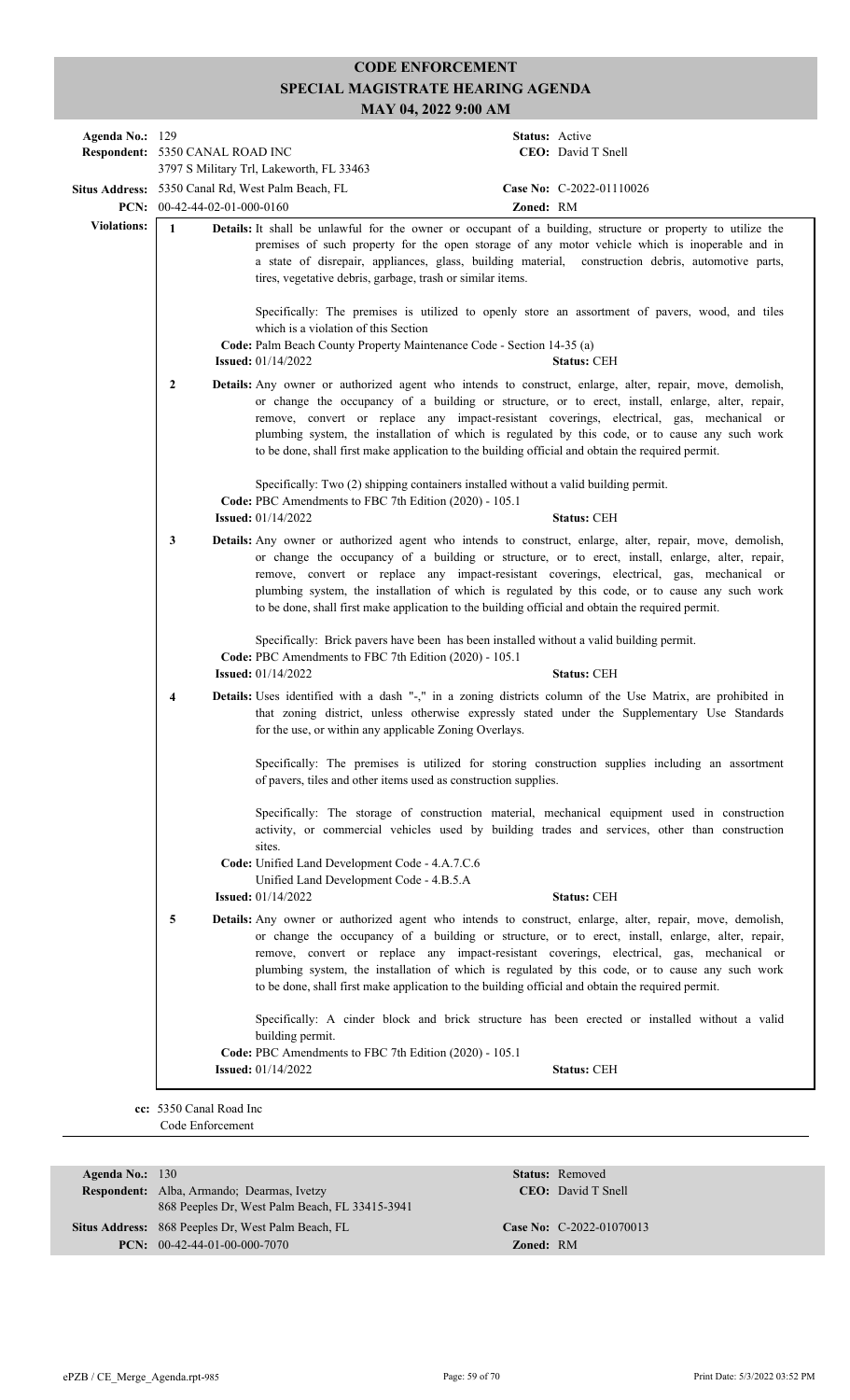# CODE ENFORCEMENT
## SPECIAL MAGISTRATE HEARING AGENDA
### MAY 04, 2022 9:00 AM

**Agenda No.:** 129 **Status:** Active
**Respondent:** 5350 CANAL ROAD INC **CEO:** David T Snell
3797 S Military Trl, Lakeworth, FL 33463
**Situs Address:** 5350 Canal Rd, West Palm Beach, FL **Case No:** C-2022-01110026
**PCN:** 00-42-44-02-01-000-0160 **Zoned:** RM

**Violations:**

**1** **Details:** It shall be unlawful for the owner or occupant of a building, structure or property to utilize the premises of such property for the open storage of any motor vehicle which is inoperable and in a state of disrepair, appliances, glass, building material, construction debris, automotive parts, tires, vegetative debris, garbage, trash or similar items.

Specifically: The premises is utilized to openly store an assortment of pavers, wood, and tiles which is a violation of this Section

**Code:** Palm Beach County Property Maintenance Code - Section 14-35 (a)
**Issued:** 01/14/2022 **Status:** CEH

**2** **Details:** Any owner or authorized agent who intends to construct, enlarge, alter, repair, move, demolish, or change the occupancy of a building or structure, or to erect, install, enlarge, alter, repair, remove, convert or replace any impact-resistant coverings, electrical, gas, mechanical or plumbing system, the installation of which is regulated by this code, or to cause any such work to be done, shall first make application to the building official and obtain the required permit.

Specifically: Two (2) shipping containers installed without a valid building permit.

**Code:** PBC Amendments to FBC 7th Edition (2020) - 105.1
**Issued:** 01/14/2022 **Status:** CEH

**3** **Details:** Any owner or authorized agent who intends to construct, enlarge, alter, repair, move, demolish, or change the occupancy of a building or structure, or to erect, install, enlarge, alter, repair, remove, convert or replace any impact-resistant coverings, electrical, gas, mechanical or plumbing system, the installation of which is regulated by this code, or to cause any such work to be done, shall first make application to the building official and obtain the required permit.

Specifically: Brick pavers have been has been installed without a valid building permit.

**Code:** PBC Amendments to FBC 7th Edition (2020) - 105.1
**Issued:** 01/14/2022 **Status:** CEH

**4** **Details:** Uses identified with a dash "-," in a zoning districts column of the Use Matrix, are prohibited in that zoning district, unless otherwise expressly stated under the Supplementary Use Standards for the use, or within any applicable Zoning Overlays.

Specifically: The premises is utilized for storing construction supplies including an assortment of pavers, tiles and other items used as construction supplies.

Specifically: The storage of construction material, mechanical equipment used in construction activity, or commercial vehicles used by building trades and services, other than construction sites.

**Code:** Unified Land Development Code - 4.A.7.C.6
Unified Land Development Code - 4.B.5.A
**Issued:** 01/14/2022 **Status:** CEH

**5** **Details:** Any owner or authorized agent who intends to construct, enlarge, alter, repair, move, demolish, or change the occupancy of a building or structure, or to erect, install, enlarge, alter, repair, remove, convert or replace any impact-resistant coverings, electrical, gas, mechanical or plumbing system, the installation of which is regulated by this code, or to cause any such work to be done, shall first make application to the building official and obtain the required permit.

Specifically: A cinder block and brick structure has been erected or installed without a valid building permit.

**Code:** PBC Amendments to FBC 7th Edition (2020) - 105.1
**Issued:** 01/14/2022 **Status:** CEH

**cc:** 5350 Canal Road Inc
Code Enforcement

---

**Agenda No.:** 130 **Status:** Removed
**Respondent:** Alba, Armando; Dearmas, Ivetzy **CEO:** David T Snell
868 Peeples Dr, West Palm Beach, FL 33415-3941
**Situs Address:** 868 Peeples Dr, West Palm Beach, FL **Case No:** C-2022-01070013
**PCN:** 00-42-44-01-00-000-7070 **Zoned:** RM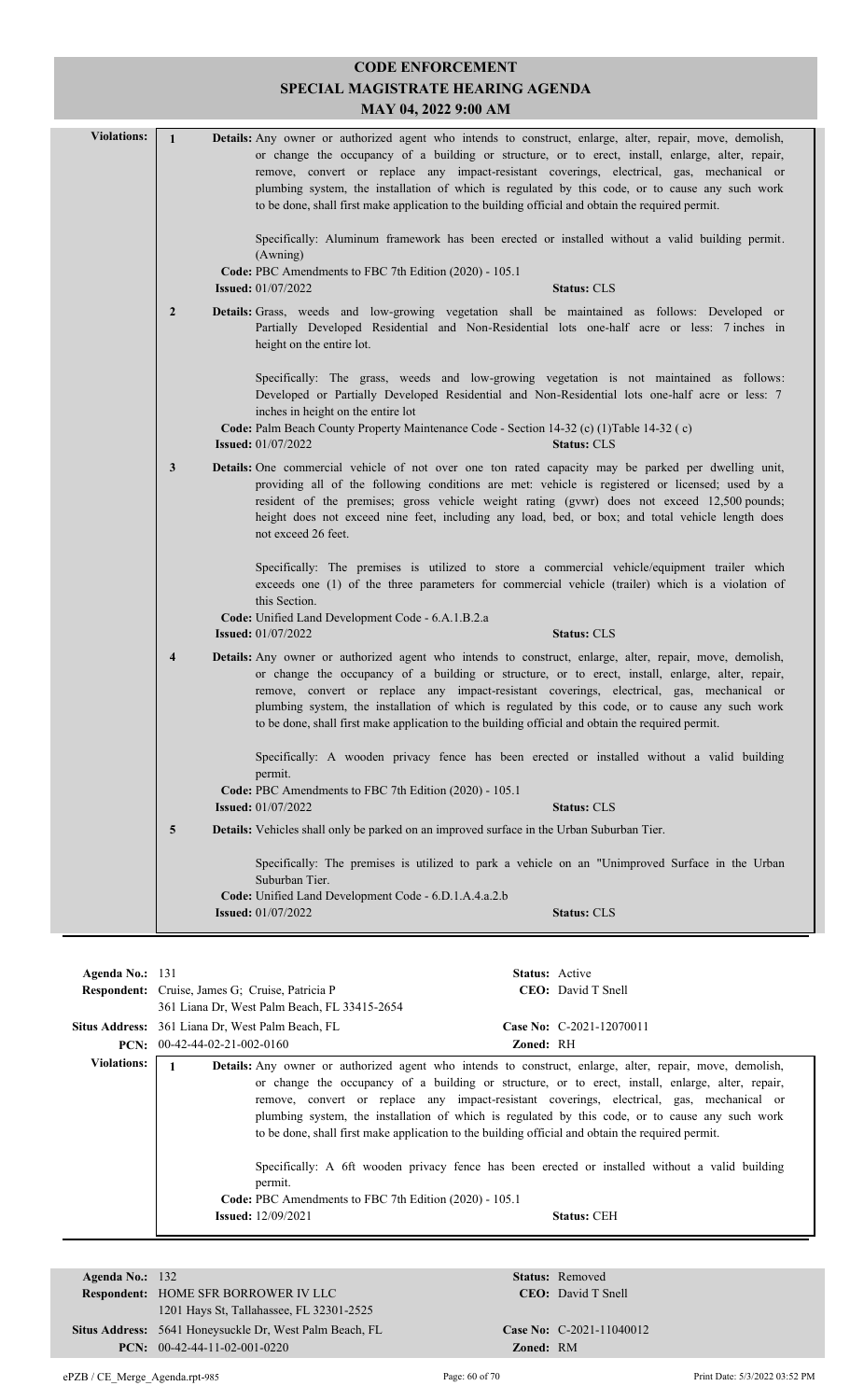# CODE ENFORCEMENT
## SPECIAL MAGISTRATE HEARING AGENDA
### MAY 04, 2022 9:00 AM

**Violations:**

**1** **Details:** Any owner or authorized agent who intends to construct, enlarge, alter, repair, move, demolish, or change the occupancy of a building or structure, or to erect, install, enlarge, alter, repair, remove, convert or replace any impact-resistant coverings, electrical, gas, mechanical or plumbing system, the installation of which is regulated by this code, or to cause any such work to be done, shall first make application to the building official and obtain the required permit.

Specifically: Aluminum framework has been erected or installed without a valid building permit. (Awning)

**Code:** PBC Amendments to FBC 7th Edition (2020) - 105.1
**Issued:** 01/07/2022 **Status:** CLS

**2** **Details:** Grass, weeds and low-growing vegetation shall be maintained as follows: Developed or Partially Developed Residential and Non-Residential lots one-half acre or less: 7 inches in height on the entire lot.

Specifically: The grass, weeds and low-growing vegetation is not maintained as follows: Developed or Partially Developed Residential and Non-Residential lots one-half acre or less: 7 inches in height on the entire lot

**Code:** Palm Beach County Property Maintenance Code - Section 14-32 (c) (1)Table 14-32 ( c)
**Issued:** 01/07/2022 **Status:** CLS

**3** **Details:** One commercial vehicle of not over one ton rated capacity may be parked per dwelling unit, providing all of the following conditions are met: vehicle is registered or licensed; used by a resident of the premises; gross vehicle weight rating (gvwr) does not exceed 12,500 pounds; height does not exceed nine feet, including any load, bed, or box; and total vehicle length does not exceed 26 feet.

Specifically: The premises is utilized to store a commercial vehicle/equipment trailer which exceeds one (1) of the three parameters for commercial vehicle (trailer) which is a violation of this Section.

**Code:** Unified Land Development Code - 6.A.1.B.2.a
**Issued:** 01/07/2022 **Status:** CLS

**4** **Details:** Any owner or authorized agent who intends to construct, enlarge, alter, repair, move, demolish, or change the occupancy of a building or structure, or to erect, install, enlarge, alter, repair, remove, convert or replace any impact-resistant coverings, electrical, gas, mechanical or plumbing system, the installation of which is regulated by this code, or to cause any such work to be done, shall first make application to the building official and obtain the required permit.

Specifically: A wooden privacy fence has been erected or installed without a valid building permit.

**Code:** PBC Amendments to FBC 7th Edition (2020) - 105.1
**Issued:** 01/07/2022 **Status:** CLS

**5** **Details:** Vehicles shall only be parked on an improved surface in the Urban Suburban Tier.

Specifically: The premises is utilized to park a vehicle on an "Unimproved Surface in the Urban Suburban Tier.

**Code:** Unified Land Development Code - 6.D.1.A.4.a.2.b
**Issued:** 01/07/2022 **Status:** CLS

---

| | | | |
|---|---|---|---|
| **Agenda No.:** | 131 | **Status:** | Active |
| **Respondent:** | Cruise, James G; Cruise, Patricia P<br>361 Liana Dr, West Palm Beach, FL 33415-2654 | **CEO:** | David T Snell |
| **Situs Address:** | 361 Liana Dr, West Palm Beach, FL | **Case No:** | C-2021-12070011 |
| **PCN:** | 00-42-44-02-21-002-0160 | **Zoned:** | RH |

**Violations:**

**1** **Details:** Any owner or authorized agent who intends to construct, enlarge, alter, repair, move, demolish, or change the occupancy of a building or structure, or to erect, install, enlarge, alter, repair, remove, convert or replace any impact-resistant coverings, electrical, gas, mechanical or plumbing system, the installation of which is regulated by this code, or to cause any such work to be done, shall first make application to the building official and obtain the required permit.

Specifically: A 6ft wooden privacy fence has been erected or installed without a valid building permit.

**Code:** PBC Amendments to FBC 7th Edition (2020) - 105.1
**Issued:** 12/09/2021 **Status:** CEH

---

| | | | |
|---|---|---|---|
| **Agenda No.:** | 132 | **Status:** | Removed |
| **Respondent:** | HOME SFR BORROWER IV LLC<br>1201 Hays St, Tallahassee, FL 32301-2525 | **CEO:** | David T Snell |
| **Situs Address:** | 5641 Honeysuckle Dr, West Palm Beach, FL | **Case No:** | C-2021-11040012 |
| **PCN:** | 00-42-44-11-02-001-0220 | **Zoned:** | RM |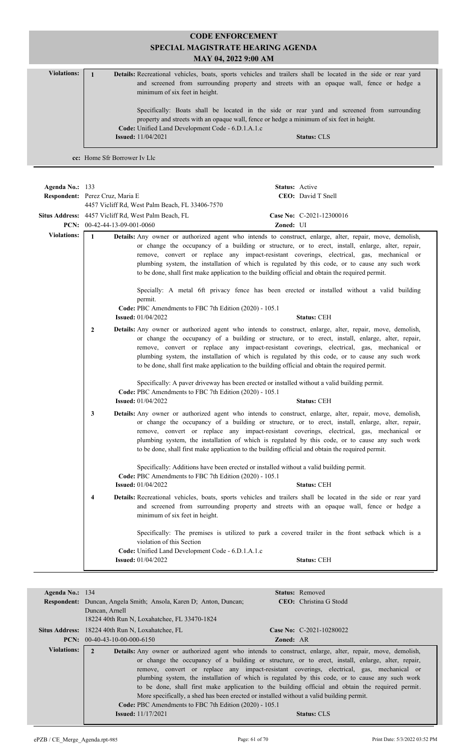**CODE ENFORCEMENT**
**SPECIAL MAGISTRATE HEARING AGENDA**
**MAY 04, 2022 9:00 AM**

**Violations:**

**1** **Details:** Recreational vehicles, boats, sports vehicles and trailers shall be located in the side or rear yard and screened from surrounding property and streets with an opaque wall, fence or hedge a minimum of six feet in height.

Specifically: Boats shall be located in the side or rear yard and screened from surrounding property and streets with an opaque wall, fence or hedge a minimum of six feet in height.

**Code:** Unified Land Development Code - 6.D.1.A.1.c
**Issued:** 11/04/2021 **Status:** CLS

**cc:** Home Sfr Borrower Iv Llc

---

**Agenda No.:** 133 **Status:** Active
**Respondent:** Perez Cruz, Maria E **CEO:** David T Snell
4457 Vicliff Rd, West Palm Beach, FL 33406-7570
**Situs Address:** 4457 Vicliff Rd, West Palm Beach, FL **Case No:** C-2021-12300016
**PCN:** 00-42-44-13-09-001-0060 **Zoned:** UI

**Violations:**

**1** **Details:** Any owner or authorized agent who intends to construct, enlarge, alter, repair, move, demolish, or change the occupancy of a building or structure, or to erect, install, enlarge, alter, repair, remove, convert or replace any impact-resistant coverings, electrical, gas, mechanical or plumbing system, the installation of which is regulated by this code, or to cause any such work to be done, shall first make application to the building official and obtain the required permit.

Specially: A metal 6ft privacy fence has been erected or installed without a valid building permit.

**Code:** PBC Amendments to FBC 7th Edition (2020) - 105.1
**Issued:** 01/04/2022 **Status:** CEH

**2** **Details:** Any owner or authorized agent who intends to construct, enlarge, alter, repair, move, demolish, or change the occupancy of a building or structure, or to erect, install, enlarge, alter, repair, remove, convert or replace any impact-resistant coverings, electrical, gas, mechanical or plumbing system, the installation of which is regulated by this code, or to cause any such work to be done, shall first make application to the building official and obtain the required permit.

Specifically: A paver driveway has been erected or installed without a valid building permit.

**Code:** PBC Amendments to FBC 7th Edition (2020) - 105.1
**Issued:** 01/04/2022 **Status:** CEH

**3** **Details:** Any owner or authorized agent who intends to construct, enlarge, alter, repair, move, demolish, or change the occupancy of a building or structure, or to erect, install, enlarge, alter, repair, remove, convert or replace any impact-resistant coverings, electrical, gas, mechanical or plumbing system, the installation of which is regulated by this code, or to cause any such work to be done, shall first make application to the building official and obtain the required permit.

Specifically: Additions have been erected or installed without a valid building permit.

**Code:** PBC Amendments to FBC 7th Edition (2020) - 105.1
**Issued:** 01/04/2022 **Status:** CEH

**4** **Details:** Recreational vehicles, boats, sports vehicles and trailers shall be located in the side or rear yard and screened from surrounding property and streets with an opaque wall, fence or hedge a minimum of six feet in height.

Specifically: The premises is utilized to park a covered trailer in the front setback which is a violation of this Section

**Code:** Unified Land Development Code - 6.D.1.A.1.c
**Issued:** 01/04/2022 **Status:** CEH

---

**Agenda No.:** 134 **Status:** Removed
**Respondent:** Duncan, Angela Smith; Ansola, Karen D; Anton, Duncan; Duncan, Arnell **CEO:** Christina G Stodd
18224 40th Run N, Loxahatchee, FL 33470-1824
**Situs Address:** 18224 40th Run N, Loxahatchee, FL **Case No:** C-2021-10280022
**PCN:** 00-40-43-10-00-000-6150 **Zoned:** AR

**Violations:**

**2** **Details:** Any owner or authorized agent who intends to construct, enlarge, alter, repair, move, demolish, or change the occupancy of a building or structure, or to erect, install, enlarge, alter, repair, remove, convert or replace any impact-resistant coverings, electrical, gas, mechanical or plumbing system, the installation of which is regulated by this code, or to cause any such work to be done, shall first make application to the building official and obtain the required permit. More specifically, a shed has been erected or installed without a valid building permit.

**Code:** PBC Amendments to FBC 7th Edition (2020) - 105.1
**Issued:** 11/17/2021 **Status:** CLS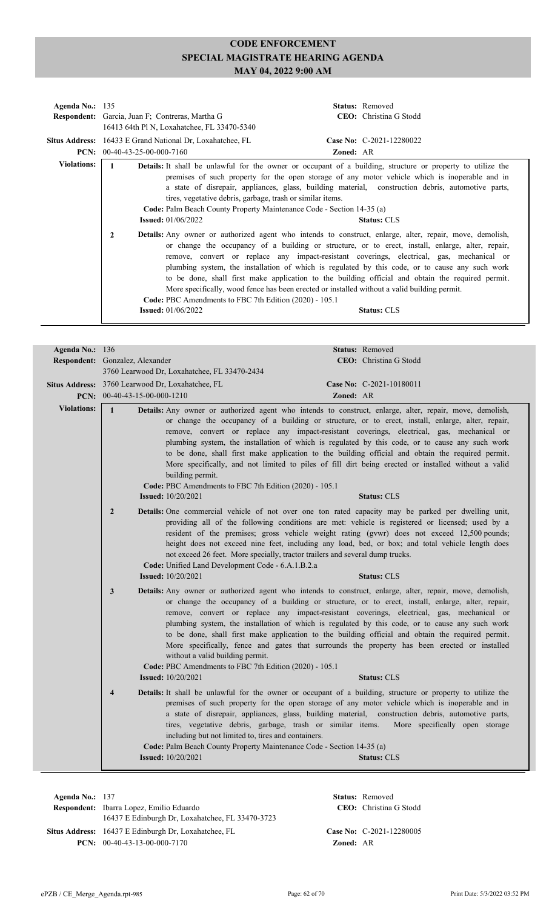# CODE ENFORCEMENT
## SPECIAL MAGISTRATE HEARING AGENDA
## MAY 04, 2022 9:00 AM

**Agenda No.:** 135  
**Status:** Removed  
**Respondent:** Garcia, Juan F; Contreras, Martha G  
16413 64th Pl N, Loxahatchee, FL 33470-5340  
**CEO:** Christina G Stodd  
**Situs Address:** 16433 E Grand National Dr, Loxahatchee, FL  
**Case No:** C-2021-12280022  
**PCN:** 00-40-43-25-00-000-7160  
**Zoned:** AR

**Violations:**

1. **Details:** It shall be unlawful for the owner or occupant of a building, structure or property to utilize the premises of such property for the open storage of any motor vehicle which is inoperable and in a state of disrepair, appliances, glass, building material, construction debris, automotive parts, tires, vegetative debris, garbage, trash or similar items.  
**Code:** Palm Beach County Property Maintenance Code - Section 14-35 (a)  
**Issued:** 01/06/2022  
**Status:** CLS

2. **Details:** Any owner or authorized agent who intends to construct, enlarge, alter, repair, move, demolish, or change the occupancy of a building or structure, or to erect, install, enlarge, alter, repair, remove, convert or replace any impact-resistant coverings, electrical, gas, mechanical or plumbing system, the installation of which is regulated by this code, or to cause any such work to be done, shall first make application to the building official and obtain the required permit. More specifically, wood fence has been erected or installed without a valid building permit.  
**Code:** PBC Amendments to FBC 7th Edition (2020) - 105.1  
**Issued:** 01/06/2022  
**Status:** CLS

---

**Agenda No.:** 136  
**Status:** Removed  
**Respondent:** Gonzalez, Alexander  
3760 Learwood Dr, Loxahatchee, FL 33470-2434  
**CEO:** Christina G Stodd  
**Situs Address:** 3760 Learwood Dr, Loxahatchee, FL  
**Case No:** C-2021-10180011  
**PCN:** 00-40-43-15-00-000-1210  
**Zoned:** AR

**Violations:**

1. **Details:** Any owner or authorized agent who intends to construct, enlarge, alter, repair, move, demolish, or change the occupancy of a building or structure, or to erect, install, enlarge, alter, repair, remove, convert or replace any impact-resistant coverings, electrical, gas, mechanical or plumbing system, the installation of which is regulated by this code, or to cause any such work to be done, shall first make application to the building official and obtain the required permit. More specifically, and not limited to piles of fill dirt being erected or installed without a valid building permit.  
**Code:** PBC Amendments to FBC 7th Edition (2020) - 105.1  
**Issued:** 10/20/2021  
**Status:** CLS

2. **Details:** One commercial vehicle of not over one ton rated capacity may be parked per dwelling unit, providing all of the following conditions are met: vehicle is registered or licensed; used by a resident of the premises; gross vehicle weight rating (gvwr) does not exceed 12,500 pounds; height does not exceed nine feet, including any load, bed, or box; and total vehicle length does not exceed 26 feet. More specially, tractor trailers and several dump trucks.  
**Code:** Unified Land Development Code - 6.A.1.B.2.a  
**Issued:** 10/20/2021  
**Status:** CLS

3. **Details:** Any owner or authorized agent who intends to construct, enlarge, alter, repair, move, demolish, or change the occupancy of a building or structure, or to erect, install, enlarge, alter, repair, remove, convert or replace any impact-resistant coverings, electrical, gas, mechanical or plumbing system, the installation of which is regulated by this code, or to cause any such work to be done, shall first make application to the building official and obtain the required permit. More specifically, fence and gates that surrounds the property has been erected or installed without a valid building permit.  
**Code:** PBC Amendments to FBC 7th Edition (2020) - 105.1  
**Issued:** 10/20/2021  
**Status:** CLS

4. **Details:** It shall be unlawful for the owner or occupant of a building, structure or property to utilize the premises of such property for the open storage of any motor vehicle which is inoperable and in a state of disrepair, appliances, glass, building material, construction debris, automotive parts, tires, vegetative debris, garbage, trash or similar items. More specifically open storage including but not limited to, tires and containers.  
**Code:** Palm Beach County Property Maintenance Code - Section 14-35 (a)  
**Issued:** 10/20/2021  
**Status:** CLS

---

**Agenda No.:** 137  
**Status:** Removed  
**Respondent:** Ibarra Lopez, Emilio Eduardo  
16437 E Edinburgh Dr, Loxahatchee, FL 33470-3723  
**CEO:** Christina G Stodd  
**Situs Address:** 16437 E Edinburgh Dr, Loxahatchee, FL  
**Case No:** C-2021-12280005  
**PCN:** 00-40-43-13-00-000-7170  
**Zoned:** AR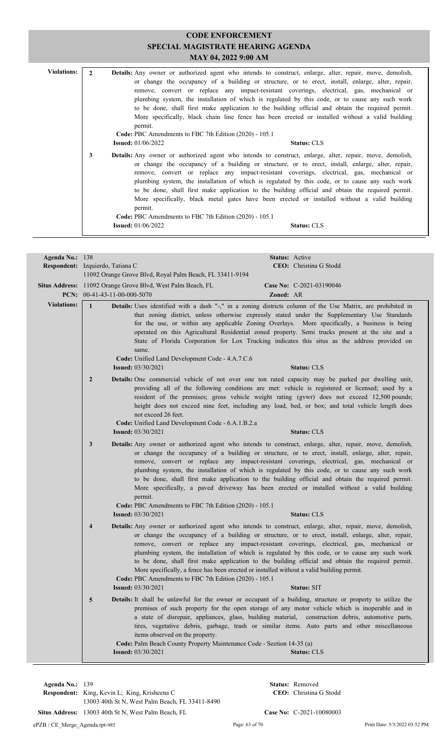# CODE ENFORCEMENT
## SPECIAL MAGISTRATE HEARING AGENDA
### MAY 04, 2022 9:00 AM

**Violations:**

**2** **Details:** Any owner or authorized agent who intends to construct, enlarge, alter, repair, move, demolish, or change the occupancy of a building or structure, or to erect, install, enlarge, alter, repair, remove, convert or replace any impact-resistant coverings, electrical, gas, mechanical or plumbing system, the installation of which is regulated by this code, or to cause any such work to be done, shall first make application to the building official and obtain the required permit. More specifically, black chain line fence has been erected or installed without a valid building permit.

**Code:** PBC Amendments to FBC 7th Edition (2020) - 105.1

**Issued:** 01/06/2022 **Status:** CLS

**3** **Details:** Any owner or authorized agent who intends to construct, enlarge, alter, repair, move, demolish, or change the occupancy of a building or structure, or to erect, install, enlarge, alter, repair, remove, convert or replace any impact-resistant coverings, electrical, gas, mechanical or plumbing system, the installation of which is regulated by this code, or to cause any such work to be done, shall first make application to the building official and obtain the required permit. More specifically, black metal gates have been erected or installed without a valid building permit.

**Code:** PBC Amendments to FBC 7th Edition (2020) - 105.1

**Issued:** 01/06/2022 **Status:** CLS

---

**Agenda No.:** 138 **Status:** Active

**Respondent:** Izquierdo, Tatiana C **CEO:** Christina G Stodd
11092 Orange Grove Blvd, Royal Palm Beach, FL 33411-9194

**Situs Address:** 11092 Orange Grove Blvd, West Palm Beach, FL **Case No:** C-2021-03190046

**PCN:** 00-41-43-11-00-000-5070 **Zoned:** AR

**Violations:**

**1** **Details:** Uses identified with a dash "-," in a zoning districts column of the Use Matrix, are prohibited in that zoning district, unless otherwise expressly stated under the Supplementary Use Standards for the use, or within any applicable Zoning Overlays. More specifically, a business is being operated on this Agricultural Residential zoned property. Semi trucks present at the site and a State of Florida Corporation for Lox Trucking indicates this situs as the address provided on same.

**Code:** Unified Land Development Code - 4.A.7.C.6

**Issued:** 03/30/2021 **Status:** CLS

**2** **Details:** One commercial vehicle of not over one ton rated capacity may be parked per dwelling unit, providing all of the following conditions are met: vehicle is registered or licensed; used by a resident of the premises; gross vehicle weight rating (gvwr) does not exceed 12,500 pounds; height does not exceed nine feet, including any load, bed, or box; and total vehicle length does not exceed 26 feet.

**Code:** Unified Land Development Code - 6.A.1.B.2.a

**Issued:** 03/30/2021 **Status:** CLS

**3** **Details:** Any owner or authorized agent who intends to construct, enlarge, alter, repair, move, demolish, or change the occupancy of a building or structure, or to erect, install, enlarge, alter, repair, remove, convert or replace any impact-resistant coverings, electrical, gas, mechanical or plumbing system, the installation of which is regulated by this code, or to cause any such work to be done, shall first make application to the building official and obtain the required permit. More specifically, a paved driveway has been erected or installed without a valid building permit.

**Code:** PBC Amendments to FBC 7th Edition (2020) - 105.1

**Issued:** 03/30/2021 **Status:** CLS

**4** **Details:** Any owner or authorized agent who intends to construct, enlarge, alter, repair, move, demolish, or change the occupancy of a building or structure, or to erect, install, enlarge, alter, repair, remove, convert or replace any impact-resistant coverings, electrical, gas, mechanical or plumbing system, the installation of which is regulated by this code, or to cause any such work to be done, shall first make application to the building official and obtain the required permit. More specifically, a fence has been erected or installed without a valid building permit.

**Code:** PBC Amendments to FBC 7th Edition (2020) - 105.1

**Issued:** 03/30/2021 **Status:** SIT

**5** **Details:** It shall be unlawful for the owner or occupant of a building, structure or property to utilize the premises of such property for the open storage of any motor vehicle which is inoperable and in a state of disrepair, appliances, glass, building material, construction debris, automotive parts, tires, vegetative debris, garbage, trash or similar items. Auto parts and other miscellaneous items observed on the property.

**Code:** Palm Beach County Property Maintenance Code - Section 14-35 (a)

**Issued:** 03/30/2021 **Status:** CLS

---

**Agenda No.:** 139 **Status:** Removed

**Respondent:** King, Kevin L; King, Krisheena C **CEO:** Christina G Stodd
13003 40th St N, West Palm Beach, FL 33411-8490

**Situs Address:** 13003 40th St N, West Palm Beach, FL **Case No:** C-2021-10080003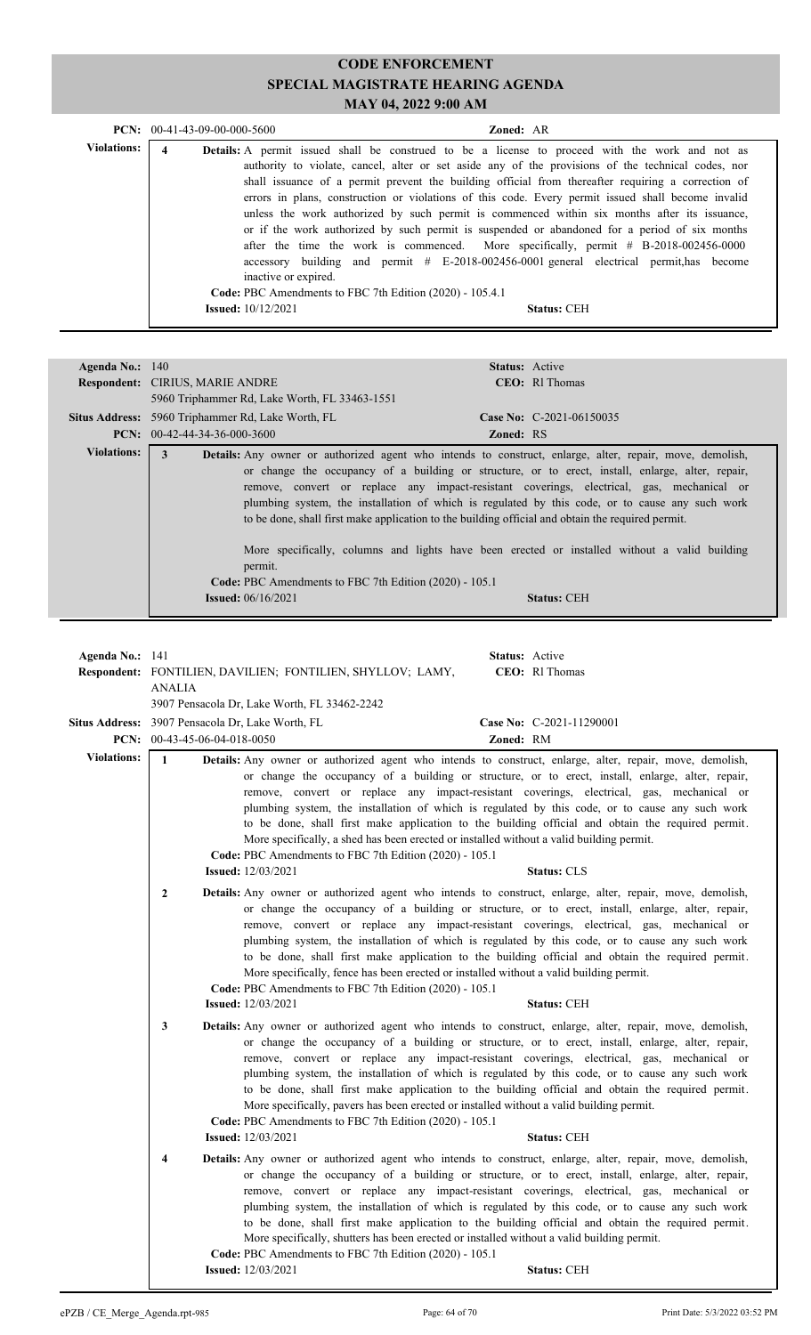# CODE ENFORCEMENT
## SPECIAL MAGISTRATE HEARING AGENDA
### MAY 04, 2022 9:00 AM

**PCN:** 00-41-43-09-00-000-5600 **Zoned:** AR

**Violations:**

**4** **Details:** A permit issued shall be construed to be a license to proceed with the work and not as authority to violate, cancel, alter or set aside any of the provisions of the technical codes, nor shall issuance of a permit prevent the building official from thereafter requiring a correction of errors in plans, construction or violations of this code. Every permit issued shall become invalid unless the work authorized by such permit is commenced within six months after its issuance, or if the work authorized by such permit is suspended or abandoned for a period of six months after the time the work is commenced. More specifically, permit # B-2018-002456-0000 accessory building and permit # E-2018-002456-0001 general electrical permit,has become inactive or expired.

**Code:** PBC Amendments to FBC 7th Edition (2020) - 105.4.1
**Issued:** 10/12/2021 **Status:** CEH

---

**Agenda No.:** 140 **Status:** Active
**Respondent:** CIRIUS, MARIE ANDRE **CEO:** Rl Thomas
5960 Triphammer Rd, Lake Worth, FL 33463-1551
**Situs Address:** 5960 Triphammer Rd, Lake Worth, FL **Case No:** C-2021-06150035
**PCN:** 00-42-44-34-36-000-3600 **Zoned:** RS

**Violations:**

**3** **Details:** Any owner or authorized agent who intends to construct, enlarge, alter, repair, move, demolish, or change the occupancy of a building or structure, or to erect, install, enlarge, alter, repair, remove, convert or replace any impact-resistant coverings, electrical, gas, mechanical or plumbing system, the installation of which is regulated by this code, or to cause any such work to be done, shall first make application to the building official and obtain the required permit.

More specifically, columns and lights have been erected or installed without a valid building permit.

**Code:** PBC Amendments to FBC 7th Edition (2020) - 105.1
**Issued:** 06/16/2021 **Status:** CEH

---

**Agenda No.:** 141 **Status:** Active
**Respondent:** FONTILIEN, DAVILIEN; FONTILIEN, SHYLLOV; LAMY, ANALIA **CEO:** Rl Thomas
3907 Pensacola Dr, Lake Worth, FL 33462-2242
**Situs Address:** 3907 Pensacola Dr, Lake Worth, FL **Case No:** C-2021-11290001
**PCN:** 00-43-45-06-04-018-0050 **Zoned:** RM

**Violations:**

**1** **Details:** Any owner or authorized agent who intends to construct, enlarge, alter, repair, move, demolish, or change the occupancy of a building or structure, or to erect, install, enlarge, alter, repair, remove, convert or replace any impact-resistant coverings, electrical, gas, mechanical or plumbing system, the installation of which is regulated by this code, or to cause any such work to be done, shall first make application to the building official and obtain the required permit. More specifically, a shed has been erected or installed without a valid building permit.

**Code:** PBC Amendments to FBC 7th Edition (2020) - 105.1
**Issued:** 12/03/2021 **Status:** CLS

**2** **Details:** Any owner or authorized agent who intends to construct, enlarge, alter, repair, move, demolish, or change the occupancy of a building or structure, or to erect, install, enlarge, alter, repair, remove, convert or replace any impact-resistant coverings, electrical, gas, mechanical or plumbing system, the installation of which is regulated by this code, or to cause any such work to be done, shall first make application to the building official and obtain the required permit. More specifically, fence has been erected or installed without a valid building permit.

**Code:** PBC Amendments to FBC 7th Edition (2020) - 105.1
**Issued:** 12/03/2021 **Status:** CEH

**3** **Details:** Any owner or authorized agent who intends to construct, enlarge, alter, repair, move, demolish, or change the occupancy of a building or structure, or to erect, install, enlarge, alter, repair, remove, convert or replace any impact-resistant coverings, electrical, gas, mechanical or plumbing system, the installation of which is regulated by this code, or to cause any such work to be done, shall first make application to the building official and obtain the required permit. More specifically, pavers has been erected or installed without a valid building permit.

**Code:** PBC Amendments to FBC 7th Edition (2020) - 105.1
**Issued:** 12/03/2021 **Status:** CEH

**4** **Details:** Any owner or authorized agent who intends to construct, enlarge, alter, repair, move, demolish, or change the occupancy of a building or structure, or to erect, install, enlarge, alter, repair, remove, convert or replace any impact-resistant coverings, electrical, gas, mechanical or plumbing system, the installation of which is regulated by this code, or to cause any such work to be done, shall first make application to the building official and obtain the required permit. More specifically, shutters has been erected or installed without a valid building permit.

**Code:** PBC Amendments to FBC 7th Edition (2020) - 105.1
**Issued:** 12/03/2021 **Status:** CEH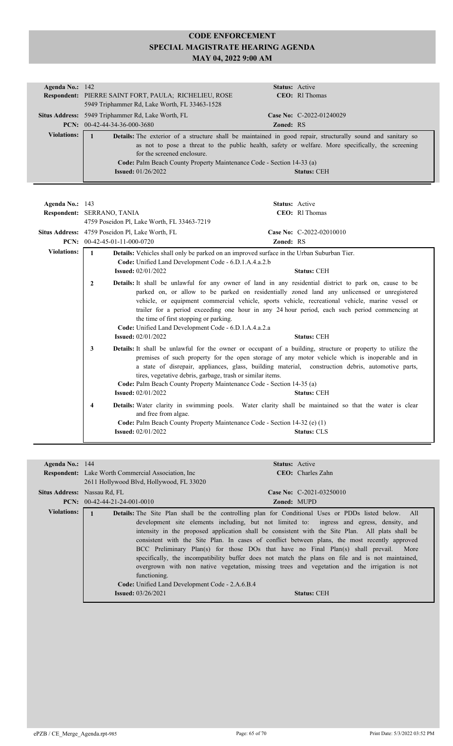# CODE ENFORCEMENT
## SPECIAL MAGISTRATE HEARING AGENDA
## MAY 04, 2022 9:00 AM

**Agenda No.:** 142 **Status:** Active
**Respondent:** PIERRE SAINT FORT, PAULA; RICHELIEU, ROSE **CEO:** Rl Thomas
5949 Triphammer Rd, Lake Worth, FL 33463-1528
**Situs Address:** 5949 Triphammer Rd, Lake Worth, FL **Case No:** C-2022-01240029
**PCN:** 00-42-44-34-36-000-3680 **Zoned:** RS

**Violations:**

1. **Details:** The exterior of a structure shall be maintained in good repair, structurally sound and sanitary so as not to pose a threat to the public health, safety or welfare. More specifically, the screening for the screened enclosure.
   **Code:** Palm Beach County Property Maintenance Code - Section 14-33 (a)
   **Issued:** 01/26/2022 **Status:** CEH

---

**Agenda No.:** 143 **Status:** Active
**Respondent:** SERRANO, TANIA **CEO:** Rl Thomas
4759 Poseidon Pl, Lake Worth, FL 33463-7219
**Situs Address:** 4759 Poseidon Pl, Lake Worth, FL **Case No:** C-2022-02010010
**PCN:** 00-42-45-01-11-000-0720 **Zoned:** RS

**Violations:**

1. **Details:** Vehicles shall only be parked on an improved surface in the Urban Suburban Tier.
   **Code:** Unified Land Development Code - 6.D.1.A.4.a.2.b
   **Issued:** 02/01/2022 **Status:** CEH

2. **Details:** It shall be unlawful for any owner of land in any residential district to park on, cause to be parked on, or allow to be parked on residentially zoned land any unlicensed or unregistered vehicle, or equipment commercial vehicle, sports vehicle, recreational vehicle, marine vessel or trailer for a period exceeding one hour in any 24 hour period, each such period commencing at the time of first stopping or parking.
   **Code:** Unified Land Development Code - 6.D.1.A.4.a.2.a
   **Issued:** 02/01/2022 **Status:** CEH

3. **Details:** It shall be unlawful for the owner or occupant of a building, structure or property to utilize the premises of such property for the open storage of any motor vehicle which is inoperable and in a state of disrepair, appliances, glass, building material, construction debris, automotive parts, tires, vegetative debris, garbage, trash or similar items.
   **Code:** Palm Beach County Property Maintenance Code - Section 14-35 (a)
   **Issued:** 02/01/2022 **Status:** CEH

4. **Details:** Water clarity in swimming pools. Water clarity shall be maintained so that the water is clear and free from algae.
   **Code:** Palm Beach County Property Maintenance Code - Section 14-32 (e) (1)
   **Issued:** 02/01/2022 **Status:** CLS

---

**Agenda No.:** 144 **Status:** Active
**Respondent:** Lake Worth Commercial Association, Inc **CEO:** Charles Zahn
2611 Hollywood Blvd, Hollywood, FL 33020
**Situs Address:** Nassau Rd, FL **Case No:** C-2021-03250010
**PCN:** 00-42-44-21-24-001-0010 **Zoned:** MUPD

**Violations:**

1. **Details:** The Site Plan shall be the controlling plan for Conditional Uses or PDDs listed below. All development site elements including, but not limited to: ingress and egress, density, and intensity in the proposed application shall be consistent with the Site Plan. All plats shall be consistent with the Site Plan. In cases of conflict between plans, the most recently approved BCC Preliminary Plan(s) for those DOs that have no Final Plan(s) shall prevail. More specifically, the incompatibility buffer does not match the plans on file and is not maintained, overgrown with non native vegetation, missing trees and vegetation and the irrigation is not functioning.
   **Code:** Unified Land Development Code - 2.A.6.B.4
   **Issued:** 03/26/2021 **Status:** CEH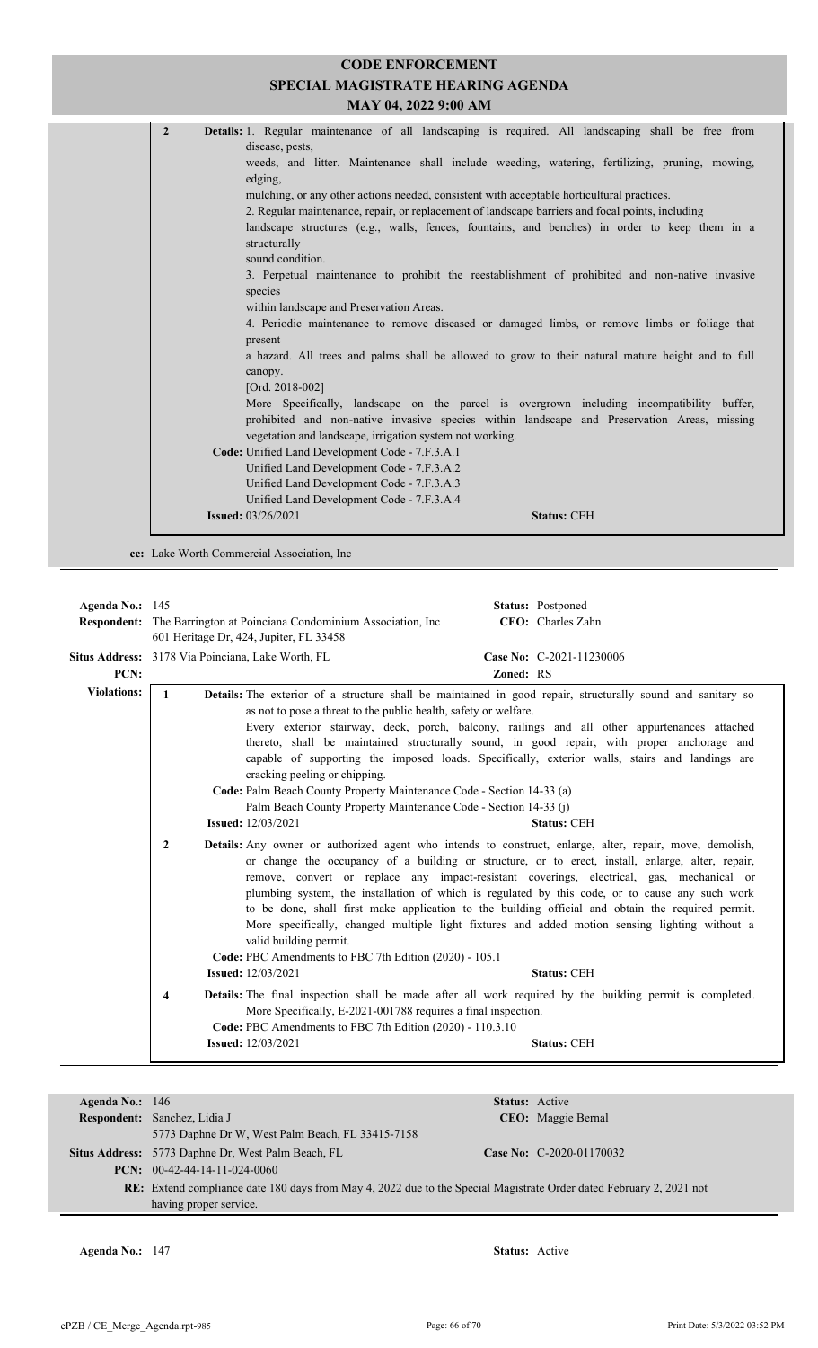# CODE ENFORCEMENT
## SPECIAL MAGISTRATE HEARING AGENDA
### MAY 04, 2022 9:00 AM

**2** **Details:** 1. Regular maintenance of all landscaping is required. All landscaping shall be free from disease, pests,
weeds, and litter. Maintenance shall include weeding, watering, fertilizing, pruning, mowing, edging,
mulching, or any other actions needed, consistent with acceptable horticultural practices.
2. Regular maintenance, repair, or replacement of landscape barriers and focal points, including
landscape structures (e.g., walls, fences, fountains, and benches) in order to keep them in a structurally
sound condition.
3. Perpetual maintenance to prohibit the reestablishment of prohibited and non-native invasive species
within landscape and Preservation Areas.
4. Periodic maintenance to remove diseased or damaged limbs, or remove limbs or foliage that present
a hazard. All trees and palms shall be allowed to grow to their natural mature height and to full canopy.
[Ord. 2018-002]
More Specifically, landscape on the parcel is overgrown including incompatibility buffer, prohibited and non-native invasive species within landscape and Preservation Areas, missing vegetation and landscape, irrigation system not working.

**Code:** Unified Land Development Code - 7.F.3.A.1
Unified Land Development Code - 7.F.3.A.2
Unified Land Development Code - 7.F.3.A.3
Unified Land Development Code - 7.F.3.A.4

**Issued:** 03/26/2021 **Status:** CEH

**cc:** Lake Worth Commercial Association, Inc

---

**Agenda No.:** 145 **Status:** Postponed
**Respondent:** The Barrington at Poinciana Condominium Association, Inc **CEO:** Charles Zahn
601 Heritage Dr, 424, Jupiter, FL 33458
**Situs Address:** 3178 Via Poinciana, Lake Worth, FL **Case No:** C-2021-11230006
**PCN:** **Zoned:** RS

**Violations:**

**1** **Details:** The exterior of a structure shall be maintained in good repair, structurally sound and sanitary so as not to pose a threat to the public health, safety or welfare.
Every exterior stairway, deck, porch, balcony, railings and all other appurtenances attached thereto, shall be maintained structurally sound, in good repair, with proper anchorage and capable of supporting the imposed loads. Specifically, exterior walls, stairs and landings are cracking peeling or chipping.

**Code:** Palm Beach County Property Maintenance Code - Section 14-33 (a)
Palm Beach County Property Maintenance Code - Section 14-33 (j)

**Issued:** 12/03/2021 **Status:** CEH

**2** **Details:** Any owner or authorized agent who intends to construct, enlarge, alter, repair, move, demolish, or change the occupancy of a building or structure, or to erect, install, enlarge, alter, repair, remove, convert or replace any impact-resistant coverings, electrical, gas, mechanical or plumbing system, the installation of which is regulated by this code, or to cause any such work to be done, shall first make application to the building official and obtain the required permit. More specifically, changed multiple light fixtures and added motion sensing lighting without a valid building permit.

**Code:** PBC Amendments to FBC 7th Edition (2020) - 105.1

**Issued:** 12/03/2021 **Status:** CEH

**4** **Details:** The final inspection shall be made after all work required by the building permit is completed. More Specifically, E-2021-001788 requires a final inspection.

**Code:** PBC Amendments to FBC 7th Edition (2020) - 110.3.10

**Issued:** 12/03/2021 **Status:** CEH

---

**Agenda No.:** 146 **Status:** Active
**Respondent:** Sanchez, Lidia J **CEO:** Maggie Bernal
5773 Daphne Dr W, West Palm Beach, FL 33415-7158
**Situs Address:** 5773 Daphne Dr, West Palm Beach, FL **Case No:** C-2020-01170032
**PCN:** 00-42-44-14-11-024-0060

**RE:** Extend compliance date 180 days from May 4, 2022 due to the Special Magistrate Order dated February 2, 2021 not having proper service.

---

**Agenda No.:** 147 **Status:** Active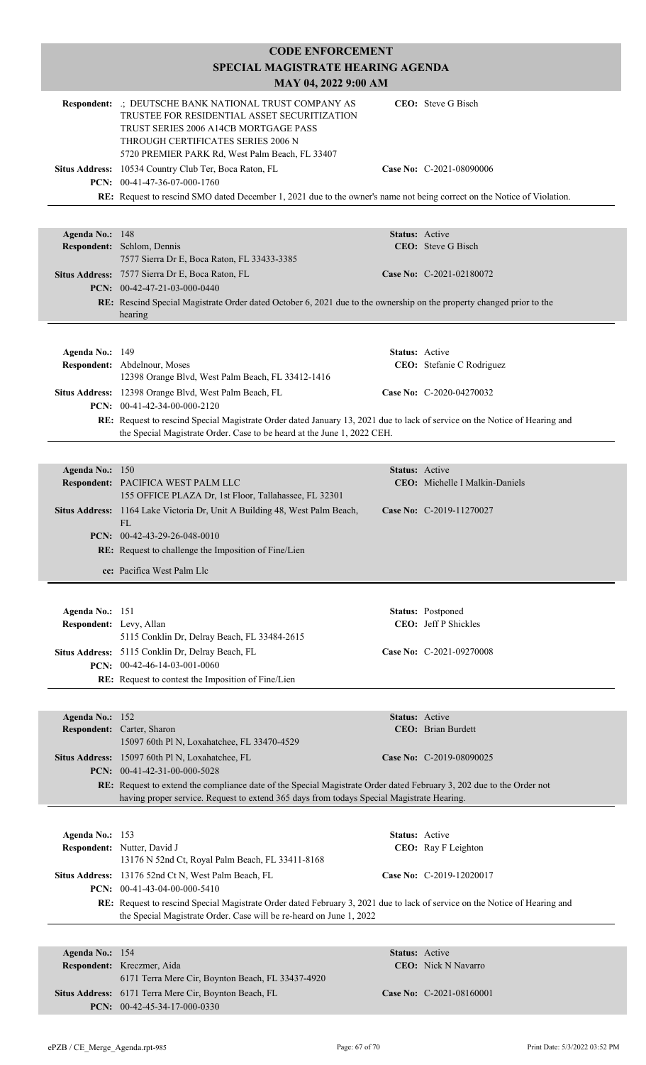# CODE ENFORCEMENT
## SPECIAL MAGISTRATE HEARING AGENDA
### MAY 04, 2022 9:00 AM

**Respondent:** .; DEUTSCHE BANK NATIONAL TRUST COMPANY AS TRUSTEE FOR RESIDENTIAL ASSET SECURITIZATION TRUST SERIES 2006 A14CB MORTGAGE PASS THROUGH CERTIFICATES SERIES 2006 N
5720 PREMIER PARK Rd, West Palm Beach, FL 33407
**CEO:** Steve G Bisch

**Situs Address:** 10534 Country Club Ter, Boca Raton, FL
**Case No:** C-2021-08090006

**PCN:** 00-41-47-36-07-000-1760

**RE:** Request to rescind SMO dated December 1, 2021 due to the owner's name not being correct on the Notice of Violation.

---

**Agenda No.:** 148
**Status:** Active

**Respondent:** Schlom, Dennis
7577 Sierra Dr E, Boca Raton, FL 33433-3385
**CEO:** Steve G Bisch

**Situs Address:** 7577 Sierra Dr E, Boca Raton, FL
**Case No:** C-2021-02180072

**PCN:** 00-42-47-21-03-000-0440

**RE:** Rescind Special Magistrate Order dated October 6, 2021 due to the ownership on the property changed prior to the hearing

---

**Agenda No.:** 149
**Status:** Active

**Respondent:** Abdelnour, Moses
12398 Orange Blvd, West Palm Beach, FL 33412-1416
**CEO:** Stefanie C Rodriguez

**Situs Address:** 12398 Orange Blvd, West Palm Beach, FL
**Case No:** C-2020-04270032

**PCN:** 00-41-42-34-00-000-2120

**RE:** Request to rescind Special Magistrate Order dated January 13, 2021 due to lack of service on the Notice of Hearing and the Special Magistrate Order. Case to be heard at the June 1, 2022 CEH.

---

**Agenda No.:** 150
**Status:** Active

**Respondent:** PACIFICA WEST PALM LLC
155 OFFICE PLAZA Dr, 1st Floor, Tallahassee, FL 32301
**CEO:** Michelle I Malkin-Daniels

**Situs Address:** 1164 Lake Victoria Dr, Unit A Building 48, West Palm Beach, FL
**Case No:** C-2019-11270027

**PCN:** 00-42-43-29-26-048-0010

**RE:** Request to challenge the Imposition of Fine/Lien

**cc:** Pacifica West Palm Llc

---

**Agenda No.:** 151
**Status:** Postponed

**Respondent:** Levy, Allan
5115 Conklin Dr, Delray Beach, FL 33484-2615
**CEO:** Jeff P Shickles

**Situs Address:** 5115 Conklin Dr, Delray Beach, FL
**Case No:** C-2021-09270008

**PCN:** 00-42-46-14-03-001-0060

**RE:** Request to contest the Imposition of Fine/Lien

---

**Agenda No.:** 152
**Status:** Active

**Respondent:** Carter, Sharon
15097 60th Pl N, Loxahatchee, FL 33470-4529
**CEO:** Brian Burdett

**Situs Address:** 15097 60th Pl N, Loxahatchee, FL
**Case No:** C-2019-08090025

**PCN:** 00-41-42-31-00-000-5028

**RE:** Request to extend the compliance date of the Special Magistrate Order dated February 3, 202 due to the Order not having proper service. Request to extend 365 days from todays Special Magistrate Hearing.

---

**Agenda No.:** 153
**Status:** Active

**Respondent:** Nutter, David J
13176 N 52nd Ct, Royal Palm Beach, FL 33411-8168
**CEO:** Ray F Leighton

**Situs Address:** 13176 52nd Ct N, West Palm Beach, FL
**Case No:** C-2019-12020017

**PCN:** 00-41-43-04-00-000-5410

**RE:** Request to rescind Special Magistrate Order dated February 3, 2021 due to lack of service on the Notice of Hearing and the Special Magistrate Order. Case will be re-heard on June 1, 2022

---

**Agenda No.:** 154
**Status:** Active

**Respondent:** Kreczmer, Aida
6171 Terra Mere Cir, Boynton Beach, FL 33437-4920
**CEO:** Nick N Navarro

**Situs Address:** 6171 Terra Mere Cir, Boynton Beach, FL
**Case No:** C-2021-08160001

**PCN:** 00-42-45-34-17-000-0330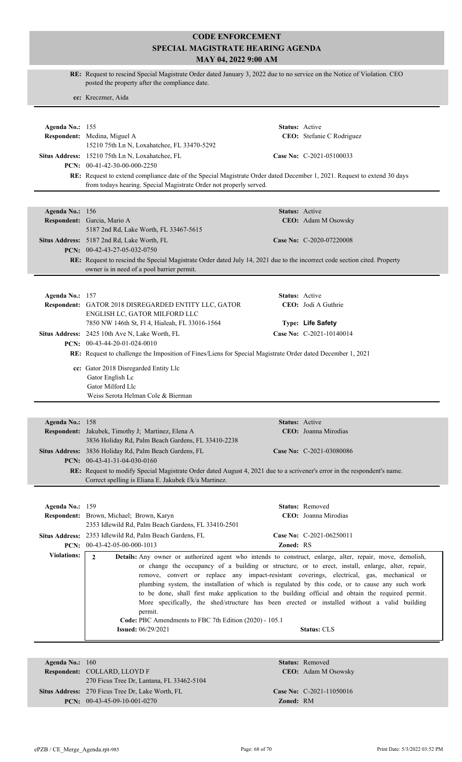# CODE ENFORCEMENT
## SPECIAL MAGISTRATE HEARING AGENDA
### MAY 04, 2022 9:00 AM

**RE:** Request to rescind Special Magistrate Order dated January 3, 2022 due to no service on the Notice of Violation. CEO posted the property after the compliance date.

**cc:** Kreczmer, Aida

---

**Agenda No.:** 155 | **Status:** Active
**Respondent:** Medina, Miguel A
15210 75th Ln N, Loxahatchee, FL 33470-5292
**CEO:** Stefanie C Rodriguez
**Situs Address:** 15210 75th Ln N, Loxahatchee, FL | **Case No:** C-2021-05100033
**PCN:** 00-41-42-30-00-000-2250

**RE:** Request to extend compliance date of the Special Magistrate Order dated December 1, 2021. Request to extend 30 days from todays hearing. Special Magistrate Order not properly served.

---

**Agenda No.:** 156 | **Status:** Active
**Respondent:** Garcia, Mario A
5187 2nd Rd, Lake Worth, FL 33467-5615
**CEO:** Adam M Osowsky
**Situs Address:** 5187 2nd Rd, Lake Worth, FL | **Case No:** C-2020-07220008
**PCN:** 00-42-43-27-05-032-0750

**RE:** Request to rescind the Special Magistrate Order dated July 14, 2021 due to the incorrect code section cited. Property owner is in need of a pool barrier permit.

---

**Agenda No.:** 157 | **Status:** Active
**Respondent:** GATOR 2018 DISREGARDED ENTITY LLC, GATOR ENGLISH LC, GATOR MILFORD LLC
7850 NW 146th St, Fl 4, Hialeah, FL 33016-1564
**CEO:** Jodi A Guthrie
**Type:** Life Safety
**Situs Address:** 2425 10th Ave N, Lake Worth, FL | **Case No:** C-2021-10140014
**PCN:** 00-43-44-20-01-024-0010

**RE:** Request to challenge the Imposition of Fines/Liens for Special Magistrate Order dated December 1, 2021

**cc:** Gator 2018 Disregarded Entity Llc
Gator English Lc
Gator Milford Llc
Weiss Serota Helman Cole & Bierman

---

**Agenda No.:** 158 | **Status:** Active
**Respondent:** Jakubek, Timothy J; Martinez, Elena A
3836 Holiday Rd, Palm Beach Gardens, FL 33410-2238
**CEO:** Joanna Mirodias
**Situs Address:** 3836 Holiday Rd, Palm Beach Gardens, FL | **Case No:** C-2021-03080086
**PCN:** 00-43-41-31-04-030-0160

**RE:** Request to modify Special Magistrate Order dated August 4, 2021 due to a scrivener's error in the respondent's name. Correct spelling is Eliana E. Jakubek f/k/a Martinez.

---

**Agenda No.:** 159 | **Status:** Removed
**Respondent:** Brown, Michael; Brown, Karyn
2353 Idlewild Rd, Palm Beach Gardens, FL 33410-2501
**CEO:** Joanna Mirodias
**Situs Address:** 2353 Idlewild Rd, Palm Beach Gardens, FL | **Case No:** C-2021-06250011
**PCN:** 00-43-42-05-00-000-1013 | **Zoned:** RS

**Violations:**

2 **Details:** Any owner or authorized agent who intends to construct, enlarge, alter, repair, move, demolish, or change the occupancy of a building or structure, or to erect, install, enlarge, alter, repair, remove, convert or replace any impact-resistant coverings, electrical, gas, mechanical or plumbing system, the installation of which is regulated by this code, or to cause any such work to be done, shall first make application to the building official and obtain the required permit. More specifically, the shed/structure has been erected or installed without a valid building permit.
**Code:** PBC Amendments to FBC 7th Edition (2020) - 105.1
**Issued:** 06/29/2021 | **Status:** CLS

---

**Agenda No.:** 160 | **Status:** Removed
**Respondent:** COLLARD, LLOYD F
270 Ficus Tree Dr, Lantana, FL 33462-5104
**CEO:** Adam M Osowsky
**Situs Address:** 270 Ficus Tree Dr, Lake Worth, FL | **Case No:** C-2021-11050016
**PCN:** 00-43-45-09-10-001-0270 | **Zoned:** RM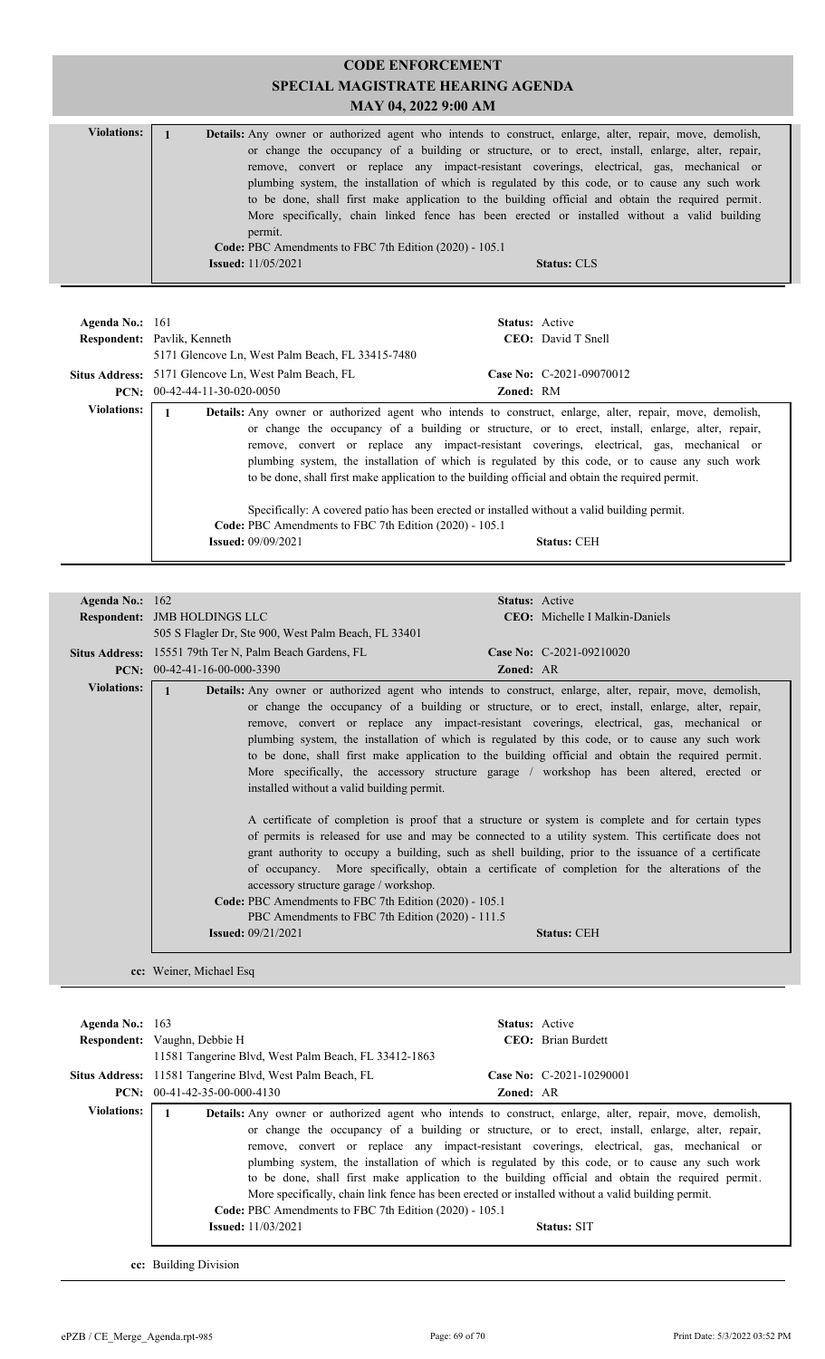**Violations:**

1 **Details:** Any owner or authorized agent who intends to construct, enlarge, alter, repair, move, demolish, or change the occupancy of a building or structure, or to erect, install, enlarge, alter, repair, remove, convert or replace any impact-resistant coverings, electrical, gas, mechanical or plumbing system, the installation of which is regulated by this code, or to cause any such work to be done, shall first make application to the building official and obtain the required permit. More specifically, chain linked fence has been erected or installed without a valid building permit.

**Code:** PBC Amendments to FBC 7th Edition (2020) - 105.1

**Issued:** 11/05/2021 **Status:** CLS

---

**Agenda No.:** 161 **Status:** Active

**Respondent:** Pavlik, Kenneth **CEO:** David T Snell

5171 Glencove Ln, West Palm Beach, FL 33415-7480

**Situs Address:** 5171 Glencove Ln, West Palm Beach, FL **Case No:** C-2021-09070012

**PCN:** 00-42-44-11-30-020-0050 **Zoned:** RM

**Violations:**

1 **Details:** Any owner or authorized agent who intends to construct, enlarge, alter, repair, move, demolish, or change the occupancy of a building or structure, or to erect, install, enlarge, alter, repair, remove, convert or replace any impact-resistant coverings, electrical, gas, mechanical or plumbing system, the installation of which is regulated by this code, or to cause any such work to be done, shall first make application to the building official and obtain the required permit.

Specifically: A covered patio has been erected or installed without a valid building permit.

**Code:** PBC Amendments to FBC 7th Edition (2020) - 105.1

**Issued:** 09/09/2021 **Status:** CEH

---

**Agenda No.:** 162 **Status:** Active

**Respondent:** JMB HOLDINGS LLC **CEO:** Michelle I Malkin-Daniels

505 S Flagler Dr, Ste 900, West Palm Beach, FL 33401

**Situs Address:** 15551 79th Ter N, Palm Beach Gardens, FL **Case No:** C-2021-09210020

**PCN:** 00-42-41-16-00-000-3390 **Zoned:** AR

**Violations:**

1 **Details:** Any owner or authorized agent who intends to construct, enlarge, alter, repair, move, demolish, or change the occupancy of a building or structure, or to erect, install, enlarge, alter, repair, remove, convert or replace any impact-resistant coverings, electrical, gas, mechanical or plumbing system, the installation of which is regulated by this code, or to cause any such work to be done, shall first make application to the building official and obtain the required permit. More specifically, the accessory structure garage / workshop has been altered, erected or installed without a valid building permit.

A certificate of completion is proof that a structure or system is complete and for certain types of permits is released for use and may be connected to a utility system. This certificate does not grant authority to occupy a building, such as shell building, prior to the issuance of a certificate of occupancy. More specifically, obtain a certificate of completion for the alterations of the accessory structure garage / workshop.

**Code:** PBC Amendments to FBC 7th Edition (2020) - 105.1
PBC Amendments to FBC 7th Edition (2020) - 111.5

**Issued:** 09/21/2021 **Status:** CEH

**cc:** Weiner, Michael Esq

---

**Agenda No.:** 163 **Status:** Active

**Respondent:** Vaughn, Debbie H **CEO:** Brian Burdett

11581 Tangerine Blvd, West Palm Beach, FL 33412-1863

**Situs Address:** 11581 Tangerine Blvd, West Palm Beach, FL **Case No:** C-2021-10290001

**PCN:** 00-41-42-35-00-000-4130 **Zoned:** AR

**Violations:**

1 **Details:** Any owner or authorized agent who intends to construct, enlarge, alter, repair, move, demolish, or change the occupancy of a building or structure, or to erect, install, enlarge, alter, repair, remove, convert or replace any impact-resistant coverings, electrical, gas, mechanical or plumbing system, the installation of which is regulated by this code, or to cause any such work to be done, shall first make application to the building official and obtain the required permit. More specifically, chain link fence has been erected or installed without a valid building permit.

**Code:** PBC Amendments to FBC 7th Edition (2020) - 105.1

**Issued:** 11/03/2021 **Status:** SIT

**cc:** Building Division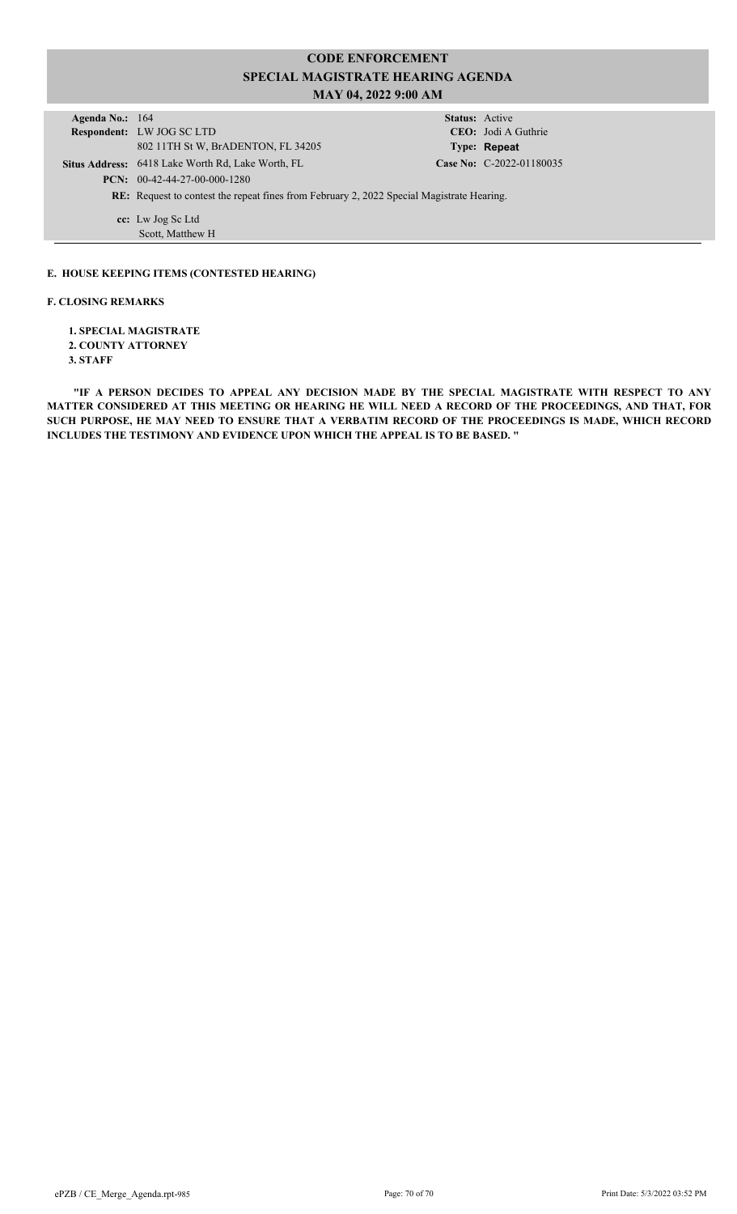| | | | |
|---|---|---|---|
| **Agenda No.:** | 164 | **Status:** | Active |
| **Respondent:** | LW JOG SC LTD<br>802 11TH St W, BrADENTON, FL 34205 | **CEO:** | Jodi A Guthrie |
| | | **Type:** | **Repeat** |
| **Situs Address:** | 6418 Lake Worth Rd, Lake Worth, FL | **Case No:** | C-2022-01180035 |
| **PCN:** | 00-42-44-27-00-000-1280 | | |
| **RE:** | Request to contest the repeat fines from February 2, 2022 Special Magistrate Hearing. | | |
| **cc:** | Lw Jog Sc Ltd<br>Scott, Matthew H | | |

**E. HOUSE KEEPING ITEMS (CONTESTED HEARING)**

**F. CLOSING REMARKS**

1. **SPECIAL MAGISTRATE**
2. **COUNTY ATTORNEY**
3. **STAFF**

**"IF A PERSON DECIDES TO APPEAL ANY DECISION MADE BY THE SPECIAL MAGISTRATE WITH RESPECT TO ANY MATTER CONSIDERED AT THIS MEETING OR HEARING HE WILL NEED A RECORD OF THE PROCEEDINGS, AND THAT, FOR SUCH PURPOSE, HE MAY NEED TO ENSURE THAT A VERBATIM RECORD OF THE PROCEEDINGS IS MADE, WHICH RECORD INCLUDES THE TESTIMONY AND EVIDENCE UPON WHICH THE APPEAL IS TO BE BASED. "**